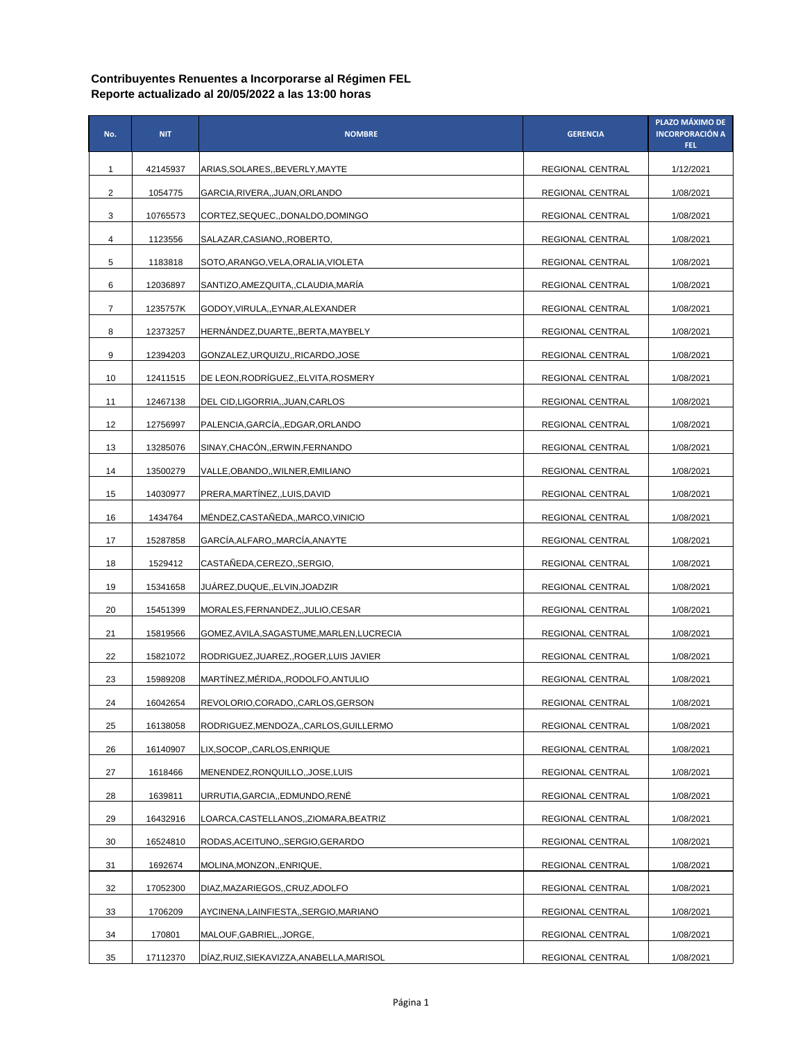**Contribuyentes Renuentes a Incorporarse al Régimen FEL**
**Reporte actualizado al 20/05/2022 a las 13:00 horas**

| No. | NIT | NOMBRE | GERENCIA | PLAZO MÁXIMO DE INCORPORACIÓN A FEL |
|---|---|---|---|---|
| 1 | 42145937 | ARIAS,SOLARES,,BEVERLY,MAYTE | REGIONAL CENTRAL | 1/12/2021 |
| 2 | 1054775 | GARCIA,RIVERA,,JUAN,ORLANDO | REGIONAL CENTRAL | 1/08/2021 |
| 3 | 10765573 | CORTEZ,SEQUEC,,DONALDO,DOMINGO | REGIONAL CENTRAL | 1/08/2021 |
| 4 | 1123556 | SALAZAR,CASIANO,,ROBERTO, | REGIONAL CENTRAL | 1/08/2021 |
| 5 | 1183818 | SOTO,ARANGO,VELA,ORALIA,VIOLETA | REGIONAL CENTRAL | 1/08/2021 |
| 6 | 12036897 | SANTIZO,AMEZQUITA,,CLAUDIA,MARÍA | REGIONAL CENTRAL | 1/08/2021 |
| 7 | 1235757K | GODOY,VIRULA,,EYNAR,ALEXANDER | REGIONAL CENTRAL | 1/08/2021 |
| 8 | 12373257 | HERNÁNDEZ,DUARTE,,BERTA,MAYBELY | REGIONAL CENTRAL | 1/08/2021 |
| 9 | 12394203 | GONZALEZ,URQUIZU,,RICARDO,JOSE | REGIONAL CENTRAL | 1/08/2021 |
| 10 | 12411515 | DE LEON,RODRÍGUEZ,,ELVITA,ROSMERY | REGIONAL CENTRAL | 1/08/2021 |
| 11 | 12467138 | DEL CID,LIGORRIA,,JUAN,CARLOS | REGIONAL CENTRAL | 1/08/2021 |
| 12 | 12756997 | PALENCIA,GARCÍA,,EDGAR,ORLANDO | REGIONAL CENTRAL | 1/08/2021 |
| 13 | 13285076 | SINAY,CHACÓN,,ERWIN,FERNANDO | REGIONAL CENTRAL | 1/08/2021 |
| 14 | 13500279 | VALLE,OBANDO,,WILNER,EMILIANO | REGIONAL CENTRAL | 1/08/2021 |
| 15 | 14030977 | PRERA,MARTÍNEZ,,LUIS,DAVID | REGIONAL CENTRAL | 1/08/2021 |
| 16 | 1434764 | MÉNDEZ,CASTAÑEDA,,MARCO,VINICIO | REGIONAL CENTRAL | 1/08/2021 |
| 17 | 15287858 | GARCÍA,ALFARO,,MARCÍA,ANAYTE | REGIONAL CENTRAL | 1/08/2021 |
| 18 | 1529412 | CASTAÑEDA,CEREZO,,SERGIO, | REGIONAL CENTRAL | 1/08/2021 |
| 19 | 15341658 | JUÁREZ,DUQUE,,ELVIN,JOADZIR | REGIONAL CENTRAL | 1/08/2021 |
| 20 | 15451399 | MORALES,FERNANDEZ,,JULIO,CESAR | REGIONAL CENTRAL | 1/08/2021 |
| 21 | 15819566 | GOMEZ,AVILA,SAGASTUME,MARLEN,LUCRECIA | REGIONAL CENTRAL | 1/08/2021 |
| 22 | 15821072 | RODRIGUEZ,JUAREZ,,ROGER,LUIS JAVIER | REGIONAL CENTRAL | 1/08/2021 |
| 23 | 15989208 | MARTÍNEZ,MÉRIDA,,RODOLFO,ANTULIO | REGIONAL CENTRAL | 1/08/2021 |
| 24 | 16042654 | REVOLORIO,CORADO,,CARLOS,GERSON | REGIONAL CENTRAL | 1/08/2021 |
| 25 | 16138058 | RODRIGUEZ,MENDOZA,,CARLOS,GUILLERMO | REGIONAL CENTRAL | 1/08/2021 |
| 26 | 16140907 | LIX,SOCOP,,CARLOS,ENRIQUE | REGIONAL CENTRAL | 1/08/2021 |
| 27 | 1618466 | MENENDEZ,RONQUILLO,,JOSE,LUIS | REGIONAL CENTRAL | 1/08/2021 |
| 28 | 1639811 | URRUTIA,GARCIA,,EDMUNDO,RENÉ | REGIONAL CENTRAL | 1/08/2021 |
| 29 | 16432916 | LOARCA,CASTELLANOS,,ZIOMARA,BEATRIZ | REGIONAL CENTRAL | 1/08/2021 |
| 30 | 16524810 | RODAS,ACEITUNO,,SERGIO,GERARDO | REGIONAL CENTRAL | 1/08/2021 |
| 31 | 1692674 | MOLINA,MONZON,,ENRIQUE, | REGIONAL CENTRAL | 1/08/2021 |
| 32 | 17052300 | DIAZ,MAZARIEGOS,,CRUZ,ADOLFO | REGIONAL CENTRAL | 1/08/2021 |
| 33 | 1706209 | AYCINENA,LAINFIESTA,,SERGIO,MARIANO | REGIONAL CENTRAL | 1/08/2021 |
| 34 | 170801 | MALOUF,GABRIEL,,JORGE, | REGIONAL CENTRAL | 1/08/2021 |
| 35 | 17112370 | DÍAZ,RUIZ,SIEKAVIZZA,ANABELLA,MARISOL | REGIONAL CENTRAL | 1/08/2021 |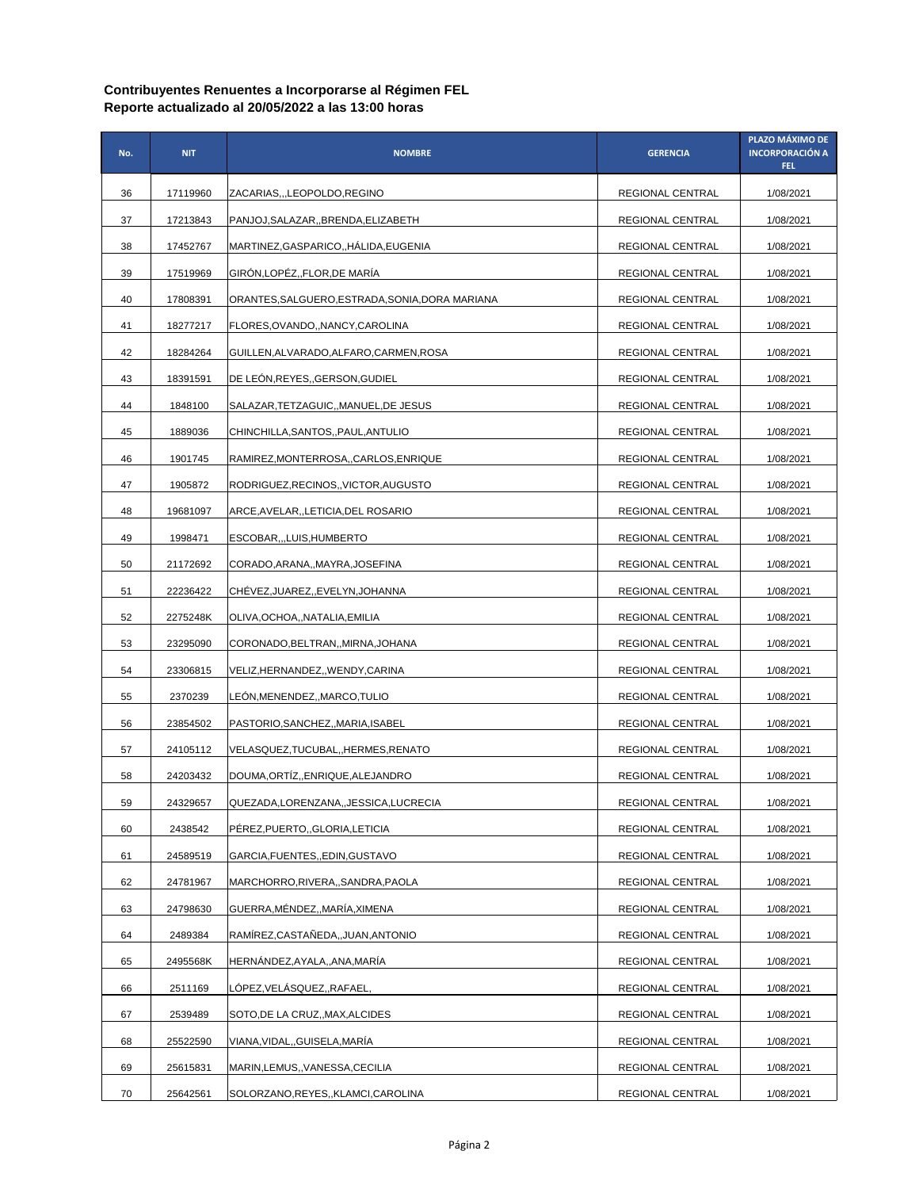**Contribuyentes Renuentes a Incorporarse al Régimen FEL**
**Reporte actualizado al 20/05/2022 a las 13:00 horas**

| No. | NIT | NOMBRE | GERENCIA | PLAZO MÁXIMO DE INCORPORACIÓN A FEL |
| --- | --- | --- | --- | --- |
| 36 | 17119960 | ZACARIAS,,,LEOPOLDO,REGINO | REGIONAL CENTRAL | 1/08/2021 |
| 37 | 17213843 | PANJOJ,SALAZAR,,BRENDA,ELIZABETH | REGIONAL CENTRAL | 1/08/2021 |
| 38 | 17452767 | MARTINEZ,GASPARICO,,HÁLIDA,EUGENIA | REGIONAL CENTRAL | 1/08/2021 |
| 39 | 17519969 | GIRÓN,LOPÉZ,,FLOR,DE MARÍA | REGIONAL CENTRAL | 1/08/2021 |
| 40 | 17808391 | ORANTES,SALGUERO,ESTRADA,SONIA,DORA MARIANA | REGIONAL CENTRAL | 1/08/2021 |
| 41 | 18277217 | FLORES,OVANDO,,NANCY,CAROLINA | REGIONAL CENTRAL | 1/08/2021 |
| 42 | 18284264 | GUILLEN,ALVARADO,ALFARO,CARMEN,ROSA | REGIONAL CENTRAL | 1/08/2021 |
| 43 | 18391591 | DE LEÓN,REYES,,GERSON,GUDIEL | REGIONAL CENTRAL | 1/08/2021 |
| 44 | 1848100 | SALAZAR,TETZAGUIC,,MANUEL,DE JESUS | REGIONAL CENTRAL | 1/08/2021 |
| 45 | 1889036 | CHINCHILLA,SANTOS,,PAUL,ANTULIO | REGIONAL CENTRAL | 1/08/2021 |
| 46 | 1901745 | RAMIREZ,MONTERROSA,,CARLOS,ENRIQUE | REGIONAL CENTRAL | 1/08/2021 |
| 47 | 1905872 | RODRIGUEZ,RECINOS,,VICTOR,AUGUSTO | REGIONAL CENTRAL | 1/08/2021 |
| 48 | 19681097 | ARCE,AVELAR,,LETICIA,DEL ROSARIO | REGIONAL CENTRAL | 1/08/2021 |
| 49 | 1998471 | ESCOBAR,,,LUIS,HUMBERTO | REGIONAL CENTRAL | 1/08/2021 |
| 50 | 21172692 | CORADO,ARANA,,MAYRA,JOSEFINA | REGIONAL CENTRAL | 1/08/2021 |
| 51 | 22236422 | CHÉVEZ,JUAREZ,,EVELYN,JOHANNA | REGIONAL CENTRAL | 1/08/2021 |
| 52 | 2275248K | OLIVA,OCHOA,,NATALIA,EMILIA | REGIONAL CENTRAL | 1/08/2021 |
| 53 | 23295090 | CORONADO,BELTRAN,,MIRNA,JOHANA | REGIONAL CENTRAL | 1/08/2021 |
| 54 | 23306815 | VELIZ,HERNANDEZ,,WENDY,CARINA | REGIONAL CENTRAL | 1/08/2021 |
| 55 | 2370239 | LEÓN,MENENDEZ,,MARCO,TULIO | REGIONAL CENTRAL | 1/08/2021 |
| 56 | 23854502 | PASTORIO,SANCHEZ,,MARIA,ISABEL | REGIONAL CENTRAL | 1/08/2021 |
| 57 | 24105112 | VELASQUEZ,TUCUBAL,,HERMES,RENATO | REGIONAL CENTRAL | 1/08/2021 |
| 58 | 24203432 | DOUMA,ORTÍZ,,ENRIQUE,ALEJANDRO | REGIONAL CENTRAL | 1/08/2021 |
| 59 | 24329657 | QUEZADA,LORENZANA,,JESSICA,LUCRECIA | REGIONAL CENTRAL | 1/08/2021 |
| 60 | 2438542 | PÉREZ,PUERTO,,GLORIA,LETICIA | REGIONAL CENTRAL | 1/08/2021 |
| 61 | 24589519 | GARCIA,FUENTES,,EDIN,GUSTAVO | REGIONAL CENTRAL | 1/08/2021 |
| 62 | 24781967 | MARCHORRO,RIVERA,,SANDRA,PAOLA | REGIONAL CENTRAL | 1/08/2021 |
| 63 | 24798630 | GUERRA,MÉNDEZ,,MARÍA,XIMENA | REGIONAL CENTRAL | 1/08/2021 |
| 64 | 2489384 | RAMÍREZ,CASTAÑEDA,,JUAN,ANTONIO | REGIONAL CENTRAL | 1/08/2021 |
| 65 | 2495568K | HERNÁNDEZ,AYALA,,ANA,MARÍA | REGIONAL CENTRAL | 1/08/2021 |
| 66 | 2511169 | LÓPEZ,VELÁSQUEZ,,RAFAEL, | REGIONAL CENTRAL | 1/08/2021 |
| 67 | 2539489 | SOTO,DE LA CRUZ,,MAX,ALCIDES | REGIONAL CENTRAL | 1/08/2021 |
| 68 | 25522590 | VIANA,VIDAL,,GUISELA,MARÍA | REGIONAL CENTRAL | 1/08/2021 |
| 69 | 25615831 | MARIN,LEMUS,,VANESSA,CECILIA | REGIONAL CENTRAL | 1/08/2021 |
| 70 | 25642561 | SOLORZANO,REYES,,KLAMCI,CAROLINA | REGIONAL CENTRAL | 1/08/2021 |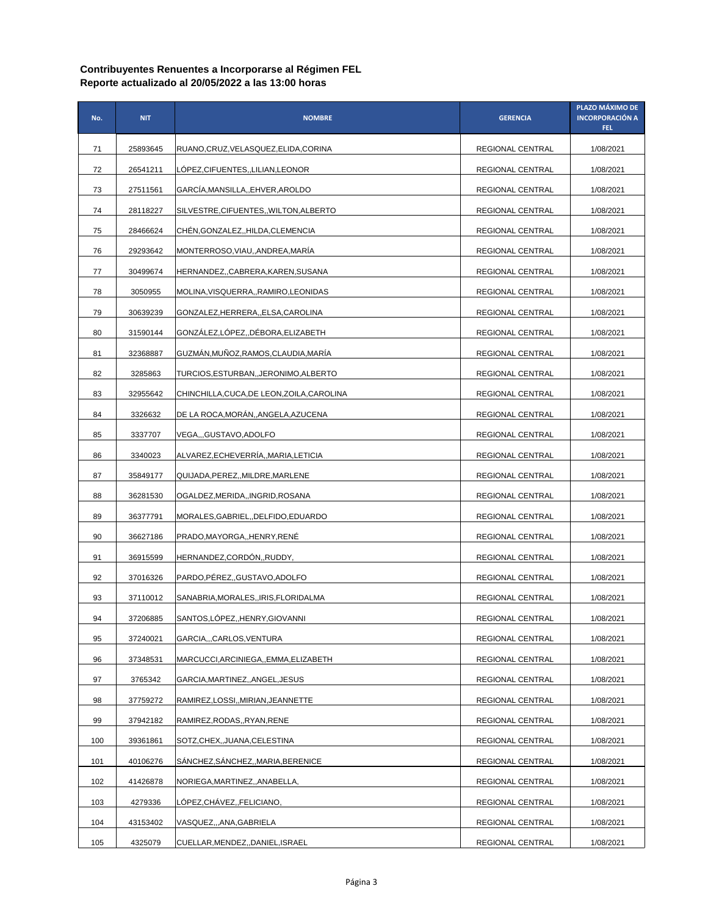**Contribuyentes Renuentes a Incorporarse al Régimen FEL**
**Reporte actualizado al 20/05/2022 a las 13:00 horas**

| No. | NIT | NOMBRE | GERENCIA | PLAZO MÁXIMO DE INCORPORACIÓN A FEL |
|---|---|---|---|---|
| 71 | 25893645 | RUANO,CRUZ,VELASQUEZ,ELIDA,CORINA | REGIONAL CENTRAL | 1/08/2021 |
| 72 | 26541211 | LÓPEZ,CIFUENTES,,LILIAN,LEONOR | REGIONAL CENTRAL | 1/08/2021 |
| 73 | 27511561 | GARCÍA,MANSILLA,,EHVER,AROLDO | REGIONAL CENTRAL | 1/08/2021 |
| 74 | 28118227 | SILVESTRE,CIFUENTES,,WILTON,ALBERTO | REGIONAL CENTRAL | 1/08/2021 |
| 75 | 28466624 | CHÉN,GONZALEZ,,HILDA,CLEMENCIA | REGIONAL CENTRAL | 1/08/2021 |
| 76 | 29293642 | MONTERROSO,VIAU,,ANDREA,MARÍA | REGIONAL CENTRAL | 1/08/2021 |
| 77 | 30499674 | HERNANDEZ,,CABRERA,KAREN,SUSANA | REGIONAL CENTRAL | 1/08/2021 |
| 78 | 3050955 | MOLINA,VISQUERRA,,RAMIRO,LEONIDAS | REGIONAL CENTRAL | 1/08/2021 |
| 79 | 30639239 | GONZALEZ,HERRERA,,ELSA,CAROLINA | REGIONAL CENTRAL | 1/08/2021 |
| 80 | 31590144 | GONZÁLEZ,LÓPEZ,,DÉBORA,ELIZABETH | REGIONAL CENTRAL | 1/08/2021 |
| 81 | 32368887 | GUZMÁN,MUÑOZ,RAMOS,CLAUDIA,MARÍA | REGIONAL CENTRAL | 1/08/2021 |
| 82 | 3285863 | TURCIOS,ESTURBAN,,JERONIMO,ALBERTO | REGIONAL CENTRAL | 1/08/2021 |
| 83 | 32955642 | CHINCHILLA,CUCA,DE LEON,ZOILA,CAROLINA | REGIONAL CENTRAL | 1/08/2021 |
| 84 | 3326632 | DE LA ROCA,MORÁN,,ANGELA,AZUCENA | REGIONAL CENTRAL | 1/08/2021 |
| 85 | 3337707 | VEGA,,,GUSTAVO,ADOLFO | REGIONAL CENTRAL | 1/08/2021 |
| 86 | 3340023 | ALVAREZ,ECHEVERRÍA,,MARIA,LETICIA | REGIONAL CENTRAL | 1/08/2021 |
| 87 | 35849177 | QUIJADA,PEREZ,,MILDRE,MARLENE | REGIONAL CENTRAL | 1/08/2021 |
| 88 | 36281530 | OGALDEZ,MERIDA,,INGRID,ROSANA | REGIONAL CENTRAL | 1/08/2021 |
| 89 | 36377791 | MORALES,GABRIEL,,DELFIDO,EDUARDO | REGIONAL CENTRAL | 1/08/2021 |
| 90 | 36627186 | PRADO,MAYORGA,,HENRY,RENÉ | REGIONAL CENTRAL | 1/08/2021 |
| 91 | 36915599 | HERNANDEZ,CORDÓN,,RUDDY, | REGIONAL CENTRAL | 1/08/2021 |
| 92 | 37016326 | PARDO,PÉREZ,,GUSTAVO,ADOLFO | REGIONAL CENTRAL | 1/08/2021 |
| 93 | 37110012 | SANABRIA,MORALES,,IRIS,FLORIDALMA | REGIONAL CENTRAL | 1/08/2021 |
| 94 | 37206885 | SANTOS,LÓPEZ,,HENRY,GIOVANNI | REGIONAL CENTRAL | 1/08/2021 |
| 95 | 37240021 | GARCIA,,,CARLOS,VENTURA | REGIONAL CENTRAL | 1/08/2021 |
| 96 | 37348531 | MARCUCCI,ARCINIEGA,,EMMA,ELIZABETH | REGIONAL CENTRAL | 1/08/2021 |
| 97 | 3765342 | GARCIA,MARTINEZ,,ANGEL,JESUS | REGIONAL CENTRAL | 1/08/2021 |
| 98 | 37759272 | RAMIREZ,LOSSI,,MIRIAN,JEANNETTE | REGIONAL CENTRAL | 1/08/2021 |
| 99 | 37942182 | RAMIREZ,RODAS,,RYAN,RENE | REGIONAL CENTRAL | 1/08/2021 |
| 100 | 39361861 | SOTZ,CHEX,,JUANA,CELESTINA | REGIONAL CENTRAL | 1/08/2021 |
| 101 | 40106276 | SÁNCHEZ,SÁNCHEZ,,MARIA,BERENICE | REGIONAL CENTRAL | 1/08/2021 |
| 102 | 41426878 | NORIEGA,MARTINEZ,,ANABELLA, | REGIONAL CENTRAL | 1/08/2021 |
| 103 | 4279336 | LÓPEZ,CHÁVEZ,,FELICIANO, | REGIONAL CENTRAL | 1/08/2021 |
| 104 | 43153402 | VASQUEZ,,,ANA,GABRIELA | REGIONAL CENTRAL | 1/08/2021 |
| 105 | 4325079 | CUELLAR,MENDEZ,,DANIEL,ISRAEL | REGIONAL CENTRAL | 1/08/2021 |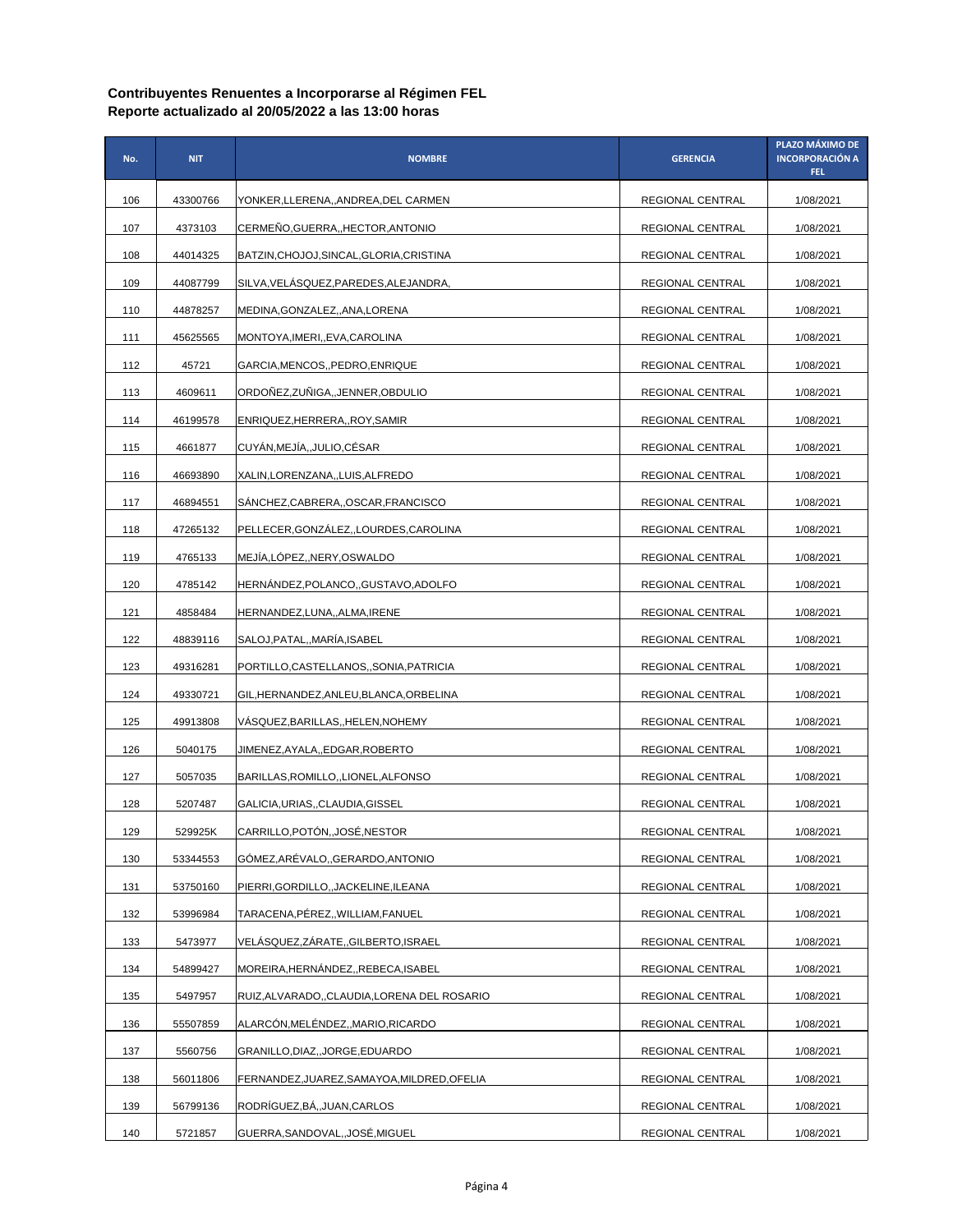**Contribuyentes Renuentes a Incorporarse al Régimen FEL**
**Reporte actualizado al 20/05/2022 a las 13:00 horas**

| No. | NIT | NOMBRE | GERENCIA | PLAZO MÁXIMO DE INCORPORACIÓN A FEL |
|---|---|---|---|---|
| 106 | 43300766 | YONKER,LLERENA,,ANDREA,DEL CARMEN | REGIONAL CENTRAL | 1/08/2021 |
| 107 | 4373103 | CERMEÑO,GUERRA,,HECTOR,ANTONIO | REGIONAL CENTRAL | 1/08/2021 |
| 108 | 44014325 | BATZIN,CHOJOJ,SINCAL,GLORIA,CRISTINA | REGIONAL CENTRAL | 1/08/2021 |
| 109 | 44087799 | SILVA,VELÁSQUEZ,PAREDES,ALEJANDRA, | REGIONAL CENTRAL | 1/08/2021 |
| 110 | 44878257 | MEDINA,GONZALEZ,,ANA,LORENA | REGIONAL CENTRAL | 1/08/2021 |
| 111 | 45625565 | MONTOYA,IMERI,,EVA,CAROLINA | REGIONAL CENTRAL | 1/08/2021 |
| 112 | 45721 | GARCIA,MENCOS,,PEDRO,ENRIQUE | REGIONAL CENTRAL | 1/08/2021 |
| 113 | 4609611 | ORDOÑEZ,ZUÑIGA,,JENNER,OBDULIO | REGIONAL CENTRAL | 1/08/2021 |
| 114 | 46199578 | ENRIQUEZ,HERRERA,,ROY,SAMIR | REGIONAL CENTRAL | 1/08/2021 |
| 115 | 4661877 | CUYÁN,MEJÍA,,JULIO,CÉSAR | REGIONAL CENTRAL | 1/08/2021 |
| 116 | 46693890 | XALIN,LORENZANA,,LUIS,ALFREDO | REGIONAL CENTRAL | 1/08/2021 |
| 117 | 46894551 | SÁNCHEZ,CABRERA,,OSCAR,FRANCISCO | REGIONAL CENTRAL | 1/08/2021 |
| 118 | 47265132 | PELLECER,GONZÁLEZ,,LOURDES,CAROLINA | REGIONAL CENTRAL | 1/08/2021 |
| 119 | 4765133 | MEJÍA,LÓPEZ,,NERY,OSWALDO | REGIONAL CENTRAL | 1/08/2021 |
| 120 | 4785142 | HERNÁNDEZ,POLANCO,,GUSTAVO,ADOLFO | REGIONAL CENTRAL | 1/08/2021 |
| 121 | 4858484 | HERNANDEZ,LUNA,,ALMA,IRENE | REGIONAL CENTRAL | 1/08/2021 |
| 122 | 48839116 | SALOJ,PATAL,,MARÍA,ISABEL | REGIONAL CENTRAL | 1/08/2021 |
| 123 | 49316281 | PORTILLO,CASTELLANOS,,SONIA,PATRICIA | REGIONAL CENTRAL | 1/08/2021 |
| 124 | 49330721 | GIL,HERNANDEZ,ANLEU,BLANCA,ORBELINA | REGIONAL CENTRAL | 1/08/2021 |
| 125 | 49913808 | VÁSQUEZ,BARILLAS,,HELEN,NOHEMY | REGIONAL CENTRAL | 1/08/2021 |
| 126 | 5040175 | JIMENEZ,AYALA,,EDGAR,ROBERTO | REGIONAL CENTRAL | 1/08/2021 |
| 127 | 5057035 | BARILLAS,ROMILLO,,LIONEL,ALFONSO | REGIONAL CENTRAL | 1/08/2021 |
| 128 | 5207487 | GALICIA,URIAS,,CLAUDIA,GISSEL | REGIONAL CENTRAL | 1/08/2021 |
| 129 | 529925K | CARRILLO,POTÓN,,JOSÉ,NESTOR | REGIONAL CENTRAL | 1/08/2021 |
| 130 | 53344553 | GÓMEZ,ARÉVALO,,GERARDO,ANTONIO | REGIONAL CENTRAL | 1/08/2021 |
| 131 | 53750160 | PIERRI,GORDILLO,,JACKELINE,ILEANA | REGIONAL CENTRAL | 1/08/2021 |
| 132 | 53996984 | TARACENA,PÉREZ,,WILLIAM,FANUEL | REGIONAL CENTRAL | 1/08/2021 |
| 133 | 5473977 | VELÁSQUEZ,ZÁRATE,,GILBERTO,ISRAEL | REGIONAL CENTRAL | 1/08/2021 |
| 134 | 54899427 | MOREIRA,HERNÁNDEZ,,REBECA,ISABEL | REGIONAL CENTRAL | 1/08/2021 |
| 135 | 5497957 | RUIZ,ALVARADO,,CLAUDIA,LORENA DEL ROSARIO | REGIONAL CENTRAL | 1/08/2021 |
| 136 | 55507859 | ALARCÓN,MELÉNDEZ,,MARIO,RICARDO | REGIONAL CENTRAL | 1/08/2021 |
| 137 | 5560756 | GRANILLO,DIAZ,,JORGE,EDUARDO | REGIONAL CENTRAL | 1/08/2021 |
| 138 | 56011806 | FERNANDEZ,JUAREZ,SAMAYOA,MILDRED,OFELIA | REGIONAL CENTRAL | 1/08/2021 |
| 139 | 56799136 | RODRÍGUEZ,BÁ,,JUAN,CARLOS | REGIONAL CENTRAL | 1/08/2021 |
| 140 | 5721857 | GUERRA,SANDOVAL,,JOSÉ,MIGUEL | REGIONAL CENTRAL | 1/08/2021 |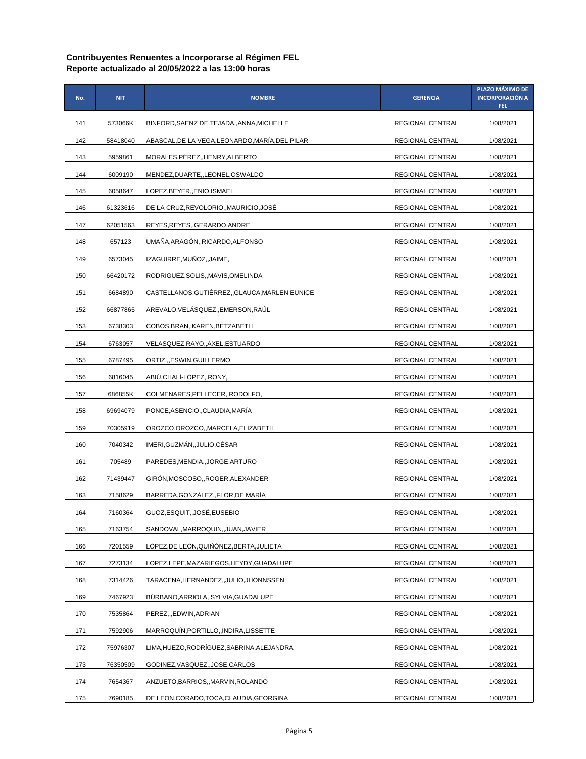**Contribuyentes Renuentes a Incorporarse al Régimen FEL**
**Reporte actualizado al 20/05/2022 a las 13:00 horas**

| No. | NIT | NOMBRE | GERENCIA | PLAZO MÁXIMO DE INCORPORACIÓN A FEL |
|---|---|---|---|---|
| 141 | 573066K | BINFORD,SAENZ DE TEJADA,,ANNA,MICHELLE | REGIONAL CENTRAL | 1/08/2021 |
| 142 | 58418040 | ABASCAL,DE LA VEGA,LEONARDO,MARÍA,DEL PILAR | REGIONAL CENTRAL | 1/08/2021 |
| 143 | 5959861 | MORALES,PÉREZ,,HENRY,ALBERTO | REGIONAL CENTRAL | 1/08/2021 |
| 144 | 6009190 | MENDEZ,DUARTE,,LEONEL,OSWALDO | REGIONAL CENTRAL | 1/08/2021 |
| 145 | 6058647 | LOPEZ,BEYER,,ENIO,ISMAEL | REGIONAL CENTRAL | 1/08/2021 |
| 146 | 61323616 | DE LA CRUZ,REVOLORIO,,MAURICIO,JOSÉ | REGIONAL CENTRAL | 1/08/2021 |
| 147 | 62051563 | REYES,REYES,,GERARDO,ANDRE | REGIONAL CENTRAL | 1/08/2021 |
| 148 | 657123 | UMAÑA,ARAGÓN,,RICARDO,ALFONSO | REGIONAL CENTRAL | 1/08/2021 |
| 149 | 6573045 | IZAGUIRRE,MUÑOZ,,JAIME, | REGIONAL CENTRAL | 1/08/2021 |
| 150 | 66420172 | RODRIGUEZ,SOLIS,,MAVIS,OMELINDA | REGIONAL CENTRAL | 1/08/2021 |
| 151 | 6684890 | CASTELLANOS,GUTIÉRREZ,,GLAUCA,MARLEN EUNICE | REGIONAL CENTRAL | 1/08/2021 |
| 152 | 66877865 | AREVALO,VELÁSQUEZ,,EMERSON,RAÚL | REGIONAL CENTRAL | 1/08/2021 |
| 153 | 6738303 | COBOS,BRAN,,KAREN,BETZABETH | REGIONAL CENTRAL | 1/08/2021 |
| 154 | 6763057 | VELASQUEZ,RAYO,,AXEL,ESTUARDO | REGIONAL CENTRAL | 1/08/2021 |
| 155 | 6787495 | ORTIZ,,,ESWIN,GUILLERMO | REGIONAL CENTRAL | 1/08/2021 |
| 156 | 6816045 | ABIÚ,CHALÍ-LÓPEZ,,RONY, | REGIONAL CENTRAL | 1/08/2021 |
| 157 | 686855K | COLMENARES,PELLECER,,RODOLFO, | REGIONAL CENTRAL | 1/08/2021 |
| 158 | 69694079 | PONCE,ASENCIO,,CLAUDIA,MARÍA | REGIONAL CENTRAL | 1/08/2021 |
| 159 | 70305919 | OROZCO,OROZCO,,MARCELA,ELIZABETH | REGIONAL CENTRAL | 1/08/2021 |
| 160 | 7040342 | IMERI,GUZMÁN,,JULIO,CÉSAR | REGIONAL CENTRAL | 1/08/2021 |
| 161 | 705489 | PAREDES,MENDIA,,JORGE,ARTURO | REGIONAL CENTRAL | 1/08/2021 |
| 162 | 71439447 | GIRÓN,MOSCOSO,,ROGER,ALEXANDER | REGIONAL CENTRAL | 1/08/2021 |
| 163 | 7158629 | BARREDA,GONZÁLEZ,,FLOR,DE MARÍA | REGIONAL CENTRAL | 1/08/2021 |
| 164 | 7160364 | GUOZ,ESQUIT,,JOSÉ,EUSEBIO | REGIONAL CENTRAL | 1/08/2021 |
| 165 | 7163754 | SANDOVAL,MARROQUIN,,JUAN,JAVIER | REGIONAL CENTRAL | 1/08/2021 |
| 166 | 7201559 | LÓPEZ,DE LEÓN,QUIÑÓNEZ,BERTA,JULIETA | REGIONAL CENTRAL | 1/08/2021 |
| 167 | 7273134 | LOPEZ,LEPE,MAZARIEGOS,HEYDY,GUADALUPE | REGIONAL CENTRAL | 1/08/2021 |
| 168 | 7314426 | TARACENA,HERNANDEZ,,JULIO,JHONNSSEN | REGIONAL CENTRAL | 1/08/2021 |
| 169 | 7467923 | BÚRBANO,ARRIOLA,,SYLVIA,GUADALUPE | REGIONAL CENTRAL | 1/08/2021 |
| 170 | 7535864 | PEREZ,,,EDWIN,ADRIAN | REGIONAL CENTRAL | 1/08/2021 |
| 171 | 7592906 | MARROQUÍN,PORTILLO,,INDIRA,LISSETTE | REGIONAL CENTRAL | 1/08/2021 |
| 172 | 75976307 | LIMA,HUEZO,RODRÍGUEZ,SABRINA,ALEJANDRA | REGIONAL CENTRAL | 1/08/2021 |
| 173 | 76350509 | GODINEZ,VASQUEZ,,JOSE,CARLOS | REGIONAL CENTRAL | 1/08/2021 |
| 174 | 7654367 | ANZUETO,BARRIOS,,MARVIN,ROLANDO | REGIONAL CENTRAL | 1/08/2021 |
| 175 | 7690185 | DE LEON,CORADO,TOCA,CLAUDIA,GEORGINA | REGIONAL CENTRAL | 1/08/2021 |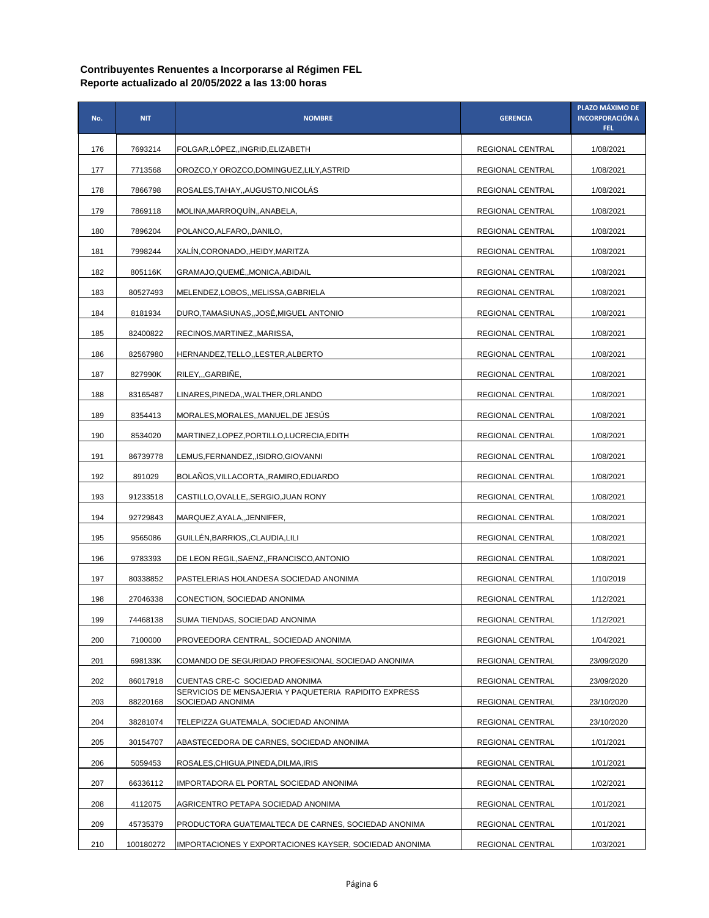**Contribuyentes Renuentes a Incorporarse al Régimen FEL**
**Reporte actualizado al 20/05/2022 a las 13:00 horas**

| No. | NIT | NOMBRE | GERENCIA | PLAZO MÁXIMO DE INCORPORACIÓN A FEL |
|---|---|---|---|---|
| 176 | 7693214 | FOLGAR,LÓPEZ,,INGRID,ELIZABETH | REGIONAL CENTRAL | 1/08/2021 |
| 177 | 7713568 | OROZCO,Y OROZCO,DOMINGUEZ,LILY,ASTRID | REGIONAL CENTRAL | 1/08/2021 |
| 178 | 7866798 | ROSALES,TAHAY,,AUGUSTO,NICOLÁS | REGIONAL CENTRAL | 1/08/2021 |
| 179 | 7869118 | MOLINA,MARROQUÍN,,ANABELA, | REGIONAL CENTRAL | 1/08/2021 |
| 180 | 7896204 | POLANCO,ALFARO,,DANILO, | REGIONAL CENTRAL | 1/08/2021 |
| 181 | 7998244 | XALÍN,CORONADO,,HEIDY,MARITZA | REGIONAL CENTRAL | 1/08/2021 |
| 182 | 805116K | GRAMAJO,QUEMÉ,,MONICA,ABIDAIL | REGIONAL CENTRAL | 1/08/2021 |
| 183 | 80527493 | MELENDEZ,LOBOS,,MELISSA,GABRIELA | REGIONAL CENTRAL | 1/08/2021 |
| 184 | 8181934 | DURO,TAMASIUNAS,,JOSÉ,MIGUEL ANTONIO | REGIONAL CENTRAL | 1/08/2021 |
| 185 | 82400822 | RECINOS,MARTINEZ,,MARISSA, | REGIONAL CENTRAL | 1/08/2021 |
| 186 | 82567980 | HERNANDEZ,TELLO,,LESTER,ALBERTO | REGIONAL CENTRAL | 1/08/2021 |
| 187 | 827990K | RILEY,,,GARBIÑE, | REGIONAL CENTRAL | 1/08/2021 |
| 188 | 83165487 | LINARES,PINEDA,,WALTHER,ORLANDO | REGIONAL CENTRAL | 1/08/2021 |
| 189 | 8354413 | MORALES,MORALES,,MANUEL,DE JESÚS | REGIONAL CENTRAL | 1/08/2021 |
| 190 | 8534020 | MARTINEZ,LOPEZ,PORTILLO,LUCRECIA,EDITH | REGIONAL CENTRAL | 1/08/2021 |
| 191 | 86739778 | LEMUS,FERNANDEZ,,ISIDRO,GIOVANNI | REGIONAL CENTRAL | 1/08/2021 |
| 192 | 891029 | BOLAÑOS,VILLACORTA,,RAMIRO,EDUARDO | REGIONAL CENTRAL | 1/08/2021 |
| 193 | 91233518 | CASTILLO,OVALLE,,SERGIO,JUAN RONY | REGIONAL CENTRAL | 1/08/2021 |
| 194 | 92729843 | MARQUEZ,AYALA,,JENNIFER, | REGIONAL CENTRAL | 1/08/2021 |
| 195 | 9565086 | GUILLÉN,BARRIOS,,CLAUDIA,LILI | REGIONAL CENTRAL | 1/08/2021 |
| 196 | 9783393 | DE LEON REGIL,SAENZ,,FRANCISCO,ANTONIO | REGIONAL CENTRAL | 1/08/2021 |
| 197 | 80338852 | PASTELERIAS HOLANDESA SOCIEDAD ANONIMA | REGIONAL CENTRAL | 1/10/2019 |
| 198 | 27046338 | CONECTION, SOCIEDAD ANONIMA | REGIONAL CENTRAL | 1/12/2021 |
| 199 | 74468138 | SUMA TIENDAS, SOCIEDAD ANONIMA | REGIONAL CENTRAL | 1/12/2021 |
| 200 | 7100000 | PROVEEDORA CENTRAL, SOCIEDAD ANONIMA | REGIONAL CENTRAL | 1/04/2021 |
| 201 | 698133K | COMANDO DE SEGURIDAD PROFESIONAL SOCIEDAD ANONIMA | REGIONAL CENTRAL | 23/09/2020 |
| 202 | 86017918 | CUENTAS CRE-C SOCIEDAD ANONIMA | REGIONAL CENTRAL | 23/09/2020 |
| 203 | 88220168 | SERVICIOS DE MENSAJERIA Y PAQUETERIA RAPIDITO EXPRESS SOCIEDAD ANONIMA | REGIONAL CENTRAL | 23/10/2020 |
| 204 | 38281074 | TELEPIZZA GUATEMALA, SOCIEDAD ANONIMA | REGIONAL CENTRAL | 23/10/2020 |
| 205 | 30154707 | ABASTECEDORA DE CARNES, SOCIEDAD ANONIMA | REGIONAL CENTRAL | 1/01/2021 |
| 206 | 5059453 | ROSALES,CHIGUA,PINEDA,DILMA,IRIS | REGIONAL CENTRAL | 1/01/2021 |
| 207 | 66336112 | IMPORTADORA EL PORTAL SOCIEDAD ANONIMA | REGIONAL CENTRAL | 1/02/2021 |
| 208 | 4112075 | AGRICENTRO PETAPA SOCIEDAD ANONIMA | REGIONAL CENTRAL | 1/01/2021 |
| 209 | 45735379 | PRODUCTORA GUATEMALTECA DE CARNES, SOCIEDAD ANONIMA | REGIONAL CENTRAL | 1/01/2021 |
| 210 | 100180272 | IMPORTACIONES Y EXPORTACIONES KAYSER, SOCIEDAD ANONIMA | REGIONAL CENTRAL | 1/03/2021 |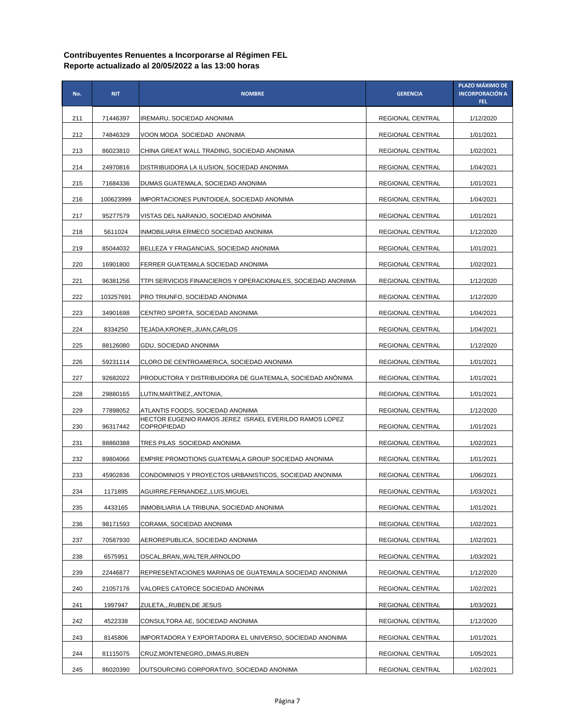**Contribuyentes Renuentes a Incorporarse al Régimen FEL**
**Reporte actualizado al 20/05/2022 a las 13:00 horas**

| No. | NIT | NOMBRE | GERENCIA | PLAZO MÁXIMO DE INCORPORACIÓN A FEL |
|---|---|---|---|---|
| 211 | 71446397 | IREMARU, SOCIEDAD ANONIMA | REGIONAL CENTRAL | 1/12/2020 |
| 212 | 74846329 | VOON MODA SOCIEDAD ANONIMA | REGIONAL CENTRAL | 1/01/2021 |
| 213 | 86023810 | CHINA GREAT WALL TRADING, SOCIEDAD ANONIMA | REGIONAL CENTRAL | 1/02/2021 |
| 214 | 24970816 | DISTRIBUIDORA LA ILUSION, SOCIEDAD ANONIMA | REGIONAL CENTRAL | 1/04/2021 |
| 215 | 71684336 | DUMAS GUATEMALA, SOCIEDAD ANONIMA | REGIONAL CENTRAL | 1/01/2021 |
| 216 | 100623999 | IMPORTACIONES PUNTOIDEA, SOCIEDAD ANONIMA | REGIONAL CENTRAL | 1/04/2021 |
| 217 | 95277579 | VISTAS DEL NARANJO, SOCIEDAD ANONIMA | REGIONAL CENTRAL | 1/01/2021 |
| 218 | 5611024 | INMOBILIARIA ERMECO SOCIEDAD ANONIMA | REGIONAL CENTRAL | 1/12/2020 |
| 219 | 85044032 | BELLEZA Y FRAGANCIAS, SOCIEDAD ANONIMA | REGIONAL CENTRAL | 1/01/2021 |
| 220 | 16901800 | FERRER GUATEMALA SOCIEDAD ANONIMA | REGIONAL CENTRAL | 1/02/2021 |
| 221 | 96381256 | TTPI SERVICIOS FINANCIEROS Y OPERACIONALES, SOCIEDAD ANONIMA | REGIONAL CENTRAL | 1/12/2020 |
| 222 | 103257691 | PRO TRIUNFO, SOCIEDAD ANONIMA | REGIONAL CENTRAL | 1/12/2020 |
| 223 | 34901698 | CENTRO SPORTA, SOCIEDAD ANONIMA | REGIONAL CENTRAL | 1/04/2021 |
| 224 | 8334250 | TEJADA,KRONER,,JUAN,CARLOS | REGIONAL CENTRAL | 1/04/2021 |
| 225 | 88126080 | GDU, SOCIEDAD ANONIMA | REGIONAL CENTRAL | 1/12/2020 |
| 226 | 59231114 | CLORO DE CENTROAMERICA, SOCIEDAD ANONIMA | REGIONAL CENTRAL | 1/01/2021 |
| 227 | 92682022 | PRODUCTORA Y DISTRIBUIDORA DE GUATEMALA, SOCIEDAD ANÓNIMA | REGIONAL CENTRAL | 1/01/2021 |
| 228 | 29880165 | LUTIN,MARTÍNEZ,,ANTONIA, | REGIONAL CENTRAL | 1/01/2021 |
| 229 | 77898052 | ATLANTIS FOODS, SOCIEDAD ANONIMA | REGIONAL CENTRAL | 1/12/2020 |
| 230 | 96317442 | HECTOR EUGENIO RAMOS JEREZ ISRAEL EVERILDO RAMOS LOPEZ COPROPIEDAD | REGIONAL CENTRAL | 1/01/2021 |
| 231 | 88860388 | TRES PILAS SOCIEDAD ANONIMA | REGIONAL CENTRAL | 1/02/2021 |
| 232 | 89804066 | EMPIRE PROMOTIONS GUATEMALA GROUP SOCIEDAD ANONIMA | REGIONAL CENTRAL | 1/01/2021 |
| 233 | 45902836 | CONDOMINIOS Y PROYECTOS URBANISTICOS, SOCIEDAD ANONIMA | REGIONAL CENTRAL | 1/06/2021 |
| 234 | 1171895 | AGUIRRE,FERNANDEZ,,LUIS,MIGUEL | REGIONAL CENTRAL | 1/03/2021 |
| 235 | 4433165 | INMOBILIARIA LA TRIBUNA, SOCIEDAD ANONIMA | REGIONAL CENTRAL | 1/01/2021 |
| 236 | 98171593 | CORAMA, SOCIEDAD ANONIMA | REGIONAL CENTRAL | 1/02/2021 |
| 237 | 70587930 | AEROREPUBLICA, SOCIEDAD ANONIMA | REGIONAL CENTRAL | 1/02/2021 |
| 238 | 6575951 | OSCAL,BRAN,,WALTER,ARNOLDO | REGIONAL CENTRAL | 1/03/2021 |
| 239 | 22446877 | REPRESENTACIONES MARINAS DE GUATEMALA SOCIEDAD ANONIMA | REGIONAL CENTRAL | 1/12/2020 |
| 240 | 21057176 | VALORES CATORCE SOCIEDAD ANONIMA | REGIONAL CENTRAL | 1/02/2021 |
| 241 | 1997947 | ZULETA,,,RUBEN,DE JESUS | REGIONAL CENTRAL | 1/03/2021 |
| 242 | 4522338 | CONSULTORA AE, SOCIEDAD ANONIMA | REGIONAL CENTRAL | 1/12/2020 |
| 243 | 8145806 | IMPORTADORA Y EXPORTADORA EL UNIVERSO, SOCIEDAD ANONIMA | REGIONAL CENTRAL | 1/01/2021 |
| 244 | 81115075 | CRUZ,MONTENEGRO,,DIMAS,RUBEN | REGIONAL CENTRAL | 1/05/2021 |
| 245 | 86020390 | OUTSOURCING CORPORATIVO, SOCIEDAD ANONIMA | REGIONAL CENTRAL | 1/02/2021 |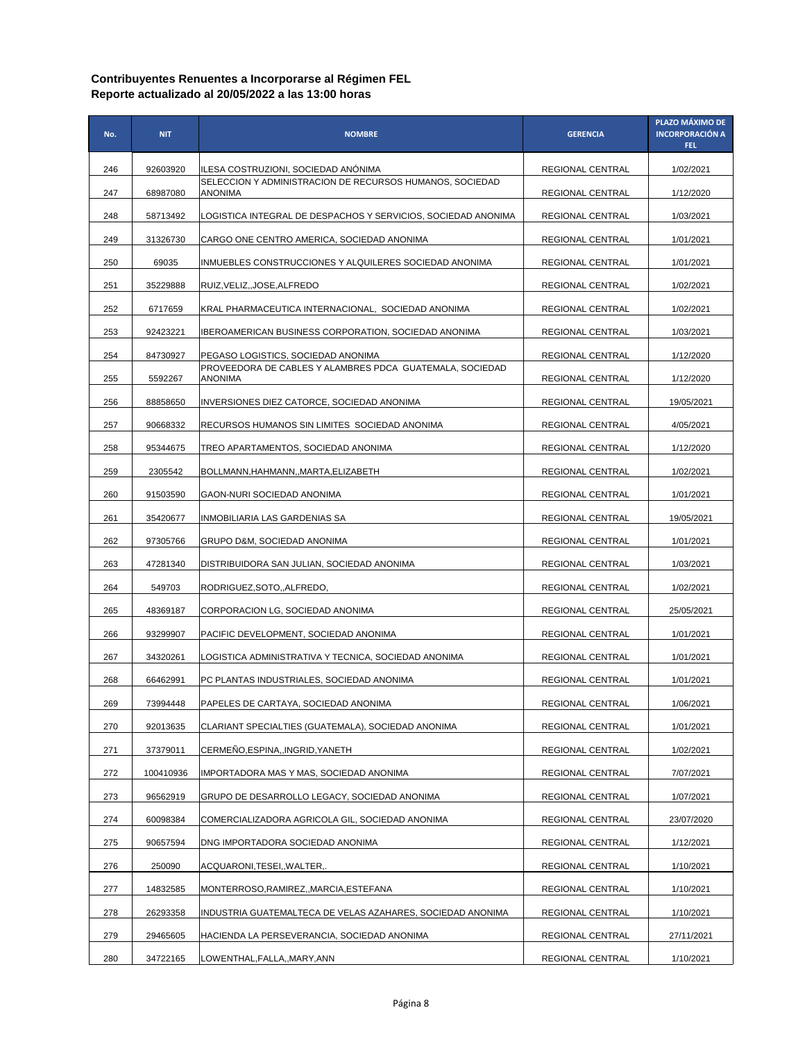**Contribuyentes Renuentes a Incorporarse al Régimen FEL**
**Reporte actualizado al 20/05/2022 a las 13:00 horas**

| No. | NIT | NOMBRE | GERENCIA | PLAZO MÁXIMO DE INCORPORACIÓN A FEL |
|---|---|---|---|---|
| 246 | 92603920 | ILESA COSTRUZIONI, SOCIEDAD ANÓNIMA | REGIONAL CENTRAL | 1/02/2021 |
| 247 | 68987080 | SELECCION Y ADMINISTRACION DE RECURSOS HUMANOS, SOCIEDAD ANONIMA | REGIONAL CENTRAL | 1/12/2020 |
| 248 | 58713492 | LOGISTICA INTEGRAL DE DESPACHOS Y SERVICIOS, SOCIEDAD ANONIMA | REGIONAL CENTRAL | 1/03/2021 |
| 249 | 31326730 | CARGO ONE CENTRO AMERICA, SOCIEDAD ANONIMA | REGIONAL CENTRAL | 1/01/2021 |
| 250 | 69035 | INMUEBLES CONSTRUCCIONES Y ALQUILERES SOCIEDAD ANONIMA | REGIONAL CENTRAL | 1/01/2021 |
| 251 | 35229888 | RUIZ,VELIZ,,JOSE,ALFREDO | REGIONAL CENTRAL | 1/02/2021 |
| 252 | 6717659 | KRAL PHARMACEUTICA INTERNACIONAL, SOCIEDAD ANONIMA | REGIONAL CENTRAL | 1/02/2021 |
| 253 | 92423221 | IBEROAMERICAN BUSINESS CORPORATION, SOCIEDAD ANONIMA | REGIONAL CENTRAL | 1/03/2021 |
| 254 | 84730927 | PEGASO LOGISTICS, SOCIEDAD ANONIMA | REGIONAL CENTRAL | 1/12/2020 |
| 255 | 5592267 | PROVEEDORA DE CABLES Y ALAMBRES PDCA GUATEMALA, SOCIEDAD ANONIMA | REGIONAL CENTRAL | 1/12/2020 |
| 256 | 88858650 | INVERSIONES DIEZ CATORCE, SOCIEDAD ANONIMA | REGIONAL CENTRAL | 19/05/2021 |
| 257 | 90668332 | RECURSOS HUMANOS SIN LIMITES SOCIEDAD ANONIMA | REGIONAL CENTRAL | 4/05/2021 |
| 258 | 95344675 | TREO APARTAMENTOS, SOCIEDAD ANONIMA | REGIONAL CENTRAL | 1/12/2020 |
| 259 | 2305542 | BOLLMANN,HAHMANN,,MARTA,ELIZABETH | REGIONAL CENTRAL | 1/02/2021 |
| 260 | 91503590 | GAON-NURI SOCIEDAD ANONIMA | REGIONAL CENTRAL | 1/01/2021 |
| 261 | 35420677 | INMOBILIARIA LAS GARDENIAS SA | REGIONAL CENTRAL | 19/05/2021 |
| 262 | 97305766 | GRUPO D&M, SOCIEDAD ANONIMA | REGIONAL CENTRAL | 1/01/2021 |
| 263 | 47281340 | DISTRIBUIDORA SAN JULIAN, SOCIEDAD ANONIMA | REGIONAL CENTRAL | 1/03/2021 |
| 264 | 549703 | RODRIGUEZ,SOTO,,ALFREDO, | REGIONAL CENTRAL | 1/02/2021 |
| 265 | 48369187 | CORPORACION LG, SOCIEDAD ANONIMA | REGIONAL CENTRAL | 25/05/2021 |
| 266 | 93299907 | PACIFIC DEVELOPMENT, SOCIEDAD ANONIMA | REGIONAL CENTRAL | 1/01/2021 |
| 267 | 34320261 | LOGISTICA ADMINISTRATIVA Y TECNICA, SOCIEDAD ANONIMA | REGIONAL CENTRAL | 1/01/2021 |
| 268 | 66462991 | PC PLANTAS INDUSTRIALES, SOCIEDAD ANONIMA | REGIONAL CENTRAL | 1/01/2021 |
| 269 | 73994448 | PAPELES DE CARTAYA, SOCIEDAD ANONIMA | REGIONAL CENTRAL | 1/06/2021 |
| 270 | 92013635 | CLARIANT SPECIALTIES (GUATEMALA), SOCIEDAD ANONIMA | REGIONAL CENTRAL | 1/01/2021 |
| 271 | 37379011 | CERMEÑO,ESPINA,,INGRID,YANETH | REGIONAL CENTRAL | 1/02/2021 |
| 272 | 100410936 | IMPORTADORA MAS Y MAS, SOCIEDAD ANONIMA | REGIONAL CENTRAL | 7/07/2021 |
| 273 | 96562919 | GRUPO DE DESARROLLO LEGACY, SOCIEDAD ANONIMA | REGIONAL CENTRAL | 1/07/2021 |
| 274 | 60098384 | COMERCIALIZADORA AGRICOLA GIL, SOCIEDAD ANONIMA | REGIONAL CENTRAL | 23/07/2020 |
| 275 | 90657594 | DNG IMPORTADORA SOCIEDAD ANONIMA | REGIONAL CENTRAL | 1/12/2021 |
| 276 | 250090 | ACQUARONI,TESEI,,WALTER,. | REGIONAL CENTRAL | 1/10/2021 |
| 277 | 14832585 | MONTERROSO,RAMIREZ,,MARCIA,ESTEFANA | REGIONAL CENTRAL | 1/10/2021 |
| 278 | 26293358 | INDUSTRIA GUATEMALTECA DE VELAS AZAHARES, SOCIEDAD ANONIMA | REGIONAL CENTRAL | 1/10/2021 |
| 279 | 29465605 | HACIENDA LA PERSEVERANCIA, SOCIEDAD ANONIMA | REGIONAL CENTRAL | 27/11/2021 |
| 280 | 34722165 | LOWENTHAL,FALLA,,MARY,ANN | REGIONAL CENTRAL | 1/10/2021 |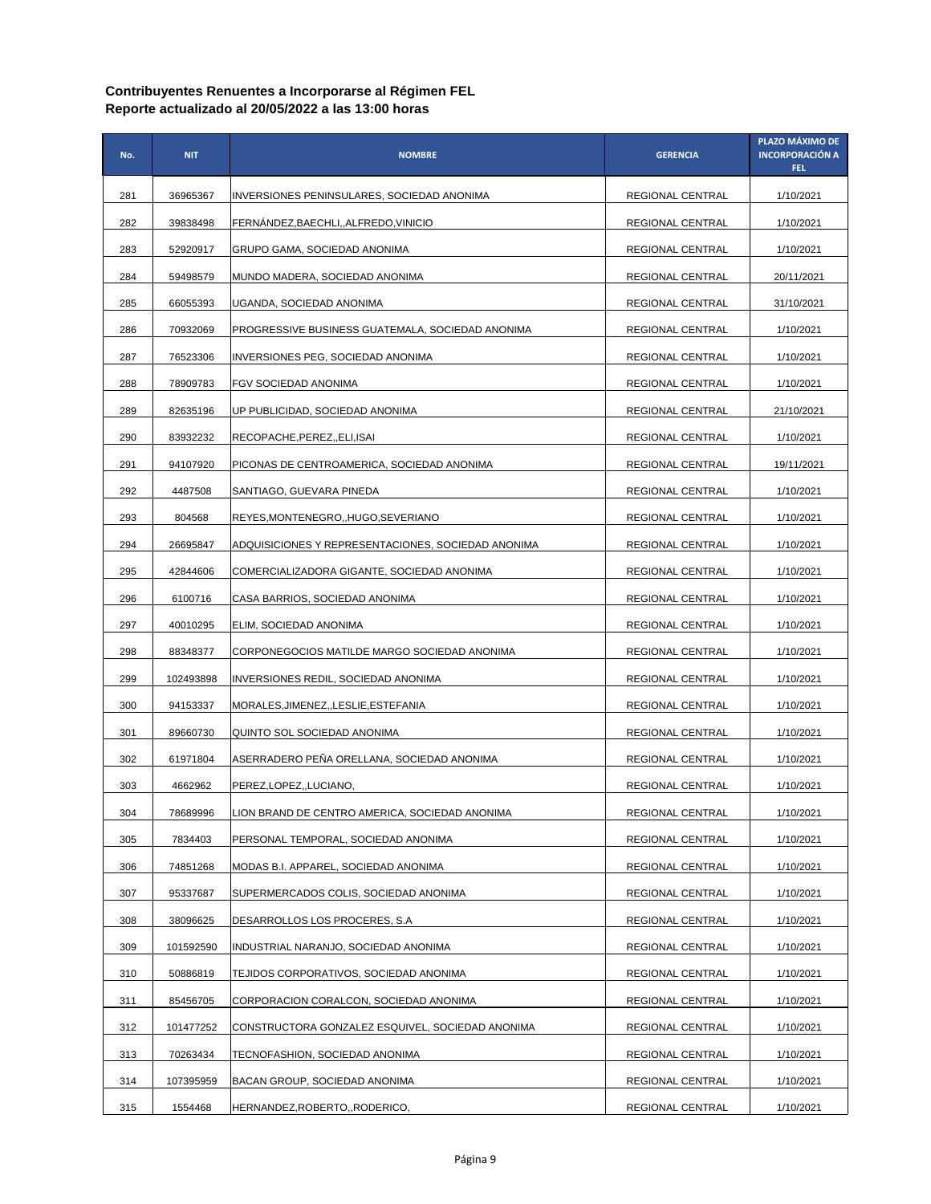**Contribuyentes Renuentes a Incorporarse al Régimen FEL**
**Reporte actualizado al 20/05/2022 a las 13:00 horas**

| No. | NIT | NOMBRE | GERENCIA | PLAZO MÁXIMO DE INCORPORACIÓN A FEL |
|---|---|---|---|---|
| 281 | 36965367 | INVERSIONES PENINSULARES, SOCIEDAD ANONIMA | REGIONAL CENTRAL | 1/10/2021 |
| 282 | 39838498 | FERNÁNDEZ,BAECHLI,,ALFREDO,VINICIO | REGIONAL CENTRAL | 1/10/2021 |
| 283 | 52920917 | GRUPO GAMA, SOCIEDAD ANONIMA | REGIONAL CENTRAL | 1/10/2021 |
| 284 | 59498579 | MUNDO MADERA, SOCIEDAD ANONIMA | REGIONAL CENTRAL | 20/11/2021 |
| 285 | 66055393 | UGANDA, SOCIEDAD ANONIMA | REGIONAL CENTRAL | 31/10/2021 |
| 286 | 70932069 | PROGRESSIVE BUSINESS GUATEMALA, SOCIEDAD ANONIMA | REGIONAL CENTRAL | 1/10/2021 |
| 287 | 76523306 | INVERSIONES PEG, SOCIEDAD ANONIMA | REGIONAL CENTRAL | 1/10/2021 |
| 288 | 78909783 | FGV SOCIEDAD ANONIMA | REGIONAL CENTRAL | 1/10/2021 |
| 289 | 82635196 | UP PUBLICIDAD, SOCIEDAD ANONIMA | REGIONAL CENTRAL | 21/10/2021 |
| 290 | 83932232 | RECOPACHE,PEREZ,,ELI,ISAI | REGIONAL CENTRAL | 1/10/2021 |
| 291 | 94107920 | PICONAS DE CENTROAMERICA, SOCIEDAD ANONIMA | REGIONAL CENTRAL | 19/11/2021 |
| 292 | 4487508 | SANTIAGO, GUEVARA PINEDA | REGIONAL CENTRAL | 1/10/2021 |
| 293 | 804568 | REYES,MONTENEGRO,,HUGO,SEVERIANO | REGIONAL CENTRAL | 1/10/2021 |
| 294 | 26695847 | ADQUISICIONES Y REPRESENTACIONES, SOCIEDAD ANONIMA | REGIONAL CENTRAL | 1/10/2021 |
| 295 | 42844606 | COMERCIALIZADORA GIGANTE, SOCIEDAD ANONIMA | REGIONAL CENTRAL | 1/10/2021 |
| 296 | 6100716 | CASA BARRIOS, SOCIEDAD ANONIMA | REGIONAL CENTRAL | 1/10/2021 |
| 297 | 40010295 | ELIM, SOCIEDAD ANONIMA | REGIONAL CENTRAL | 1/10/2021 |
| 298 | 88348377 | CORPONEGOCIOS MATILDE MARGO SOCIEDAD ANONIMA | REGIONAL CENTRAL | 1/10/2021 |
| 299 | 102493898 | INVERSIONES REDIL, SOCIEDAD ANONIMA | REGIONAL CENTRAL | 1/10/2021 |
| 300 | 94153337 | MORALES,JIMENEZ,,LESLIE,ESTEFANIA | REGIONAL CENTRAL | 1/10/2021 |
| 301 | 89660730 | QUINTO SOL SOCIEDAD ANONIMA | REGIONAL CENTRAL | 1/10/2021 |
| 302 | 61971804 | ASERRADERO PEÑA ORELLANA, SOCIEDAD ANONIMA | REGIONAL CENTRAL | 1/10/2021 |
| 303 | 4662962 | PEREZ,LOPEZ,,LUCIANO, | REGIONAL CENTRAL | 1/10/2021 |
| 304 | 78689996 | LION BRAND DE CENTRO AMERICA, SOCIEDAD ANONIMA | REGIONAL CENTRAL | 1/10/2021 |
| 305 | 7834403 | PERSONAL TEMPORAL, SOCIEDAD ANONIMA | REGIONAL CENTRAL | 1/10/2021 |
| 306 | 74851268 | MODAS B.I. APPAREL, SOCIEDAD ANONIMA | REGIONAL CENTRAL | 1/10/2021 |
| 307 | 95337687 | SUPERMERCADOS COLIS, SOCIEDAD ANONIMA | REGIONAL CENTRAL | 1/10/2021 |
| 308 | 38096625 | DESARROLLOS LOS PROCERES, S.A | REGIONAL CENTRAL | 1/10/2021 |
| 309 | 101592590 | INDUSTRIAL NARANJO, SOCIEDAD ANONIMA | REGIONAL CENTRAL | 1/10/2021 |
| 310 | 50886819 | TEJIDOS CORPORATIVOS, SOCIEDAD ANONIMA | REGIONAL CENTRAL | 1/10/2021 |
| 311 | 85456705 | CORPORACION CORALCON, SOCIEDAD ANONIMA | REGIONAL CENTRAL | 1/10/2021 |
| 312 | 101477252 | CONSTRUCTORA GONZALEZ ESQUIVEL, SOCIEDAD ANONIMA | REGIONAL CENTRAL | 1/10/2021 |
| 313 | 70263434 | TECNOFASHION, SOCIEDAD ANONIMA | REGIONAL CENTRAL | 1/10/2021 |
| 314 | 107395959 | BACAN GROUP, SOCIEDAD ANONIMA | REGIONAL CENTRAL | 1/10/2021 |
| 315 | 1554468 | HERNANDEZ,ROBERTO,,RODERICO, | REGIONAL CENTRAL | 1/10/2021 |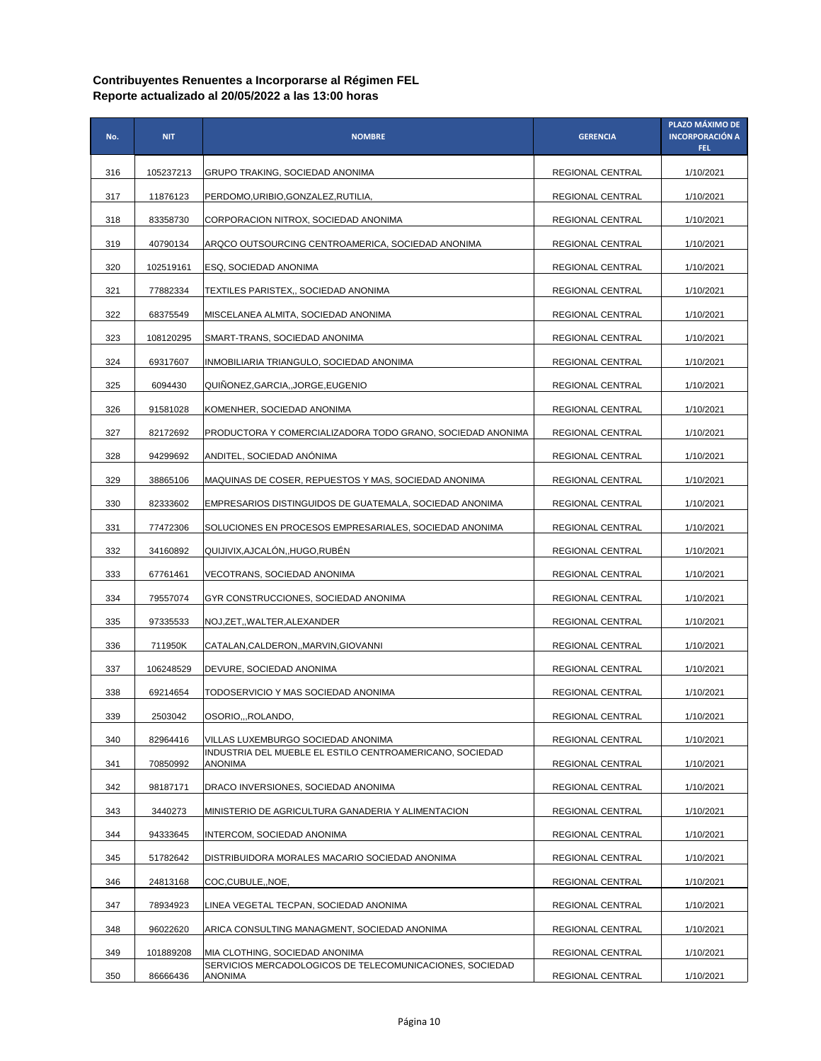**Contribuyentes Renuentes a Incorporarse al Régimen FEL**
**Reporte actualizado al 20/05/2022 a las 13:00 horas**

| No. | NIT | NOMBRE | GERENCIA | PLAZO MÁXIMO DE INCORPORACIÓN A FEL |
|---|---|---|---|---|
| 316 | 105237213 | GRUPO TRAKING, SOCIEDAD ANONIMA | REGIONAL CENTRAL | 1/10/2021 |
| 317 | 11876123 | PERDOMO,URIBIO,GONZALEZ,RUTILIA, | REGIONAL CENTRAL | 1/10/2021 |
| 318 | 83358730 | CORPORACION NITROX, SOCIEDAD ANONIMA | REGIONAL CENTRAL | 1/10/2021 |
| 319 | 40790134 | ARQCO OUTSOURCING CENTROAMERICA, SOCIEDAD ANONIMA | REGIONAL CENTRAL | 1/10/2021 |
| 320 | 102519161 | ESQ, SOCIEDAD ANONIMA | REGIONAL CENTRAL | 1/10/2021 |
| 321 | 77882334 | TEXTILES PARISTEX,, SOCIEDAD ANONIMA | REGIONAL CENTRAL | 1/10/2021 |
| 322 | 68375549 | MISCELANEA ALMITA, SOCIEDAD ANONIMA | REGIONAL CENTRAL | 1/10/2021 |
| 323 | 108120295 | SMART-TRANS, SOCIEDAD ANONIMA | REGIONAL CENTRAL | 1/10/2021 |
| 324 | 69317607 | INMOBILIARIA TRIANGULO, SOCIEDAD ANONIMA | REGIONAL CENTRAL | 1/10/2021 |
| 325 | 6094430 | QUIÑONEZ,GARCIA,,JORGE,EUGENIO | REGIONAL CENTRAL | 1/10/2021 |
| 326 | 91581028 | KOMENHER, SOCIEDAD ANONIMA | REGIONAL CENTRAL | 1/10/2021 |
| 327 | 82172692 | PRODUCTORA Y COMERCIALIZADORA TODO GRANO, SOCIEDAD ANONIMA | REGIONAL CENTRAL | 1/10/2021 |
| 328 | 94299692 | ANDITEL, SOCIEDAD ANÓNIMA | REGIONAL CENTRAL | 1/10/2021 |
| 329 | 38865106 | MAQUINAS DE COSER, REPUESTOS Y MAS, SOCIEDAD ANONIMA | REGIONAL CENTRAL | 1/10/2021 |
| 330 | 82333602 | EMPRESARIOS DISTINGUIDOS DE GUATEMALA, SOCIEDAD ANONIMA | REGIONAL CENTRAL | 1/10/2021 |
| 331 | 77472306 | SOLUCIONES EN PROCESOS EMPRESARIALES, SOCIEDAD ANONIMA | REGIONAL CENTRAL | 1/10/2021 |
| 332 | 34160892 | QUIJIVIX,AJCALÓN,,HUGO,RUBÉN | REGIONAL CENTRAL | 1/10/2021 |
| 333 | 67761461 | VECOTRANS, SOCIEDAD ANONIMA | REGIONAL CENTRAL | 1/10/2021 |
| 334 | 79557074 | GYR CONSTRUCCIONES, SOCIEDAD ANONIMA | REGIONAL CENTRAL | 1/10/2021 |
| 335 | 97335533 | NOJ,ZET,,WALTER,ALEXANDER | REGIONAL CENTRAL | 1/10/2021 |
| 336 | 711950K | CATALAN,CALDERON,,MARVIN,GIOVANNI | REGIONAL CENTRAL | 1/10/2021 |
| 337 | 106248529 | DEVURE, SOCIEDAD ANONIMA | REGIONAL CENTRAL | 1/10/2021 |
| 338 | 69214654 | TODOSERVICIO Y MAS SOCIEDAD ANONIMA | REGIONAL CENTRAL | 1/10/2021 |
| 339 | 2503042 | OSORIO,,,ROLANDO, | REGIONAL CENTRAL | 1/10/2021 |
| 340 | 82964416 | VILLAS LUXEMBURGO SOCIEDAD ANONIMA | REGIONAL CENTRAL | 1/10/2021 |
| 341 | 70850992 | INDUSTRIA DEL MUEBLE EL ESTILO CENTROAMERICANO, SOCIEDAD ANONIMA | REGIONAL CENTRAL | 1/10/2021 |
| 342 | 98187171 | DRACO INVERSIONES, SOCIEDAD ANONIMA | REGIONAL CENTRAL | 1/10/2021 |
| 343 | 3440273 | MINISTERIO DE AGRICULTURA GANADERIA Y ALIMENTACION | REGIONAL CENTRAL | 1/10/2021 |
| 344 | 94333645 | INTERCOM, SOCIEDAD ANONIMA | REGIONAL CENTRAL | 1/10/2021 |
| 345 | 51782642 | DISTRIBUIDORA MORALES MACARIO SOCIEDAD ANONIMA | REGIONAL CENTRAL | 1/10/2021 |
| 346 | 24813168 | COC,CUBULE,,NOE, | REGIONAL CENTRAL | 1/10/2021 |
| 347 | 78934923 | LINEA VEGETAL TECPAN, SOCIEDAD ANONIMA | REGIONAL CENTRAL | 1/10/2021 |
| 348 | 96022620 | ARICA CONSULTING MANAGMENT, SOCIEDAD ANONIMA | REGIONAL CENTRAL | 1/10/2021 |
| 349 | 101889208 | MIA CLOTHING, SOCIEDAD ANONIMA | REGIONAL CENTRAL | 1/10/2021 |
| 350 | 86666436 | SERVICIOS MERCADOLOGICOS DE TELECOMUNICACIONES, SOCIEDAD ANONIMA | REGIONAL CENTRAL | 1/10/2021 |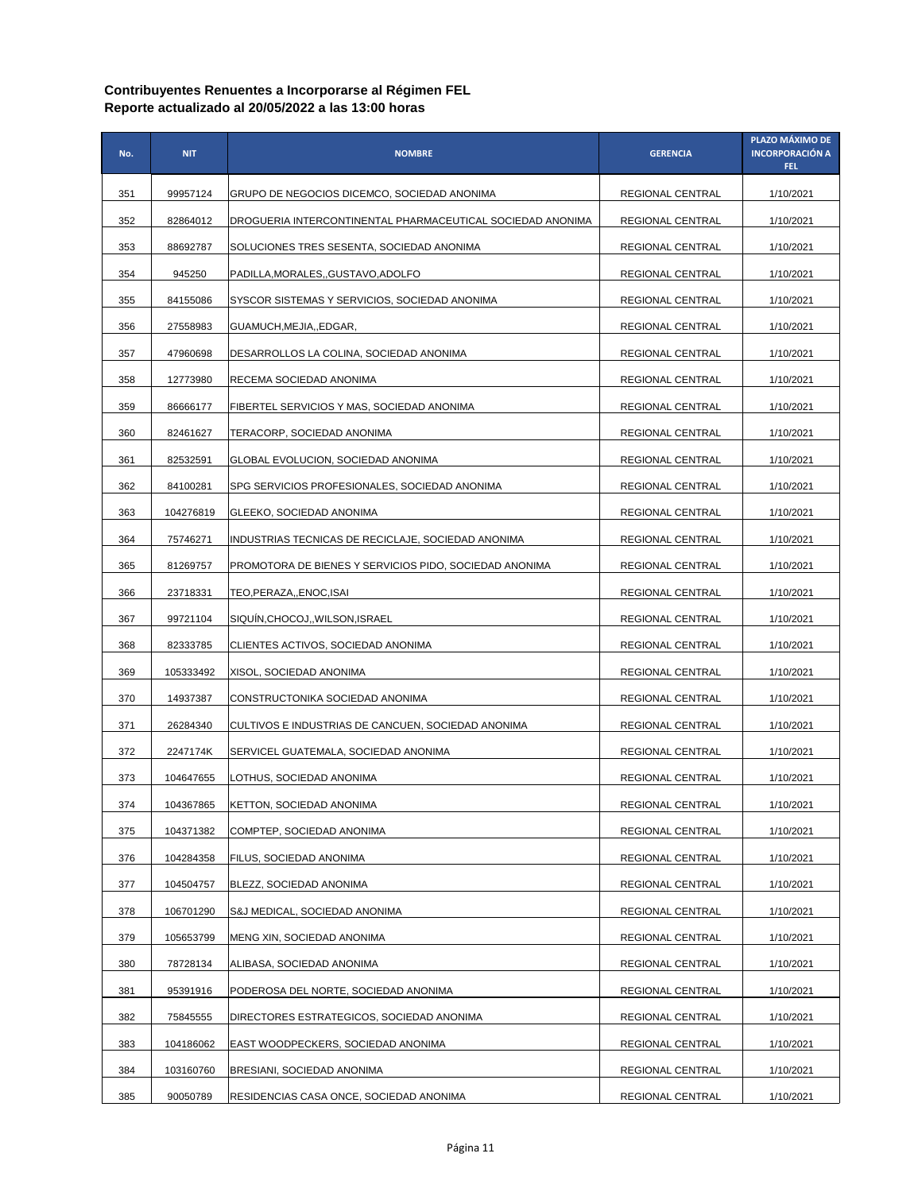**Contribuyentes Renuentes a Incorporarse al Régimen FEL**
**Reporte actualizado al 20/05/2022 a las 13:00 horas**

| No. | NIT | NOMBRE | GERENCIA | PLAZO MÁXIMO DE INCORPORACIÓN A FEL |
|---|---|---|---|---|
| 351 | 99957124 | GRUPO DE NEGOCIOS DICEMCO, SOCIEDAD ANONIMA | REGIONAL CENTRAL | 1/10/2021 |
| 352 | 82864012 | DROGUERIA INTERCONTINENTAL PHARMACEUTICAL SOCIEDAD ANONIMA | REGIONAL CENTRAL | 1/10/2021 |
| 353 | 88692787 | SOLUCIONES TRES SESENTA, SOCIEDAD ANONIMA | REGIONAL CENTRAL | 1/10/2021 |
| 354 | 945250 | PADILLA,MORALES,,GUSTAVO,ADOLFO | REGIONAL CENTRAL | 1/10/2021 |
| 355 | 84155086 | SYSCOR SISTEMAS Y SERVICIOS, SOCIEDAD ANONIMA | REGIONAL CENTRAL | 1/10/2021 |
| 356 | 27558983 | GUAMUCH,MEJIA,,EDGAR, | REGIONAL CENTRAL | 1/10/2021 |
| 357 | 47960698 | DESARROLLOS LA COLINA, SOCIEDAD ANONIMA | REGIONAL CENTRAL | 1/10/2021 |
| 358 | 12773980 | RECEMA SOCIEDAD ANONIMA | REGIONAL CENTRAL | 1/10/2021 |
| 359 | 86666177 | FIBERTEL SERVICIOS Y MAS, SOCIEDAD ANONIMA | REGIONAL CENTRAL | 1/10/2021 |
| 360 | 82461627 | TERACORP, SOCIEDAD ANONIMA | REGIONAL CENTRAL | 1/10/2021 |
| 361 | 82532591 | GLOBAL EVOLUCION, SOCIEDAD ANONIMA | REGIONAL CENTRAL | 1/10/2021 |
| 362 | 84100281 | SPG SERVICIOS PROFESIONALES, SOCIEDAD ANONIMA | REGIONAL CENTRAL | 1/10/2021 |
| 363 | 104276819 | GLEEKO, SOCIEDAD ANONIMA | REGIONAL CENTRAL | 1/10/2021 |
| 364 | 75746271 | INDUSTRIAS TECNICAS DE RECICLAJE, SOCIEDAD ANONIMA | REGIONAL CENTRAL | 1/10/2021 |
| 365 | 81269757 | PROMOTORA DE BIENES Y SERVICIOS PIDO, SOCIEDAD ANONIMA | REGIONAL CENTRAL | 1/10/2021 |
| 366 | 23718331 | TEO,PERAZA,,ENOC,ISAI | REGIONAL CENTRAL | 1/10/2021 |
| 367 | 99721104 | SIQUÍN,CHOCOJ,,WILSON,ISRAEL | REGIONAL CENTRAL | 1/10/2021 |
| 368 | 82333785 | CLIENTES ACTIVOS, SOCIEDAD ANONIMA | REGIONAL CENTRAL | 1/10/2021 |
| 369 | 105333492 | XISOL, SOCIEDAD ANONIMA | REGIONAL CENTRAL | 1/10/2021 |
| 370 | 14937387 | CONSTRUCTONIKA SOCIEDAD ANONIMA | REGIONAL CENTRAL | 1/10/2021 |
| 371 | 26284340 | CULTIVOS E INDUSTRIAS DE CANCUEN, SOCIEDAD ANONIMA | REGIONAL CENTRAL | 1/10/2021 |
| 372 | 2247174K | SERVICEL GUATEMALA, SOCIEDAD ANONIMA | REGIONAL CENTRAL | 1/10/2021 |
| 373 | 104647655 | LOTHUS, SOCIEDAD ANONIMA | REGIONAL CENTRAL | 1/10/2021 |
| 374 | 104367865 | KETTON, SOCIEDAD ANONIMA | REGIONAL CENTRAL | 1/10/2021 |
| 375 | 104371382 | COMPTEP, SOCIEDAD ANONIMA | REGIONAL CENTRAL | 1/10/2021 |
| 376 | 104284358 | FILUS, SOCIEDAD ANONIMA | REGIONAL CENTRAL | 1/10/2021 |
| 377 | 104504757 | BLEZZ, SOCIEDAD ANONIMA | REGIONAL CENTRAL | 1/10/2021 |
| 378 | 106701290 | S&J MEDICAL, SOCIEDAD ANONIMA | REGIONAL CENTRAL | 1/10/2021 |
| 379 | 105653799 | MENG XIN, SOCIEDAD ANONIMA | REGIONAL CENTRAL | 1/10/2021 |
| 380 | 78728134 | ALIBASA, SOCIEDAD ANONIMA | REGIONAL CENTRAL | 1/10/2021 |
| 381 | 95391916 | PODEROSA DEL NORTE, SOCIEDAD ANONIMA | REGIONAL CENTRAL | 1/10/2021 |
| 382 | 75845555 | DIRECTORES ESTRATEGICOS, SOCIEDAD ANONIMA | REGIONAL CENTRAL | 1/10/2021 |
| 383 | 104186062 | EAST WOODPECKERS, SOCIEDAD ANONIMA | REGIONAL CENTRAL | 1/10/2021 |
| 384 | 103160760 | BRESIANI, SOCIEDAD ANONIMA | REGIONAL CENTRAL | 1/10/2021 |
| 385 | 90050789 | RESIDENCIAS CASA ONCE, SOCIEDAD ANONIMA | REGIONAL CENTRAL | 1/10/2021 |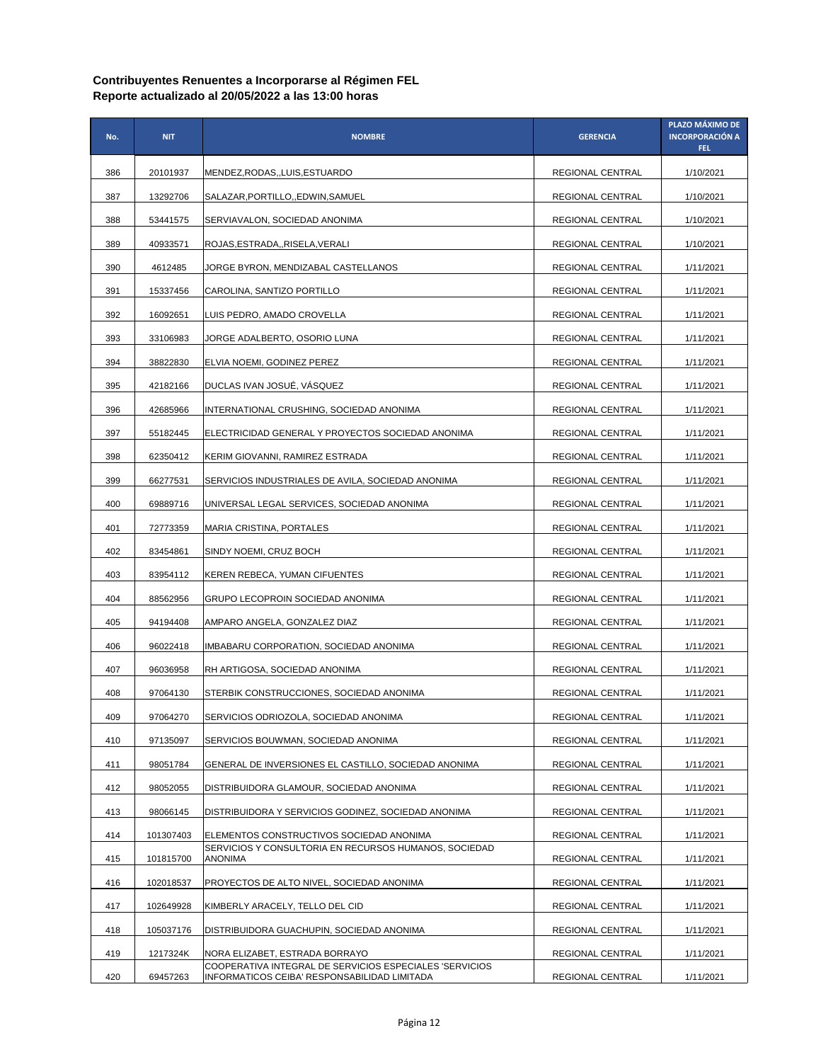**Contribuyentes Renuentes a Incorporarse al Régimen FEL**
**Reporte actualizado al 20/05/2022 a las 13:00 horas**

| No. | NIT | NOMBRE | GERENCIA | PLAZO MÁXIMO DE INCORPORACIÓN A FEL |
|---|---|---|---|---|
| 386 | 20101937 | MENDEZ,RODAS,,LUIS,ESTUARDO | REGIONAL CENTRAL | 1/10/2021 |
| 387 | 13292706 | SALAZAR,PORTILLO,,EDWIN,SAMUEL | REGIONAL CENTRAL | 1/10/2021 |
| 388 | 53441575 | SERVIAVALON, SOCIEDAD ANONIMA | REGIONAL CENTRAL | 1/10/2021 |
| 389 | 40933571 | ROJAS,ESTRADA,,RISELA,VERALI | REGIONAL CENTRAL | 1/10/2021 |
| 390 | 4612485 | JORGE BYRON, MENDIZABAL CASTELLANOS | REGIONAL CENTRAL | 1/11/2021 |
| 391 | 15337456 | CAROLINA, SANTIZO PORTILLO | REGIONAL CENTRAL | 1/11/2021 |
| 392 | 16092651 | LUIS PEDRO, AMADO CROVELLA | REGIONAL CENTRAL | 1/11/2021 |
| 393 | 33106983 | JORGE ADALBERTO, OSORIO LUNA | REGIONAL CENTRAL | 1/11/2021 |
| 394 | 38822830 | ELVIA NOEMI, GODINEZ PEREZ | REGIONAL CENTRAL | 1/11/2021 |
| 395 | 42182166 | DUCLAS IVAN JOSUÉ, VÁSQUEZ | REGIONAL CENTRAL | 1/11/2021 |
| 396 | 42685966 | INTERNATIONAL CRUSHING, SOCIEDAD ANONIMA | REGIONAL CENTRAL | 1/11/2021 |
| 397 | 55182445 | ELECTRICIDAD GENERAL Y PROYECTOS SOCIEDAD ANONIMA | REGIONAL CENTRAL | 1/11/2021 |
| 398 | 62350412 | KERIM GIOVANNI, RAMIREZ ESTRADA | REGIONAL CENTRAL | 1/11/2021 |
| 399 | 66277531 | SERVICIOS INDUSTRIALES DE AVILA, SOCIEDAD ANONIMA | REGIONAL CENTRAL | 1/11/2021 |
| 400 | 69889716 | UNIVERSAL LEGAL SERVICES, SOCIEDAD ANONIMA | REGIONAL CENTRAL | 1/11/2021 |
| 401 | 72773359 | MARIA CRISTINA, PORTALES | REGIONAL CENTRAL | 1/11/2021 |
| 402 | 83454861 | SINDY NOEMI, CRUZ BOCH | REGIONAL CENTRAL | 1/11/2021 |
| 403 | 83954112 | KEREN REBECA, YUMAN CIFUENTES | REGIONAL CENTRAL | 1/11/2021 |
| 404 | 88562956 | GRUPO LECOPROIN SOCIEDAD ANONIMA | REGIONAL CENTRAL | 1/11/2021 |
| 405 | 94194408 | AMPARO ANGELA, GONZALEZ DIAZ | REGIONAL CENTRAL | 1/11/2021 |
| 406 | 96022418 | IMBABARU CORPORATION, SOCIEDAD ANONIMA | REGIONAL CENTRAL | 1/11/2021 |
| 407 | 96036958 | RH ARTIGOSA, SOCIEDAD ANONIMA | REGIONAL CENTRAL | 1/11/2021 |
| 408 | 97064130 | STERBIK CONSTRUCCIONES, SOCIEDAD ANONIMA | REGIONAL CENTRAL | 1/11/2021 |
| 409 | 97064270 | SERVICIOS ODRIOZOLA, SOCIEDAD ANONIMA | REGIONAL CENTRAL | 1/11/2021 |
| 410 | 97135097 | SERVICIOS BOUWMAN, SOCIEDAD ANONIMA | REGIONAL CENTRAL | 1/11/2021 |
| 411 | 98051784 | GENERAL DE INVERSIONES EL CASTILLO, SOCIEDAD ANONIMA | REGIONAL CENTRAL | 1/11/2021 |
| 412 | 98052055 | DISTRIBUIDORA GLAMOUR, SOCIEDAD ANONIMA | REGIONAL CENTRAL | 1/11/2021 |
| 413 | 98066145 | DISTRIBUIDORA Y SERVICIOS GODINEZ, SOCIEDAD ANONIMA | REGIONAL CENTRAL | 1/11/2021 |
| 414 | 101307403 | ELEMENTOS CONSTRUCTIVOS SOCIEDAD ANONIMA | REGIONAL CENTRAL | 1/11/2021 |
| 415 | 101815700 | SERVICIOS Y CONSULTORIA EN RECURSOS HUMANOS, SOCIEDAD ANONIMA | REGIONAL CENTRAL | 1/11/2021 |
| 416 | 102018537 | PROYECTOS DE ALTO NIVEL, SOCIEDAD ANONIMA | REGIONAL CENTRAL | 1/11/2021 |
| 417 | 102649928 | KIMBERLY ARACELY, TELLO DEL CID | REGIONAL CENTRAL | 1/11/2021 |
| 418 | 105037176 | DISTRIBUIDORA GUACHUPIN, SOCIEDAD ANONIMA | REGIONAL CENTRAL | 1/11/2021 |
| 419 | 1217324K | NORA ELIZABET, ESTRADA BORRAYO | REGIONAL CENTRAL | 1/11/2021 |
| 420 | 69457263 | COOPERATIVA INTEGRAL DE SERVICIOS ESPECIALES 'SERVICIOS INFORMATICOS CEIBA' RESPONSABILIDAD LIMITADA | REGIONAL CENTRAL | 1/11/2021 |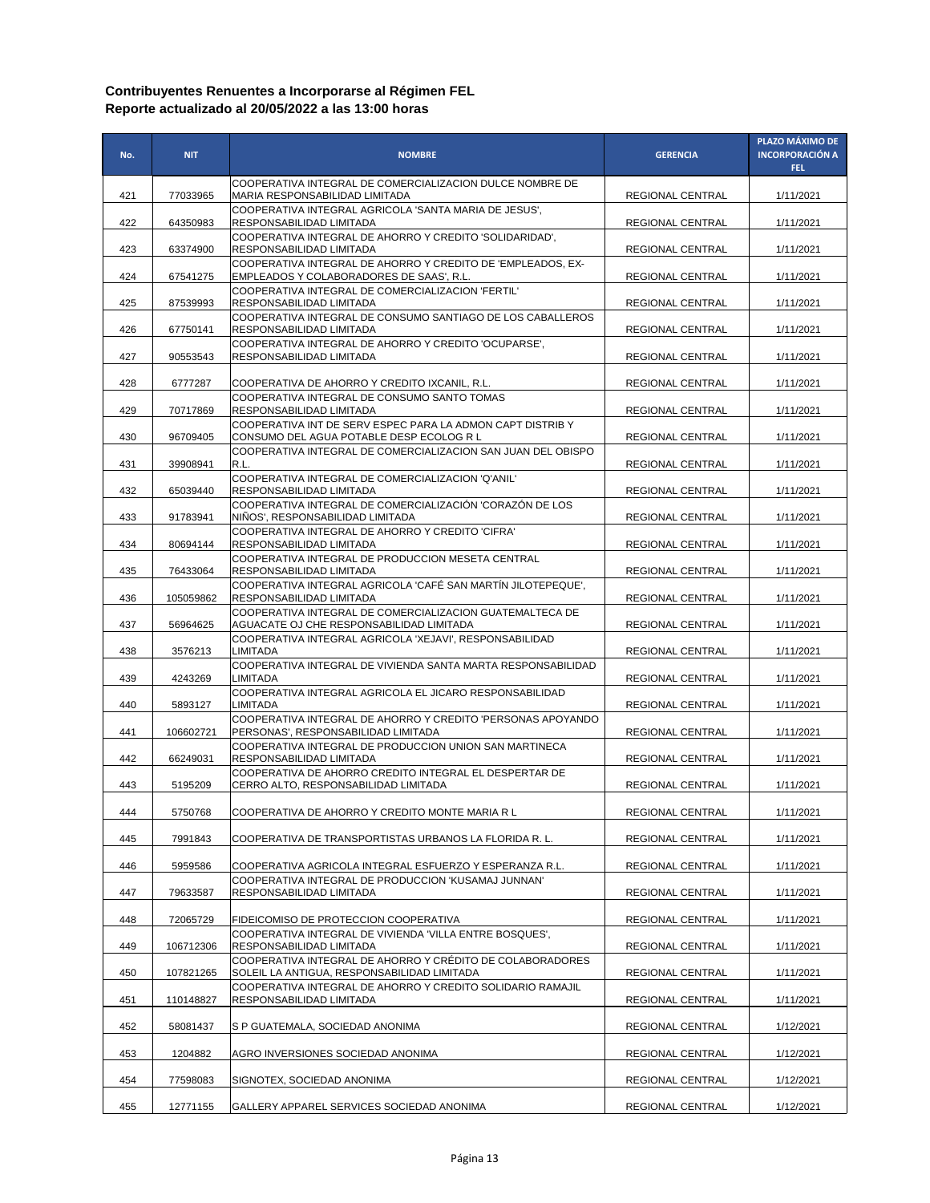**Contribuyentes Renuentes a Incorporarse al Régimen FEL**
**Reporte actualizado al 20/05/2022 a las 13:00 horas**

| No. | NIT | NOMBRE | GERENCIA | PLAZO MÁXIMO DE INCORPORACIÓN A FEL |
|---|---|---|---|---|
| 421 | 77033965 | COOPERATIVA INTEGRAL DE COMERCIALIZACION DULCE NOMBRE DE MARIA RESPONSABILIDAD LIMITADA | REGIONAL CENTRAL | 1/11/2021 |
| 422 | 64350983 | COOPERATIVA INTEGRAL AGRICOLA 'SANTA MARIA DE JESUS', RESPONSABILIDAD LIMITADA | REGIONAL CENTRAL | 1/11/2021 |
| 423 | 63374900 | COOPERATIVA INTEGRAL DE AHORRO Y CREDITO 'SOLIDARIDAD', RESPONSABILIDAD LIMITADA | REGIONAL CENTRAL | 1/11/2021 |
| 424 | 67541275 | COOPERATIVA INTEGRAL DE AHORRO Y CREDITO DE 'EMPLEADOS, EX-EMPLEADOS Y COLABORADORES DE SAAS', R.L. | REGIONAL CENTRAL | 1/11/2021 |
| 425 | 87539993 | COOPERATIVA INTEGRAL DE COMERCIALIZACION 'FERTIL' RESPONSABILIDAD LIMITADA | REGIONAL CENTRAL | 1/11/2021 |
| 426 | 67750141 | COOPERATIVA INTEGRAL DE CONSUMO SANTIAGO DE LOS CABALLEROS RESPONSABILIDAD LIMITADA | REGIONAL CENTRAL | 1/11/2021 |
| 427 | 90553543 | COOPERATIVA INTEGRAL DE AHORRO Y CREDITO 'OCUPARSE', RESPONSABILIDAD LIMITADA | REGIONAL CENTRAL | 1/11/2021 |
| 428 | 6777287 | COOPERATIVA DE AHORRO Y CREDITO IXCANIL, R.L. | REGIONAL CENTRAL | 1/11/2021 |
| 429 | 70717869 | COOPERATIVA INTEGRAL DE CONSUMO SANTO TOMAS RESPONSABILIDAD LIMITADA | REGIONAL CENTRAL | 1/11/2021 |
| 430 | 96709405 | COOPERATIVA INT DE SERV ESPEC PARA LA ADMON CAPT DISTRIB Y CONSUMO DEL AGUA POTABLE DESP ECOLOG R L | REGIONAL CENTRAL | 1/11/2021 |
| 431 | 39908941 | COOPERATIVA INTEGRAL DE COMERCIALIZACION SAN JUAN DEL OBISPO R.L. | REGIONAL CENTRAL | 1/11/2021 |
| 432 | 65039440 | COOPERATIVA INTEGRAL DE COMERCIALIZACION 'Q'ANIL' RESPONSABILIDAD LIMITADA | REGIONAL CENTRAL | 1/11/2021 |
| 433 | 91783941 | COOPERATIVA INTEGRAL DE COMERCIALIZACIÓN 'CORAZÓN DE LOS NIÑOS', RESPONSABILIDAD LIMITADA | REGIONAL CENTRAL | 1/11/2021 |
| 434 | 80694144 | COOPERATIVA INTEGRAL DE AHORRO Y CREDITO 'CIFRA' RESPONSABILIDAD LIMITADA | REGIONAL CENTRAL | 1/11/2021 |
| 435 | 76433064 | COOPERATIVA INTEGRAL DE PRODUCCION MESETA CENTRAL RESPONSABILIDAD LIMITADA | REGIONAL CENTRAL | 1/11/2021 |
| 436 | 105059862 | COOPERATIVA INTEGRAL AGRICOLA 'CAFÉ SAN MARTÍN JILOTEPEQUE', RESPONSABILIDAD LIMITADA | REGIONAL CENTRAL | 1/11/2021 |
| 437 | 56964625 | COOPERATIVA INTEGRAL DE COMERCIALIZACION GUATEMALTECA DE AGUACATE OJ CHE RESPONSABILIDAD LIMITADA | REGIONAL CENTRAL | 1/11/2021 |
| 438 | 3576213 | COOPERATIVA INTEGRAL AGRICOLA 'XEJAVI', RESPONSABILIDAD LIMITADA | REGIONAL CENTRAL | 1/11/2021 |
| 439 | 4243269 | COOPERATIVA INTEGRAL DE VIVIENDA SANTA MARTA RESPONSABILIDAD LIMITADA | REGIONAL CENTRAL | 1/11/2021 |
| 440 | 5893127 | COOPERATIVA INTEGRAL AGRICOLA EL JICARO RESPONSABILIDAD LIMITADA | REGIONAL CENTRAL | 1/11/2021 |
| 441 | 106602721 | COOPERATIVA INTEGRAL DE AHORRO Y CREDITO 'PERSONAS APOYANDO PERSONAS', RESPONSABILIDAD LIMITADA | REGIONAL CENTRAL | 1/11/2021 |
| 442 | 66249031 | COOPERATIVA INTEGRAL DE PRODUCCION UNION SAN MARTINECA RESPONSABILIDAD LIMITADA | REGIONAL CENTRAL | 1/11/2021 |
| 443 | 5195209 | COOPERATIVA DE AHORRO CREDITO INTEGRAL EL DESPERTAR DE CERRO ALTO, RESPONSABILIDAD LIMITADA | REGIONAL CENTRAL | 1/11/2021 |
| 444 | 5750768 | COOPERATIVA DE AHORRO Y CREDITO MONTE MARIA R L | REGIONAL CENTRAL | 1/11/2021 |
| 445 | 7991843 | COOPERATIVA DE TRANSPORTISTAS URBANOS LA FLORIDA R. L. | REGIONAL CENTRAL | 1/11/2021 |
| 446 | 5959586 | COOPERATIVA AGRICOLA INTEGRAL ESFUERZO Y ESPERANZA R.L. | REGIONAL CENTRAL | 1/11/2021 |
| 447 | 79633587 | COOPERATIVA INTEGRAL DE PRODUCCION 'KUSAMAJ JUNNAN' RESPONSABILIDAD LIMITADA | REGIONAL CENTRAL | 1/11/2021 |
| 448 | 72065729 | FIDEICOMISO DE PROTECCION COOPERATIVA | REGIONAL CENTRAL | 1/11/2021 |
| 449 | 106712306 | COOPERATIVA INTEGRAL DE VIVIENDA 'VILLA ENTRE BOSQUES', RESPONSABILIDAD LIMITADA | REGIONAL CENTRAL | 1/11/2021 |
| 450 | 107821265 | COOPERATIVA INTEGRAL DE AHORRO Y CRÉDITO DE COLABORADORES SOLEIL LA ANTIGUA, RESPONSABILIDAD LIMITADA | REGIONAL CENTRAL | 1/11/2021 |
| 451 | 110148827 | COOPERATIVA INTEGRAL DE AHORRO Y CREDITO SOLIDARIO RAMAJIL RESPONSABILIDAD LIMITADA | REGIONAL CENTRAL | 1/11/2021 |
| 452 | 58081437 | S P GUATEMALA, SOCIEDAD ANONIMA | REGIONAL CENTRAL | 1/12/2021 |
| 453 | 1204882 | AGRO INVERSIONES SOCIEDAD ANONIMA | REGIONAL CENTRAL | 1/12/2021 |
| 454 | 77598083 | SIGNOTEX, SOCIEDAD ANONIMA | REGIONAL CENTRAL | 1/12/2021 |
| 455 | 12771155 | GALLERY APPAREL SERVICES SOCIEDAD ANONIMA | REGIONAL CENTRAL | 1/12/2021 |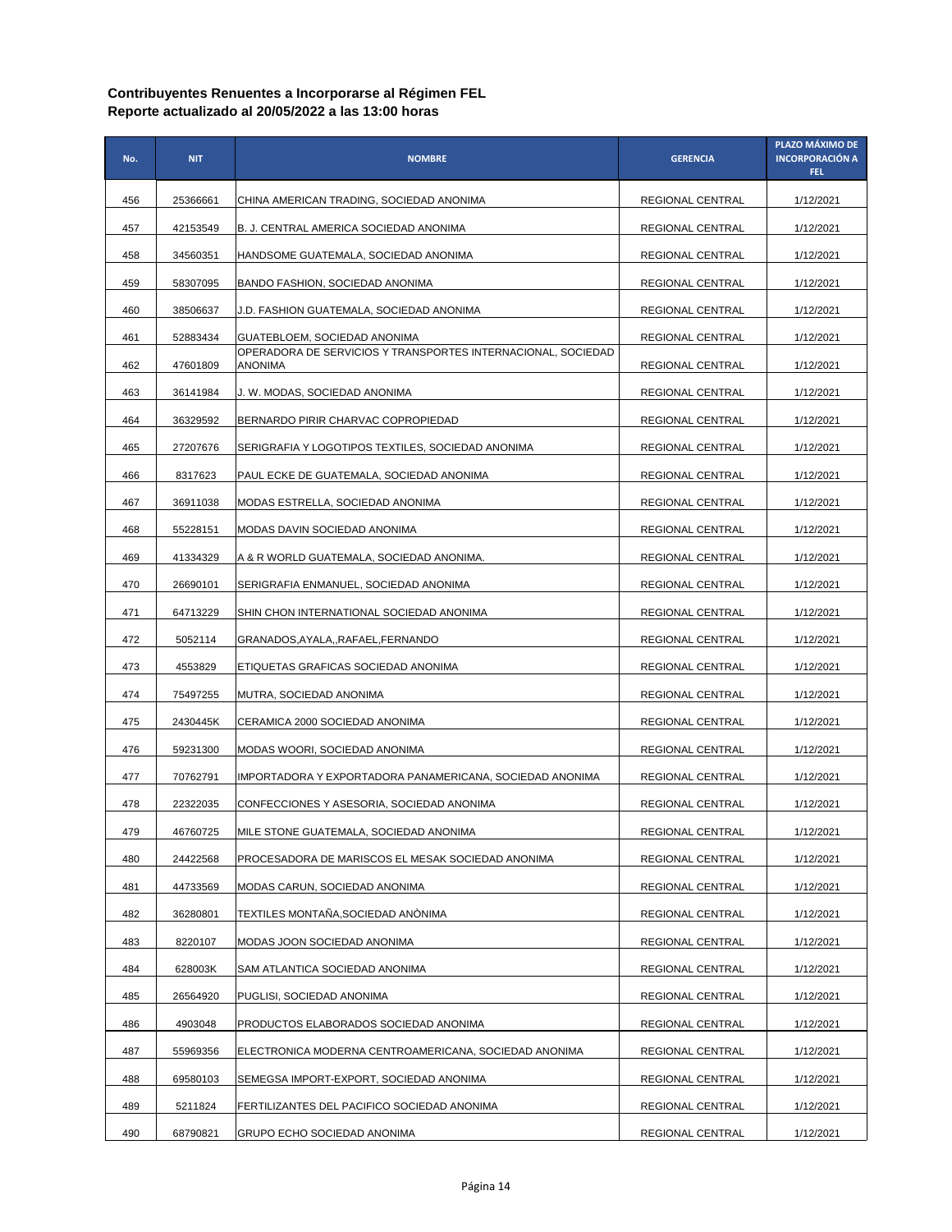**Contribuyentes Renuentes a Incorporarse al Régimen FEL**
**Reporte actualizado al 20/05/2022 a las 13:00 horas**

| No. | NIT | NOMBRE | GERENCIA | PLAZO MÁXIMO DE INCORPORACIÓN A FEL |
|---|---|---|---|---|
| 456 | 25366661 | CHINA AMERICAN TRADING, SOCIEDAD ANONIMA | REGIONAL CENTRAL | 1/12/2021 |
| 457 | 42153549 | B. J. CENTRAL AMERICA SOCIEDAD ANONIMA | REGIONAL CENTRAL | 1/12/2021 |
| 458 | 34560351 | HANDSOME GUATEMALA, SOCIEDAD ANONIMA | REGIONAL CENTRAL | 1/12/2021 |
| 459 | 58307095 | BANDO FASHION, SOCIEDAD ANONIMA | REGIONAL CENTRAL | 1/12/2021 |
| 460 | 38506637 | J.D. FASHION GUATEMALA, SOCIEDAD ANONIMA | REGIONAL CENTRAL | 1/12/2021 |
| 461 | 52883434 | GUATEBLOEM, SOCIEDAD ANONIMA | REGIONAL CENTRAL | 1/12/2021 |
| 462 | 47601809 | OPERADORA DE SERVICIOS Y TRANSPORTES INTERNACIONAL, SOCIEDAD ANONIMA | REGIONAL CENTRAL | 1/12/2021 |
| 463 | 36141984 | J. W. MODAS, SOCIEDAD ANONIMA | REGIONAL CENTRAL | 1/12/2021 |
| 464 | 36329592 | BERNARDO PIRIR CHARVAC COPROPIEDAD | REGIONAL CENTRAL | 1/12/2021 |
| 465 | 27207676 | SERIGRAFIA Y LOGOTIPOS TEXTILES, SOCIEDAD ANONIMA | REGIONAL CENTRAL | 1/12/2021 |
| 466 | 8317623 | PAUL ECKE DE GUATEMALA, SOCIEDAD ANONIMA | REGIONAL CENTRAL | 1/12/2021 |
| 467 | 36911038 | MODAS ESTRELLA, SOCIEDAD ANONIMA | REGIONAL CENTRAL | 1/12/2021 |
| 468 | 55228151 | MODAS DAVIN SOCIEDAD ANONIMA | REGIONAL CENTRAL | 1/12/2021 |
| 469 | 41334329 | A & R WORLD GUATEMALA, SOCIEDAD ANONIMA. | REGIONAL CENTRAL | 1/12/2021 |
| 470 | 26690101 | SERIGRAFIA ENMANUEL, SOCIEDAD ANONIMA | REGIONAL CENTRAL | 1/12/2021 |
| 471 | 64713229 | SHIN CHON INTERNATIONAL SOCIEDAD ANONIMA | REGIONAL CENTRAL | 1/12/2021 |
| 472 | 5052114 | GRANADOS,AYALA,,RAFAEL,FERNANDO | REGIONAL CENTRAL | 1/12/2021 |
| 473 | 4553829 | ETIQUETAS GRAFICAS SOCIEDAD ANONIMA | REGIONAL CENTRAL | 1/12/2021 |
| 474 | 75497255 | MUTRA, SOCIEDAD ANONIMA | REGIONAL CENTRAL | 1/12/2021 |
| 475 | 2430445K | CERAMICA 2000 SOCIEDAD ANONIMA | REGIONAL CENTRAL | 1/12/2021 |
| 476 | 59231300 | MODAS WOORI, SOCIEDAD ANONIMA | REGIONAL CENTRAL | 1/12/2021 |
| 477 | 70762791 | IMPORTADORA Y EXPORTADORA PANAMERICANA, SOCIEDAD ANONIMA | REGIONAL CENTRAL | 1/12/2021 |
| 478 | 22322035 | CONFECCIONES Y ASESORIA, SOCIEDAD ANONIMA | REGIONAL CENTRAL | 1/12/2021 |
| 479 | 46760725 | MILE STONE GUATEMALA, SOCIEDAD ANONIMA | REGIONAL CENTRAL | 1/12/2021 |
| 480 | 24422568 | PROCESADORA DE MARISCOS EL MESAK SOCIEDAD ANONIMA | REGIONAL CENTRAL | 1/12/2021 |
| 481 | 44733569 | MODAS CARUN, SOCIEDAD ANONIMA | REGIONAL CENTRAL | 1/12/2021 |
| 482 | 36280801 | TEXTILES MONTAÑA,SOCIEDAD ANÒNIMA | REGIONAL CENTRAL | 1/12/2021 |
| 483 | 8220107 | MODAS JOON SOCIEDAD ANONIMA | REGIONAL CENTRAL | 1/12/2021 |
| 484 | 628003K | SAM ATLANTICA SOCIEDAD ANONIMA | REGIONAL CENTRAL | 1/12/2021 |
| 485 | 26564920 | PUGLISI, SOCIEDAD ANONIMA | REGIONAL CENTRAL | 1/12/2021 |
| 486 | 4903048 | PRODUCTOS ELABORADOS SOCIEDAD ANONIMA | REGIONAL CENTRAL | 1/12/2021 |
| 487 | 55969356 | ELECTRONICA MODERNA CENTROAMERICANA, SOCIEDAD ANONIMA | REGIONAL CENTRAL | 1/12/2021 |
| 488 | 69580103 | SEMEGSA IMPORT-EXPORT, SOCIEDAD ANONIMA | REGIONAL CENTRAL | 1/12/2021 |
| 489 | 5211824 | FERTILIZANTES DEL PACIFICO SOCIEDAD ANONIMA | REGIONAL CENTRAL | 1/12/2021 |
| 490 | 68790821 | GRUPO ECHO SOCIEDAD ANONIMA | REGIONAL CENTRAL | 1/12/2021 |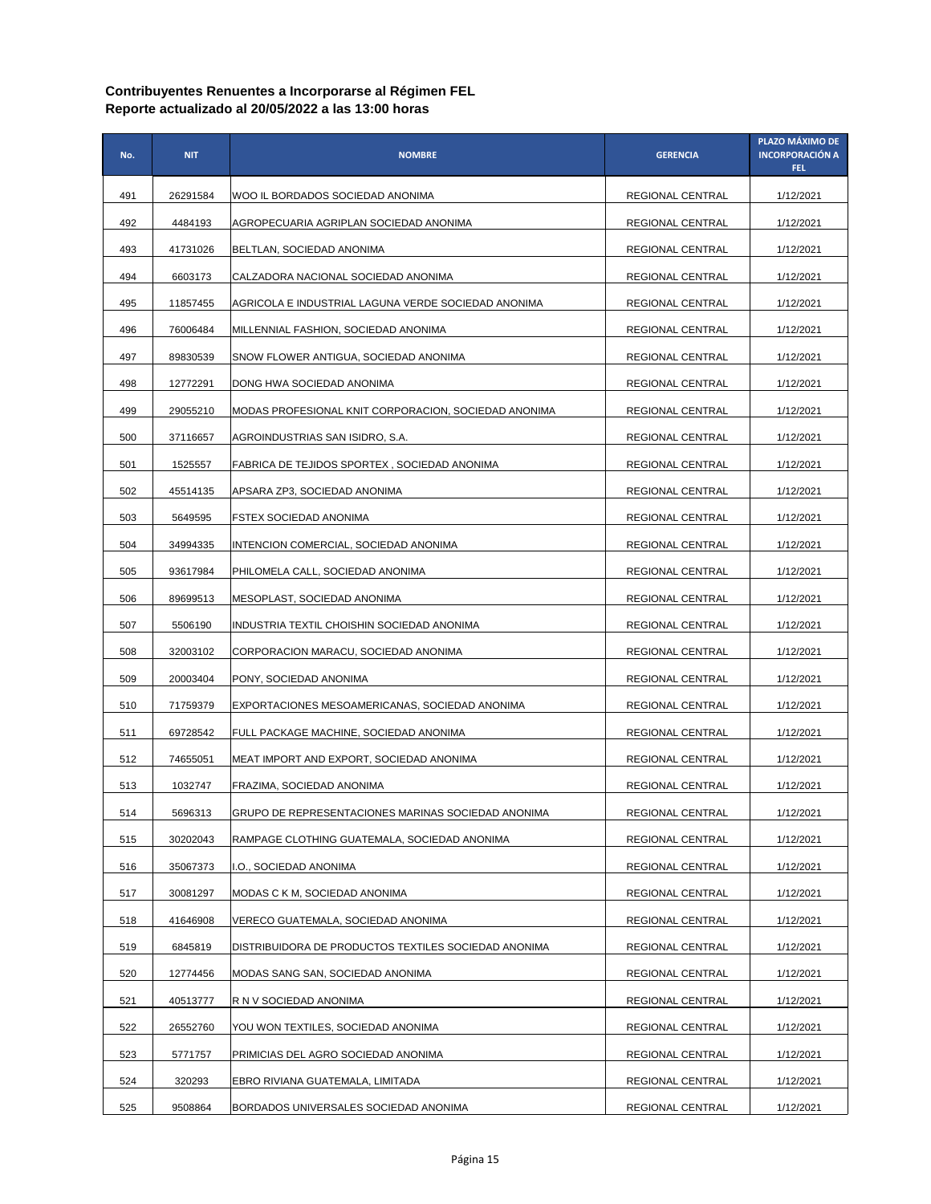**Contribuyentes Renuentes a Incorporarse al Régimen FEL**
**Reporte actualizado al 20/05/2022 a las 13:00 horas**

| No. | NIT | NOMBRE | GERENCIA | PLAZO MÁXIMO DE INCORPORACIÓN A FEL |
|---|---|---|---|---|
| 491 | 26291584 | WOO IL BORDADOS SOCIEDAD ANONIMA | REGIONAL CENTRAL | 1/12/2021 |
| 492 | 4484193 | AGROPECUARIA AGRIPLAN SOCIEDAD ANONIMA | REGIONAL CENTRAL | 1/12/2021 |
| 493 | 41731026 | BELTLAN, SOCIEDAD ANONIMA | REGIONAL CENTRAL | 1/12/2021 |
| 494 | 6603173 | CALZADORA NACIONAL SOCIEDAD ANONIMA | REGIONAL CENTRAL | 1/12/2021 |
| 495 | 11857455 | AGRICOLA E INDUSTRIAL LAGUNA VERDE SOCIEDAD ANONIMA | REGIONAL CENTRAL | 1/12/2021 |
| 496 | 76006484 | MILLENNIAL FASHION, SOCIEDAD ANONIMA | REGIONAL CENTRAL | 1/12/2021 |
| 497 | 89830539 | SNOW FLOWER ANTIGUA, SOCIEDAD ANONIMA | REGIONAL CENTRAL | 1/12/2021 |
| 498 | 12772291 | DONG HWA SOCIEDAD ANONIMA | REGIONAL CENTRAL | 1/12/2021 |
| 499 | 29055210 | MODAS PROFESIONAL KNIT CORPORACION, SOCIEDAD ANONIMA | REGIONAL CENTRAL | 1/12/2021 |
| 500 | 37116657 | AGROINDUSTRIAS SAN ISIDRO, S.A. | REGIONAL CENTRAL | 1/12/2021 |
| 501 | 1525557 | FABRICA DE TEJIDOS SPORTEX , SOCIEDAD ANONIMA | REGIONAL CENTRAL | 1/12/2021 |
| 502 | 45514135 | APSARA ZP3, SOCIEDAD ANONIMA | REGIONAL CENTRAL | 1/12/2021 |
| 503 | 5649595 | FSTEX SOCIEDAD ANONIMA | REGIONAL CENTRAL | 1/12/2021 |
| 504 | 34994335 | INTENCION COMERCIAL, SOCIEDAD ANONIMA | REGIONAL CENTRAL | 1/12/2021 |
| 505 | 93617984 | PHILOMELA CALL, SOCIEDAD ANONIMA | REGIONAL CENTRAL | 1/12/2021 |
| 506 | 89699513 | MESOPLAST, SOCIEDAD ANONIMA | REGIONAL CENTRAL | 1/12/2021 |
| 507 | 5506190 | INDUSTRIA TEXTIL CHOISHIN SOCIEDAD ANONIMA | REGIONAL CENTRAL | 1/12/2021 |
| 508 | 32003102 | CORPORACION MARACU, SOCIEDAD ANONIMA | REGIONAL CENTRAL | 1/12/2021 |
| 509 | 20003404 | PONY, SOCIEDAD ANONIMA | REGIONAL CENTRAL | 1/12/2021 |
| 510 | 71759379 | EXPORTACIONES MESOAMERICANAS, SOCIEDAD ANONIMA | REGIONAL CENTRAL | 1/12/2021 |
| 511 | 69728542 | FULL PACKAGE MACHINE, SOCIEDAD ANONIMA | REGIONAL CENTRAL | 1/12/2021 |
| 512 | 74655051 | MEAT IMPORT AND EXPORT, SOCIEDAD ANONIMA | REGIONAL CENTRAL | 1/12/2021 |
| 513 | 1032747 | FRAZIMA, SOCIEDAD ANONIMA | REGIONAL CENTRAL | 1/12/2021 |
| 514 | 5696313 | GRUPO DE REPRESENTACIONES MARINAS SOCIEDAD ANONIMA | REGIONAL CENTRAL | 1/12/2021 |
| 515 | 30202043 | RAMPAGE CLOTHING GUATEMALA, SOCIEDAD ANONIMA | REGIONAL CENTRAL | 1/12/2021 |
| 516 | 35067373 | I.O., SOCIEDAD ANONIMA | REGIONAL CENTRAL | 1/12/2021 |
| 517 | 30081297 | MODAS C K M, SOCIEDAD ANONIMA | REGIONAL CENTRAL | 1/12/2021 |
| 518 | 41646908 | VERECO GUATEMALA, SOCIEDAD ANONIMA | REGIONAL CENTRAL | 1/12/2021 |
| 519 | 6845819 | DISTRIBUIDORA DE PRODUCTOS TEXTILES SOCIEDAD ANONIMA | REGIONAL CENTRAL | 1/12/2021 |
| 520 | 12774456 | MODAS SANG SAN, SOCIEDAD ANONIMA | REGIONAL CENTRAL | 1/12/2021 |
| 521 | 40513777 | R N V SOCIEDAD ANONIMA | REGIONAL CENTRAL | 1/12/2021 |
| 522 | 26552760 | YOU WON TEXTILES, SOCIEDAD ANONIMA | REGIONAL CENTRAL | 1/12/2021 |
| 523 | 5771757 | PRIMICIAS DEL AGRO SOCIEDAD ANONIMA | REGIONAL CENTRAL | 1/12/2021 |
| 524 | 320293 | EBRO RIVIANA GUATEMALA, LIMITADA | REGIONAL CENTRAL | 1/12/2021 |
| 525 | 9508864 | BORDADOS UNIVERSALES SOCIEDAD ANONIMA | REGIONAL CENTRAL | 1/12/2021 |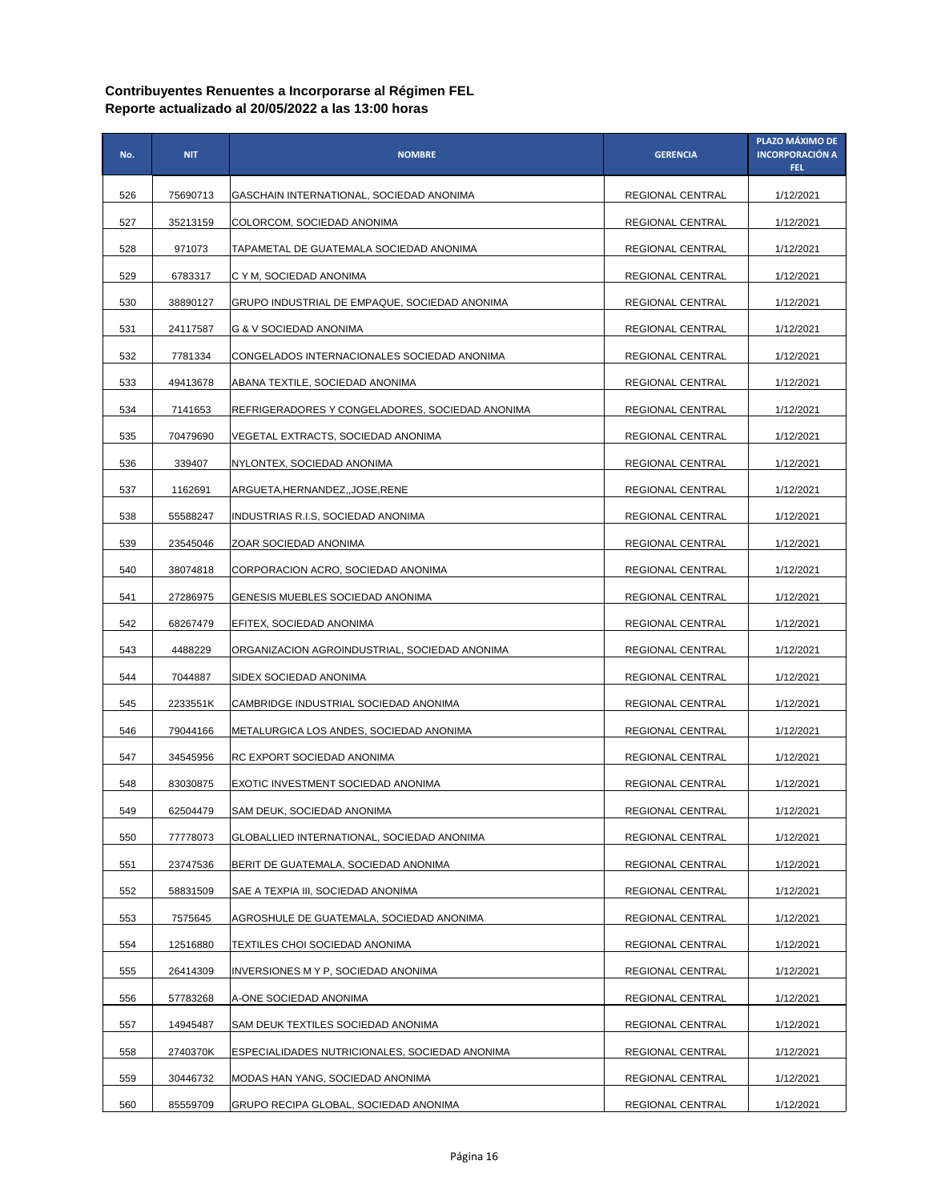**Contribuyentes Renuentes a Incorporarse al Régimen FEL**
**Reporte actualizado al 20/05/2022 a las 13:00 horas**

| No. | NIT | NOMBRE | GERENCIA | PLAZO MÁXIMO DE INCORPORACIÓN A FEL |
|---|---|---|---|---|
| 526 | 75690713 | GASCHAIN INTERNATIONAL, SOCIEDAD ANONIMA | REGIONAL CENTRAL | 1/12/2021 |
| 527 | 35213159 | COLORCOM, SOCIEDAD ANONIMA | REGIONAL CENTRAL | 1/12/2021 |
| 528 | 971073 | TAPAMETAL DE GUATEMALA SOCIEDAD ANONIMA | REGIONAL CENTRAL | 1/12/2021 |
| 529 | 6783317 | C Y M, SOCIEDAD ANONIMA | REGIONAL CENTRAL | 1/12/2021 |
| 530 | 38890127 | GRUPO INDUSTRIAL DE EMPAQUE, SOCIEDAD ANONIMA | REGIONAL CENTRAL | 1/12/2021 |
| 531 | 24117587 | G & V SOCIEDAD ANONIMA | REGIONAL CENTRAL | 1/12/2021 |
| 532 | 7781334 | CONGELADOS INTERNACIONALES SOCIEDAD ANONIMA | REGIONAL CENTRAL | 1/12/2021 |
| 533 | 49413678 | ABANA TEXTILE, SOCIEDAD ANONIMA | REGIONAL CENTRAL | 1/12/2021 |
| 534 | 7141653 | REFRIGERADORES Y CONGELADORES, SOCIEDAD ANONIMA | REGIONAL CENTRAL | 1/12/2021 |
| 535 | 70479690 | VEGETAL EXTRACTS, SOCIEDAD ANONIMA | REGIONAL CENTRAL | 1/12/2021 |
| 536 | 339407 | NYLONTEX, SOCIEDAD ANONIMA | REGIONAL CENTRAL | 1/12/2021 |
| 537 | 1162691 | ARGUETA,HERNANDEZ,,JOSE,RENE | REGIONAL CENTRAL | 1/12/2021 |
| 538 | 55588247 | INDUSTRIAS R.I.S, SOCIEDAD ANONIMA | REGIONAL CENTRAL | 1/12/2021 |
| 539 | 23545046 | ZOAR SOCIEDAD ANONIMA | REGIONAL CENTRAL | 1/12/2021 |
| 540 | 38074818 | CORPORACION ACRO, SOCIEDAD ANONIMA | REGIONAL CENTRAL | 1/12/2021 |
| 541 | 27286975 | GENESIS MUEBLES SOCIEDAD ANONIMA | REGIONAL CENTRAL | 1/12/2021 |
| 542 | 68267479 | EFITEX, SOCIEDAD ANONIMA | REGIONAL CENTRAL | 1/12/2021 |
| 543 | 4488229 | ORGANIZACION AGROINDUSTRIAL, SOCIEDAD ANONIMA | REGIONAL CENTRAL | 1/12/2021 |
| 544 | 7044887 | SIDEX SOCIEDAD ANONIMA | REGIONAL CENTRAL | 1/12/2021 |
| 545 | 2233551K | CAMBRIDGE INDUSTRIAL SOCIEDAD ANONIMA | REGIONAL CENTRAL | 1/12/2021 |
| 546 | 79044166 | METALURGICA LOS ANDES, SOCIEDAD ANONIMA | REGIONAL CENTRAL | 1/12/2021 |
| 547 | 34545956 | RC EXPORT SOCIEDAD ANONIMA | REGIONAL CENTRAL | 1/12/2021 |
| 548 | 83030875 | EXOTIC INVESTMENT SOCIEDAD ANONIMA | REGIONAL CENTRAL | 1/12/2021 |
| 549 | 62504479 | SAM DEUK, SOCIEDAD ANONIMA | REGIONAL CENTRAL | 1/12/2021 |
| 550 | 77778073 | GLOBALLIED INTERNATIONAL, SOCIEDAD ANONIMA | REGIONAL CENTRAL | 1/12/2021 |
| 551 | 23747536 | BERIT DE GUATEMALA, SOCIEDAD ANONIMA | REGIONAL CENTRAL | 1/12/2021 |
| 552 | 58831509 | SAE A TEXPIA III, SOCIEDAD ANONIMA | REGIONAL CENTRAL | 1/12/2021 |
| 553 | 7575645 | AGROSHULE DE GUATEMALA, SOCIEDAD ANONIMA | REGIONAL CENTRAL | 1/12/2021 |
| 554 | 12516880 | TEXTILES CHOI SOCIEDAD ANONIMA | REGIONAL CENTRAL | 1/12/2021 |
| 555 | 26414309 | INVERSIONES M Y P, SOCIEDAD ANONIMA | REGIONAL CENTRAL | 1/12/2021 |
| 556 | 57783268 | A-ONE SOCIEDAD ANONIMA | REGIONAL CENTRAL | 1/12/2021 |
| 557 | 14945487 | SAM DEUK TEXTILES SOCIEDAD ANONIMA | REGIONAL CENTRAL | 1/12/2021 |
| 558 | 2740370K | ESPECIALIDADES NUTRICIONALES, SOCIEDAD ANONIMA | REGIONAL CENTRAL | 1/12/2021 |
| 559 | 30446732 | MODAS HAN YANG, SOCIEDAD ANONIMA | REGIONAL CENTRAL | 1/12/2021 |
| 560 | 85559709 | GRUPO RECIPA GLOBAL, SOCIEDAD ANONIMA | REGIONAL CENTRAL | 1/12/2021 |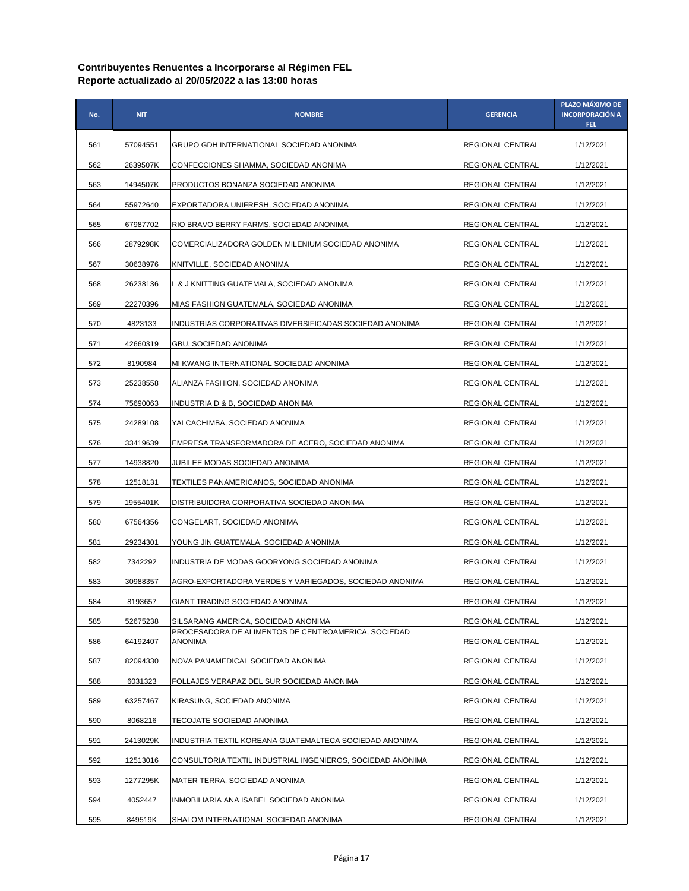**Contribuyentes Renuentes a Incorporarse al Régimen FEL**
**Reporte actualizado al 20/05/2022 a las 13:00 horas**

| No. | NIT | NOMBRE | GERENCIA | PLAZO MÁXIMO DE INCORPORACIÓN A FEL |
|---|---|---|---|---|
| 561 | 57094551 | GRUPO GDH INTERNATIONAL SOCIEDAD ANONIMA | REGIONAL CENTRAL | 1/12/2021 |
| 562 | 2639507K | CONFECCIONES SHAMMA, SOCIEDAD ANONIMA | REGIONAL CENTRAL | 1/12/2021 |
| 563 | 1494507K | PRODUCTOS BONANZA SOCIEDAD ANONIMA | REGIONAL CENTRAL | 1/12/2021 |
| 564 | 55972640 | EXPORTADORA UNIFRESH, SOCIEDAD ANONIMA | REGIONAL CENTRAL | 1/12/2021 |
| 565 | 67987702 | RIO BRAVO BERRY FARMS, SOCIEDAD ANONIMA | REGIONAL CENTRAL | 1/12/2021 |
| 566 | 2879298K | COMERCIALIZADORA GOLDEN MILENIUM SOCIEDAD ANONIMA | REGIONAL CENTRAL | 1/12/2021 |
| 567 | 30638976 | KNITVILLE, SOCIEDAD ANONIMA | REGIONAL CENTRAL | 1/12/2021 |
| 568 | 26238136 | L & J KNITTING GUATEMALA, SOCIEDAD ANONIMA | REGIONAL CENTRAL | 1/12/2021 |
| 569 | 22270396 | MIAS FASHION GUATEMALA, SOCIEDAD ANONIMA | REGIONAL CENTRAL | 1/12/2021 |
| 570 | 4823133 | INDUSTRIAS CORPORATIVAS DIVERSIFICADAS SOCIEDAD ANONIMA | REGIONAL CENTRAL | 1/12/2021 |
| 571 | 42660319 | GBU, SOCIEDAD ANONIMA | REGIONAL CENTRAL | 1/12/2021 |
| 572 | 8190984 | MI KWANG INTERNATIONAL SOCIEDAD ANONIMA | REGIONAL CENTRAL | 1/12/2021 |
| 573 | 25238558 | ALIANZA FASHION, SOCIEDAD ANONIMA | REGIONAL CENTRAL | 1/12/2021 |
| 574 | 75690063 | INDUSTRIA D & B, SOCIEDAD ANONIMA | REGIONAL CENTRAL | 1/12/2021 |
| 575 | 24289108 | YALCACHIMBA, SOCIEDAD ANONIMA | REGIONAL CENTRAL | 1/12/2021 |
| 576 | 33419639 | EMPRESA TRANSFORMADORA DE ACERO, SOCIEDAD ANONIMA | REGIONAL CENTRAL | 1/12/2021 |
| 577 | 14938820 | JUBILEE MODAS SOCIEDAD ANONIMA | REGIONAL CENTRAL | 1/12/2021 |
| 578 | 12518131 | TEXTILES PANAMERICANOS, SOCIEDAD ANONIMA | REGIONAL CENTRAL | 1/12/2021 |
| 579 | 1955401K | DISTRIBUIDORA CORPORATIVA SOCIEDAD ANONIMA | REGIONAL CENTRAL | 1/12/2021 |
| 580 | 67564356 | CONGELART, SOCIEDAD ANONIMA | REGIONAL CENTRAL | 1/12/2021 |
| 581 | 29234301 | YOUNG JIN GUATEMALA, SOCIEDAD ANONIMA | REGIONAL CENTRAL | 1/12/2021 |
| 582 | 7342292 | INDUSTRIA DE MODAS GOORYONG SOCIEDAD ANONIMA | REGIONAL CENTRAL | 1/12/2021 |
| 583 | 30988357 | AGRO-EXPORTADORA VERDES Y VARIEGADOS, SOCIEDAD ANONIMA | REGIONAL CENTRAL | 1/12/2021 |
| 584 | 8193657 | GIANT TRADING SOCIEDAD ANONIMA | REGIONAL CENTRAL | 1/12/2021 |
| 585 | 52675238 | SILSARANG AMERICA, SOCIEDAD ANONIMA | REGIONAL CENTRAL | 1/12/2021 |
| 586 | 64192407 | PROCESADORA DE ALIMENTOS DE CENTROAMERICA, SOCIEDAD ANONIMA | REGIONAL CENTRAL | 1/12/2021 |
| 587 | 82094330 | NOVA PANAMEDICAL SOCIEDAD ANONIMA | REGIONAL CENTRAL | 1/12/2021 |
| 588 | 6031323 | FOLLAJES VERAPAZ DEL SUR SOCIEDAD ANONIMA | REGIONAL CENTRAL | 1/12/2021 |
| 589 | 63257467 | KIRASUNG, SOCIEDAD ANONIMA | REGIONAL CENTRAL | 1/12/2021 |
| 590 | 8068216 | TECOJATE SOCIEDAD ANONIMA | REGIONAL CENTRAL | 1/12/2021 |
| 591 | 2413029K | INDUSTRIA TEXTIL KOREANA GUATEMALTECA SOCIEDAD ANONIMA | REGIONAL CENTRAL | 1/12/2021 |
| 592 | 12513016 | CONSULTORIA TEXTIL INDUSTRIAL INGENIEROS, SOCIEDAD ANONIMA | REGIONAL CENTRAL | 1/12/2021 |
| 593 | 1277295K | MATER TERRA, SOCIEDAD ANONIMA | REGIONAL CENTRAL | 1/12/2021 |
| 594 | 4052447 | INMOBILIARIA ANA ISABEL SOCIEDAD ANONIMA | REGIONAL CENTRAL | 1/12/2021 |
| 595 | 849519K | SHALOM INTERNATIONAL SOCIEDAD ANONIMA | REGIONAL CENTRAL | 1/12/2021 |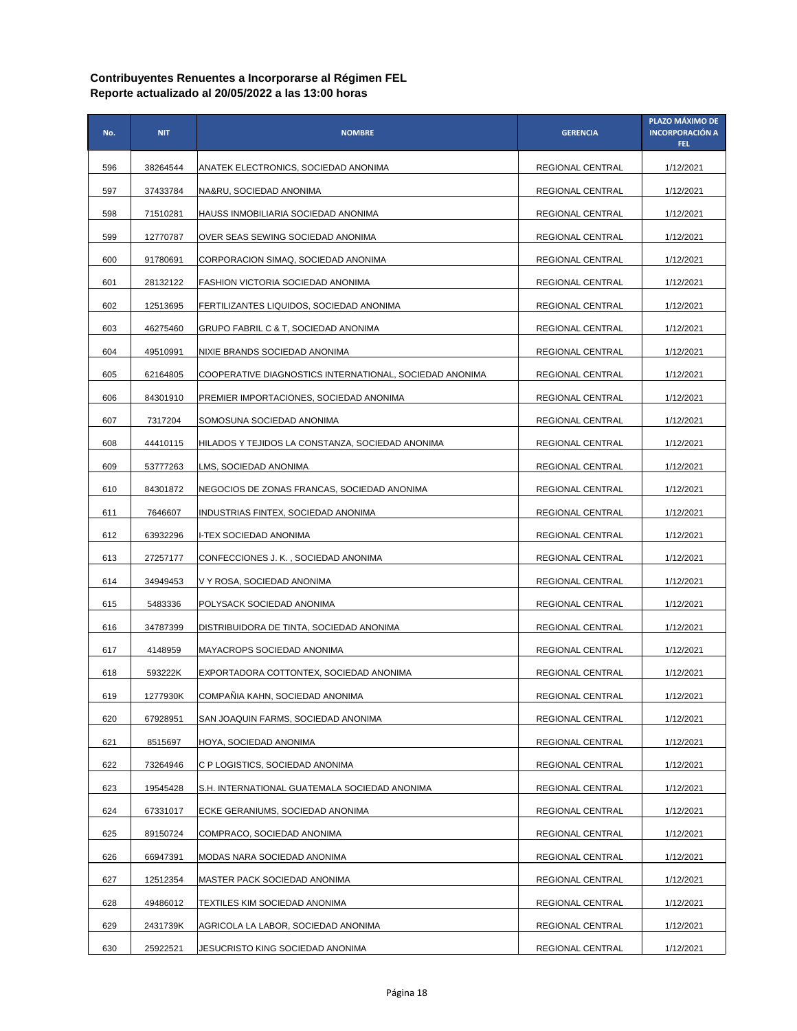**Contribuyentes Renuentes a Incorporarse al Régimen FEL**
**Reporte actualizado al 20/05/2022 a las 13:00 horas**

| No. | NIT | NOMBRE | GERENCIA | PLAZO MÁXIMO DE INCORPORACIÓN A FEL |
|---|---|---|---|---|
| 596 | 38264544 | ANATEK ELECTRONICS, SOCIEDAD ANONIMA | REGIONAL CENTRAL | 1/12/2021 |
| 597 | 37433784 | NA&RU, SOCIEDAD ANONIMA | REGIONAL CENTRAL | 1/12/2021 |
| 598 | 71510281 | HAUSS INMOBILIARIA SOCIEDAD ANONIMA | REGIONAL CENTRAL | 1/12/2021 |
| 599 | 12770787 | OVER SEAS SEWING SOCIEDAD ANONIMA | REGIONAL CENTRAL | 1/12/2021 |
| 600 | 91780691 | CORPORACION SIMAQ, SOCIEDAD ANONIMA | REGIONAL CENTRAL | 1/12/2021 |
| 601 | 28132122 | FASHION VICTORIA SOCIEDAD ANONIMA | REGIONAL CENTRAL | 1/12/2021 |
| 602 | 12513695 | FERTILIZANTES LIQUIDOS, SOCIEDAD ANONIMA | REGIONAL CENTRAL | 1/12/2021 |
| 603 | 46275460 | GRUPO FABRIL C & T, SOCIEDAD ANONIMA | REGIONAL CENTRAL | 1/12/2021 |
| 604 | 49510991 | NIXIE BRANDS SOCIEDAD ANONIMA | REGIONAL CENTRAL | 1/12/2021 |
| 605 | 62164805 | COOPERATIVE DIAGNOSTICS INTERNATIONAL, SOCIEDAD ANONIMA | REGIONAL CENTRAL | 1/12/2021 |
| 606 | 84301910 | PREMIER IMPORTACIONES, SOCIEDAD ANONIMA | REGIONAL CENTRAL | 1/12/2021 |
| 607 | 7317204 | SOMOSUNA SOCIEDAD ANONIMA | REGIONAL CENTRAL | 1/12/2021 |
| 608 | 44410115 | HILADOS Y TEJIDOS LA CONSTANZA, SOCIEDAD ANONIMA | REGIONAL CENTRAL | 1/12/2021 |
| 609 | 53777263 | LMS, SOCIEDAD ANONIMA | REGIONAL CENTRAL | 1/12/2021 |
| 610 | 84301872 | NEGOCIOS DE ZONAS FRANCAS, SOCIEDAD ANONIMA | REGIONAL CENTRAL | 1/12/2021 |
| 611 | 7646607 | INDUSTRIAS FINTEX, SOCIEDAD ANONIMA | REGIONAL CENTRAL | 1/12/2021 |
| 612 | 63932296 | I-TEX SOCIEDAD ANONIMA | REGIONAL CENTRAL | 1/12/2021 |
| 613 | 27257177 | CONFECCIONES J. K. , SOCIEDAD ANONIMA | REGIONAL CENTRAL | 1/12/2021 |
| 614 | 34949453 | V Y ROSA, SOCIEDAD ANONIMA | REGIONAL CENTRAL | 1/12/2021 |
| 615 | 5483336 | POLYSACK SOCIEDAD ANONIMA | REGIONAL CENTRAL | 1/12/2021 |
| 616 | 34787399 | DISTRIBUIDORA DE TINTA, SOCIEDAD ANONIMA | REGIONAL CENTRAL | 1/12/2021 |
| 617 | 4148959 | MAYACROPS SOCIEDAD ANONIMA | REGIONAL CENTRAL | 1/12/2021 |
| 618 | 593222K | EXPORTADORA COTTONTEX, SOCIEDAD ANONIMA | REGIONAL CENTRAL | 1/12/2021 |
| 619 | 1277930K | COMPAÑIA KAHN, SOCIEDAD ANONIMA | REGIONAL CENTRAL | 1/12/2021 |
| 620 | 67928951 | SAN JOAQUIN FARMS, SOCIEDAD ANONIMA | REGIONAL CENTRAL | 1/12/2021 |
| 621 | 8515697 | HOYA, SOCIEDAD ANONIMA | REGIONAL CENTRAL | 1/12/2021 |
| 622 | 73264946 | C P LOGISTICS, SOCIEDAD ANONIMA | REGIONAL CENTRAL | 1/12/2021 |
| 623 | 19545428 | S.H. INTERNATIONAL GUATEMALA SOCIEDAD ANONIMA | REGIONAL CENTRAL | 1/12/2021 |
| 624 | 67331017 | ECKE GERANIUMS, SOCIEDAD ANONIMA | REGIONAL CENTRAL | 1/12/2021 |
| 625 | 89150724 | COMPRACO, SOCIEDAD ANONIMA | REGIONAL CENTRAL | 1/12/2021 |
| 626 | 66947391 | MODAS NARA SOCIEDAD ANONIMA | REGIONAL CENTRAL | 1/12/2021 |
| 627 | 12512354 | MASTER PACK SOCIEDAD ANONIMA | REGIONAL CENTRAL | 1/12/2021 |
| 628 | 49486012 | TEXTILES KIM SOCIEDAD ANONIMA | REGIONAL CENTRAL | 1/12/2021 |
| 629 | 2431739K | AGRICOLA LA LABOR, SOCIEDAD ANONIMA | REGIONAL CENTRAL | 1/12/2021 |
| 630 | 25922521 | JESUCRISTO KING SOCIEDAD ANONIMA | REGIONAL CENTRAL | 1/12/2021 |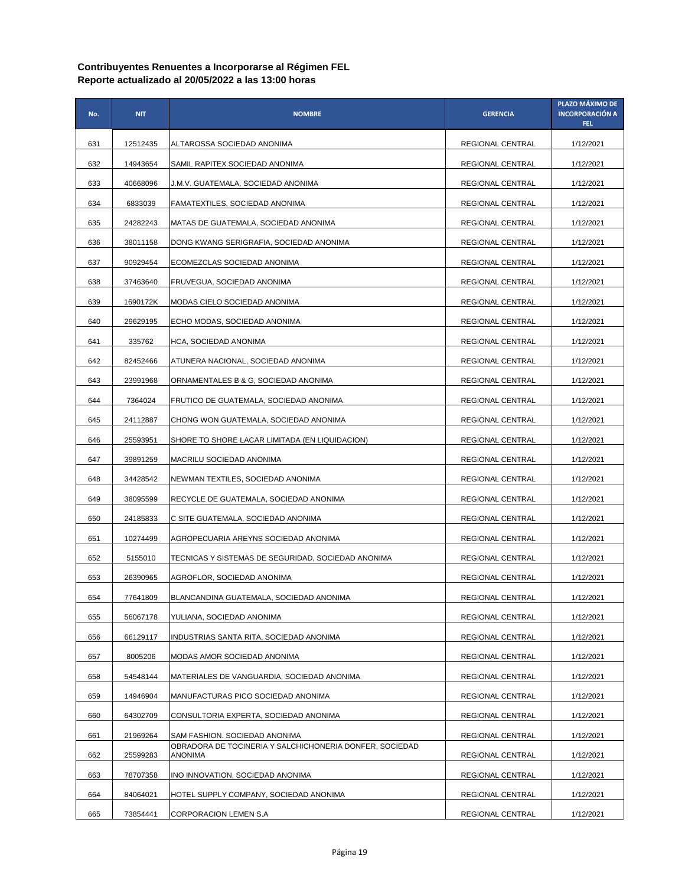**Contribuyentes Renuentes a Incorporarse al Régimen FEL**
**Reporte actualizado al 20/05/2022 a las 13:00 horas**

| No. | NIT | NOMBRE | GERENCIA | PLAZO MÁXIMO DE INCORPORACIÓN A FEL |
|---|---|---|---|---|
| 631 | 12512435 | ALTAROSSA SOCIEDAD ANONIMA | REGIONAL CENTRAL | 1/12/2021 |
| 632 | 14943654 | SAMIL RAPITEX SOCIEDAD ANONIMA | REGIONAL CENTRAL | 1/12/2021 |
| 633 | 40668096 | J.M.V. GUATEMALA, SOCIEDAD ANONIMA | REGIONAL CENTRAL | 1/12/2021 |
| 634 | 6833039 | FAMATEXTILES, SOCIEDAD ANONIMA | REGIONAL CENTRAL | 1/12/2021 |
| 635 | 24282243 | MATAS DE GUATEMALA, SOCIEDAD ANONIMA | REGIONAL CENTRAL | 1/12/2021 |
| 636 | 38011158 | DONG KWANG SERIGRAFIA, SOCIEDAD ANONIMA | REGIONAL CENTRAL | 1/12/2021 |
| 637 | 90929454 | ECOMEZCLAS SOCIEDAD ANONIMA | REGIONAL CENTRAL | 1/12/2021 |
| 638 | 37463640 | FRUVEGUA, SOCIEDAD ANONIMA | REGIONAL CENTRAL | 1/12/2021 |
| 639 | 1690172K | MODAS CIELO SOCIEDAD ANONIMA | REGIONAL CENTRAL | 1/12/2021 |
| 640 | 29629195 | ECHO MODAS, SOCIEDAD ANONIMA | REGIONAL CENTRAL | 1/12/2021 |
| 641 | 335762 | HCA, SOCIEDAD ANONIMA | REGIONAL CENTRAL | 1/12/2021 |
| 642 | 82452466 | ATUNERA NACIONAL, SOCIEDAD ANONIMA | REGIONAL CENTRAL | 1/12/2021 |
| 643 | 23991968 | ORNAMENTALES B & G, SOCIEDAD ANONIMA | REGIONAL CENTRAL | 1/12/2021 |
| 644 | 7364024 | FRUTICO DE GUATEMALA, SOCIEDAD ANONIMA | REGIONAL CENTRAL | 1/12/2021 |
| 645 | 24112887 | CHONG WON GUATEMALA, SOCIEDAD ANONIMA | REGIONAL CENTRAL | 1/12/2021 |
| 646 | 25593951 | SHORE TO SHORE LACAR LIMITADA (EN LIQUIDACION) | REGIONAL CENTRAL | 1/12/2021 |
| 647 | 39891259 | MACRILU SOCIEDAD ANONIMA | REGIONAL CENTRAL | 1/12/2021 |
| 648 | 34428542 | NEWMAN TEXTILES, SOCIEDAD ANONIMA | REGIONAL CENTRAL | 1/12/2021 |
| 649 | 38095599 | RECYCLE DE GUATEMALA, SOCIEDAD ANONIMA | REGIONAL CENTRAL | 1/12/2021 |
| 650 | 24185833 | C SITE GUATEMALA, SOCIEDAD ANONIMA | REGIONAL CENTRAL | 1/12/2021 |
| 651 | 10274499 | AGROPECUARIA AREYNS SOCIEDAD ANONIMA | REGIONAL CENTRAL | 1/12/2021 |
| 652 | 5155010 | TECNICAS Y SISTEMAS DE SEGURIDAD, SOCIEDAD ANONIMA | REGIONAL CENTRAL | 1/12/2021 |
| 653 | 26390965 | AGROFLOR, SOCIEDAD ANONIMA | REGIONAL CENTRAL | 1/12/2021 |
| 654 | 77641809 | BLANCANDINA GUATEMALA, SOCIEDAD ANONIMA | REGIONAL CENTRAL | 1/12/2021 |
| 655 | 56067178 | YULIANA, SOCIEDAD ANONIMA | REGIONAL CENTRAL | 1/12/2021 |
| 656 | 66129117 | INDUSTRIAS SANTA RITA, SOCIEDAD ANONIMA | REGIONAL CENTRAL | 1/12/2021 |
| 657 | 8005206 | MODAS AMOR SOCIEDAD ANONIMA | REGIONAL CENTRAL | 1/12/2021 |
| 658 | 54548144 | MATERIALES DE VANGUARDIA, SOCIEDAD ANONIMA | REGIONAL CENTRAL | 1/12/2021 |
| 659 | 14946904 | MANUFACTURAS PICO SOCIEDAD ANONIMA | REGIONAL CENTRAL | 1/12/2021 |
| 660 | 64302709 | CONSULTORIA EXPERTA, SOCIEDAD ANONIMA | REGIONAL CENTRAL | 1/12/2021 |
| 661 | 21969264 | SAM FASHION. SOCIEDAD ANONIMA | REGIONAL CENTRAL | 1/12/2021 |
| 662 | 25599283 | OBRADORA DE TOCINERIA Y SALCHICHONERIA DONFER, SOCIEDAD ANONIMA | REGIONAL CENTRAL | 1/12/2021 |
| 663 | 78707358 | INO INNOVATION, SOCIEDAD ANONIMA | REGIONAL CENTRAL | 1/12/2021 |
| 664 | 84064021 | HOTEL SUPPLY COMPANY, SOCIEDAD ANONIMA | REGIONAL CENTRAL | 1/12/2021 |
| 665 | 73854441 | CORPORACION LEMEN S.A | REGIONAL CENTRAL | 1/12/2021 |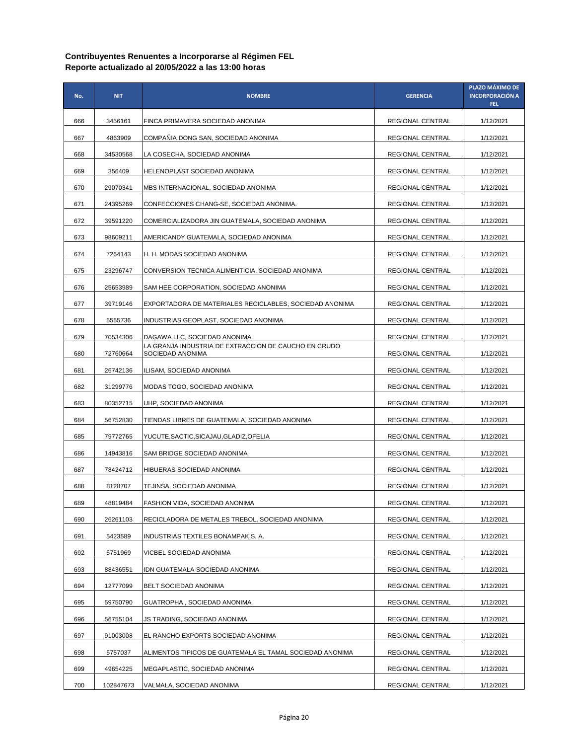**Contribuyentes Renuentes a Incorporarse al Régimen FEL**
**Reporte actualizado al 20/05/2022 a las 13:00 horas**

| No. | NIT | NOMBRE | GERENCIA | PLAZO MÁXIMO DE INCORPORACIÓN A FEL |
|---|---|---|---|---|
| 666 | 3456161 | FINCA PRIMAVERA SOCIEDAD ANONIMA | REGIONAL CENTRAL | 1/12/2021 |
| 667 | 4863909 | COMPAÑIA DONG SAN, SOCIEDAD ANONIMA | REGIONAL CENTRAL | 1/12/2021 |
| 668 | 34530568 | LA COSECHA, SOCIEDAD ANONIMA | REGIONAL CENTRAL | 1/12/2021 |
| 669 | 356409 | HELENOPLAST SOCIEDAD ANONIMA | REGIONAL CENTRAL | 1/12/2021 |
| 670 | 29070341 | MBS INTERNACIONAL, SOCIEDAD ANONIMA | REGIONAL CENTRAL | 1/12/2021 |
| 671 | 24395269 | CONFECCIONES CHANG-SE, SOCIEDAD ANONIMA. | REGIONAL CENTRAL | 1/12/2021 |
| 672 | 39591220 | COMERCIALIZADORA JIN GUATEMALA, SOCIEDAD ANONIMA | REGIONAL CENTRAL | 1/12/2021 |
| 673 | 98609211 | AMERICANDY GUATEMALA, SOCIEDAD ANONIMA | REGIONAL CENTRAL | 1/12/2021 |
| 674 | 7264143 | H. H. MODAS SOCIEDAD ANONIMA | REGIONAL CENTRAL | 1/12/2021 |
| 675 | 23296747 | CONVERSION TECNICA ALIMENTICIA, SOCIEDAD ANONIMA | REGIONAL CENTRAL | 1/12/2021 |
| 676 | 25653989 | SAM HEE CORPORATION, SOCIEDAD ANONIMA | REGIONAL CENTRAL | 1/12/2021 |
| 677 | 39719146 | EXPORTADORA DE MATERIALES RECICLABLES, SOCIEDAD ANONIMA | REGIONAL CENTRAL | 1/12/2021 |
| 678 | 5555736 | INDUSTRIAS GEOPLAST, SOCIEDAD ANONIMA | REGIONAL CENTRAL | 1/12/2021 |
| 679 | 70534306 | DAGAWA LLC, SOCIEDAD ANONIMA | REGIONAL CENTRAL | 1/12/2021 |
| 680 | 72760664 | LA GRANJA INDUSTRIA DE EXTRACCION DE CAUCHO EN CRUDO SOCIEDAD ANONIMA | REGIONAL CENTRAL | 1/12/2021 |
| 681 | 26742136 | ILISAM, SOCIEDAD ANONIMA | REGIONAL CENTRAL | 1/12/2021 |
| 682 | 31299776 | MODAS TOGO, SOCIEDAD ANONIMA | REGIONAL CENTRAL | 1/12/2021 |
| 683 | 80352715 | UHP, SOCIEDAD ANONIMA | REGIONAL CENTRAL | 1/12/2021 |
| 684 | 56752830 | TIENDAS LIBRES DE GUATEMALA, SOCIEDAD ANONIMA | REGIONAL CENTRAL | 1/12/2021 |
| 685 | 79772765 | YUCUTE,SACTIC,SICAJAU,GLADIZ,OFELIA | REGIONAL CENTRAL | 1/12/2021 |
| 686 | 14943816 | SAM BRIDGE SOCIEDAD ANONIMA | REGIONAL CENTRAL | 1/12/2021 |
| 687 | 78424712 | HIBUERAS SOCIEDAD ANONIMA | REGIONAL CENTRAL | 1/12/2021 |
| 688 | 8128707 | TEJINSA, SOCIEDAD ANONIMA | REGIONAL CENTRAL | 1/12/2021 |
| 689 | 48819484 | FASHION VIDA, SOCIEDAD ANONIMA | REGIONAL CENTRAL | 1/12/2021 |
| 690 | 26261103 | RECICLADORA DE METALES TREBOL, SOCIEDAD ANONIMA | REGIONAL CENTRAL | 1/12/2021 |
| 691 | 5423589 | INDUSTRIAS TEXTILES BONAMPAK S. A. | REGIONAL CENTRAL | 1/12/2021 |
| 692 | 5751969 | VICBEL SOCIEDAD ANONIMA | REGIONAL CENTRAL | 1/12/2021 |
| 693 | 88436551 | IDN GUATEMALA SOCIEDAD ANONIMA | REGIONAL CENTRAL | 1/12/2021 |
| 694 | 12777099 | BELT SOCIEDAD ANONIMA | REGIONAL CENTRAL | 1/12/2021 |
| 695 | 59750790 | GUATROPHA , SOCIEDAD ANONIMA | REGIONAL CENTRAL | 1/12/2021 |
| 696 | 56755104 | JS TRADING, SOCIEDAD ANONIMA | REGIONAL CENTRAL | 1/12/2021 |
| 697 | 91003008 | EL RANCHO EXPORTS SOCIEDAD ANONIMA | REGIONAL CENTRAL | 1/12/2021 |
| 698 | 5757037 | ALIMENTOS TIPICOS DE GUATEMALA EL TAMAL SOCIEDAD ANONIMA | REGIONAL CENTRAL | 1/12/2021 |
| 699 | 49654225 | MEGAPLASTIC, SOCIEDAD ANONIMA | REGIONAL CENTRAL | 1/12/2021 |
| 700 | 102847673 | VALMALA, SOCIEDAD ANONIMA | REGIONAL CENTRAL | 1/12/2021 |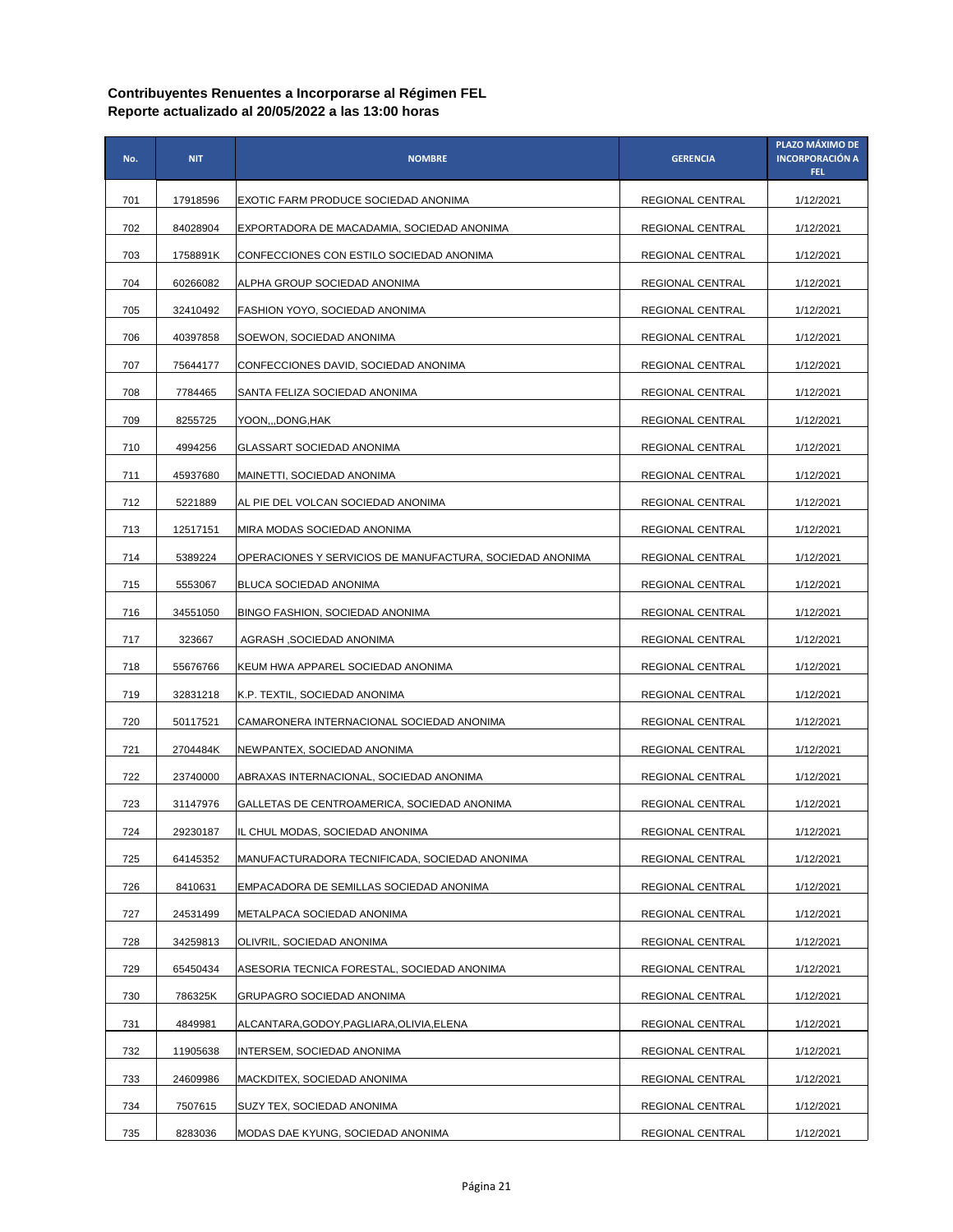**Contribuyentes Renuentes a Incorporarse al Régimen FEL**
**Reporte actualizado al 20/05/2022 a las 13:00 horas**

| No. | NIT | NOMBRE | GERENCIA | PLAZO MÁXIMO DE INCORPORACIÓN A FEL |
|---|---|---|---|---|
| 701 | 17918596 | EXOTIC FARM PRODUCE SOCIEDAD ANONIMA | REGIONAL CENTRAL | 1/12/2021 |
| 702 | 84028904 | EXPORTADORA DE MACADAMIA, SOCIEDAD ANONIMA | REGIONAL CENTRAL | 1/12/2021 |
| 703 | 1758891K | CONFECCIONES CON ESTILO SOCIEDAD ANONIMA | REGIONAL CENTRAL | 1/12/2021 |
| 704 | 60266082 | ALPHA GROUP SOCIEDAD ANONIMA | REGIONAL CENTRAL | 1/12/2021 |
| 705 | 32410492 | FASHION YOYO, SOCIEDAD ANONIMA | REGIONAL CENTRAL | 1/12/2021 |
| 706 | 40397858 | SOEWON, SOCIEDAD ANONIMA | REGIONAL CENTRAL | 1/12/2021 |
| 707 | 75644177 | CONFECCIONES DAVID, SOCIEDAD ANONIMA | REGIONAL CENTRAL | 1/12/2021 |
| 708 | 7784465 | SANTA FELIZA SOCIEDAD ANONIMA | REGIONAL CENTRAL | 1/12/2021 |
| 709 | 8255725 | YOON,,,DONG,HAK | REGIONAL CENTRAL | 1/12/2021 |
| 710 | 4994256 | GLASSART SOCIEDAD ANONIMA | REGIONAL CENTRAL | 1/12/2021 |
| 711 | 45937680 | MAINETTI, SOCIEDAD ANONIMA | REGIONAL CENTRAL | 1/12/2021 |
| 712 | 5221889 | AL PIE DEL VOLCAN SOCIEDAD ANONIMA | REGIONAL CENTRAL | 1/12/2021 |
| 713 | 12517151 | MIRA MODAS SOCIEDAD ANONIMA | REGIONAL CENTRAL | 1/12/2021 |
| 714 | 5389224 | OPERACIONES Y SERVICIOS DE MANUFACTURA, SOCIEDAD ANONIMA | REGIONAL CENTRAL | 1/12/2021 |
| 715 | 5553067 | BLUCA SOCIEDAD ANONIMA | REGIONAL CENTRAL | 1/12/2021 |
| 716 | 34551050 | BINGO FASHION, SOCIEDAD ANONIMA | REGIONAL CENTRAL | 1/12/2021 |
| 717 | 323667 | AGRASH ,SOCIEDAD ANONIMA | REGIONAL CENTRAL | 1/12/2021 |
| 718 | 55676766 | KEUM HWA APPAREL SOCIEDAD ANONIMA | REGIONAL CENTRAL | 1/12/2021 |
| 719 | 32831218 | K.P. TEXTIL, SOCIEDAD ANONIMA | REGIONAL CENTRAL | 1/12/2021 |
| 720 | 50117521 | CAMARONERA INTERNACIONAL SOCIEDAD ANONIMA | REGIONAL CENTRAL | 1/12/2021 |
| 721 | 2704484K | NEWPANTEX, SOCIEDAD ANONIMA | REGIONAL CENTRAL | 1/12/2021 |
| 722 | 23740000 | ABRAXAS INTERNACIONAL, SOCIEDAD ANONIMA | REGIONAL CENTRAL | 1/12/2021 |
| 723 | 31147976 | GALLETAS DE CENTROAMERICA, SOCIEDAD ANONIMA | REGIONAL CENTRAL | 1/12/2021 |
| 724 | 29230187 | IL CHUL MODAS, SOCIEDAD ANONIMA | REGIONAL CENTRAL | 1/12/2021 |
| 725 | 64145352 | MANUFACTURADORA TECNIFICADA, SOCIEDAD ANONIMA | REGIONAL CENTRAL | 1/12/2021 |
| 726 | 8410631 | EMPACADORA DE SEMILLAS SOCIEDAD ANONIMA | REGIONAL CENTRAL | 1/12/2021 |
| 727 | 24531499 | METALPACA SOCIEDAD ANONIMA | REGIONAL CENTRAL | 1/12/2021 |
| 728 | 34259813 | OLIVRIL, SOCIEDAD ANONIMA | REGIONAL CENTRAL | 1/12/2021 |
| 729 | 65450434 | ASESORIA TECNICA FORESTAL, SOCIEDAD ANONIMA | REGIONAL CENTRAL | 1/12/2021 |
| 730 | 786325K | GRUPAGRO SOCIEDAD ANONIMA | REGIONAL CENTRAL | 1/12/2021 |
| 731 | 4849981 | ALCANTARA,GODOY,PAGLIARA,OLIVIA,ELENA | REGIONAL CENTRAL | 1/12/2021 |
| 732 | 11905638 | INTERSEM, SOCIEDAD ANONIMA | REGIONAL CENTRAL | 1/12/2021 |
| 733 | 24609986 | MACKDITEX, SOCIEDAD ANONIMA | REGIONAL CENTRAL | 1/12/2021 |
| 734 | 7507615 | SUZY TEX, SOCIEDAD ANONIMA | REGIONAL CENTRAL | 1/12/2021 |
| 735 | 8283036 | MODAS DAE KYUNG, SOCIEDAD ANONIMA | REGIONAL CENTRAL | 1/12/2021 |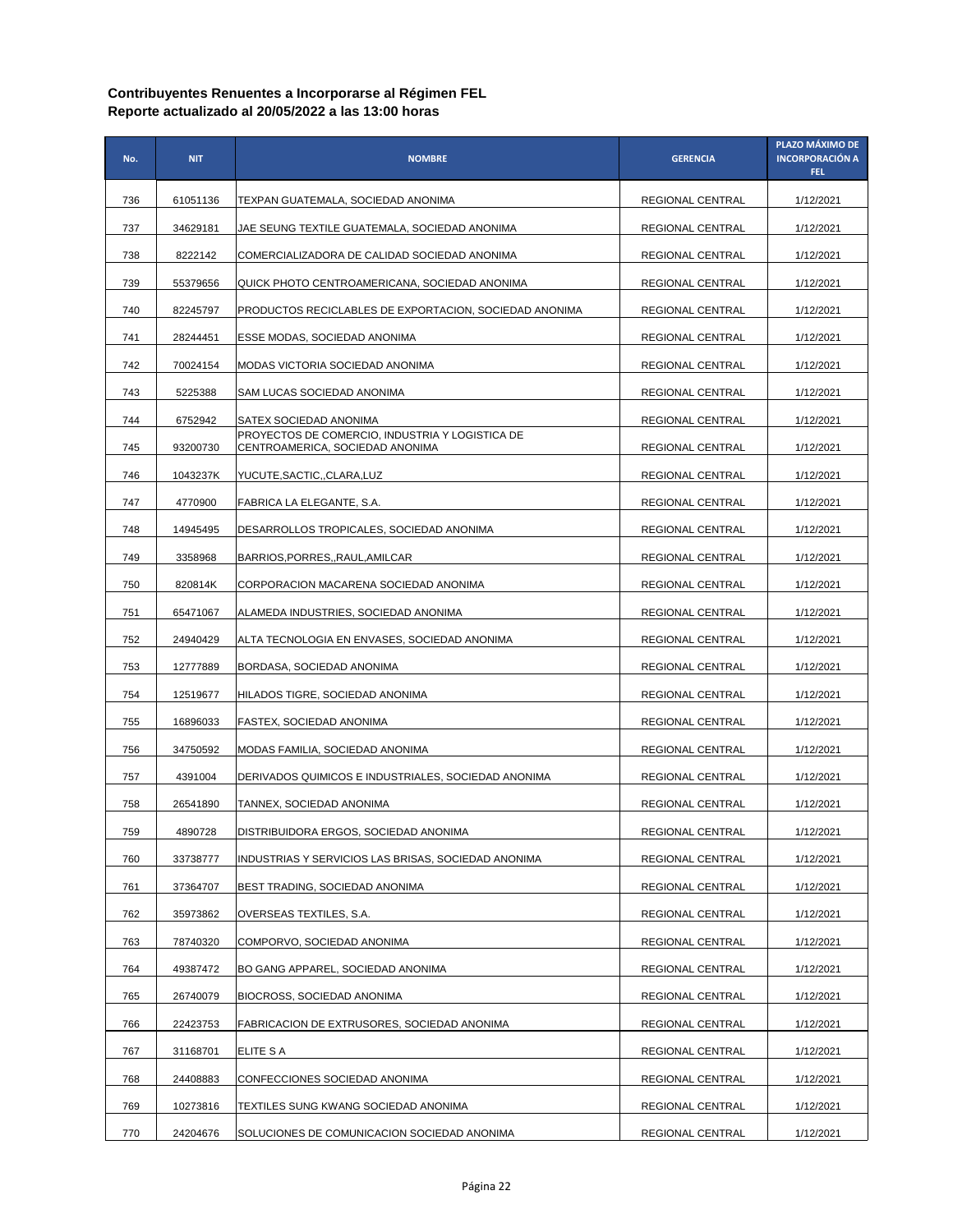**Contribuyentes Renuentes a Incorporarse al Régimen FEL**
**Reporte actualizado al 20/05/2022 a las 13:00 horas**

| No. | NIT | NOMBRE | GERENCIA | PLAZO MÁXIMO DE INCORPORACIÓN A FEL |
|---|---|---|---|---|
| 736 | 61051136 | TEXPAN GUATEMALA, SOCIEDAD ANONIMA | REGIONAL CENTRAL | 1/12/2021 |
| 737 | 34629181 | JAE SEUNG TEXTILE GUATEMALA, SOCIEDAD ANONIMA | REGIONAL CENTRAL | 1/12/2021 |
| 738 | 8222142 | COMERCIALIZADORA DE CALIDAD SOCIEDAD ANONIMA | REGIONAL CENTRAL | 1/12/2021 |
| 739 | 55379656 | QUICK PHOTO CENTROAMERICANA, SOCIEDAD ANONIMA | REGIONAL CENTRAL | 1/12/2021 |
| 740 | 82245797 | PRODUCTOS RECICLABLES DE EXPORTACION, SOCIEDAD ANONIMA | REGIONAL CENTRAL | 1/12/2021 |
| 741 | 28244451 | ESSE MODAS, SOCIEDAD ANONIMA | REGIONAL CENTRAL | 1/12/2021 |
| 742 | 70024154 | MODAS VICTORIA SOCIEDAD ANONIMA | REGIONAL CENTRAL | 1/12/2021 |
| 743 | 5225388 | SAM LUCAS SOCIEDAD ANONIMA | REGIONAL CENTRAL | 1/12/2021 |
| 744 | 6752942 | SATEX SOCIEDAD ANONIMA | REGIONAL CENTRAL | 1/12/2021 |
| 745 | 93200730 | PROYECTOS DE COMERCIO, INDUSTRIA Y LOGISTICA DE CENTROAMERICA, SOCIEDAD ANONIMA | REGIONAL CENTRAL | 1/12/2021 |
| 746 | 1043237K | YUCUTE,SACTIC,,CLARA,LUZ | REGIONAL CENTRAL | 1/12/2021 |
| 747 | 4770900 | FABRICA LA ELEGANTE, S.A. | REGIONAL CENTRAL | 1/12/2021 |
| 748 | 14945495 | DESARROLLOS TROPICALES, SOCIEDAD ANONIMA | REGIONAL CENTRAL | 1/12/2021 |
| 749 | 3358968 | BARRIOS,PORRES,,RAUL,AMILCAR | REGIONAL CENTRAL | 1/12/2021 |
| 750 | 820814K | CORPORACION MACARENA SOCIEDAD ANONIMA | REGIONAL CENTRAL | 1/12/2021 |
| 751 | 65471067 | ALAMEDA INDUSTRIES, SOCIEDAD ANONIMA | REGIONAL CENTRAL | 1/12/2021 |
| 752 | 24940429 | ALTA TECNOLOGIA EN ENVASES, SOCIEDAD ANONIMA | REGIONAL CENTRAL | 1/12/2021 |
| 753 | 12777889 | BORDASA, SOCIEDAD ANONIMA | REGIONAL CENTRAL | 1/12/2021 |
| 754 | 12519677 | HILADOS TIGRE, SOCIEDAD ANONIMA | REGIONAL CENTRAL | 1/12/2021 |
| 755 | 16896033 | FASTEX, SOCIEDAD ANONIMA | REGIONAL CENTRAL | 1/12/2021 |
| 756 | 34750592 | MODAS FAMILIA, SOCIEDAD ANONIMA | REGIONAL CENTRAL | 1/12/2021 |
| 757 | 4391004 | DERIVADOS QUIMICOS E INDUSTRIALES, SOCIEDAD ANONIMA | REGIONAL CENTRAL | 1/12/2021 |
| 758 | 26541890 | TANNEX, SOCIEDAD ANONIMA | REGIONAL CENTRAL | 1/12/2021 |
| 759 | 4890728 | DISTRIBUIDORA ERGOS, SOCIEDAD ANONIMA | REGIONAL CENTRAL | 1/12/2021 |
| 760 | 33738777 | INDUSTRIAS Y SERVICIOS LAS BRISAS, SOCIEDAD ANONIMA | REGIONAL CENTRAL | 1/12/2021 |
| 761 | 37364707 | BEST TRADING, SOCIEDAD ANONIMA | REGIONAL CENTRAL | 1/12/2021 |
| 762 | 35973862 | OVERSEAS TEXTILES, S.A. | REGIONAL CENTRAL | 1/12/2021 |
| 763 | 78740320 | COMPORVO, SOCIEDAD ANONIMA | REGIONAL CENTRAL | 1/12/2021 |
| 764 | 49387472 | BO GANG APPAREL, SOCIEDAD ANONIMA | REGIONAL CENTRAL | 1/12/2021 |
| 765 | 26740079 | BIOCROSS, SOCIEDAD ANONIMA | REGIONAL CENTRAL | 1/12/2021 |
| 766 | 22423753 | FABRICACION DE EXTRUSORES, SOCIEDAD ANONIMA | REGIONAL CENTRAL | 1/12/2021 |
| 767 | 31168701 | ELITE S A | REGIONAL CENTRAL | 1/12/2021 |
| 768 | 24408883 | CONFECCIONES SOCIEDAD ANONIMA | REGIONAL CENTRAL | 1/12/2021 |
| 769 | 10273816 | TEXTILES SUNG KWANG SOCIEDAD ANONIMA | REGIONAL CENTRAL | 1/12/2021 |
| 770 | 24204676 | SOLUCIONES DE COMUNICACION SOCIEDAD ANONIMA | REGIONAL CENTRAL | 1/12/2021 |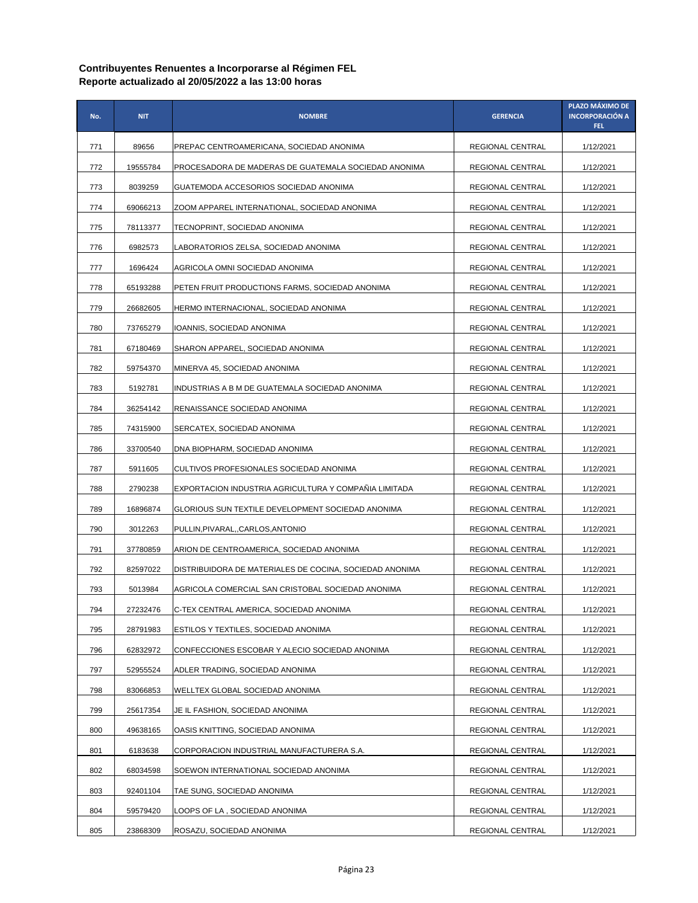**Contribuyentes Renuentes a Incorporarse al Régimen FEL**
**Reporte actualizado al 20/05/2022 a las 13:00 horas**

| No. | NIT | NOMBRE | GERENCIA | PLAZO MÁXIMO DE INCORPORACIÓN A FEL |
|---|---|---|---|---|
| 771 | 89656 | PREPAC CENTROAMERICANA, SOCIEDAD ANONIMA | REGIONAL CENTRAL | 1/12/2021 |
| 772 | 19555784 | PROCESADORA DE MADERAS DE GUATEMALA SOCIEDAD ANONIMA | REGIONAL CENTRAL | 1/12/2021 |
| 773 | 8039259 | GUATEMODA ACCESORIOS SOCIEDAD ANONIMA | REGIONAL CENTRAL | 1/12/2021 |
| 774 | 69066213 | ZOOM APPAREL INTERNATIONAL, SOCIEDAD ANONIMA | REGIONAL CENTRAL | 1/12/2021 |
| 775 | 78113377 | TECNOPRINT, SOCIEDAD ANONIMA | REGIONAL CENTRAL | 1/12/2021 |
| 776 | 6982573 | LABORATORIOS ZELSA, SOCIEDAD ANONIMA | REGIONAL CENTRAL | 1/12/2021 |
| 777 | 1696424 | AGRICOLA OMNI SOCIEDAD ANONIMA | REGIONAL CENTRAL | 1/12/2021 |
| 778 | 65193288 | PETEN FRUIT PRODUCTIONS FARMS, SOCIEDAD ANONIMA | REGIONAL CENTRAL | 1/12/2021 |
| 779 | 26682605 | HERMO INTERNACIONAL, SOCIEDAD ANONIMA | REGIONAL CENTRAL | 1/12/2021 |
| 780 | 73765279 | IOANNIS, SOCIEDAD ANONIMA | REGIONAL CENTRAL | 1/12/2021 |
| 781 | 67180469 | SHARON APPAREL, SOCIEDAD ANONIMA | REGIONAL CENTRAL | 1/12/2021 |
| 782 | 59754370 | MINERVA 45, SOCIEDAD ANONIMA | REGIONAL CENTRAL | 1/12/2021 |
| 783 | 5192781 | INDUSTRIAS A B M DE GUATEMALA SOCIEDAD ANONIMA | REGIONAL CENTRAL | 1/12/2021 |
| 784 | 36254142 | RENAISSANCE SOCIEDAD ANONIMA | REGIONAL CENTRAL | 1/12/2021 |
| 785 | 74315900 | SERCATEX, SOCIEDAD ANONIMA | REGIONAL CENTRAL | 1/12/2021 |
| 786 | 33700540 | DNA BIOPHARM, SOCIEDAD ANONIMA | REGIONAL CENTRAL | 1/12/2021 |
| 787 | 5911605 | CULTIVOS PROFESIONALES SOCIEDAD ANONIMA | REGIONAL CENTRAL | 1/12/2021 |
| 788 | 2790238 | EXPORTACION INDUSTRIA AGRICULTURA Y COMPAÑIA LIMITADA | REGIONAL CENTRAL | 1/12/2021 |
| 789 | 16896874 | GLORIOUS SUN TEXTILE DEVELOPMENT SOCIEDAD ANONIMA | REGIONAL CENTRAL | 1/12/2021 |
| 790 | 3012263 | PULLIN,PIVARAL,,CARLOS,ANTONIO | REGIONAL CENTRAL | 1/12/2021 |
| 791 | 37780859 | ARION DE CENTROAMERICA, SOCIEDAD ANONIMA | REGIONAL CENTRAL | 1/12/2021 |
| 792 | 82597022 | DISTRIBUIDORA DE MATERIALES DE COCINA, SOCIEDAD ANONIMA | REGIONAL CENTRAL | 1/12/2021 |
| 793 | 5013984 | AGRICOLA COMERCIAL SAN CRISTOBAL SOCIEDAD ANONIMA | REGIONAL CENTRAL | 1/12/2021 |
| 794 | 27232476 | C-TEX CENTRAL AMERICA, SOCIEDAD ANONIMA | REGIONAL CENTRAL | 1/12/2021 |
| 795 | 28791983 | ESTILOS Y TEXTILES, SOCIEDAD ANONIMA | REGIONAL CENTRAL | 1/12/2021 |
| 796 | 62832972 | CONFECCIONES ESCOBAR Y ALECIO SOCIEDAD ANONIMA | REGIONAL CENTRAL | 1/12/2021 |
| 797 | 52955524 | ADLER TRADING, SOCIEDAD ANONIMA | REGIONAL CENTRAL | 1/12/2021 |
| 798 | 83066853 | WELLTEX GLOBAL SOCIEDAD ANONIMA | REGIONAL CENTRAL | 1/12/2021 |
| 799 | 25617354 | JE IL FASHION, SOCIEDAD ANONIMA | REGIONAL CENTRAL | 1/12/2021 |
| 800 | 49638165 | OASIS KNITTING, SOCIEDAD ANONIMA | REGIONAL CENTRAL | 1/12/2021 |
| 801 | 6183638 | CORPORACION INDUSTRIAL MANUFACTURERA S.A. | REGIONAL CENTRAL | 1/12/2021 |
| 802 | 68034598 | SOEWON INTERNATIONAL SOCIEDAD ANONIMA | REGIONAL CENTRAL | 1/12/2021 |
| 803 | 92401104 | TAE SUNG, SOCIEDAD ANONIMA | REGIONAL CENTRAL | 1/12/2021 |
| 804 | 59579420 | LOOPS OF LA , SOCIEDAD ANONIMA | REGIONAL CENTRAL | 1/12/2021 |
| 805 | 23868309 | ROSAZU, SOCIEDAD ANONIMA | REGIONAL CENTRAL | 1/12/2021 |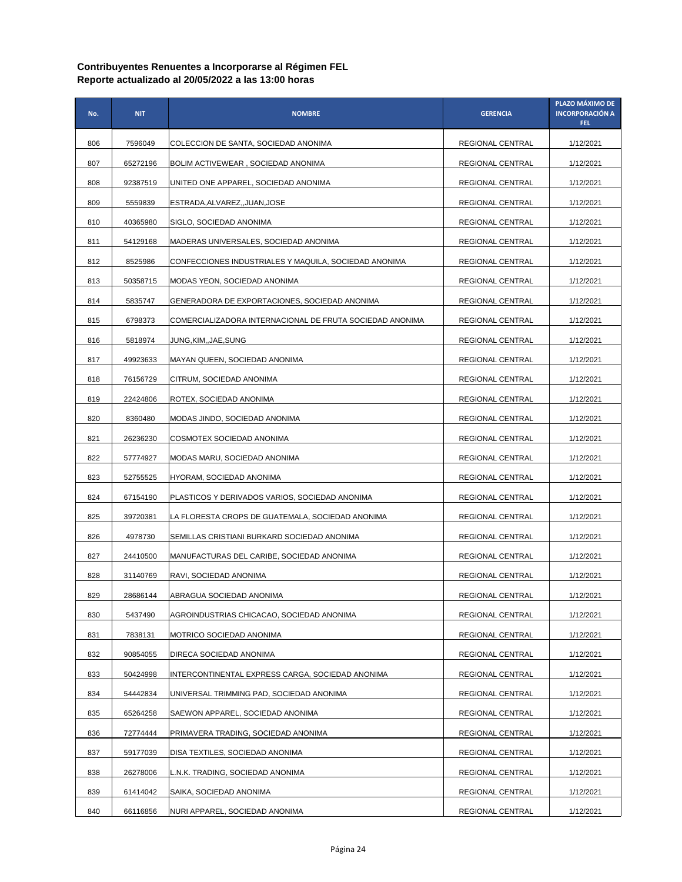**Contribuyentes Renuentes a Incorporarse al Régimen FEL**
**Reporte actualizado al 20/05/2022 a las 13:00 horas**

| No. | NIT | NOMBRE | GERENCIA | PLAZO MÁXIMO DE INCORPORACIÓN A FEL |
|---|---|---|---|---|
| 806 | 7596049 | COLECCION DE SANTA, SOCIEDAD ANONIMA | REGIONAL CENTRAL | 1/12/2021 |
| 807 | 65272196 | BOLIM ACTIVEWEAR , SOCIEDAD ANONIMA | REGIONAL CENTRAL | 1/12/2021 |
| 808 | 92387519 | UNITED ONE APPAREL, SOCIEDAD ANONIMA | REGIONAL CENTRAL | 1/12/2021 |
| 809 | 5559839 | ESTRADA,ALVAREZ,,JUAN,JOSE | REGIONAL CENTRAL | 1/12/2021 |
| 810 | 40365980 | SIGLO, SOCIEDAD ANONIMA | REGIONAL CENTRAL | 1/12/2021 |
| 811 | 54129168 | MADERAS UNIVERSALES, SOCIEDAD ANONIMA | REGIONAL CENTRAL | 1/12/2021 |
| 812 | 8525986 | CONFECCIONES INDUSTRIALES Y MAQUILA, SOCIEDAD ANONIMA | REGIONAL CENTRAL | 1/12/2021 |
| 813 | 50358715 | MODAS YEON, SOCIEDAD ANONIMA | REGIONAL CENTRAL | 1/12/2021 |
| 814 | 5835747 | GENERADORA DE EXPORTACIONES, SOCIEDAD ANONIMA | REGIONAL CENTRAL | 1/12/2021 |
| 815 | 6798373 | COMERCIALIZADORA INTERNACIONAL DE FRUTA SOCIEDAD ANONIMA | REGIONAL CENTRAL | 1/12/2021 |
| 816 | 5818974 | JUNG,KIM,,JAE,SUNG | REGIONAL CENTRAL | 1/12/2021 |
| 817 | 49923633 | MAYAN QUEEN, SOCIEDAD ANONIMA | REGIONAL CENTRAL | 1/12/2021 |
| 818 | 76156729 | CITRUM, SOCIEDAD ANONIMA | REGIONAL CENTRAL | 1/12/2021 |
| 819 | 22424806 | ROTEX, SOCIEDAD ANONIMA | REGIONAL CENTRAL | 1/12/2021 |
| 820 | 8360480 | MODAS JINDO, SOCIEDAD ANONIMA | REGIONAL CENTRAL | 1/12/2021 |
| 821 | 26236230 | COSMOTEX SOCIEDAD ANONIMA | REGIONAL CENTRAL | 1/12/2021 |
| 822 | 57774927 | MODAS MARU, SOCIEDAD ANONIMA | REGIONAL CENTRAL | 1/12/2021 |
| 823 | 52755525 | HYORAM, SOCIEDAD ANONIMA | REGIONAL CENTRAL | 1/12/2021 |
| 824 | 67154190 | PLASTICOS Y DERIVADOS VARIOS, SOCIEDAD ANONIMA | REGIONAL CENTRAL | 1/12/2021 |
| 825 | 39720381 | LA FLORESTA CROPS DE GUATEMALA, SOCIEDAD ANONIMA | REGIONAL CENTRAL | 1/12/2021 |
| 826 | 4978730 | SEMILLAS CRISTIANI BURKARD SOCIEDAD ANONIMA | REGIONAL CENTRAL | 1/12/2021 |
| 827 | 24410500 | MANUFACTURAS DEL CARIBE, SOCIEDAD ANONIMA | REGIONAL CENTRAL | 1/12/2021 |
| 828 | 31140769 | RAVI, SOCIEDAD ANONIMA | REGIONAL CENTRAL | 1/12/2021 |
| 829 | 28686144 | ABRAGUA SOCIEDAD ANONIMA | REGIONAL CENTRAL | 1/12/2021 |
| 830 | 5437490 | AGROINDUSTRIAS CHICACAO, SOCIEDAD ANONIMA | REGIONAL CENTRAL | 1/12/2021 |
| 831 | 7838131 | MOTRICO SOCIEDAD ANONIMA | REGIONAL CENTRAL | 1/12/2021 |
| 832 | 90854055 | DIRECA SOCIEDAD ANONIMA | REGIONAL CENTRAL | 1/12/2021 |
| 833 | 50424998 | INTERCONTINENTAL EXPRESS CARGA, SOCIEDAD ANONIMA | REGIONAL CENTRAL | 1/12/2021 |
| 834 | 54442834 | UNIVERSAL TRIMMING PAD, SOCIEDAD ANONIMA | REGIONAL CENTRAL | 1/12/2021 |
| 835 | 65264258 | SAEWON APPAREL, SOCIEDAD ANONIMA | REGIONAL CENTRAL | 1/12/2021 |
| 836 | 72774444 | PRIMAVERA TRADING, SOCIEDAD ANONIMA | REGIONAL CENTRAL | 1/12/2021 |
| 837 | 59177039 | DISA TEXTILES, SOCIEDAD ANONIMA | REGIONAL CENTRAL | 1/12/2021 |
| 838 | 26278006 | L.N.K. TRADING, SOCIEDAD ANONIMA | REGIONAL CENTRAL | 1/12/2021 |
| 839 | 61414042 | SAIKA, SOCIEDAD ANONIMA | REGIONAL CENTRAL | 1/12/2021 |
| 840 | 66116856 | NURI APPAREL, SOCIEDAD ANONIMA | REGIONAL CENTRAL | 1/12/2021 |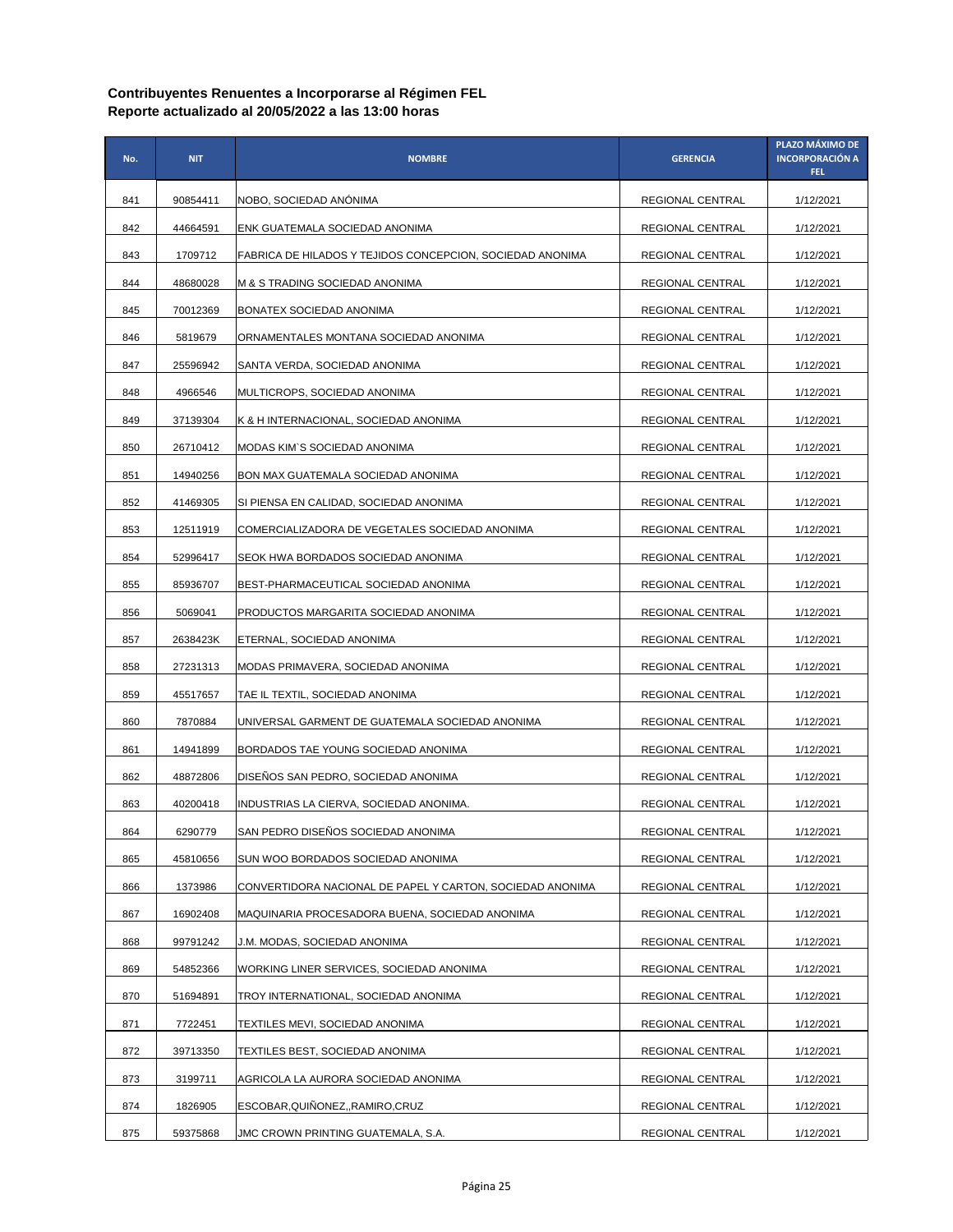**Contribuyentes Renuentes a Incorporarse al Régimen FEL**
**Reporte actualizado al 20/05/2022 a las 13:00 horas**

| No. | NIT | NOMBRE | GERENCIA | PLAZO MÁXIMO DE INCORPORACIÓN A FEL |
|---|---|---|---|---|
| 841 | 90854411 | NOBO, SOCIEDAD ANÓNIMA | REGIONAL CENTRAL | 1/12/2021 |
| 842 | 44664591 | ENK GUATEMALA SOCIEDAD ANONIMA | REGIONAL CENTRAL | 1/12/2021 |
| 843 | 1709712 | FABRICA DE HILADOS Y TEJIDOS CONCEPCION, SOCIEDAD ANONIMA | REGIONAL CENTRAL | 1/12/2021 |
| 844 | 48680028 | M & S TRADING SOCIEDAD ANONIMA | REGIONAL CENTRAL | 1/12/2021 |
| 845 | 70012369 | BONATEX SOCIEDAD ANONIMA | REGIONAL CENTRAL | 1/12/2021 |
| 846 | 5819679 | ORNAMENTALES MONTANA SOCIEDAD ANONIMA | REGIONAL CENTRAL | 1/12/2021 |
| 847 | 25596942 | SANTA VERDA, SOCIEDAD ANONIMA | REGIONAL CENTRAL | 1/12/2021 |
| 848 | 4966546 | MULTICROPS, SOCIEDAD ANONIMA | REGIONAL CENTRAL | 1/12/2021 |
| 849 | 37139304 | K & H INTERNACIONAL, SOCIEDAD ANONIMA | REGIONAL CENTRAL | 1/12/2021 |
| 850 | 26710412 | MODAS KIM`S SOCIEDAD ANONIMA | REGIONAL CENTRAL | 1/12/2021 |
| 851 | 14940256 | BON MAX GUATEMALA SOCIEDAD ANONIMA | REGIONAL CENTRAL | 1/12/2021 |
| 852 | 41469305 | SI PIENSA EN CALIDAD, SOCIEDAD ANONIMA | REGIONAL CENTRAL | 1/12/2021 |
| 853 | 12511919 | COMERCIALIZADORA DE VEGETALES SOCIEDAD ANONIMA | REGIONAL CENTRAL | 1/12/2021 |
| 854 | 52996417 | SEOK HWA BORDADOS SOCIEDAD ANONIMA | REGIONAL CENTRAL | 1/12/2021 |
| 855 | 85936707 | BEST-PHARMACEUTICAL SOCIEDAD ANONIMA | REGIONAL CENTRAL | 1/12/2021 |
| 856 | 5069041 | PRODUCTOS MARGARITA SOCIEDAD ANONIMA | REGIONAL CENTRAL | 1/12/2021 |
| 857 | 2638423K | ETERNAL, SOCIEDAD ANONIMA | REGIONAL CENTRAL | 1/12/2021 |
| 858 | 27231313 | MODAS PRIMAVERA, SOCIEDAD ANONIMA | REGIONAL CENTRAL | 1/12/2021 |
| 859 | 45517657 | TAE IL TEXTIL, SOCIEDAD ANONIMA | REGIONAL CENTRAL | 1/12/2021 |
| 860 | 7870884 | UNIVERSAL GARMENT DE GUATEMALA SOCIEDAD ANONIMA | REGIONAL CENTRAL | 1/12/2021 |
| 861 | 14941899 | BORDADOS TAE YOUNG SOCIEDAD ANONIMA | REGIONAL CENTRAL | 1/12/2021 |
| 862 | 48872806 | DISEÑOS SAN PEDRO, SOCIEDAD ANONIMA | REGIONAL CENTRAL | 1/12/2021 |
| 863 | 40200418 | INDUSTRIAS LA CIERVA, SOCIEDAD ANONIMA. | REGIONAL CENTRAL | 1/12/2021 |
| 864 | 6290779 | SAN PEDRO DISEÑOS SOCIEDAD ANONIMA | REGIONAL CENTRAL | 1/12/2021 |
| 865 | 45810656 | SUN WOO BORDADOS SOCIEDAD ANONIMA | REGIONAL CENTRAL | 1/12/2021 |
| 866 | 1373986 | CONVERTIDORA NACIONAL DE PAPEL Y CARTON, SOCIEDAD ANONIMA | REGIONAL CENTRAL | 1/12/2021 |
| 867 | 16902408 | MAQUINARIA PROCESADORA BUENA, SOCIEDAD ANONIMA | REGIONAL CENTRAL | 1/12/2021 |
| 868 | 99791242 | J.M. MODAS, SOCIEDAD ANONIMA | REGIONAL CENTRAL | 1/12/2021 |
| 869 | 54852366 | WORKING LINER SERVICES, SOCIEDAD ANONIMA | REGIONAL CENTRAL | 1/12/2021 |
| 870 | 51694891 | TROY INTERNATIONAL, SOCIEDAD ANONIMA | REGIONAL CENTRAL | 1/12/2021 |
| 871 | 7722451 | TEXTILES MEVI, SOCIEDAD ANONIMA | REGIONAL CENTRAL | 1/12/2021 |
| 872 | 39713350 | TEXTILES BEST, SOCIEDAD ANONIMA | REGIONAL CENTRAL | 1/12/2021 |
| 873 | 3199711 | AGRICOLA LA AURORA SOCIEDAD ANONIMA | REGIONAL CENTRAL | 1/12/2021 |
| 874 | 1826905 | ESCOBAR,QUIÑONEZ,,RAMIRO,CRUZ | REGIONAL CENTRAL | 1/12/2021 |
| 875 | 59375868 | JMC CROWN PRINTING GUATEMALA, S.A. | REGIONAL CENTRAL | 1/12/2021 |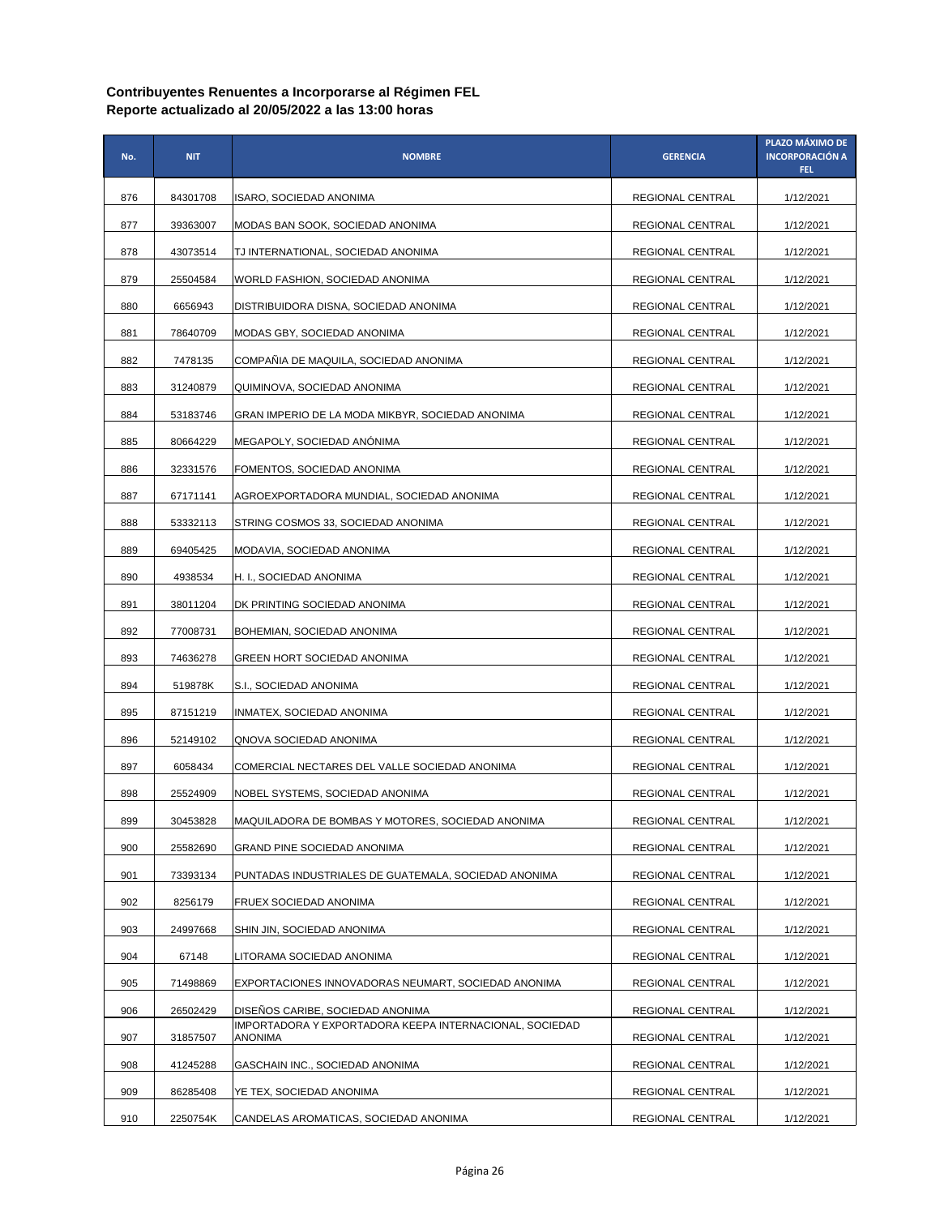**Contribuyentes Renuentes a Incorporarse al Régimen FEL**
**Reporte actualizado al 20/05/2022 a las 13:00 horas**

| No. | NIT | NOMBRE | GERENCIA | PLAZO MÁXIMO DE INCORPORACIÓN A FEL |
|---|---|---|---|---|
| 876 | 84301708 | ISARO, SOCIEDAD ANONIMA | REGIONAL CENTRAL | 1/12/2021 |
| 877 | 39363007 | MODAS BAN SOOK, SOCIEDAD ANONIMA | REGIONAL CENTRAL | 1/12/2021 |
| 878 | 43073514 | TJ INTERNATIONAL, SOCIEDAD ANONIMA | REGIONAL CENTRAL | 1/12/2021 |
| 879 | 25504584 | WORLD FASHION, SOCIEDAD ANONIMA | REGIONAL CENTRAL | 1/12/2021 |
| 880 | 6656943 | DISTRIBUIDORA DISNA, SOCIEDAD ANONIMA | REGIONAL CENTRAL | 1/12/2021 |
| 881 | 78640709 | MODAS GBY, SOCIEDAD ANONIMA | REGIONAL CENTRAL | 1/12/2021 |
| 882 | 7478135 | COMPAÑIA DE MAQUILA, SOCIEDAD ANONIMA | REGIONAL CENTRAL | 1/12/2021 |
| 883 | 31240879 | QUIMINOVA, SOCIEDAD ANONIMA | REGIONAL CENTRAL | 1/12/2021 |
| 884 | 53183746 | GRAN IMPERIO DE LA MODA MIKBYR, SOCIEDAD ANONIMA | REGIONAL CENTRAL | 1/12/2021 |
| 885 | 80664229 | MEGAPOLY, SOCIEDAD ANÓNIMA | REGIONAL CENTRAL | 1/12/2021 |
| 886 | 32331576 | FOMENTOS, SOCIEDAD ANONIMA | REGIONAL CENTRAL | 1/12/2021 |
| 887 | 67171141 | AGROEXPORTADORA MUNDIAL, SOCIEDAD ANONIMA | REGIONAL CENTRAL | 1/12/2021 |
| 888 | 53332113 | STRING COSMOS 33, SOCIEDAD ANONIMA | REGIONAL CENTRAL | 1/12/2021 |
| 889 | 69405425 | MODAVIA, SOCIEDAD ANONIMA | REGIONAL CENTRAL | 1/12/2021 |
| 890 | 4938534 | H. I., SOCIEDAD ANONIMA | REGIONAL CENTRAL | 1/12/2021 |
| 891 | 38011204 | DK PRINTING SOCIEDAD ANONIMA | REGIONAL CENTRAL | 1/12/2021 |
| 892 | 77008731 | BOHEMIAN, SOCIEDAD ANONIMA | REGIONAL CENTRAL | 1/12/2021 |
| 893 | 74636278 | GREEN HORT SOCIEDAD ANONIMA | REGIONAL CENTRAL | 1/12/2021 |
| 894 | 519878K | S.I., SOCIEDAD ANONIMA | REGIONAL CENTRAL | 1/12/2021 |
| 895 | 87151219 | INMATEX, SOCIEDAD ANONIMA | REGIONAL CENTRAL | 1/12/2021 |
| 896 | 52149102 | QNOVA SOCIEDAD ANONIMA | REGIONAL CENTRAL | 1/12/2021 |
| 897 | 6058434 | COMERCIAL NECTARES DEL VALLE SOCIEDAD ANONIMA | REGIONAL CENTRAL | 1/12/2021 |
| 898 | 25524909 | NOBEL SYSTEMS, SOCIEDAD ANONIMA | REGIONAL CENTRAL | 1/12/2021 |
| 899 | 30453828 | MAQUILADORA DE BOMBAS Y MOTORES, SOCIEDAD ANONIMA | REGIONAL CENTRAL | 1/12/2021 |
| 900 | 25582690 | GRAND PINE SOCIEDAD ANONIMA | REGIONAL CENTRAL | 1/12/2021 |
| 901 | 73393134 | PUNTADAS INDUSTRIALES DE GUATEMALA, SOCIEDAD ANONIMA | REGIONAL CENTRAL | 1/12/2021 |
| 902 | 8256179 | FRUEX SOCIEDAD ANONIMA | REGIONAL CENTRAL | 1/12/2021 |
| 903 | 24997668 | SHIN JIN, SOCIEDAD ANONIMA | REGIONAL CENTRAL | 1/12/2021 |
| 904 | 67148 | LITORAMA SOCIEDAD ANONIMA | REGIONAL CENTRAL | 1/12/2021 |
| 905 | 71498869 | EXPORTACIONES INNOVADORAS NEUMART, SOCIEDAD ANONIMA | REGIONAL CENTRAL | 1/12/2021 |
| 906 | 26502429 | DISEÑOS CARIBE, SOCIEDAD ANONIMA | REGIONAL CENTRAL | 1/12/2021 |
| 907 | 31857507 | IMPORTADORA Y EXPORTADORA KEEPA INTERNACIONAL, SOCIEDAD ANONIMA | REGIONAL CENTRAL | 1/12/2021 |
| 908 | 41245288 | GASCHAIN INC., SOCIEDAD ANONIMA | REGIONAL CENTRAL | 1/12/2021 |
| 909 | 86285408 | YE TEX, SOCIEDAD ANONIMA | REGIONAL CENTRAL | 1/12/2021 |
| 910 | 2250754K | CANDELAS AROMATICAS, SOCIEDAD ANONIMA | REGIONAL CENTRAL | 1/12/2021 |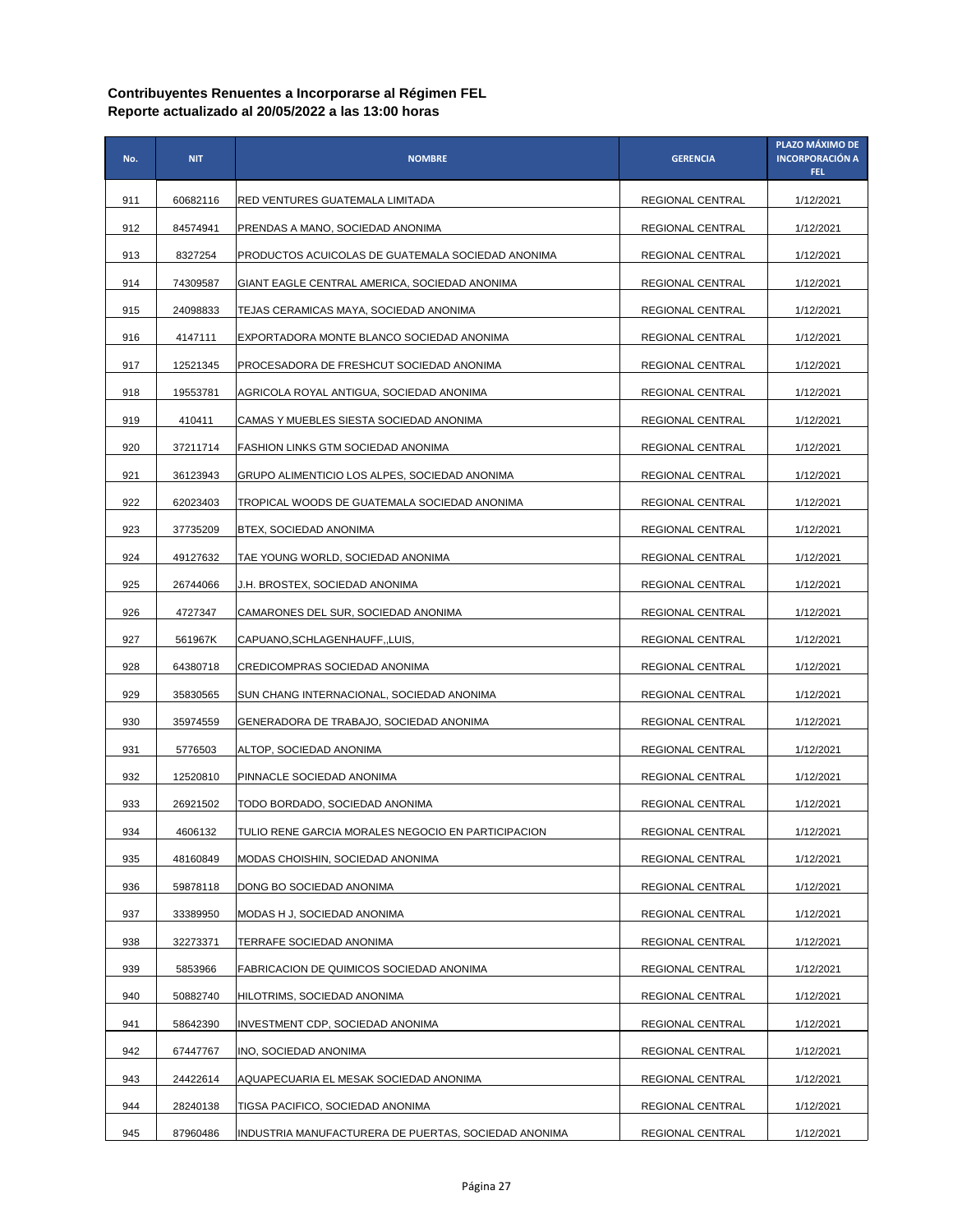**Contribuyentes Renuentes a Incorporarse al Régimen FEL**
**Reporte actualizado al 20/05/2022 a las 13:00 horas**

| No. | NIT | NOMBRE | GERENCIA | PLAZO MÁXIMO DE INCORPORACIÓN A FEL |
|---|---|---|---|---|
| 911 | 60682116 | RED VENTURES GUATEMALA LIMITADA | REGIONAL CENTRAL | 1/12/2021 |
| 912 | 84574941 | PRENDAS A MANO, SOCIEDAD ANONIMA | REGIONAL CENTRAL | 1/12/2021 |
| 913 | 8327254 | PRODUCTOS ACUICOLAS DE GUATEMALA SOCIEDAD ANONIMA | REGIONAL CENTRAL | 1/12/2021 |
| 914 | 74309587 | GIANT EAGLE CENTRAL AMERICA, SOCIEDAD ANONIMA | REGIONAL CENTRAL | 1/12/2021 |
| 915 | 24098833 | TEJAS CERAMICAS MAYA, SOCIEDAD ANONIMA | REGIONAL CENTRAL | 1/12/2021 |
| 916 | 4147111 | EXPORTADORA MONTE BLANCO SOCIEDAD ANONIMA | REGIONAL CENTRAL | 1/12/2021 |
| 917 | 12521345 | PROCESADORA DE FRESHCUT SOCIEDAD ANONIMA | REGIONAL CENTRAL | 1/12/2021 |
| 918 | 19553781 | AGRICOLA ROYAL ANTIGUA, SOCIEDAD ANONIMA | REGIONAL CENTRAL | 1/12/2021 |
| 919 | 410411 | CAMAS Y MUEBLES SIESTA SOCIEDAD ANONIMA | REGIONAL CENTRAL | 1/12/2021 |
| 920 | 37211714 | FASHION LINKS GTM SOCIEDAD ANONIMA | REGIONAL CENTRAL | 1/12/2021 |
| 921 | 36123943 | GRUPO ALIMENTICIO LOS ALPES, SOCIEDAD ANONIMA | REGIONAL CENTRAL | 1/12/2021 |
| 922 | 62023403 | TROPICAL WOODS DE GUATEMALA SOCIEDAD ANONIMA | REGIONAL CENTRAL | 1/12/2021 |
| 923 | 37735209 | BTEX, SOCIEDAD ANONIMA | REGIONAL CENTRAL | 1/12/2021 |
| 924 | 49127632 | TAE YOUNG WORLD, SOCIEDAD ANONIMA | REGIONAL CENTRAL | 1/12/2021 |
| 925 | 26744066 | J.H. BROSTEX, SOCIEDAD ANONIMA | REGIONAL CENTRAL | 1/12/2021 |
| 926 | 4727347 | CAMARONES DEL SUR, SOCIEDAD ANONIMA | REGIONAL CENTRAL | 1/12/2021 |
| 927 | 561967K | CAPUANO,SCHLAGENHAUFF,,LUIS, | REGIONAL CENTRAL | 1/12/2021 |
| 928 | 64380718 | CREDICOMPRAS SOCIEDAD ANONIMA | REGIONAL CENTRAL | 1/12/2021 |
| 929 | 35830565 | SUN CHANG INTERNACIONAL, SOCIEDAD ANONIMA | REGIONAL CENTRAL | 1/12/2021 |
| 930 | 35974559 | GENERADORA DE TRABAJO, SOCIEDAD ANONIMA | REGIONAL CENTRAL | 1/12/2021 |
| 931 | 5776503 | ALTOP, SOCIEDAD ANONIMA | REGIONAL CENTRAL | 1/12/2021 |
| 932 | 12520810 | PINNACLE SOCIEDAD ANONIMA | REGIONAL CENTRAL | 1/12/2021 |
| 933 | 26921502 | TODO BORDADO, SOCIEDAD ANONIMA | REGIONAL CENTRAL | 1/12/2021 |
| 934 | 4606132 | TULIO RENE GARCIA MORALES NEGOCIO EN PARTICIPACION | REGIONAL CENTRAL | 1/12/2021 |
| 935 | 48160849 | MODAS CHOISHIN, SOCIEDAD ANONIMA | REGIONAL CENTRAL | 1/12/2021 |
| 936 | 59878118 | DONG BO SOCIEDAD ANONIMA | REGIONAL CENTRAL | 1/12/2021 |
| 937 | 33389950 | MODAS H J, SOCIEDAD ANONIMA | REGIONAL CENTRAL | 1/12/2021 |
| 938 | 32273371 | TERRAFE SOCIEDAD ANONIMA | REGIONAL CENTRAL | 1/12/2021 |
| 939 | 5853966 | FABRICACION DE QUIMICOS SOCIEDAD ANONIMA | REGIONAL CENTRAL | 1/12/2021 |
| 940 | 50882740 | HILOTRIMS, SOCIEDAD ANONIMA | REGIONAL CENTRAL | 1/12/2021 |
| 941 | 58642390 | INVESTMENT CDP, SOCIEDAD ANONIMA | REGIONAL CENTRAL | 1/12/2021 |
| 942 | 67447767 | INO, SOCIEDAD ANONIMA | REGIONAL CENTRAL | 1/12/2021 |
| 943 | 24422614 | AQUAPECUARIA EL MESAK SOCIEDAD ANONIMA | REGIONAL CENTRAL | 1/12/2021 |
| 944 | 28240138 | TIGSA PACIFICO, SOCIEDAD ANONIMA | REGIONAL CENTRAL | 1/12/2021 |
| 945 | 87960486 | INDUSTRIA MANUFACTURERA DE PUERTAS, SOCIEDAD ANONIMA | REGIONAL CENTRAL | 1/12/2021 |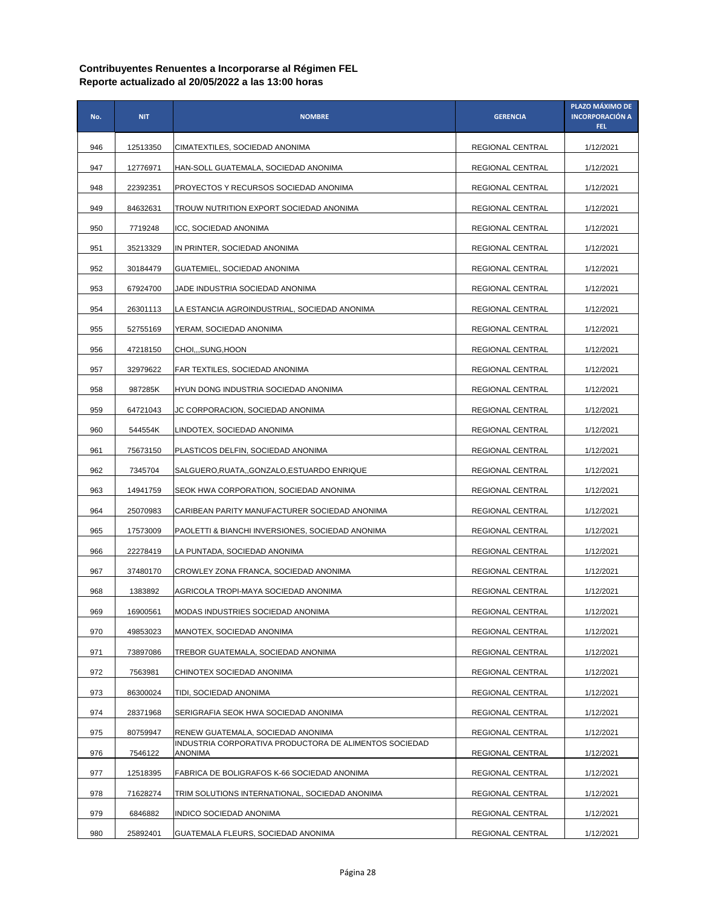**Contribuyentes Renuentes a Incorporarse al Régimen FEL**
**Reporte actualizado al 20/05/2022 a las 13:00 horas**

| No. | NIT | NOMBRE | GERENCIA | PLAZO MÁXIMO DE INCORPORACIÓN A FEL |
|---|---|---|---|---|
| 946 | 12513350 | CIMATEXTILES, SOCIEDAD ANONIMA | REGIONAL CENTRAL | 1/12/2021 |
| 947 | 12776971 | HAN-SOLL GUATEMALA, SOCIEDAD ANONIMA | REGIONAL CENTRAL | 1/12/2021 |
| 948 | 22392351 | PROYECTOS Y RECURSOS SOCIEDAD ANONIMA | REGIONAL CENTRAL | 1/12/2021 |
| 949 | 84632631 | TROUW NUTRITION EXPORT SOCIEDAD ANONIMA | REGIONAL CENTRAL | 1/12/2021 |
| 950 | 7719248 | ICC, SOCIEDAD ANONIMA | REGIONAL CENTRAL | 1/12/2021 |
| 951 | 35213329 | IN PRINTER, SOCIEDAD ANONIMA | REGIONAL CENTRAL | 1/12/2021 |
| 952 | 30184479 | GUATEMIEL, SOCIEDAD ANONIMA | REGIONAL CENTRAL | 1/12/2021 |
| 953 | 67924700 | JADE INDUSTRIA SOCIEDAD ANONIMA | REGIONAL CENTRAL | 1/12/2021 |
| 954 | 26301113 | LA ESTANCIA AGROINDUSTRIAL, SOCIEDAD ANONIMA | REGIONAL CENTRAL | 1/12/2021 |
| 955 | 52755169 | YERAM, SOCIEDAD ANONIMA | REGIONAL CENTRAL | 1/12/2021 |
| 956 | 47218150 | CHOI,,,SUNG,HOON | REGIONAL CENTRAL | 1/12/2021 |
| 957 | 32979622 | FAR TEXTILES, SOCIEDAD ANONIMA | REGIONAL CENTRAL | 1/12/2021 |
| 958 | 987285K | HYUN DONG INDUSTRIA SOCIEDAD ANONIMA | REGIONAL CENTRAL | 1/12/2021 |
| 959 | 64721043 | JC CORPORACION, SOCIEDAD ANONIMA | REGIONAL CENTRAL | 1/12/2021 |
| 960 | 544554K | LINDOTEX, SOCIEDAD ANONIMA | REGIONAL CENTRAL | 1/12/2021 |
| 961 | 75673150 | PLASTICOS DELFIN, SOCIEDAD ANONIMA | REGIONAL CENTRAL | 1/12/2021 |
| 962 | 7345704 | SALGUERO,RUATA,,GONZALO,ESTUARDO ENRIQUE | REGIONAL CENTRAL | 1/12/2021 |
| 963 | 14941759 | SEOK HWA CORPORATION, SOCIEDAD ANONIMA | REGIONAL CENTRAL | 1/12/2021 |
| 964 | 25070983 | CARIBEAN PARITY MANUFACTURER SOCIEDAD ANONIMA | REGIONAL CENTRAL | 1/12/2021 |
| 965 | 17573009 | PAOLETTI & BIANCHI INVERSIONES, SOCIEDAD ANONIMA | REGIONAL CENTRAL | 1/12/2021 |
| 966 | 22278419 | LA PUNTADA, SOCIEDAD ANONIMA | REGIONAL CENTRAL | 1/12/2021 |
| 967 | 37480170 | CROWLEY ZONA FRANCA, SOCIEDAD ANONIMA | REGIONAL CENTRAL | 1/12/2021 |
| 968 | 1383892 | AGRICOLA TROPI-MAYA SOCIEDAD ANONIMA | REGIONAL CENTRAL | 1/12/2021 |
| 969 | 16900561 | MODAS INDUSTRIES SOCIEDAD ANONIMA | REGIONAL CENTRAL | 1/12/2021 |
| 970 | 49853023 | MANOTEX, SOCIEDAD ANONIMA | REGIONAL CENTRAL | 1/12/2021 |
| 971 | 73897086 | TREBOR GUATEMALA, SOCIEDAD ANONIMA | REGIONAL CENTRAL | 1/12/2021 |
| 972 | 7563981 | CHINOTEX SOCIEDAD ANONIMA | REGIONAL CENTRAL | 1/12/2021 |
| 973 | 86300024 | TIDI, SOCIEDAD ANONIMA | REGIONAL CENTRAL | 1/12/2021 |
| 974 | 28371968 | SERIGRAFIA SEOK HWA SOCIEDAD ANONIMA | REGIONAL CENTRAL | 1/12/2021 |
| 975 | 80759947 | RENEW GUATEMALA, SOCIEDAD ANONIMA | REGIONAL CENTRAL | 1/12/2021 |
| 976 | 7546122 | INDUSTRIA CORPORATIVA PRODUCTORA DE ALIMENTOS SOCIEDAD ANONIMA | REGIONAL CENTRAL | 1/12/2021 |
| 977 | 12518395 | FABRICA DE BOLIGRAFOS K-66 SOCIEDAD ANONIMA | REGIONAL CENTRAL | 1/12/2021 |
| 978 | 71628274 | TRIM SOLUTIONS INTERNATIONAL, SOCIEDAD ANONIMA | REGIONAL CENTRAL | 1/12/2021 |
| 979 | 6846882 | INDICO SOCIEDAD ANONIMA | REGIONAL CENTRAL | 1/12/2021 |
| 980 | 25892401 | GUATEMALA FLEURS, SOCIEDAD ANONIMA | REGIONAL CENTRAL | 1/12/2021 |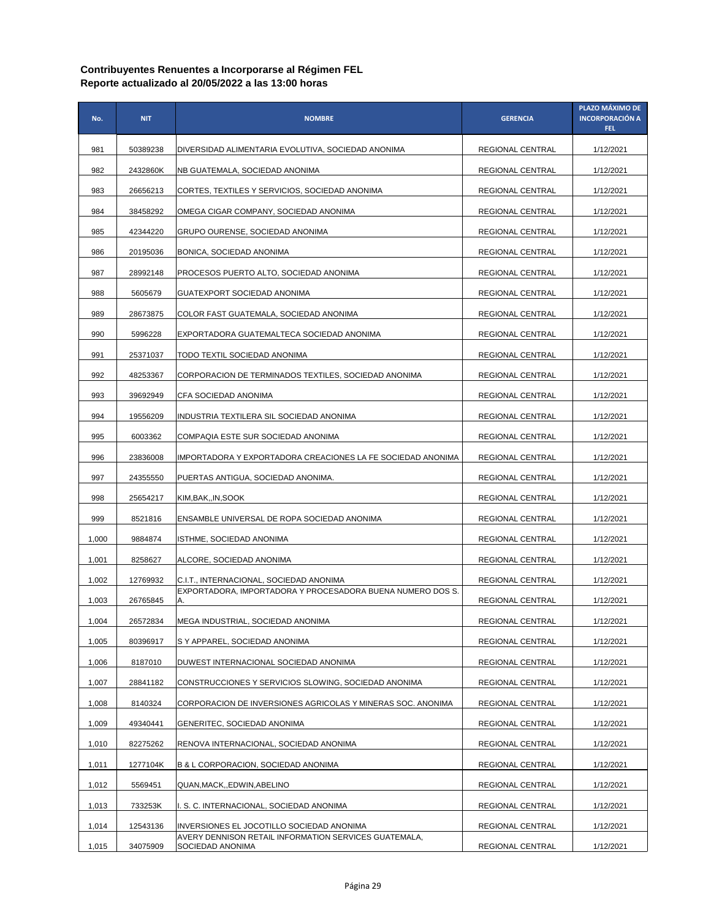**Contribuyentes Renuentes a Incorporarse al Régimen FEL**
**Reporte actualizado al 20/05/2022 a las 13:00 horas**

| No. | NIT | NOMBRE | GERENCIA | PLAZO MÁXIMO DE INCORPORACIÓN A FEL |
|---|---|---|---|---|
| 981 | 50389238 | DIVERSIDAD ALIMENTARIA EVOLUTIVA, SOCIEDAD ANONIMA | REGIONAL CENTRAL | 1/12/2021 |
| 982 | 2432860K | NB GUATEMALA, SOCIEDAD ANONIMA | REGIONAL CENTRAL | 1/12/2021 |
| 983 | 26656213 | CORTES, TEXTILES Y SERVICIOS, SOCIEDAD ANONIMA | REGIONAL CENTRAL | 1/12/2021 |
| 984 | 38458292 | OMEGA CIGAR COMPANY, SOCIEDAD ANONIMA | REGIONAL CENTRAL | 1/12/2021 |
| 985 | 42344220 | GRUPO OURENSE, SOCIEDAD ANONIMA | REGIONAL CENTRAL | 1/12/2021 |
| 986 | 20195036 | BONICA, SOCIEDAD ANONIMA | REGIONAL CENTRAL | 1/12/2021 |
| 987 | 28992148 | PROCESOS PUERTO ALTO, SOCIEDAD ANONIMA | REGIONAL CENTRAL | 1/12/2021 |
| 988 | 5605679 | GUATEXPORT SOCIEDAD ANONIMA | REGIONAL CENTRAL | 1/12/2021 |
| 989 | 28673875 | COLOR FAST GUATEMALA, SOCIEDAD ANONIMA | REGIONAL CENTRAL | 1/12/2021 |
| 990 | 5996228 | EXPORTADORA GUATEMALTECA SOCIEDAD ANONIMA | REGIONAL CENTRAL | 1/12/2021 |
| 991 | 25371037 | TODO TEXTIL SOCIEDAD ANONIMA | REGIONAL CENTRAL | 1/12/2021 |
| 992 | 48253367 | CORPORACION DE TERMINADOS TEXTILES, SOCIEDAD ANONIMA | REGIONAL CENTRAL | 1/12/2021 |
| 993 | 39692949 | CFA SOCIEDAD ANONIMA | REGIONAL CENTRAL | 1/12/2021 |
| 994 | 19556209 | INDUSTRIA TEXTILERA SIL SOCIEDAD ANONIMA | REGIONAL CENTRAL | 1/12/2021 |
| 995 | 6003362 | COMPAQIA ESTE SUR SOCIEDAD ANONIMA | REGIONAL CENTRAL | 1/12/2021 |
| 996 | 23836008 | IMPORTADORA Y EXPORTADORA CREACIONES LA FE SOCIEDAD ANONIMA | REGIONAL CENTRAL | 1/12/2021 |
| 997 | 24355550 | PUERTAS ANTIGUA, SOCIEDAD ANONIMA. | REGIONAL CENTRAL | 1/12/2021 |
| 998 | 25654217 | KIM,BAK,,IN,SOOK | REGIONAL CENTRAL | 1/12/2021 |
| 999 | 8521816 | ENSAMBLE UNIVERSAL DE ROPA SOCIEDAD ANONIMA | REGIONAL CENTRAL | 1/12/2021 |
| 1,000 | 9884874 | ISTHME, SOCIEDAD ANONIMA | REGIONAL CENTRAL | 1/12/2021 |
| 1,001 | 8258627 | ALCORE, SOCIEDAD ANONIMA | REGIONAL CENTRAL | 1/12/2021 |
| 1,002 | 12769932 | C.I.T., INTERNACIONAL, SOCIEDAD ANONIMA | REGIONAL CENTRAL | 1/12/2021 |
| 1,003 | 26765845 | EXPORTADORA, IMPORTADORA Y PROCESADORA BUENA NUMERO DOS S. A. | REGIONAL CENTRAL | 1/12/2021 |
| 1,004 | 26572834 | MEGA INDUSTRIAL, SOCIEDAD ANONIMA | REGIONAL CENTRAL | 1/12/2021 |
| 1,005 | 80396917 | S Y APPAREL, SOCIEDAD ANONIMA | REGIONAL CENTRAL | 1/12/2021 |
| 1,006 | 8187010 | DUWEST INTERNACIONAL SOCIEDAD ANONIMA | REGIONAL CENTRAL | 1/12/2021 |
| 1,007 | 28841182 | CONSTRUCCIONES Y SERVICIOS SLOWING, SOCIEDAD ANONIMA | REGIONAL CENTRAL | 1/12/2021 |
| 1,008 | 8140324 | CORPORACION DE INVERSIONES AGRICOLAS Y MINERAS SOC. ANONIMA | REGIONAL CENTRAL | 1/12/2021 |
| 1,009 | 49340441 | GENERITEC, SOCIEDAD ANONIMA | REGIONAL CENTRAL | 1/12/2021 |
| 1,010 | 82275262 | RENOVA INTERNACIONAL, SOCIEDAD ANONIMA | REGIONAL CENTRAL | 1/12/2021 |
| 1,011 | 1277104K | B & L CORPORACION, SOCIEDAD ANONIMA | REGIONAL CENTRAL | 1/12/2021 |
| 1,012 | 5569451 | QUAN,MACK,,EDWIN,ABELINO | REGIONAL CENTRAL | 1/12/2021 |
| 1,013 | 733253K | I. S. C. INTERNACIONAL, SOCIEDAD ANONIMA | REGIONAL CENTRAL | 1/12/2021 |
| 1,014 | 12543136 | INVERSIONES EL JOCOTILLO SOCIEDAD ANONIMA | REGIONAL CENTRAL | 1/12/2021 |
| 1,015 | 34075909 | AVERY DENNISON RETAIL INFORMATION SERVICES GUATEMALA, SOCIEDAD ANONIMA | REGIONAL CENTRAL | 1/12/2021 |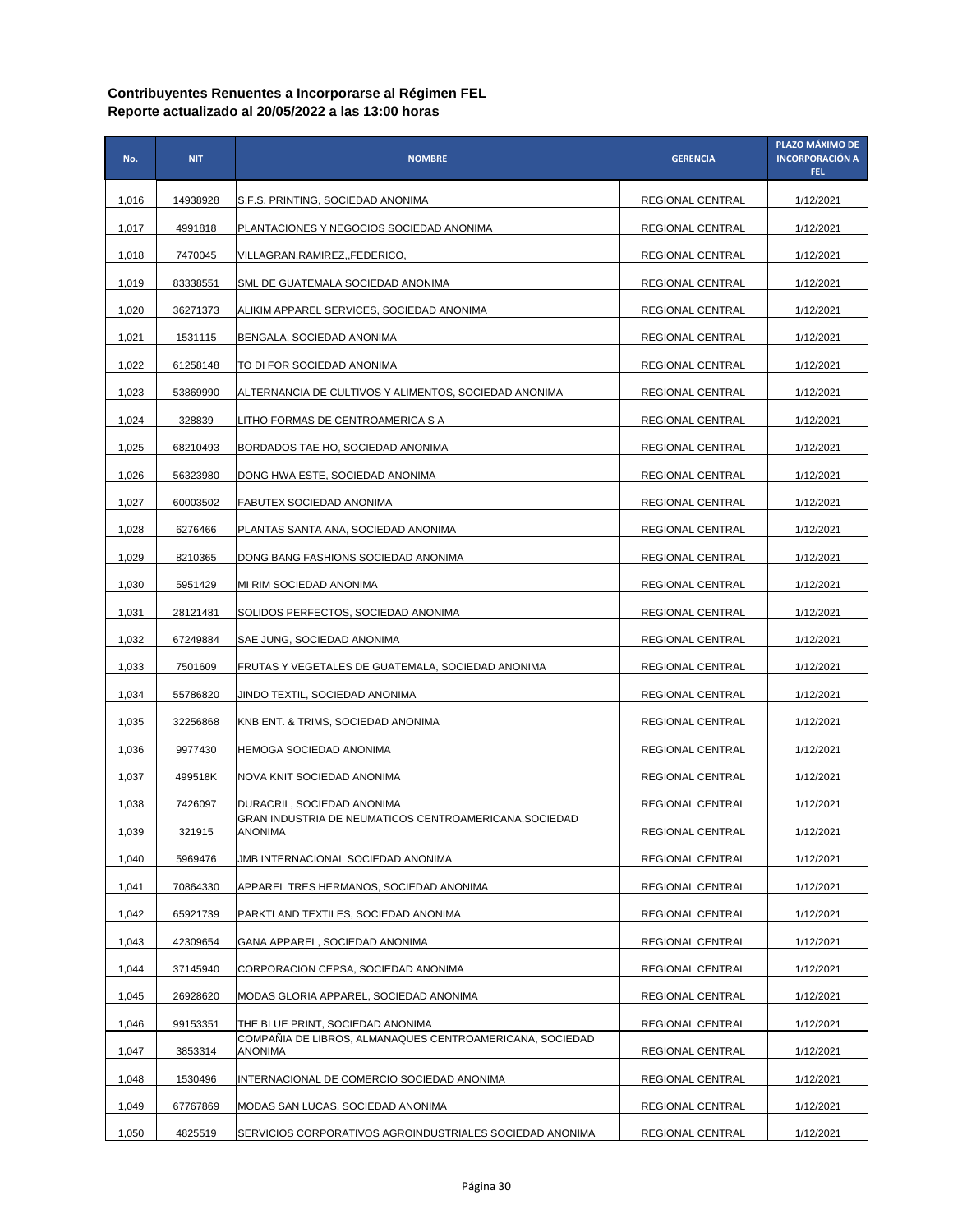**Contribuyentes Renuentes a Incorporarse al Régimen FEL**
**Reporte actualizado al 20/05/2022 a las 13:00 horas**

| No. | NIT | NOMBRE | GERENCIA | PLAZO MÁXIMO DE INCORPORACIÓN A FEL |
|---|---|---|---|---|
| 1,016 | 14938928 | S.F.S. PRINTING, SOCIEDAD ANONIMA | REGIONAL CENTRAL | 1/12/2021 |
| 1,017 | 4991818 | PLANTACIONES Y NEGOCIOS SOCIEDAD ANONIMA | REGIONAL CENTRAL | 1/12/2021 |
| 1,018 | 7470045 | VILLAGRAN,RAMIREZ,,FEDERICO, | REGIONAL CENTRAL | 1/12/2021 |
| 1,019 | 83338551 | SML DE GUATEMALA SOCIEDAD ANONIMA | REGIONAL CENTRAL | 1/12/2021 |
| 1,020 | 36271373 | ALIKIM APPAREL SERVICES, SOCIEDAD ANONIMA | REGIONAL CENTRAL | 1/12/2021 |
| 1,021 | 1531115 | BENGALA, SOCIEDAD ANONIMA | REGIONAL CENTRAL | 1/12/2021 |
| 1,022 | 61258148 | TO DI FOR SOCIEDAD ANONIMA | REGIONAL CENTRAL | 1/12/2021 |
| 1,023 | 53869990 | ALTERNANCIA DE CULTIVOS Y ALIMENTOS, SOCIEDAD ANONIMA | REGIONAL CENTRAL | 1/12/2021 |
| 1,024 | 328839 | LITHO FORMAS DE CENTROAMERICA S A | REGIONAL CENTRAL | 1/12/2021 |
| 1,025 | 68210493 | BORDADOS TAE HO, SOCIEDAD ANONIMA | REGIONAL CENTRAL | 1/12/2021 |
| 1,026 | 56323980 | DONG HWA ESTE, SOCIEDAD ANONIMA | REGIONAL CENTRAL | 1/12/2021 |
| 1,027 | 60003502 | FABUTEX SOCIEDAD ANONIMA | REGIONAL CENTRAL | 1/12/2021 |
| 1,028 | 6276466 | PLANTAS SANTA ANA, SOCIEDAD ANONIMA | REGIONAL CENTRAL | 1/12/2021 |
| 1,029 | 8210365 | DONG BANG FASHIONS SOCIEDAD ANONIMA | REGIONAL CENTRAL | 1/12/2021 |
| 1,030 | 5951429 | MI RIM SOCIEDAD ANONIMA | REGIONAL CENTRAL | 1/12/2021 |
| 1,031 | 28121481 | SOLIDOS PERFECTOS, SOCIEDAD ANONIMA | REGIONAL CENTRAL | 1/12/2021 |
| 1,032 | 67249884 | SAE JUNG, SOCIEDAD ANONIMA | REGIONAL CENTRAL | 1/12/2021 |
| 1,033 | 7501609 | FRUTAS Y VEGETALES DE GUATEMALA, SOCIEDAD ANONIMA | REGIONAL CENTRAL | 1/12/2021 |
| 1,034 | 55786820 | JINDO TEXTIL, SOCIEDAD ANONIMA | REGIONAL CENTRAL | 1/12/2021 |
| 1,035 | 32256868 | KNB ENT. & TRIMS, SOCIEDAD ANONIMA | REGIONAL CENTRAL | 1/12/2021 |
| 1,036 | 9977430 | HEMOGA SOCIEDAD ANONIMA | REGIONAL CENTRAL | 1/12/2021 |
| 1,037 | 499518K | NOVA KNIT SOCIEDAD ANONIMA | REGIONAL CENTRAL | 1/12/2021 |
| 1,038 | 7426097 | DURACRIL, SOCIEDAD ANONIMA | REGIONAL CENTRAL | 1/12/2021 |
| 1,039 | 321915 | GRAN INDUSTRIA DE NEUMATICOS CENTROAMERICANA,SOCIEDAD ANONIMA | REGIONAL CENTRAL | 1/12/2021 |
| 1,040 | 5969476 | JMB INTERNACIONAL SOCIEDAD ANONIMA | REGIONAL CENTRAL | 1/12/2021 |
| 1,041 | 70864330 | APPAREL TRES HERMANOS, SOCIEDAD ANONIMA | REGIONAL CENTRAL | 1/12/2021 |
| 1,042 | 65921739 | PARKTLAND TEXTILES, SOCIEDAD ANONIMA | REGIONAL CENTRAL | 1/12/2021 |
| 1,043 | 42309654 | GANA APPAREL, SOCIEDAD ANONIMA | REGIONAL CENTRAL | 1/12/2021 |
| 1,044 | 37145940 | CORPORACION CEPSA, SOCIEDAD ANONIMA | REGIONAL CENTRAL | 1/12/2021 |
| 1,045 | 26928620 | MODAS GLORIA APPAREL, SOCIEDAD ANONIMA | REGIONAL CENTRAL | 1/12/2021 |
| 1,046 | 99153351 | THE BLUE PRINT, SOCIEDAD ANONIMA | REGIONAL CENTRAL | 1/12/2021 |
| 1,047 | 3853314 | COMPAÑIA DE LIBROS, ALMANAQUES CENTROAMERICANA, SOCIEDAD ANONIMA | REGIONAL CENTRAL | 1/12/2021 |
| 1,048 | 1530496 | INTERNACIONAL DE COMERCIO SOCIEDAD ANONIMA | REGIONAL CENTRAL | 1/12/2021 |
| 1,049 | 67767869 | MODAS SAN LUCAS, SOCIEDAD ANONIMA | REGIONAL CENTRAL | 1/12/2021 |
| 1,050 | 4825519 | SERVICIOS CORPORATIVOS AGROINDUSTRIALES SOCIEDAD ANONIMA | REGIONAL CENTRAL | 1/12/2021 |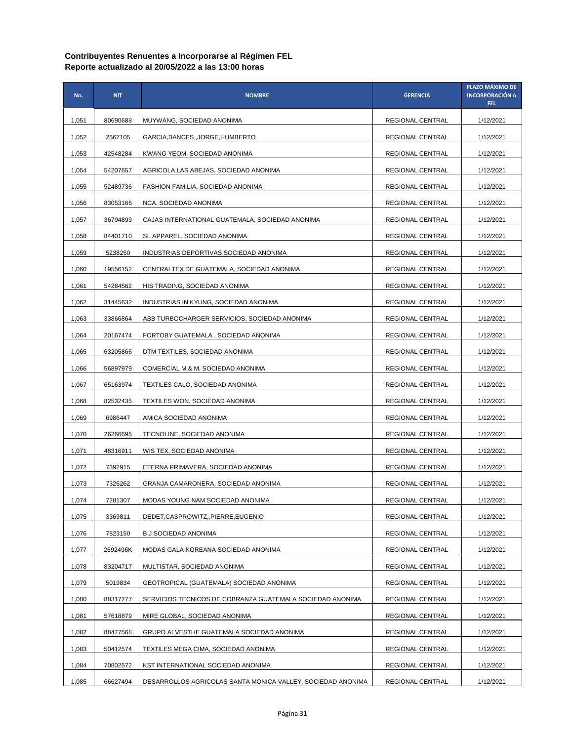**Contribuyentes Renuentes a Incorporarse al Régimen FEL**
**Reporte actualizado al 20/05/2022 a las 13:00 horas**

| No. | NIT | NOMBRE | GERENCIA | PLAZO MÁXIMO DE INCORPORACIÓN A FEL |
|---|---|---|---|---|
| 1,051 | 80690688 | MUYWANG, SOCIEDAD ANONIMA | REGIONAL CENTRAL | 1/12/2021 |
| 1,052 | 2567105 | GARCIA,BANCES,,JORGE,HUMBERTO | REGIONAL CENTRAL | 1/12/2021 |
| 1,053 | 42548284 | KWANG YEOM, SOCIEDAD ANONIMA | REGIONAL CENTRAL | 1/12/2021 |
| 1,054 | 54207657 | AGRICOLA LAS ABEJAS, SOCIEDAD ANONIMA | REGIONAL CENTRAL | 1/12/2021 |
| 1,055 | 52489736 | FASHION FAMILIA, SOCIEDAD ANONIMA | REGIONAL CENTRAL | 1/12/2021 |
| 1,056 | 83053166 | NCA, SOCIEDAD ANONIMA | REGIONAL CENTRAL | 1/12/2021 |
| 1,057 | 36794899 | CAJAS INTERNATIONAL GUATEMALA, SOCIEDAD ANONIMA | REGIONAL CENTRAL | 1/12/2021 |
| 1,058 | 84401710 | SL APPAREL, SOCIEDAD ANONIMA | REGIONAL CENTRAL | 1/12/2021 |
| 1,059 | 5238250 | INDUSTRIAS DEPORTIVAS SOCIEDAD ANONIMA | REGIONAL CENTRAL | 1/12/2021 |
| 1,060 | 19556152 | CENTRALTEX DE GUATEMALA, SOCIEDAD ANONIMA | REGIONAL CENTRAL | 1/12/2021 |
| 1,061 | 54284562 | HIS TRADING, SOCIEDAD ANONIMA | REGIONAL CENTRAL | 1/12/2021 |
| 1,062 | 31445632 | INDUSTRIAS IN KYUNG, SOCIEDAD ANONIMA | REGIONAL CENTRAL | 1/12/2021 |
| 1,063 | 33866864 | ABB TURBOCHARGER SERVICIOS, SOCIEDAD ANONIMA | REGIONAL CENTRAL | 1/12/2021 |
| 1,064 | 20167474 | FORTOBY GUATEMALA , SOCIEDAD ANONIMA | REGIONAL CENTRAL | 1/12/2021 |
| 1,065 | 63205866 | DTM TEXTILES, SOCIEDAD ANONIMA | REGIONAL CENTRAL | 1/12/2021 |
| 1,066 | 56897979 | COMERCIAL M & M, SOCIEDAD ANONIMA | REGIONAL CENTRAL | 1/12/2021 |
| 1,067 | 65163974 | TEXTILES CALO, SOCIEDAD ANONIMA | REGIONAL CENTRAL | 1/12/2021 |
| 1,068 | 82532435 | TEXTILES WON, SOCIEDAD ANONIMA | REGIONAL CENTRAL | 1/12/2021 |
| 1,069 | 6986447 | AMICA SOCIEDAD ANONIMA | REGIONAL CENTRAL | 1/12/2021 |
| 1,070 | 26266695 | TECNOLINE, SOCIEDAD ANONIMA | REGIONAL CENTRAL | 1/12/2021 |
| 1,071 | 48316911 | WIS TEX, SOCIEDAD ANONIMA | REGIONAL CENTRAL | 1/12/2021 |
| 1,072 | 7392915 | ETERNA PRIMAVERA, SOCIEDAD ANONIMA | REGIONAL CENTRAL | 1/12/2021 |
| 1,073 | 7326262 | GRANJA CAMARONERA, SOCIEDAD ANONIMA | REGIONAL CENTRAL | 1/12/2021 |
| 1,074 | 7281307 | MODAS YOUNG NAM SOCIEDAD ANONIMA | REGIONAL CENTRAL | 1/12/2021 |
| 1,075 | 3369811 | DEDET,CASPROWITZ,,PIERRE,EUGENIO | REGIONAL CENTRAL | 1/12/2021 |
| 1,076 | 7823150 | B J SOCIEDAD ANONIMA | REGIONAL CENTRAL | 1/12/2021 |
| 1,077 | 2692496K | MODAS GALA KOREANA SOCIEDAD ANONIMA | REGIONAL CENTRAL | 1/12/2021 |
| 1,078 | 83204717 | MULTISTAR, SOCIEDAD ANONIMA | REGIONAL CENTRAL | 1/12/2021 |
| 1,079 | 5019834 | GEOTROPICAL (GUATEMALA) SOCIEDAD ANONIMA | REGIONAL CENTRAL | 1/12/2021 |
| 1,080 | 88317277 | SERVICIOS TECNICOS DE COBRANZA GUATEMALA SOCIEDAD ANONIMA | REGIONAL CENTRAL | 1/12/2021 |
| 1,081 | 57618879 | MIRE GLOBAL, SOCIEDAD ANONIMA | REGIONAL CENTRAL | 1/12/2021 |
| 1,082 | 88477568 | GRUPO ALVESTHE GUATEMALA SOCIEDAD ANONIMA | REGIONAL CENTRAL | 1/12/2021 |
| 1,083 | 50412574 | TEXTILES MEGA CIMA, SOCIEDAD ANONIMA | REGIONAL CENTRAL | 1/12/2021 |
| 1,084 | 70802572 | KST INTERNATIONAL SOCIEDAD ANONIMA | REGIONAL CENTRAL | 1/12/2021 |
| 1,085 | 66627494 | DESARROLLOS AGRICOLAS SANTA MONICA VALLEY, SOCIEDAD ANONIMA | REGIONAL CENTRAL | 1/12/2021 |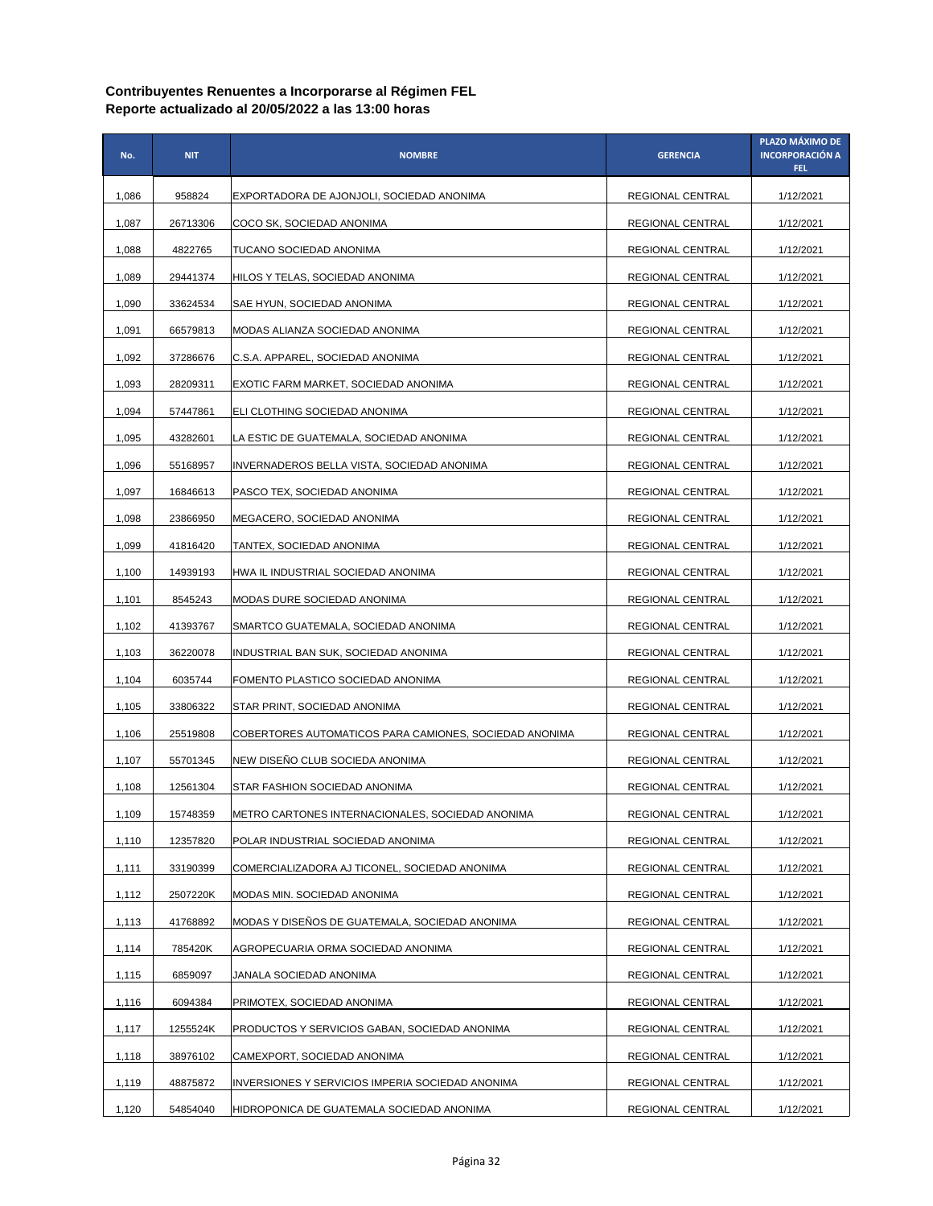**Contribuyentes Renuentes a Incorporarse al Régimen FEL**
**Reporte actualizado al 20/05/2022 a las 13:00 horas**

| No. | NIT | NOMBRE | GERENCIA | PLAZO MÁXIMO DE INCORPORACIÓN A FEL |
|---|---|---|---|---|
| 1,086 | 958824 | EXPORTADORA DE AJONJOLI, SOCIEDAD ANONIMA | REGIONAL CENTRAL | 1/12/2021 |
| 1,087 | 26713306 | COCO SK, SOCIEDAD ANONIMA | REGIONAL CENTRAL | 1/12/2021 |
| 1,088 | 4822765 | TUCANO SOCIEDAD ANONIMA | REGIONAL CENTRAL | 1/12/2021 |
| 1,089 | 29441374 | HILOS Y TELAS, SOCIEDAD ANONIMA | REGIONAL CENTRAL | 1/12/2021 |
| 1,090 | 33624534 | SAE HYUN, SOCIEDAD ANONIMA | REGIONAL CENTRAL | 1/12/2021 |
| 1,091 | 66579813 | MODAS ALIANZA SOCIEDAD ANONIMA | REGIONAL CENTRAL | 1/12/2021 |
| 1,092 | 37286676 | C.S.A. APPAREL, SOCIEDAD ANONIMA | REGIONAL CENTRAL | 1/12/2021 |
| 1,093 | 28209311 | EXOTIC FARM MARKET, SOCIEDAD ANONIMA | REGIONAL CENTRAL | 1/12/2021 |
| 1,094 | 57447861 | ELI CLOTHING SOCIEDAD ANONIMA | REGIONAL CENTRAL | 1/12/2021 |
| 1,095 | 43282601 | LA ESTIC DE GUATEMALA, SOCIEDAD ANONIMA | REGIONAL CENTRAL | 1/12/2021 |
| 1,096 | 55168957 | INVERNADEROS BELLA VISTA, SOCIEDAD ANONIMA | REGIONAL CENTRAL | 1/12/2021 |
| 1,097 | 16846613 | PASCO TEX, SOCIEDAD ANONIMA | REGIONAL CENTRAL | 1/12/2021 |
| 1,098 | 23866950 | MEGACERO, SOCIEDAD ANONIMA | REGIONAL CENTRAL | 1/12/2021 |
| 1,099 | 41816420 | TANTEX, SOCIEDAD ANONIMA | REGIONAL CENTRAL | 1/12/2021 |
| 1,100 | 14939193 | HWA IL INDUSTRIAL SOCIEDAD ANONIMA | REGIONAL CENTRAL | 1/12/2021 |
| 1,101 | 8545243 | MODAS DURE SOCIEDAD ANONIMA | REGIONAL CENTRAL | 1/12/2021 |
| 1,102 | 41393767 | SMARTCO GUATEMALA, SOCIEDAD ANONIMA | REGIONAL CENTRAL | 1/12/2021 |
| 1,103 | 36220078 | INDUSTRIAL BAN SUK, SOCIEDAD ANONIMA | REGIONAL CENTRAL | 1/12/2021 |
| 1,104 | 6035744 | FOMENTO PLASTICO SOCIEDAD ANONIMA | REGIONAL CENTRAL | 1/12/2021 |
| 1,105 | 33806322 | STAR PRINT, SOCIEDAD ANONIMA | REGIONAL CENTRAL | 1/12/2021 |
| 1,106 | 25519808 | COBERTORES AUTOMATICOS PARA CAMIONES, SOCIEDAD ANONIMA | REGIONAL CENTRAL | 1/12/2021 |
| 1,107 | 55701345 | NEW DISEÑO CLUB SOCIEDA ANONIMA | REGIONAL CENTRAL | 1/12/2021 |
| 1,108 | 12561304 | STAR FASHION SOCIEDAD ANONIMA | REGIONAL CENTRAL | 1/12/2021 |
| 1,109 | 15748359 | METRO CARTONES INTERNACIONALES, SOCIEDAD ANONIMA | REGIONAL CENTRAL | 1/12/2021 |
| 1,110 | 12357820 | POLAR INDUSTRIAL SOCIEDAD ANONIMA | REGIONAL CENTRAL | 1/12/2021 |
| 1,111 | 33190399 | COMERCIALIZADORA AJ TICONEL, SOCIEDAD ANONIMA | REGIONAL CENTRAL | 1/12/2021 |
| 1,112 | 2507220K | MODAS MIN. SOCIEDAD ANONIMA | REGIONAL CENTRAL | 1/12/2021 |
| 1,113 | 41768892 | MODAS Y DISEÑOS DE GUATEMALA, SOCIEDAD ANONIMA | REGIONAL CENTRAL | 1/12/2021 |
| 1,114 | 785420K | AGROPECUARIA ORMA SOCIEDAD ANONIMA | REGIONAL CENTRAL | 1/12/2021 |
| 1,115 | 6859097 | JANALA SOCIEDAD ANONIMA | REGIONAL CENTRAL | 1/12/2021 |
| 1,116 | 6094384 | PRIMOTEX, SOCIEDAD ANONIMA | REGIONAL CENTRAL | 1/12/2021 |
| 1,117 | 1255524K | PRODUCTOS Y SERVICIOS GABAN, SOCIEDAD ANONIMA | REGIONAL CENTRAL | 1/12/2021 |
| 1,118 | 38976102 | CAMEXPORT, SOCIEDAD ANONIMA | REGIONAL CENTRAL | 1/12/2021 |
| 1,119 | 48875872 | INVERSIONES Y SERVICIOS IMPERIA SOCIEDAD ANONIMA | REGIONAL CENTRAL | 1/12/2021 |
| 1,120 | 54854040 | HIDROPONICA DE GUATEMALA SOCIEDAD ANONIMA | REGIONAL CENTRAL | 1/12/2021 |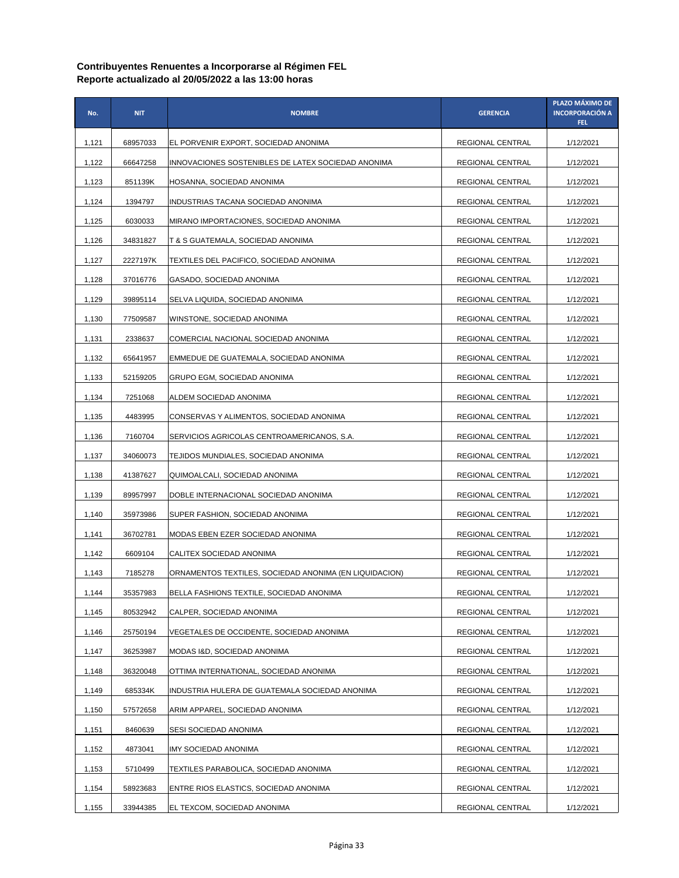**Contribuyentes Renuentes a Incorporarse al Régimen FEL**
**Reporte actualizado al 20/05/2022 a las 13:00 horas**

| No. | NIT | NOMBRE | GERENCIA | PLAZO MÁXIMO DE INCORPORACIÓN A FEL |
|---|---|---|---|---|
| 1,121 | 68957033 | EL PORVENIR EXPORT, SOCIEDAD ANONIMA | REGIONAL CENTRAL | 1/12/2021 |
| 1,122 | 66647258 | INNOVACIONES SOSTENIBLES DE LATEX SOCIEDAD ANONIMA | REGIONAL CENTRAL | 1/12/2021 |
| 1,123 | 851139K | HOSANNA, SOCIEDAD ANONIMA | REGIONAL CENTRAL | 1/12/2021 |
| 1,124 | 1394797 | INDUSTRIAS TACANA SOCIEDAD ANONIMA | REGIONAL CENTRAL | 1/12/2021 |
| 1,125 | 6030033 | MIRANO IMPORTACIONES, SOCIEDAD ANONIMA | REGIONAL CENTRAL | 1/12/2021 |
| 1,126 | 34831827 | T & S GUATEMALA, SOCIEDAD ANONIMA | REGIONAL CENTRAL | 1/12/2021 |
| 1,127 | 2227197K | TEXTILES DEL PACIFICO, SOCIEDAD ANONIMA | REGIONAL CENTRAL | 1/12/2021 |
| 1,128 | 37016776 | GASADO, SOCIEDAD ANONIMA | REGIONAL CENTRAL | 1/12/2021 |
| 1,129 | 39895114 | SELVA LIQUIDA, SOCIEDAD ANONIMA | REGIONAL CENTRAL | 1/12/2021 |
| 1,130 | 77509587 | WINSTONE, SOCIEDAD ANONIMA | REGIONAL CENTRAL | 1/12/2021 |
| 1,131 | 2338637 | COMERCIAL NACIONAL SOCIEDAD ANONIMA | REGIONAL CENTRAL | 1/12/2021 |
| 1,132 | 65641957 | EMMEDUE DE GUATEMALA, SOCIEDAD ANONIMA | REGIONAL CENTRAL | 1/12/2021 |
| 1,133 | 52159205 | GRUPO EGM, SOCIEDAD ANONIMA | REGIONAL CENTRAL | 1/12/2021 |
| 1,134 | 7251068 | ALDEM SOCIEDAD ANONIMA | REGIONAL CENTRAL | 1/12/2021 |
| 1,135 | 4483995 | CONSERVAS Y ALIMENTOS, SOCIEDAD ANONIMA | REGIONAL CENTRAL | 1/12/2021 |
| 1,136 | 7160704 | SERVICIOS AGRICOLAS CENTROAMERICANOS, S.A. | REGIONAL CENTRAL | 1/12/2021 |
| 1,137 | 34060073 | TEJIDOS MUNDIALES, SOCIEDAD ANONIMA | REGIONAL CENTRAL | 1/12/2021 |
| 1,138 | 41387627 | QUIMOALCALI, SOCIEDAD ANONIMA | REGIONAL CENTRAL | 1/12/2021 |
| 1,139 | 89957997 | DOBLE INTERNACIONAL SOCIEDAD ANONIMA | REGIONAL CENTRAL | 1/12/2021 |
| 1,140 | 35973986 | SUPER FASHION, SOCIEDAD ANONIMA | REGIONAL CENTRAL | 1/12/2021 |
| 1,141 | 36702781 | MODAS EBEN EZER SOCIEDAD ANONIMA | REGIONAL CENTRAL | 1/12/2021 |
| 1,142 | 6609104 | CALITEX SOCIEDAD ANONIMA | REGIONAL CENTRAL | 1/12/2021 |
| 1,143 | 7185278 | ORNAMENTOS TEXTILES, SOCIEDAD ANONIMA (EN LIQUIDACION) | REGIONAL CENTRAL | 1/12/2021 |
| 1,144 | 35357983 | BELLA FASHIONS TEXTILE, SOCIEDAD ANONIMA | REGIONAL CENTRAL | 1/12/2021 |
| 1,145 | 80532942 | CALPER, SOCIEDAD ANONIMA | REGIONAL CENTRAL | 1/12/2021 |
| 1,146 | 25750194 | VEGETALES DE OCCIDENTE, SOCIEDAD ANONIMA | REGIONAL CENTRAL | 1/12/2021 |
| 1,147 | 36253987 | MODAS I&D, SOCIEDAD ANONIMA | REGIONAL CENTRAL | 1/12/2021 |
| 1,148 | 36320048 | OTTIMA INTERNATIONAL, SOCIEDAD ANONIMA | REGIONAL CENTRAL | 1/12/2021 |
| 1,149 | 685334K | INDUSTRIA HULERA DE GUATEMALA SOCIEDAD ANONIMA | REGIONAL CENTRAL | 1/12/2021 |
| 1,150 | 57572658 | ARIM APPAREL, SOCIEDAD ANONIMA | REGIONAL CENTRAL | 1/12/2021 |
| 1,151 | 8460639 | SESI SOCIEDAD ANONIMA | REGIONAL CENTRAL | 1/12/2021 |
| 1,152 | 4873041 | IMY SOCIEDAD ANONIMA | REGIONAL CENTRAL | 1/12/2021 |
| 1,153 | 5710499 | TEXTILES PARABOLICA, SOCIEDAD ANONIMA | REGIONAL CENTRAL | 1/12/2021 |
| 1,154 | 58923683 | ENTRE RIOS ELASTICS, SOCIEDAD ANONIMA | REGIONAL CENTRAL | 1/12/2021 |
| 1,155 | 33944385 | EL TEXCOM, SOCIEDAD ANONIMA | REGIONAL CENTRAL | 1/12/2021 |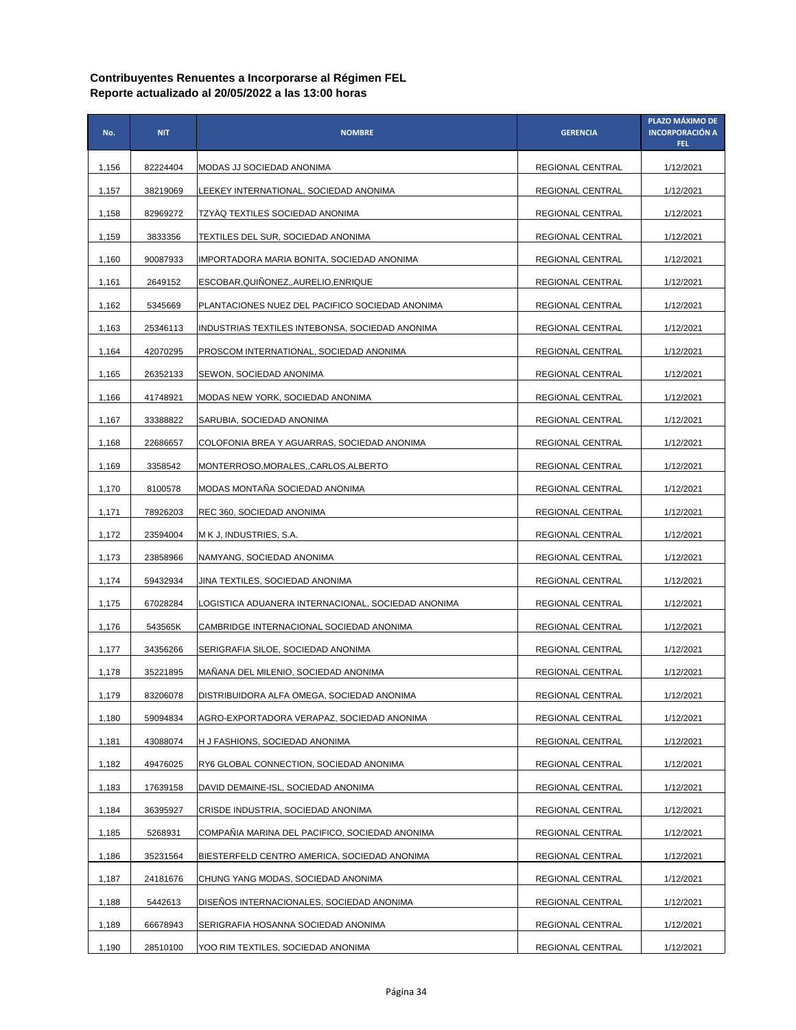**Contribuyentes Renuentes a Incorporarse al Régimen FEL**
**Reporte actualizado al 20/05/2022 a las 13:00 horas**

| No. | NIT | NOMBRE | GERENCIA | PLAZO MÁXIMO DE INCORPORACIÓN A FEL |
|---|---|---|---|---|
| 1,156 | 82224404 | MODAS JJ SOCIEDAD ANONIMA | REGIONAL CENTRAL | 1/12/2021 |
| 1,157 | 38219069 | LEEKEY INTERNATIONAL, SOCIEDAD ANONIMA | REGIONAL CENTRAL | 1/12/2021 |
| 1,158 | 82969272 | TZYÄQ TEXTILES SOCIEDAD ANONIMA | REGIONAL CENTRAL | 1/12/2021 |
| 1,159 | 3833356 | TEXTILES DEL SUR, SOCIEDAD ANONIMA | REGIONAL CENTRAL | 1/12/2021 |
| 1,160 | 90087933 | IMPORTADORA MARIA BONITA, SOCIEDAD ANONIMA | REGIONAL CENTRAL | 1/12/2021 |
| 1,161 | 2649152 | ESCOBAR,QUIÑONEZ,,AURELIO,ENRIQUE | REGIONAL CENTRAL | 1/12/2021 |
| 1,162 | 5345669 | PLANTACIONES NUEZ DEL PACIFICO SOCIEDAD ANONIMA | REGIONAL CENTRAL | 1/12/2021 |
| 1,163 | 25346113 | INDUSTRIAS TEXTILES INTEBONSA, SOCIEDAD ANONIMA | REGIONAL CENTRAL | 1/12/2021 |
| 1,164 | 42070295 | PROSCOM INTERNATIONAL, SOCIEDAD ANONIMA | REGIONAL CENTRAL | 1/12/2021 |
| 1,165 | 26352133 | SEWON, SOCIEDAD ANONIMA | REGIONAL CENTRAL | 1/12/2021 |
| 1,166 | 41748921 | MODAS NEW YORK, SOCIEDAD ANONIMA | REGIONAL CENTRAL | 1/12/2021 |
| 1,167 | 33388822 | SARUBIA, SOCIEDAD ANONIMA | REGIONAL CENTRAL | 1/12/2021 |
| 1,168 | 22686657 | COLOFONIA BREA Y AGUARRAS, SOCIEDAD ANONIMA | REGIONAL CENTRAL | 1/12/2021 |
| 1,169 | 3358542 | MONTERROSO,MORALES,,CARLOS,ALBERTO | REGIONAL CENTRAL | 1/12/2021 |
| 1,170 | 8100578 | MODAS MONTAÑA SOCIEDAD ANONIMA | REGIONAL CENTRAL | 1/12/2021 |
| 1,171 | 78926203 | REC 360, SOCIEDAD ANONIMA | REGIONAL CENTRAL | 1/12/2021 |
| 1,172 | 23594004 | M K J, INDUSTRIES, S.A. | REGIONAL CENTRAL | 1/12/2021 |
| 1,173 | 23858966 | NAMYANG, SOCIEDAD ANONIMA | REGIONAL CENTRAL | 1/12/2021 |
| 1,174 | 59432934 | JINA TEXTILES, SOCIEDAD ANONIMA | REGIONAL CENTRAL | 1/12/2021 |
| 1,175 | 67028284 | LOGISTICA ADUANERA INTERNACIONAL, SOCIEDAD ANONIMA | REGIONAL CENTRAL | 1/12/2021 |
| 1,176 | 543565K | CAMBRIDGE INTERNACIONAL SOCIEDAD ANONIMA | REGIONAL CENTRAL | 1/12/2021 |
| 1,177 | 34356266 | SERIGRAFIA SILOE, SOCIEDAD ANONIMA | REGIONAL CENTRAL | 1/12/2021 |
| 1,178 | 35221895 | MAÑANA DEL MILENIO, SOCIEDAD ANONIMA | REGIONAL CENTRAL | 1/12/2021 |
| 1,179 | 83206078 | DISTRIBUIDORA ALFA OMEGA, SOCIEDAD ANONIMA | REGIONAL CENTRAL | 1/12/2021 |
| 1,180 | 59094834 | AGRO-EXPORTADORA VERAPAZ, SOCIEDAD ANONIMA | REGIONAL CENTRAL | 1/12/2021 |
| 1,181 | 43088074 | H J FASHIONS, SOCIEDAD ANONIMA | REGIONAL CENTRAL | 1/12/2021 |
| 1,182 | 49476025 | RY6 GLOBAL CONNECTION, SOCIEDAD ANONIMA | REGIONAL CENTRAL | 1/12/2021 |
| 1,183 | 17639158 | DAVID DEMAINE-ISL, SOCIEDAD ANONIMA | REGIONAL CENTRAL | 1/12/2021 |
| 1,184 | 36395927 | CRISDE INDUSTRIA, SOCIEDAD ANONIMA | REGIONAL CENTRAL | 1/12/2021 |
| 1,185 | 5268931 | COMPAÑIA MARINA DEL PACIFICO, SOCIEDAD ANONIMA | REGIONAL CENTRAL | 1/12/2021 |
| 1,186 | 35231564 | BIESTERFELD CENTRO AMERICA, SOCIEDAD ANONIMA | REGIONAL CENTRAL | 1/12/2021 |
| 1,187 | 24181676 | CHUNG YANG MODAS, SOCIEDAD ANONIMA | REGIONAL CENTRAL | 1/12/2021 |
| 1,188 | 5442613 | DISEÑOS INTERNACIONALES, SOCIEDAD ANONIMA | REGIONAL CENTRAL | 1/12/2021 |
| 1,189 | 66678943 | SERIGRAFIA HOSANNA SOCIEDAD ANONIMA | REGIONAL CENTRAL | 1/12/2021 |
| 1,190 | 28510100 | YOO RIM TEXTILES, SOCIEDAD ANONIMA | REGIONAL CENTRAL | 1/12/2021 |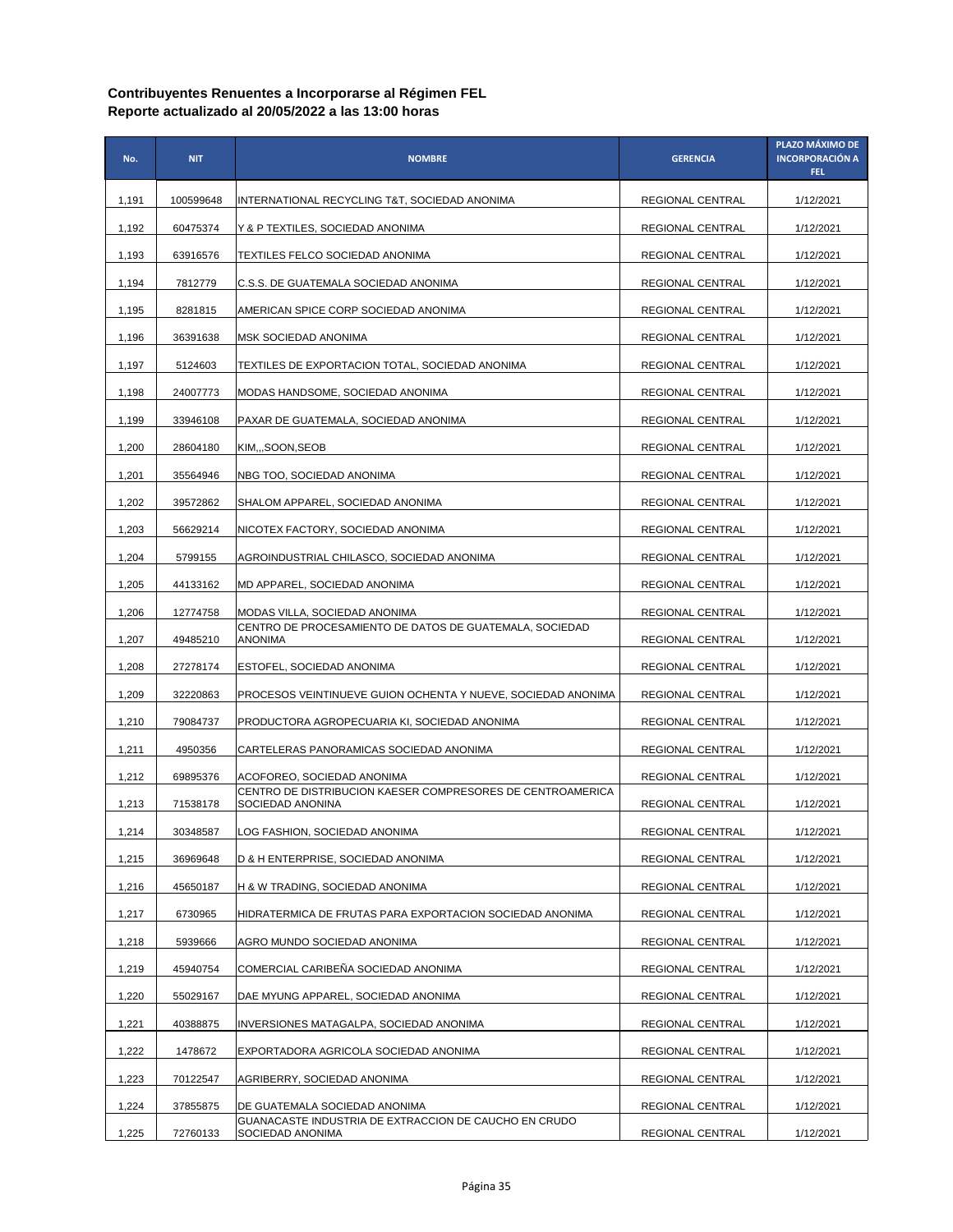**Contribuyentes Renuentes a Incorporarse al Régimen FEL**
**Reporte actualizado al 20/05/2022 a las 13:00 horas**

| No. | NIT | NOMBRE | GERENCIA | PLAZO MÁXIMO DE INCORPORACIÓN A FEL |
|---|---|---|---|---|
| 1,191 | 100599648 | INTERNATIONAL RECYCLING T&T, SOCIEDAD ANONIMA | REGIONAL CENTRAL | 1/12/2021 |
| 1,192 | 60475374 | Y & P TEXTILES, SOCIEDAD ANONIMA | REGIONAL CENTRAL | 1/12/2021 |
| 1,193 | 63916576 | TEXTILES FELCO SOCIEDAD ANONIMA | REGIONAL CENTRAL | 1/12/2021 |
| 1,194 | 7812779 | C.S.S. DE GUATEMALA SOCIEDAD ANONIMA | REGIONAL CENTRAL | 1/12/2021 |
| 1,195 | 8281815 | AMERICAN SPICE CORP SOCIEDAD ANONIMA | REGIONAL CENTRAL | 1/12/2021 |
| 1,196 | 36391638 | MSK SOCIEDAD ANONIMA | REGIONAL CENTRAL | 1/12/2021 |
| 1,197 | 5124603 | TEXTILES DE EXPORTACION TOTAL, SOCIEDAD ANONIMA | REGIONAL CENTRAL | 1/12/2021 |
| 1,198 | 24007773 | MODAS HANDSOME, SOCIEDAD ANONIMA | REGIONAL CENTRAL | 1/12/2021 |
| 1,199 | 33946108 | PAXAR DE GUATEMALA, SOCIEDAD ANONIMA | REGIONAL CENTRAL | 1/12/2021 |
| 1,200 | 28604180 | KIM,,,SOON,SEOB | REGIONAL CENTRAL | 1/12/2021 |
| 1,201 | 35564946 | NBG TOO, SOCIEDAD ANONIMA | REGIONAL CENTRAL | 1/12/2021 |
| 1,202 | 39572862 | SHALOM APPAREL, SOCIEDAD ANONIMA | REGIONAL CENTRAL | 1/12/2021 |
| 1,203 | 56629214 | NICOTEX FACTORY, SOCIEDAD ANONIMA | REGIONAL CENTRAL | 1/12/2021 |
| 1,204 | 5799155 | AGROINDUSTRIAL CHILASCO, SOCIEDAD ANONIMA | REGIONAL CENTRAL | 1/12/2021 |
| 1,205 | 44133162 | MD APPAREL, SOCIEDAD ANONIMA | REGIONAL CENTRAL | 1/12/2021 |
| 1,206 | 12774758 | MODAS VILLA, SOCIEDAD ANONIMA | REGIONAL CENTRAL | 1/12/2021 |
| 1,207 | 49485210 | CENTRO DE PROCESAMIENTO DE DATOS DE GUATEMALA, SOCIEDAD ANONIMA | REGIONAL CENTRAL | 1/12/2021 |
| 1,208 | 27278174 | ESTOFEL, SOCIEDAD ANONIMA | REGIONAL CENTRAL | 1/12/2021 |
| 1,209 | 32220863 | PROCESOS VEINTINUEVE GUION OCHENTA Y NUEVE, SOCIEDAD ANONIMA | REGIONAL CENTRAL | 1/12/2021 |
| 1,210 | 79084737 | PRODUCTORA AGROPECUARIA KI, SOCIEDAD ANONIMA | REGIONAL CENTRAL | 1/12/2021 |
| 1,211 | 4950356 | CARTELERAS PANORAMICAS SOCIEDAD ANONIMA | REGIONAL CENTRAL | 1/12/2021 |
| 1,212 | 69895376 | ACOFOREO, SOCIEDAD ANONIMA | REGIONAL CENTRAL | 1/12/2021 |
| 1,213 | 71538178 | CENTRO DE DISTRIBUCION KAESER COMPRESORES DE CENTROAMERICA SOCIEDAD ANONINA | REGIONAL CENTRAL | 1/12/2021 |
| 1,214 | 30348587 | LOG FASHION, SOCIEDAD ANONIMA | REGIONAL CENTRAL | 1/12/2021 |
| 1,215 | 36969648 | D & H ENTERPRISE, SOCIEDAD ANONIMA | REGIONAL CENTRAL | 1/12/2021 |
| 1,216 | 45650187 | H & W TRADING, SOCIEDAD ANONIMA | REGIONAL CENTRAL | 1/12/2021 |
| 1,217 | 6730965 | HIDRATERMICA DE FRUTAS PARA EXPORTACION SOCIEDAD ANONIMA | REGIONAL CENTRAL | 1/12/2021 |
| 1,218 | 5939666 | AGRO MUNDO SOCIEDAD ANONIMA | REGIONAL CENTRAL | 1/12/2021 |
| 1,219 | 45940754 | COMERCIAL CARIBEÑA SOCIEDAD ANONIMA | REGIONAL CENTRAL | 1/12/2021 |
| 1,220 | 55029167 | DAE MYUNG APPAREL, SOCIEDAD ANONIMA | REGIONAL CENTRAL | 1/12/2021 |
| 1,221 | 40388875 | INVERSIONES MATAGALPA, SOCIEDAD ANONIMA | REGIONAL CENTRAL | 1/12/2021 |
| 1,222 | 1478672 | EXPORTADORA AGRICOLA SOCIEDAD ANONIMA | REGIONAL CENTRAL | 1/12/2021 |
| 1,223 | 70122547 | AGRIBERRY, SOCIEDAD ANONIMA | REGIONAL CENTRAL | 1/12/2021 |
| 1,224 | 37855875 | DE GUATEMALA SOCIEDAD ANONIMA | REGIONAL CENTRAL | 1/12/2021 |
| 1,225 | 72760133 | GUANACASTE INDUSTRIA DE EXTRACCION DE CAUCHO EN CRUDO SOCIEDAD ANONIMA | REGIONAL CENTRAL | 1/12/2021 |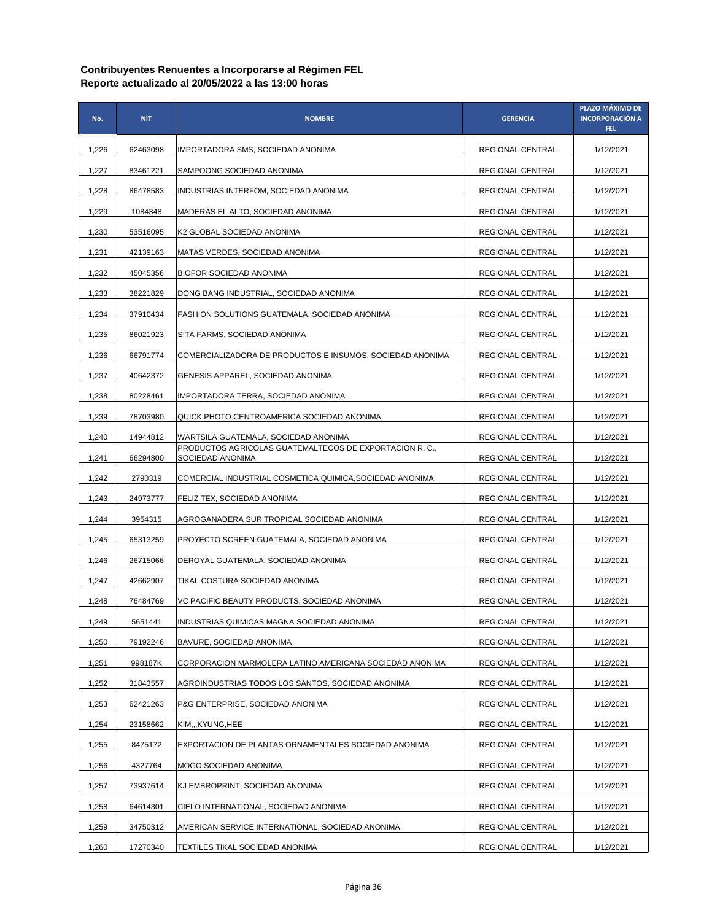**Contribuyentes Renuentes a Incorporarse al Régimen FEL**
**Reporte actualizado al 20/05/2022 a las 13:00 horas**

| No. | NIT | NOMBRE | GERENCIA | PLAZO MÁXIMO DE INCORPORACIÓN A FEL |
|---|---|---|---|---|
| 1,226 | 62463098 | IMPORTADORA SMS, SOCIEDAD ANONIMA | REGIONAL CENTRAL | 1/12/2021 |
| 1,227 | 83461221 | SAMPOONG SOCIEDAD ANONIMA | REGIONAL CENTRAL | 1/12/2021 |
| 1,228 | 86478583 | INDUSTRIAS INTERFOM, SOCIEDAD ANONIMA | REGIONAL CENTRAL | 1/12/2021 |
| 1,229 | 1084348 | MADERAS EL ALTO, SOCIEDAD ANONIMA | REGIONAL CENTRAL | 1/12/2021 |
| 1,230 | 53516095 | K2 GLOBAL SOCIEDAD ANONIMA | REGIONAL CENTRAL | 1/12/2021 |
| 1,231 | 42139163 | MATAS VERDES, SOCIEDAD ANONIMA | REGIONAL CENTRAL | 1/12/2021 |
| 1,232 | 45045356 | BIOFOR SOCIEDAD ANONIMA | REGIONAL CENTRAL | 1/12/2021 |
| 1,233 | 38221829 | DONG BANG INDUSTRIAL, SOCIEDAD ANONIMA | REGIONAL CENTRAL | 1/12/2021 |
| 1,234 | 37910434 | FASHION SOLUTIONS GUATEMALA, SOCIEDAD ANONIMA | REGIONAL CENTRAL | 1/12/2021 |
| 1,235 | 86021923 | SITA FARMS, SOCIEDAD ANONIMA | REGIONAL CENTRAL | 1/12/2021 |
| 1,236 | 66791774 | COMERCIALIZADORA DE PRODUCTOS E INSUMOS, SOCIEDAD ANONIMA | REGIONAL CENTRAL | 1/12/2021 |
| 1,237 | 40642372 | GENESIS APPAREL, SOCIEDAD ANONIMA | REGIONAL CENTRAL | 1/12/2021 |
| 1,238 | 80228461 | IMPORTADORA TERRA, SOCIEDAD ANÓNIMA | REGIONAL CENTRAL | 1/12/2021 |
| 1,239 | 78703980 | QUICK PHOTO CENTROAMERICA SOCIEDAD ANONIMA | REGIONAL CENTRAL | 1/12/2021 |
| 1,240 | 14944812 | WARTSILA GUATEMALA, SOCIEDAD ANONIMA | REGIONAL CENTRAL | 1/12/2021 |
| 1,241 | 66294800 | PRODUCTOS AGRICOLAS GUATEMALTECOS DE EXPORTACION R. C., SOCIEDAD ANONIMA | REGIONAL CENTRAL | 1/12/2021 |
| 1,242 | 2790319 | COMERCIAL INDUSTRIAL COSMETICA QUIMICA,SOCIEDAD ANONIMA | REGIONAL CENTRAL | 1/12/2021 |
| 1,243 | 24973777 | FELIZ TEX, SOCIEDAD ANONIMA | REGIONAL CENTRAL | 1/12/2021 |
| 1,244 | 3954315 | AGROGANADERA SUR TROPICAL SOCIEDAD ANONIMA | REGIONAL CENTRAL | 1/12/2021 |
| 1,245 | 65313259 | PROYECTO SCREEN GUATEMALA, SOCIEDAD ANONIMA | REGIONAL CENTRAL | 1/12/2021 |
| 1,246 | 26715066 | DEROYAL GUATEMALA, SOCIEDAD ANONIMA | REGIONAL CENTRAL | 1/12/2021 |
| 1,247 | 42662907 | TIKAL COSTURA SOCIEDAD ANONIMA | REGIONAL CENTRAL | 1/12/2021 |
| 1,248 | 76484769 | VC PACIFIC BEAUTY PRODUCTS, SOCIEDAD ANONIMA | REGIONAL CENTRAL | 1/12/2021 |
| 1,249 | 5651441 | INDUSTRIAS QUIMICAS MAGNA SOCIEDAD ANONIMA | REGIONAL CENTRAL | 1/12/2021 |
| 1,250 | 79192246 | BAVURE, SOCIEDAD ANONIMA | REGIONAL CENTRAL | 1/12/2021 |
| 1,251 | 998187K | CORPORACION MARMOLERA LATINO AMERICANA SOCIEDAD ANONIMA | REGIONAL CENTRAL | 1/12/2021 |
| 1,252 | 31843557 | AGROINDUSTRIAS TODOS LOS SANTOS, SOCIEDAD ANONIMA | REGIONAL CENTRAL | 1/12/2021 |
| 1,253 | 62421263 | P&G ENTERPRISE, SOCIEDAD ANONIMA | REGIONAL CENTRAL | 1/12/2021 |
| 1,254 | 23158662 | KIM,,,KYUNG,HEE | REGIONAL CENTRAL | 1/12/2021 |
| 1,255 | 8475172 | EXPORTACION DE PLANTAS ORNAMENTALES SOCIEDAD ANONIMA | REGIONAL CENTRAL | 1/12/2021 |
| 1,256 | 4327764 | MOGO SOCIEDAD ANONIMA | REGIONAL CENTRAL | 1/12/2021 |
| 1,257 | 73937614 | KJ EMBROPRINT, SOCIEDAD ANONIMA | REGIONAL CENTRAL | 1/12/2021 |
| 1,258 | 64614301 | CIELO INTERNATIONAL, SOCIEDAD ANONIMA | REGIONAL CENTRAL | 1/12/2021 |
| 1,259 | 34750312 | AMERICAN SERVICE INTERNATIONAL, SOCIEDAD ANONIMA | REGIONAL CENTRAL | 1/12/2021 |
| 1,260 | 17270340 | TEXTILES TIKAL SOCIEDAD ANONIMA | REGIONAL CENTRAL | 1/12/2021 |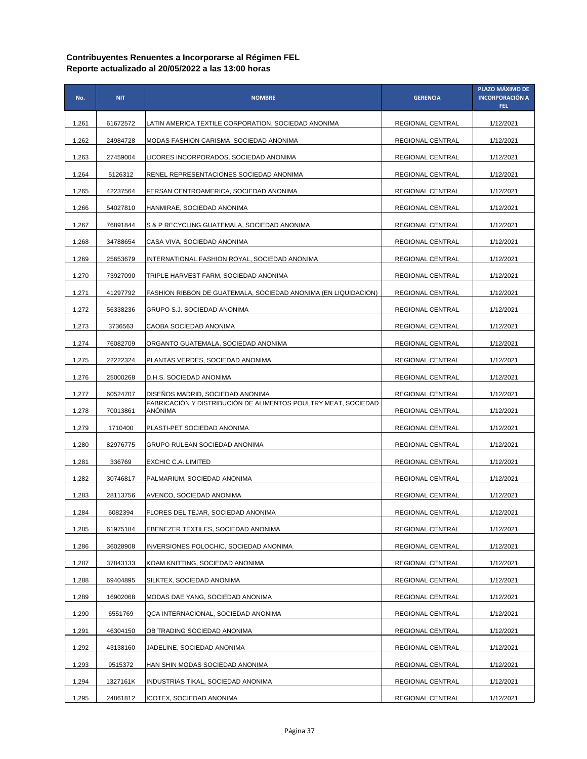**Contribuyentes Renuentes a Incorporarse al Régimen FEL**
**Reporte actualizado al 20/05/2022 a las 13:00 horas**

| No. | NIT | NOMBRE | GERENCIA | PLAZO MÁXIMO DE INCORPORACIÓN A FEL |
|---|---|---|---|---|
| 1,261 | 61672572 | LATIN AMERICA TEXTILE CORPORATION, SOCIEDAD ANONIMA | REGIONAL CENTRAL | 1/12/2021 |
| 1,262 | 24984728 | MODAS FASHION CARISMA, SOCIEDAD ANONIMA | REGIONAL CENTRAL | 1/12/2021 |
| 1,263 | 27459004 | LICORES INCORPORADOS, SOCIEDAD ANONIMA | REGIONAL CENTRAL | 1/12/2021 |
| 1,264 | 5126312 | RENEL REPRESENTACIONES SOCIEDAD ANONIMA | REGIONAL CENTRAL | 1/12/2021 |
| 1,265 | 42237564 | FERSAN CENTROAMERICA, SOCIEDAD ANONIMA | REGIONAL CENTRAL | 1/12/2021 |
| 1,266 | 54027810 | HANMIRAE, SOCIEDAD ANONIMA | REGIONAL CENTRAL | 1/12/2021 |
| 1,267 | 76891844 | S & P RECYCLING GUATEMALA, SOCIEDAD ANONIMA | REGIONAL CENTRAL | 1/12/2021 |
| 1,268 | 34788654 | CASA VIVA, SOCIEDAD ANONIMA | REGIONAL CENTRAL | 1/12/2021 |
| 1,269 | 25653679 | INTERNATIONAL FASHION ROYAL, SOCIEDAD ANONIMA | REGIONAL CENTRAL | 1/12/2021 |
| 1,270 | 73927090 | TRIPLE HARVEST FARM, SOCIEDAD ANONIMA | REGIONAL CENTRAL | 1/12/2021 |
| 1,271 | 41297792 | FASHION RIBBON DE GUATEMALA, SOCIEDAD ANONIMA (EN LIQUIDACION) | REGIONAL CENTRAL | 1/12/2021 |
| 1,272 | 56338236 | GRUPO S.J. SOCIEDAD ANONIMA | REGIONAL CENTRAL | 1/12/2021 |
| 1,273 | 3736563 | CAOBA SOCIEDAD ANONIMA | REGIONAL CENTRAL | 1/12/2021 |
| 1,274 | 76082709 | ORGANTO GUATEMALA, SOCIEDAD ANONIMA | REGIONAL CENTRAL | 1/12/2021 |
| 1,275 | 22222324 | PLANTAS VERDES, SOCIEDAD ANONIMA | REGIONAL CENTRAL | 1/12/2021 |
| 1,276 | 25000268 | D.H.S. SOCIEDAD ANONIMA | REGIONAL CENTRAL | 1/12/2021 |
| 1,277 | 60524707 | DISEÑOS MADRID, SOCIEDAD ANONIMA | REGIONAL CENTRAL | 1/12/2021 |
| 1,278 | 70013861 | FABRICACIÓN Y DISTRIBUCIÓN DE ALIMENTOS POULTRY MEAT, SOCIEDAD ANÓNIMA | REGIONAL CENTRAL | 1/12/2021 |
| 1,279 | 1710400 | PLASTI-PET SOCIEDAD ANONIMA | REGIONAL CENTRAL | 1/12/2021 |
| 1,280 | 82976775 | GRUPO RULEAN SOCIEDAD ANONIMA | REGIONAL CENTRAL | 1/12/2021 |
| 1,281 | 336769 | EXCHIC C.A. LIMITED | REGIONAL CENTRAL | 1/12/2021 |
| 1,282 | 30746817 | PALMARIUM, SOCIEDAD ANONIMA | REGIONAL CENTRAL | 1/12/2021 |
| 1,283 | 28113756 | AVENCO, SOCIEDAD ANONIMA | REGIONAL CENTRAL | 1/12/2021 |
| 1,284 | 6082394 | FLORES DEL TEJAR, SOCIEDAD ANONIMA | REGIONAL CENTRAL | 1/12/2021 |
| 1,285 | 61975184 | EBENEZER TEXTILES, SOCIEDAD ANONIMA | REGIONAL CENTRAL | 1/12/2021 |
| 1,286 | 36028908 | INVERSIONES POLOCHIC, SOCIEDAD ANONIMA | REGIONAL CENTRAL | 1/12/2021 |
| 1,287 | 37843133 | KOAM KNITTING, SOCIEDAD ANONIMA | REGIONAL CENTRAL | 1/12/2021 |
| 1,288 | 69404895 | SILKTEX, SOCIEDAD ANONIMA | REGIONAL CENTRAL | 1/12/2021 |
| 1,289 | 16902068 | MODAS DAE YANG, SOCIEDAD ANONIMA | REGIONAL CENTRAL | 1/12/2021 |
| 1,290 | 6551769 | QCA INTERNACIONAL, SOCIEDAD ANONIMA | REGIONAL CENTRAL | 1/12/2021 |
| 1,291 | 46304150 | OB TRADING SOCIEDAD ANONIMA | REGIONAL CENTRAL | 1/12/2021 |
| 1,292 | 43138160 | JADELINE, SOCIEDAD ANONIMA | REGIONAL CENTRAL | 1/12/2021 |
| 1,293 | 9515372 | HAN SHIN MODAS SOCIEDAD ANONIMA | REGIONAL CENTRAL | 1/12/2021 |
| 1,294 | 1327161K | INDUSTRIAS TIKAL, SOCIEDAD ANONIMA | REGIONAL CENTRAL | 1/12/2021 |
| 1,295 | 24861812 | ICOTEX, SOCIEDAD ANONIMA | REGIONAL CENTRAL | 1/12/2021 |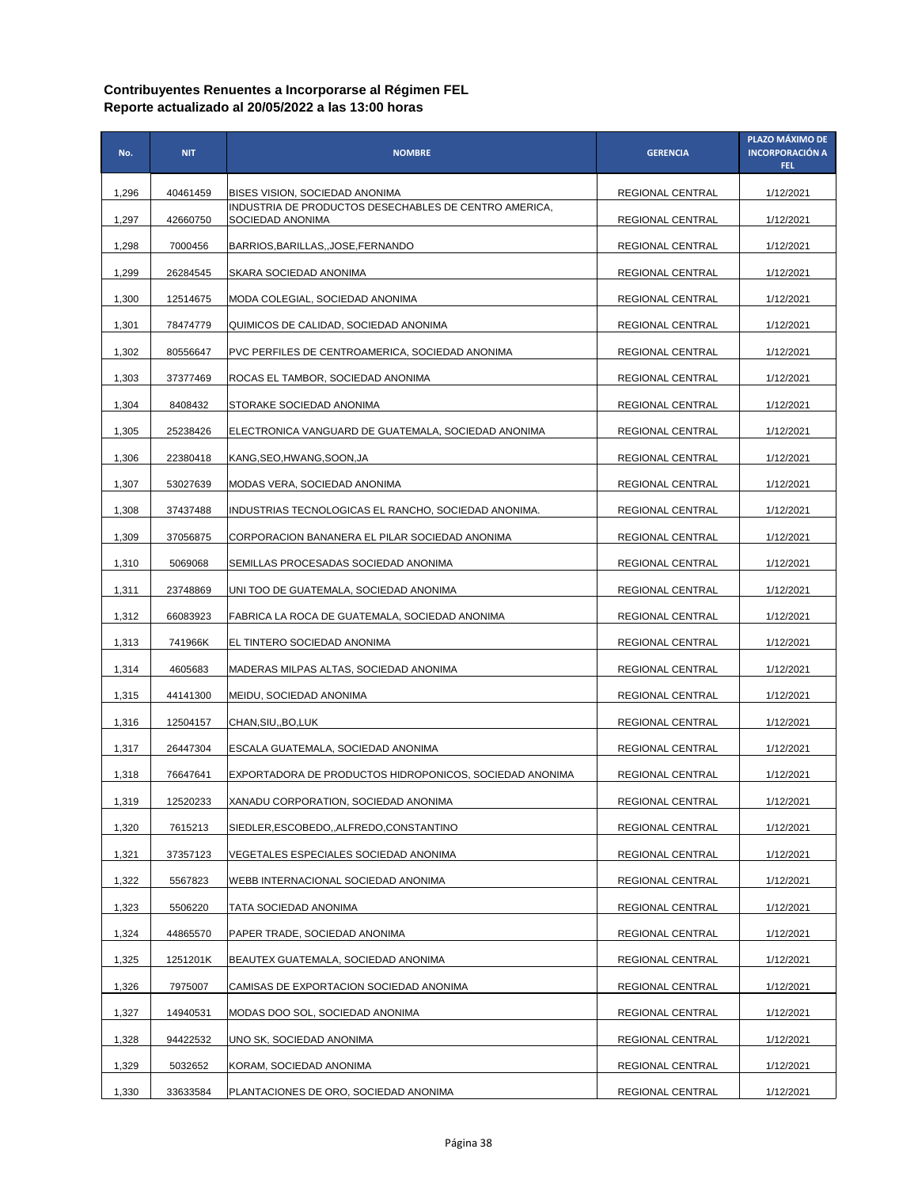**Contribuyentes Renuentes a Incorporarse al Régimen FEL**
**Reporte actualizado al 20/05/2022 a las 13:00 horas**

| No. | NIT | NOMBRE | GERENCIA | PLAZO MÁXIMO DE INCORPORACIÓN A FEL |
|---|---|---|---|---|
| 1,296 | 40461459 | BISES VISION, SOCIEDAD ANONIMA | REGIONAL CENTRAL | 1/12/2021 |
| 1,297 | 42660750 | INDUSTRIA DE PRODUCTOS DESECHABLES DE CENTRO AMERICA, SOCIEDAD ANONIMA | REGIONAL CENTRAL | 1/12/2021 |
| 1,298 | 7000456 | BARRIOS,BARILLAS,,JOSE,FERNANDO | REGIONAL CENTRAL | 1/12/2021 |
| 1,299 | 26284545 | SKARA SOCIEDAD ANONIMA | REGIONAL CENTRAL | 1/12/2021 |
| 1,300 | 12514675 | MODA COLEGIAL, SOCIEDAD ANONIMA | REGIONAL CENTRAL | 1/12/2021 |
| 1,301 | 78474779 | QUIMICOS DE CALIDAD, SOCIEDAD ANONIMA | REGIONAL CENTRAL | 1/12/2021 |
| 1,302 | 80556647 | PVC PERFILES DE CENTROAMERICA, SOCIEDAD ANONIMA | REGIONAL CENTRAL | 1/12/2021 |
| 1,303 | 37377469 | ROCAS EL TAMBOR, SOCIEDAD ANONIMA | REGIONAL CENTRAL | 1/12/2021 |
| 1,304 | 8408432 | STORAKE SOCIEDAD ANONIMA | REGIONAL CENTRAL | 1/12/2021 |
| 1,305 | 25238426 | ELECTRONICA VANGUARD DE GUATEMALA, SOCIEDAD ANONIMA | REGIONAL CENTRAL | 1/12/2021 |
| 1,306 | 22380418 | KANG,SEO,HWANG,SOON,JA | REGIONAL CENTRAL | 1/12/2021 |
| 1,307 | 53027639 | MODAS VERA, SOCIEDAD ANONIMA | REGIONAL CENTRAL | 1/12/2021 |
| 1,308 | 37437488 | INDUSTRIAS TECNOLOGICAS EL RANCHO, SOCIEDAD ANONIMA. | REGIONAL CENTRAL | 1/12/2021 |
| 1,309 | 37056875 | CORPORACION BANANERA EL PILAR SOCIEDAD ANONIMA | REGIONAL CENTRAL | 1/12/2021 |
| 1,310 | 5069068 | SEMILLAS PROCESADAS SOCIEDAD ANONIMA | REGIONAL CENTRAL | 1/12/2021 |
| 1,311 | 23748869 | UNI TOO DE GUATEMALA, SOCIEDAD ANONIMA | REGIONAL CENTRAL | 1/12/2021 |
| 1,312 | 66083923 | FABRICA LA ROCA DE GUATEMALA, SOCIEDAD ANONIMA | REGIONAL CENTRAL | 1/12/2021 |
| 1,313 | 741966K | EL TINTERO SOCIEDAD ANONIMA | REGIONAL CENTRAL | 1/12/2021 |
| 1,314 | 4605683 | MADERAS MILPAS ALTAS, SOCIEDAD ANONIMA | REGIONAL CENTRAL | 1/12/2021 |
| 1,315 | 44141300 | MEIDU, SOCIEDAD ANONIMA | REGIONAL CENTRAL | 1/12/2021 |
| 1,316 | 12504157 | CHAN,SIU,,BO,LUK | REGIONAL CENTRAL | 1/12/2021 |
| 1,317 | 26447304 | ESCALA GUATEMALA, SOCIEDAD ANONIMA | REGIONAL CENTRAL | 1/12/2021 |
| 1,318 | 76647641 | EXPORTADORA DE PRODUCTOS HIDROPONICOS, SOCIEDAD ANONIMA | REGIONAL CENTRAL | 1/12/2021 |
| 1,319 | 12520233 | XANADU CORPORATION, SOCIEDAD ANONIMA | REGIONAL CENTRAL | 1/12/2021 |
| 1,320 | 7615213 | SIEDLER,ESCOBEDO,,ALFREDO,CONSTANTINO | REGIONAL CENTRAL | 1/12/2021 |
| 1,321 | 37357123 | VEGETALES ESPECIALES SOCIEDAD ANONIMA | REGIONAL CENTRAL | 1/12/2021 |
| 1,322 | 5567823 | WEBB INTERNACIONAL SOCIEDAD ANONIMA | REGIONAL CENTRAL | 1/12/2021 |
| 1,323 | 5506220 | TATA SOCIEDAD ANONIMA | REGIONAL CENTRAL | 1/12/2021 |
| 1,324 | 44865570 | PAPER TRADE, SOCIEDAD ANONIMA | REGIONAL CENTRAL | 1/12/2021 |
| 1,325 | 1251201K | BEAUTEX GUATEMALA, SOCIEDAD ANONIMA | REGIONAL CENTRAL | 1/12/2021 |
| 1,326 | 7975007 | CAMISAS DE EXPORTACION SOCIEDAD ANONIMA | REGIONAL CENTRAL | 1/12/2021 |
| 1,327 | 14940531 | MODAS DOO SOL, SOCIEDAD ANONIMA | REGIONAL CENTRAL | 1/12/2021 |
| 1,328 | 94422532 | UNO SK, SOCIEDAD ANONIMA | REGIONAL CENTRAL | 1/12/2021 |
| 1,329 | 5032652 | KORAM, SOCIEDAD ANONIMA | REGIONAL CENTRAL | 1/12/2021 |
| 1,330 | 33633584 | PLANTACIONES DE ORO, SOCIEDAD ANONIMA | REGIONAL CENTRAL | 1/12/2021 |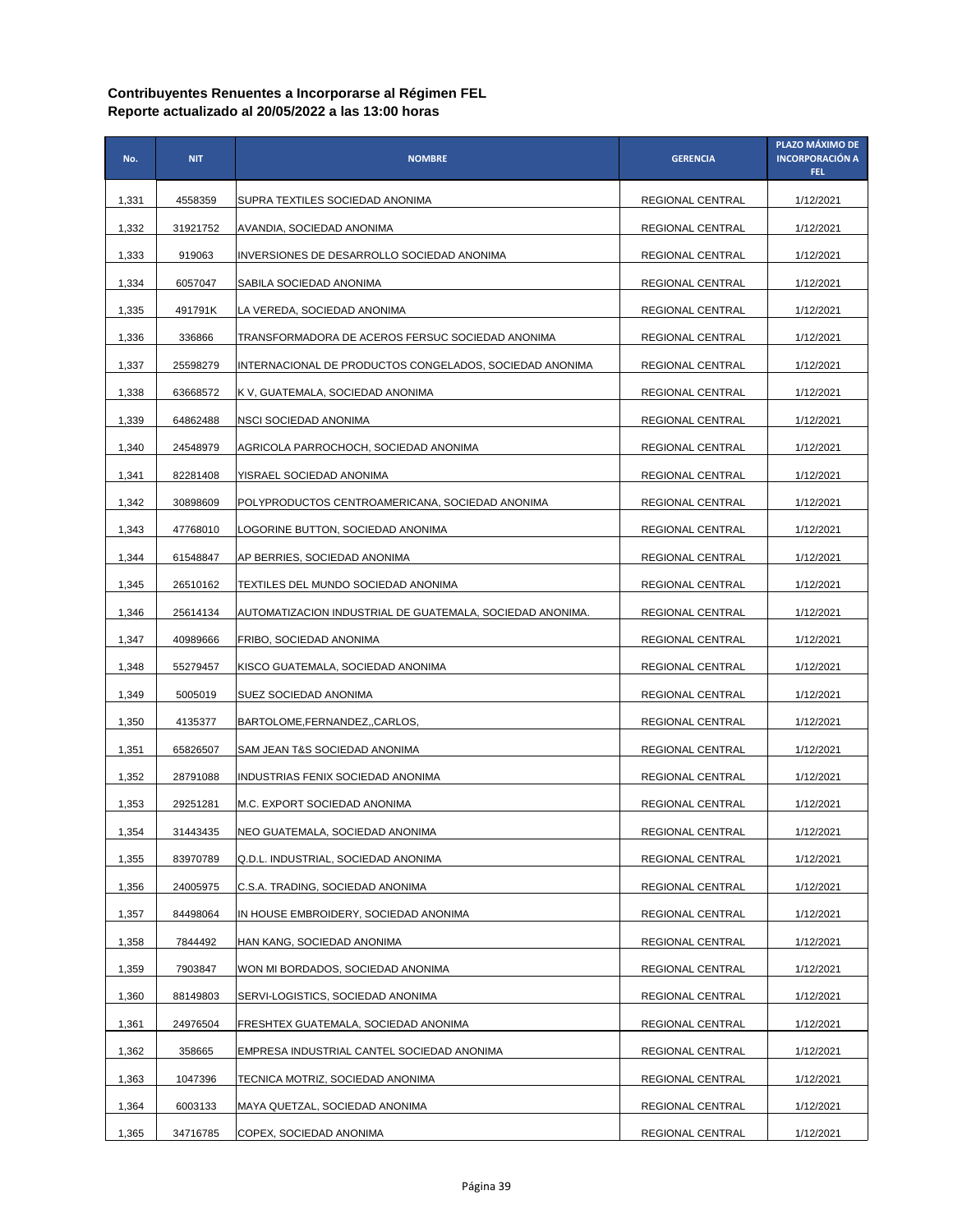**Contribuyentes Renuentes a Incorporarse al Régimen FEL**
**Reporte actualizado al 20/05/2022 a las 13:00 horas**

| No. | NIT | NOMBRE | GERENCIA | PLAZO MÁXIMO DE INCORPORACIÓN A FEL |
|---|---|---|---|---|
| 1,331 | 4558359 | SUPRA TEXTILES SOCIEDAD ANONIMA | REGIONAL CENTRAL | 1/12/2021 |
| 1,332 | 31921752 | AVANDIA, SOCIEDAD ANONIMA | REGIONAL CENTRAL | 1/12/2021 |
| 1,333 | 919063 | INVERSIONES DE DESARROLLO SOCIEDAD ANONIMA | REGIONAL CENTRAL | 1/12/2021 |
| 1,334 | 6057047 | SABILA SOCIEDAD ANONIMA | REGIONAL CENTRAL | 1/12/2021 |
| 1,335 | 491791K | LA VEREDA, SOCIEDAD ANONIMA | REGIONAL CENTRAL | 1/12/2021 |
| 1,336 | 336866 | TRANSFORMADORA DE ACEROS FERSUC SOCIEDAD ANONIMA | REGIONAL CENTRAL | 1/12/2021 |
| 1,337 | 25598279 | INTERNACIONAL DE PRODUCTOS CONGELADOS, SOCIEDAD ANONIMA | REGIONAL CENTRAL | 1/12/2021 |
| 1,338 | 63668572 | K V, GUATEMALA, SOCIEDAD ANONIMA | REGIONAL CENTRAL | 1/12/2021 |
| 1,339 | 64862488 | NSCI SOCIEDAD ANONIMA | REGIONAL CENTRAL | 1/12/2021 |
| 1,340 | 24548979 | AGRICOLA PARROCHOCH, SOCIEDAD ANONIMA | REGIONAL CENTRAL | 1/12/2021 |
| 1,341 | 82281408 | YISRAEL SOCIEDAD ANONIMA | REGIONAL CENTRAL | 1/12/2021 |
| 1,342 | 30898609 | POLYPRODUCTOS CENTROAMERICANA, SOCIEDAD ANONIMA | REGIONAL CENTRAL | 1/12/2021 |
| 1,343 | 47768010 | LOGORINE BUTTON, SOCIEDAD ANONIMA | REGIONAL CENTRAL | 1/12/2021 |
| 1,344 | 61548847 | AP BERRIES, SOCIEDAD ANONIMA | REGIONAL CENTRAL | 1/12/2021 |
| 1,345 | 26510162 | TEXTILES DEL MUNDO SOCIEDAD ANONIMA | REGIONAL CENTRAL | 1/12/2021 |
| 1,346 | 25614134 | AUTOMATIZACION INDUSTRIAL DE GUATEMALA, SOCIEDAD ANONIMA. | REGIONAL CENTRAL | 1/12/2021 |
| 1,347 | 40989666 | FRIBO, SOCIEDAD ANONIMA | REGIONAL CENTRAL | 1/12/2021 |
| 1,348 | 55279457 | KISCO GUATEMALA, SOCIEDAD ANONIMA | REGIONAL CENTRAL | 1/12/2021 |
| 1,349 | 5005019 | SUEZ SOCIEDAD ANONIMA | REGIONAL CENTRAL | 1/12/2021 |
| 1,350 | 4135377 | BARTOLOME,FERNANDEZ,,CARLOS, | REGIONAL CENTRAL | 1/12/2021 |
| 1,351 | 65826507 | SAM JEAN T&S SOCIEDAD ANONIMA | REGIONAL CENTRAL | 1/12/2021 |
| 1,352 | 28791088 | INDUSTRIAS FENIX SOCIEDAD ANONIMA | REGIONAL CENTRAL | 1/12/2021 |
| 1,353 | 29251281 | M.C. EXPORT SOCIEDAD ANONIMA | REGIONAL CENTRAL | 1/12/2021 |
| 1,354 | 31443435 | NEO GUATEMALA, SOCIEDAD ANONIMA | REGIONAL CENTRAL | 1/12/2021 |
| 1,355 | 83970789 | Q.D.L. INDUSTRIAL, SOCIEDAD ANONIMA | REGIONAL CENTRAL | 1/12/2021 |
| 1,356 | 24005975 | C.S.A. TRADING, SOCIEDAD ANONIMA | REGIONAL CENTRAL | 1/12/2021 |
| 1,357 | 84498064 | IN HOUSE EMBROIDERY, SOCIEDAD ANONIMA | REGIONAL CENTRAL | 1/12/2021 |
| 1,358 | 7844492 | HAN KANG, SOCIEDAD ANONIMA | REGIONAL CENTRAL | 1/12/2021 |
| 1,359 | 7903847 | WON MI BORDADOS, SOCIEDAD ANONIMA | REGIONAL CENTRAL | 1/12/2021 |
| 1,360 | 88149803 | SERVI-LOGISTICS, SOCIEDAD ANONIMA | REGIONAL CENTRAL | 1/12/2021 |
| 1,361 | 24976504 | FRESHTEX GUATEMALA, SOCIEDAD ANONIMA | REGIONAL CENTRAL | 1/12/2021 |
| 1,362 | 358665 | EMPRESA INDUSTRIAL CANTEL SOCIEDAD ANONIMA | REGIONAL CENTRAL | 1/12/2021 |
| 1,363 | 1047396 | TECNICA MOTRIZ, SOCIEDAD ANONIMA | REGIONAL CENTRAL | 1/12/2021 |
| 1,364 | 6003133 | MAYA QUETZAL, SOCIEDAD ANONIMA | REGIONAL CENTRAL | 1/12/2021 |
| 1,365 | 34716785 | COPEX, SOCIEDAD ANONIMA | REGIONAL CENTRAL | 1/12/2021 |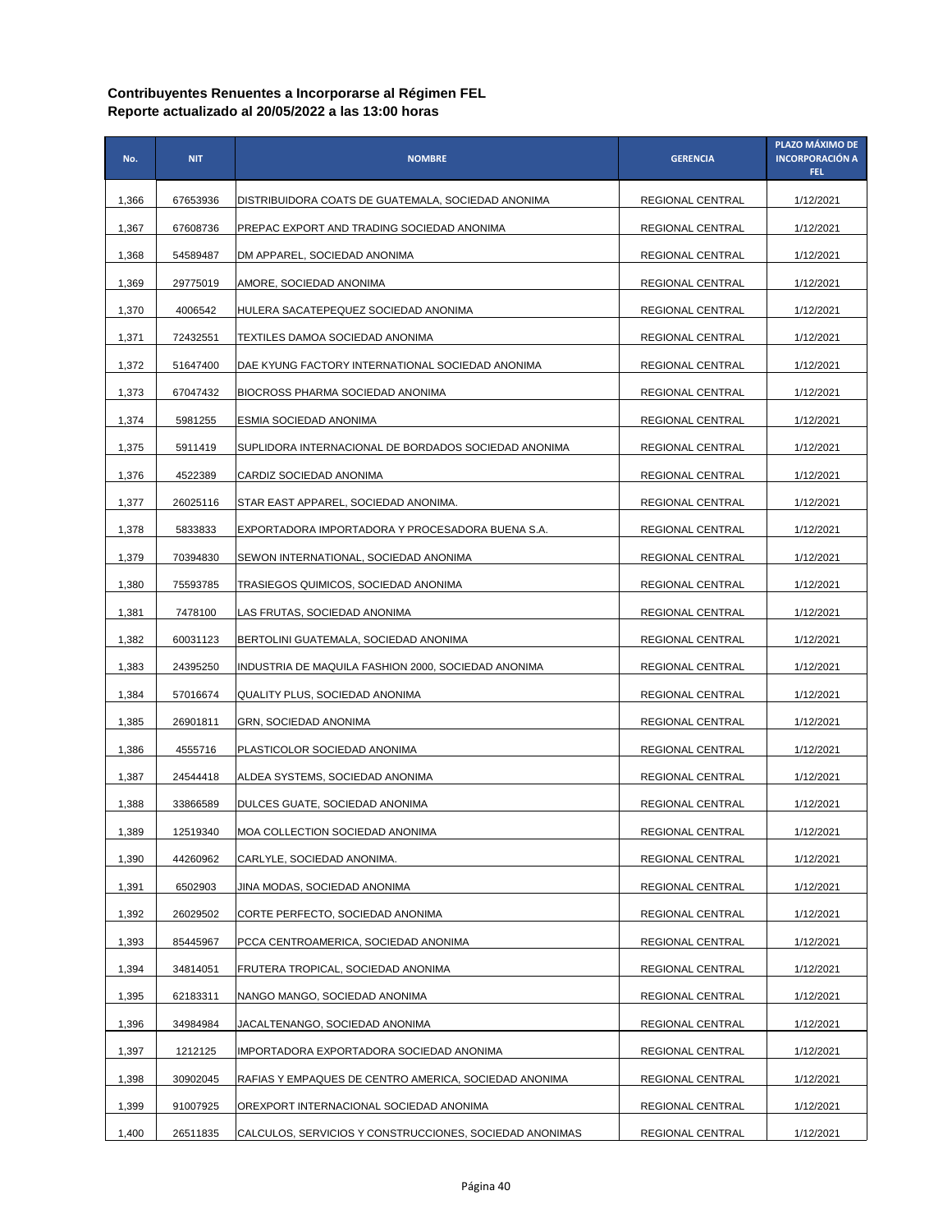**Contribuyentes Renuentes a Incorporarse al Régimen FEL**
**Reporte actualizado al 20/05/2022 a las 13:00 horas**

| No. | NIT | NOMBRE | GERENCIA | PLAZO MÁXIMO DE INCORPORACIÓN A FEL |
|---|---|---|---|---|
| 1,366 | 67653936 | DISTRIBUIDORA COATS DE GUATEMALA, SOCIEDAD ANONIMA | REGIONAL CENTRAL | 1/12/2021 |
| 1,367 | 67608736 | PREPAC EXPORT AND TRADING SOCIEDAD ANONIMA | REGIONAL CENTRAL | 1/12/2021 |
| 1,368 | 54589487 | DM APPAREL, SOCIEDAD ANONIMA | REGIONAL CENTRAL | 1/12/2021 |
| 1,369 | 29775019 | AMORE, SOCIEDAD ANONIMA | REGIONAL CENTRAL | 1/12/2021 |
| 1,370 | 4006542 | HULERA SACATEPEQUEZ SOCIEDAD ANONIMA | REGIONAL CENTRAL | 1/12/2021 |
| 1,371 | 72432551 | TEXTILES DAMOA SOCIEDAD ANONIMA | REGIONAL CENTRAL | 1/12/2021 |
| 1,372 | 51647400 | DAE KYUNG FACTORY INTERNATIONAL SOCIEDAD ANONIMA | REGIONAL CENTRAL | 1/12/2021 |
| 1,373 | 67047432 | BIOCROSS PHARMA SOCIEDAD ANONIMA | REGIONAL CENTRAL | 1/12/2021 |
| 1,374 | 5981255 | ESMIA SOCIEDAD ANONIMA | REGIONAL CENTRAL | 1/12/2021 |
| 1,375 | 5911419 | SUPLIDORA INTERNACIONAL DE BORDADOS SOCIEDAD ANONIMA | REGIONAL CENTRAL | 1/12/2021 |
| 1,376 | 4522389 | CARDIZ SOCIEDAD ANONIMA | REGIONAL CENTRAL | 1/12/2021 |
| 1,377 | 26025116 | STAR EAST APPAREL, SOCIEDAD ANONIMA. | REGIONAL CENTRAL | 1/12/2021 |
| 1,378 | 5833833 | EXPORTADORA IMPORTADORA Y PROCESADORA BUENA S.A. | REGIONAL CENTRAL | 1/12/2021 |
| 1,379 | 70394830 | SEWON INTERNATIONAL, SOCIEDAD ANONIMA | REGIONAL CENTRAL | 1/12/2021 |
| 1,380 | 75593785 | TRASIEGOS QUIMICOS, SOCIEDAD ANONIMA | REGIONAL CENTRAL | 1/12/2021 |
| 1,381 | 7478100 | LAS FRUTAS, SOCIEDAD ANONIMA | REGIONAL CENTRAL | 1/12/2021 |
| 1,382 | 60031123 | BERTOLINI GUATEMALA, SOCIEDAD ANONIMA | REGIONAL CENTRAL | 1/12/2021 |
| 1,383 | 24395250 | INDUSTRIA DE MAQUILA FASHION 2000, SOCIEDAD ANONIMA | REGIONAL CENTRAL | 1/12/2021 |
| 1,384 | 57016674 | QUALITY PLUS, SOCIEDAD ANONIMA | REGIONAL CENTRAL | 1/12/2021 |
| 1,385 | 26901811 | GRN, SOCIEDAD ANONIMA | REGIONAL CENTRAL | 1/12/2021 |
| 1,386 | 4555716 | PLASTICOLOR SOCIEDAD ANONIMA | REGIONAL CENTRAL | 1/12/2021 |
| 1,387 | 24544418 | ALDEA SYSTEMS, SOCIEDAD ANONIMA | REGIONAL CENTRAL | 1/12/2021 |
| 1,388 | 33866589 | DULCES GUATE, SOCIEDAD ANONIMA | REGIONAL CENTRAL | 1/12/2021 |
| 1,389 | 12519340 | MOA COLLECTION SOCIEDAD ANONIMA | REGIONAL CENTRAL | 1/12/2021 |
| 1,390 | 44260962 | CARLYLE, SOCIEDAD ANONIMA. | REGIONAL CENTRAL | 1/12/2021 |
| 1,391 | 6502903 | JINA MODAS, SOCIEDAD ANONIMA | REGIONAL CENTRAL | 1/12/2021 |
| 1,392 | 26029502 | CORTE PERFECTO, SOCIEDAD ANONIMA | REGIONAL CENTRAL | 1/12/2021 |
| 1,393 | 85445967 | PCCA CENTROAMERICA, SOCIEDAD ANONIMA | REGIONAL CENTRAL | 1/12/2021 |
| 1,394 | 34814051 | FRUTERA TROPICAL, SOCIEDAD ANONIMA | REGIONAL CENTRAL | 1/12/2021 |
| 1,395 | 62183311 | NANGO MANGO, SOCIEDAD ANONIMA | REGIONAL CENTRAL | 1/12/2021 |
| 1,396 | 34984984 | JACALTENANGO, SOCIEDAD ANONIMA | REGIONAL CENTRAL | 1/12/2021 |
| 1,397 | 1212125 | IMPORTADORA EXPORTADORA SOCIEDAD ANONIMA | REGIONAL CENTRAL | 1/12/2021 |
| 1,398 | 30902045 | RAFIAS Y EMPAQUES DE CENTRO AMERICA, SOCIEDAD ANONIMA | REGIONAL CENTRAL | 1/12/2021 |
| 1,399 | 91007925 | OREXPORT INTERNACIONAL SOCIEDAD ANONIMA | REGIONAL CENTRAL | 1/12/2021 |
| 1,400 | 26511835 | CALCULOS, SERVICIOS Y CONSTRUCCIONES, SOCIEDAD ANONIMAS | REGIONAL CENTRAL | 1/12/2021 |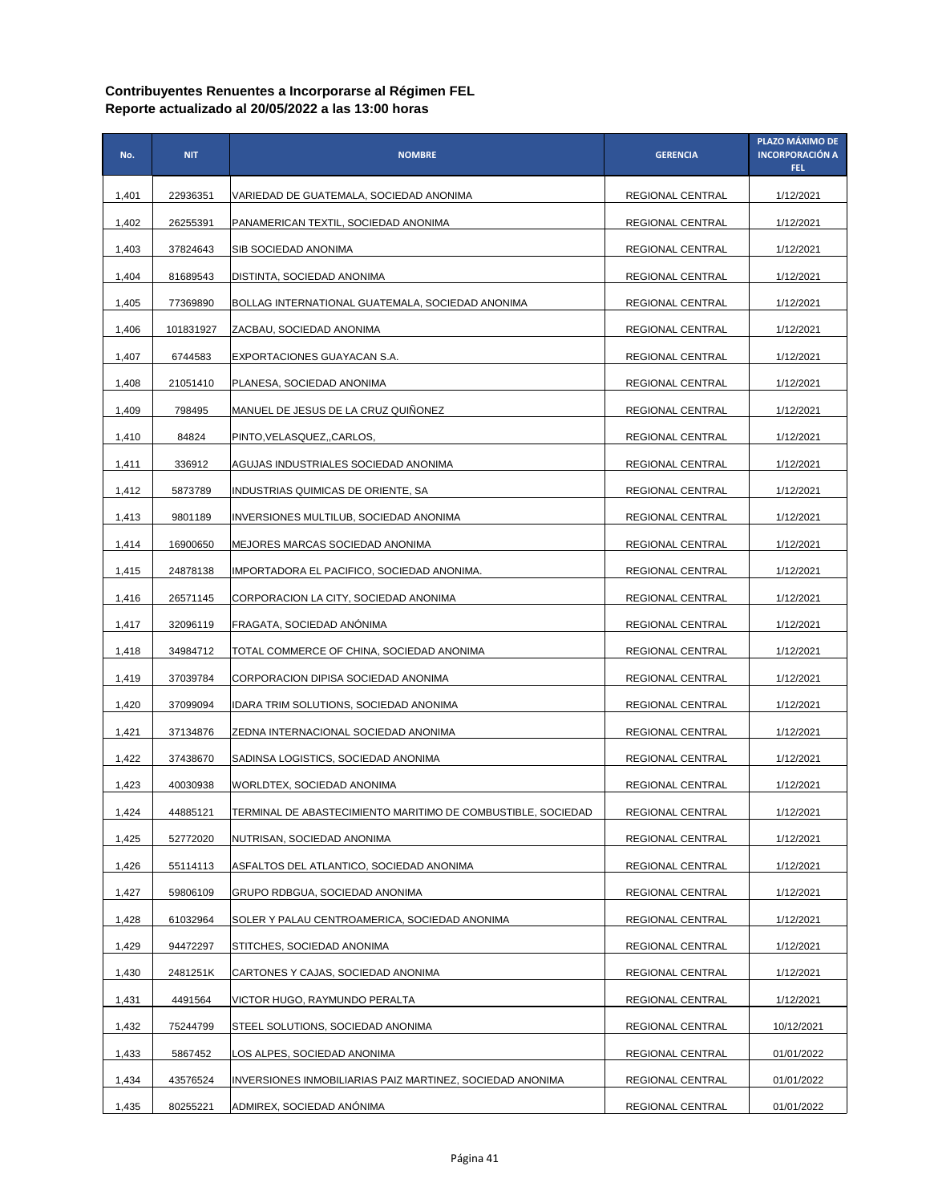**Contribuyentes Renuentes a Incorporarse al Régimen FEL**
**Reporte actualizado al 20/05/2022 a las 13:00 horas**

| No. | NIT | NOMBRE | GERENCIA | PLAZO MÁXIMO DE INCORPORACIÓN A FEL |
|---|---|---|---|---|
| 1,401 | 22936351 | VARIEDAD DE GUATEMALA, SOCIEDAD ANONIMA | REGIONAL CENTRAL | 1/12/2021 |
| 1,402 | 26255391 | PANAMERICAN TEXTIL, SOCIEDAD ANONIMA | REGIONAL CENTRAL | 1/12/2021 |
| 1,403 | 37824643 | SIB SOCIEDAD ANONIMA | REGIONAL CENTRAL | 1/12/2021 |
| 1,404 | 81689543 | DISTINTA, SOCIEDAD ANONIMA | REGIONAL CENTRAL | 1/12/2021 |
| 1,405 | 77369890 | BOLLAG INTERNATIONAL GUATEMALA, SOCIEDAD ANONIMA | REGIONAL CENTRAL | 1/12/2021 |
| 1,406 | 101831927 | ZACBAU, SOCIEDAD ANONIMA | REGIONAL CENTRAL | 1/12/2021 |
| 1,407 | 6744583 | EXPORTACIONES GUAYACAN S.A. | REGIONAL CENTRAL | 1/12/2021 |
| 1,408 | 21051410 | PLANESA, SOCIEDAD ANONIMA | REGIONAL CENTRAL | 1/12/2021 |
| 1,409 | 798495 | MANUEL DE JESUS DE LA CRUZ QUIÑONEZ | REGIONAL CENTRAL | 1/12/2021 |
| 1,410 | 84824 | PINTO,VELASQUEZ,,CARLOS, | REGIONAL CENTRAL | 1/12/2021 |
| 1,411 | 336912 | AGUJAS INDUSTRIALES SOCIEDAD ANONIMA | REGIONAL CENTRAL | 1/12/2021 |
| 1,412 | 5873789 | INDUSTRIAS QUIMICAS DE ORIENTE, SA | REGIONAL CENTRAL | 1/12/2021 |
| 1,413 | 9801189 | INVERSIONES MULTILUB, SOCIEDAD ANONIMA | REGIONAL CENTRAL | 1/12/2021 |
| 1,414 | 16900650 | MEJORES MARCAS SOCIEDAD ANONIMA | REGIONAL CENTRAL | 1/12/2021 |
| 1,415 | 24878138 | IMPORTADORA EL PACIFICO, SOCIEDAD ANONIMA. | REGIONAL CENTRAL | 1/12/2021 |
| 1,416 | 26571145 | CORPORACION LA CITY, SOCIEDAD ANONIMA | REGIONAL CENTRAL | 1/12/2021 |
| 1,417 | 32096119 | FRAGATA, SOCIEDAD ANÓNIMA | REGIONAL CENTRAL | 1/12/2021 |
| 1,418 | 34984712 | TOTAL COMMERCE OF CHINA, SOCIEDAD ANONIMA | REGIONAL CENTRAL | 1/12/2021 |
| 1,419 | 37039784 | CORPORACION DIPISA SOCIEDAD ANONIMA | REGIONAL CENTRAL | 1/12/2021 |
| 1,420 | 37099094 | IDARA TRIM SOLUTIONS, SOCIEDAD ANONIMA | REGIONAL CENTRAL | 1/12/2021 |
| 1,421 | 37134876 | ZEDNA INTERNACIONAL SOCIEDAD ANONIMA | REGIONAL CENTRAL | 1/12/2021 |
| 1,422 | 37438670 | SADINSA LOGISTICS, SOCIEDAD ANONIMA | REGIONAL CENTRAL | 1/12/2021 |
| 1,423 | 40030938 | WORLDTEX, SOCIEDAD ANONIMA | REGIONAL CENTRAL | 1/12/2021 |
| 1,424 | 44885121 | TERMINAL DE ABASTECIMIENTO MARITIMO DE COMBUSTIBLE, SOCIEDAD | REGIONAL CENTRAL | 1/12/2021 |
| 1,425 | 52772020 | NUTRISAN, SOCIEDAD ANONIMA | REGIONAL CENTRAL | 1/12/2021 |
| 1,426 | 55114113 | ASFALTOS DEL ATLANTICO, SOCIEDAD ANONIMA | REGIONAL CENTRAL | 1/12/2021 |
| 1,427 | 59806109 | GRUPO RDBGUA, SOCIEDAD ANONIMA | REGIONAL CENTRAL | 1/12/2021 |
| 1,428 | 61032964 | SOLER Y PALAU CENTROAMERICA, SOCIEDAD ANONIMA | REGIONAL CENTRAL | 1/12/2021 |
| 1,429 | 94472297 | STITCHES, SOCIEDAD ANONIMA | REGIONAL CENTRAL | 1/12/2021 |
| 1,430 | 2481251K | CARTONES Y CAJAS, SOCIEDAD ANONIMA | REGIONAL CENTRAL | 1/12/2021 |
| 1,431 | 4491564 | VICTOR HUGO, RAYMUNDO PERALTA | REGIONAL CENTRAL | 1/12/2021 |
| 1,432 | 75244799 | STEEL SOLUTIONS, SOCIEDAD ANONIMA | REGIONAL CENTRAL | 10/12/2021 |
| 1,433 | 5867452 | LOS ALPES, SOCIEDAD ANONIMA | REGIONAL CENTRAL | 01/01/2022 |
| 1,434 | 43576524 | INVERSIONES INMOBILIARIAS PAIZ MARTINEZ, SOCIEDAD ANONIMA | REGIONAL CENTRAL | 01/01/2022 |
| 1,435 | 80255221 | ADMIREX, SOCIEDAD ANÓNIMA | REGIONAL CENTRAL | 01/01/2022 |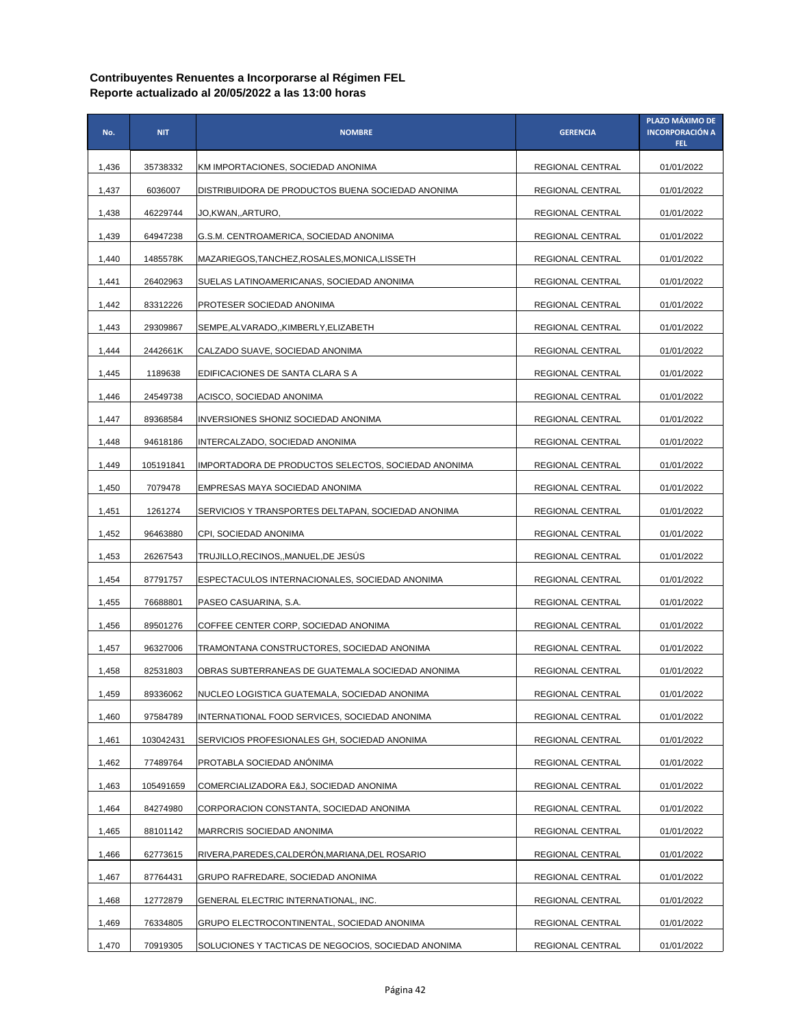**Contribuyentes Renuentes a Incorporarse al Régimen FEL**
**Reporte actualizado al 20/05/2022 a las 13:00 horas**

| No. | NIT | NOMBRE | GERENCIA | PLAZO MÁXIMO DE INCORPORACIÓN A FEL |
|---|---|---|---|---|
| 1,436 | 35738332 | KM IMPORTACIONES, SOCIEDAD ANONIMA | REGIONAL CENTRAL | 01/01/2022 |
| 1,437 | 6036007 | DISTRIBUIDORA DE PRODUCTOS BUENA SOCIEDAD ANONIMA | REGIONAL CENTRAL | 01/01/2022 |
| 1,438 | 46229744 | JO,KWAN,,ARTURO, | REGIONAL CENTRAL | 01/01/2022 |
| 1,439 | 64947238 | G.S.M. CENTROAMERICA, SOCIEDAD ANONIMA | REGIONAL CENTRAL | 01/01/2022 |
| 1,440 | 1485578K | MAZARIEGOS,TANCHEZ,ROSALES,MONICA,LISSETH | REGIONAL CENTRAL | 01/01/2022 |
| 1,441 | 26402963 | SUELAS LATINOAMERICANAS, SOCIEDAD ANONIMA | REGIONAL CENTRAL | 01/01/2022 |
| 1,442 | 83312226 | PROTESER SOCIEDAD ANONIMA | REGIONAL CENTRAL | 01/01/2022 |
| 1,443 | 29309867 | SEMPE,ALVARADO,,KIMBERLY,ELIZABETH | REGIONAL CENTRAL | 01/01/2022 |
| 1,444 | 2442661K | CALZADO SUAVE, SOCIEDAD ANONIMA | REGIONAL CENTRAL | 01/01/2022 |
| 1,445 | 1189638 | EDIFICACIONES DE SANTA CLARA S A | REGIONAL CENTRAL | 01/01/2022 |
| 1,446 | 24549738 | ACISCO, SOCIEDAD ANONIMA | REGIONAL CENTRAL | 01/01/2022 |
| 1,447 | 89368584 | INVERSIONES SHONIZ SOCIEDAD ANONIMA | REGIONAL CENTRAL | 01/01/2022 |
| 1,448 | 94618186 | INTERCALZADO, SOCIEDAD ANONIMA | REGIONAL CENTRAL | 01/01/2022 |
| 1,449 | 105191841 | IMPORTADORA DE PRODUCTOS SELECTOS, SOCIEDAD ANONIMA | REGIONAL CENTRAL | 01/01/2022 |
| 1,450 | 7079478 | EMPRESAS MAYA SOCIEDAD ANONIMA | REGIONAL CENTRAL | 01/01/2022 |
| 1,451 | 1261274 | SERVICIOS Y TRANSPORTES DELTAPAN, SOCIEDAD ANONIMA | REGIONAL CENTRAL | 01/01/2022 |
| 1,452 | 96463880 | CPI, SOCIEDAD ANONIMA | REGIONAL CENTRAL | 01/01/2022 |
| 1,453 | 26267543 | TRUJILLO,RECINOS,,MANUEL,DE JESÚS | REGIONAL CENTRAL | 01/01/2022 |
| 1,454 | 87791757 | ESPECTACULOS INTERNACIONALES, SOCIEDAD ANONIMA | REGIONAL CENTRAL | 01/01/2022 |
| 1,455 | 76688801 | PASEO CASUARINA, S.A. | REGIONAL CENTRAL | 01/01/2022 |
| 1,456 | 89501276 | COFFEE CENTER CORP, SOCIEDAD ANONIMA | REGIONAL CENTRAL | 01/01/2022 |
| 1,457 | 96327006 | TRAMONTANA CONSTRUCTORES, SOCIEDAD ANONIMA | REGIONAL CENTRAL | 01/01/2022 |
| 1,458 | 82531803 | OBRAS SUBTERRANEAS DE GUATEMALA SOCIEDAD ANONIMA | REGIONAL CENTRAL | 01/01/2022 |
| 1,459 | 89336062 | NUCLEO LOGISTICA GUATEMALA, SOCIEDAD ANONIMA | REGIONAL CENTRAL | 01/01/2022 |
| 1,460 | 97584789 | INTERNATIONAL FOOD SERVICES, SOCIEDAD ANONIMA | REGIONAL CENTRAL | 01/01/2022 |
| 1,461 | 103042431 | SERVICIOS PROFESIONALES GH, SOCIEDAD ANONIMA | REGIONAL CENTRAL | 01/01/2022 |
| 1,462 | 77489764 | PROTABLA SOCIEDAD ANÓNIMA | REGIONAL CENTRAL | 01/01/2022 |
| 1,463 | 105491659 | COMERCIALIZADORA E&J, SOCIEDAD ANONIMA | REGIONAL CENTRAL | 01/01/2022 |
| 1,464 | 84274980 | CORPORACION CONSTANTA, SOCIEDAD ANONIMA | REGIONAL CENTRAL | 01/01/2022 |
| 1,465 | 88101142 | MARRCRIS SOCIEDAD ANONIMA | REGIONAL CENTRAL | 01/01/2022 |
| 1,466 | 62773615 | RIVERA,PAREDES,CALDERÓN,MARIANA,DEL ROSARIO | REGIONAL CENTRAL | 01/01/2022 |
| 1,467 | 87764431 | GRUPO RAFREDARE, SOCIEDAD ANONIMA | REGIONAL CENTRAL | 01/01/2022 |
| 1,468 | 12772879 | GENERAL ELECTRIC INTERNATIONAL, INC. | REGIONAL CENTRAL | 01/01/2022 |
| 1,469 | 76334805 | GRUPO ELECTROCONTINENTAL, SOCIEDAD ANONIMA | REGIONAL CENTRAL | 01/01/2022 |
| 1,470 | 70919305 | SOLUCIONES Y TACTICAS DE NEGOCIOS, SOCIEDAD ANONIMA | REGIONAL CENTRAL | 01/01/2022 |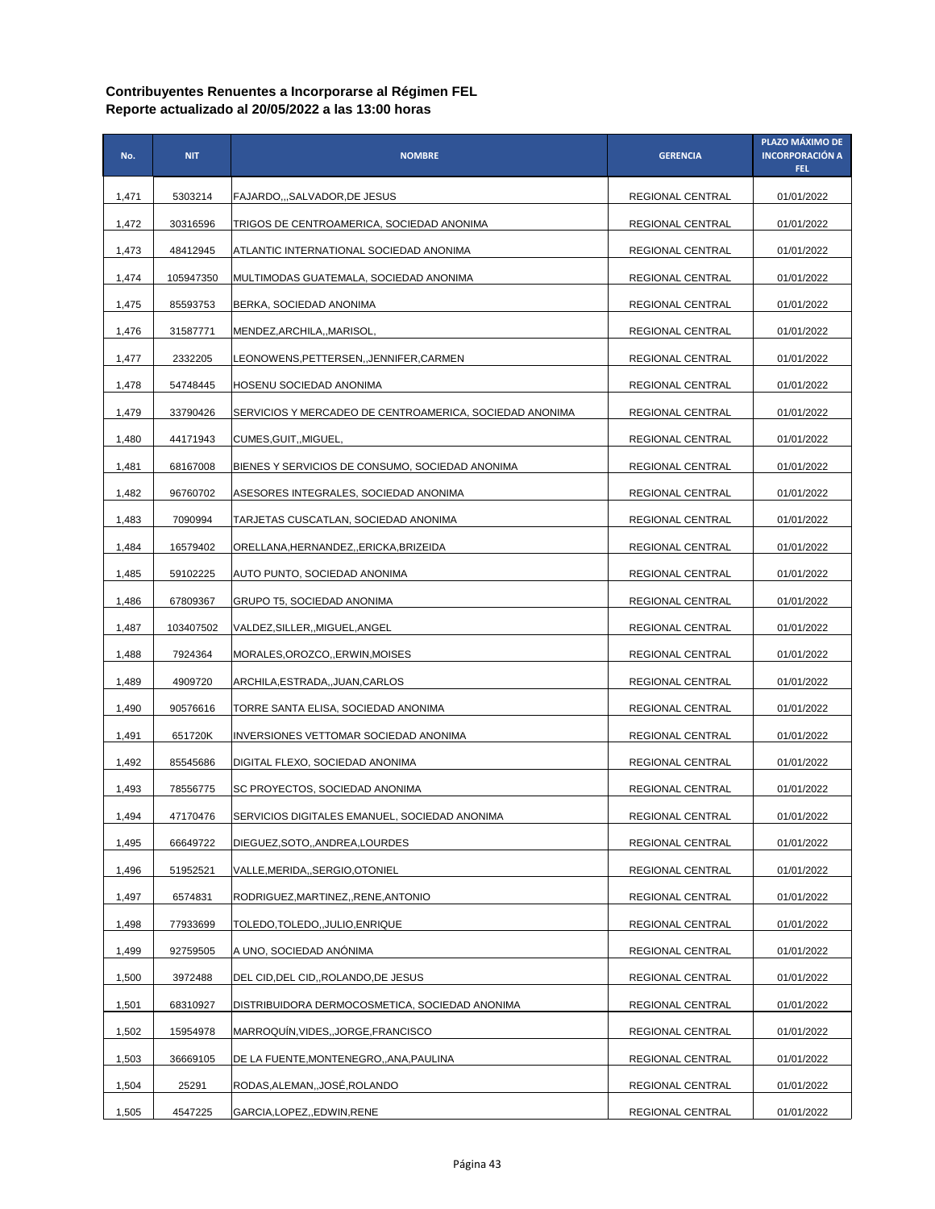**Contribuyentes Renuentes a Incorporarse al Régimen FEL**
**Reporte actualizado al 20/05/2022 a las 13:00 horas**

| No. | NIT | NOMBRE | GERENCIA | PLAZO MÁXIMO DE INCORPORACIÓN A FEL |
|---|---|---|---|---|
| 1,471 | 5303214 | FAJARDO,,,SALVADOR,DE JESUS | REGIONAL CENTRAL | 01/01/2022 |
| 1,472 | 30316596 | TRIGOS DE CENTROAMERICA, SOCIEDAD ANONIMA | REGIONAL CENTRAL | 01/01/2022 |
| 1,473 | 48412945 | ATLANTIC INTERNATIONAL SOCIEDAD ANONIMA | REGIONAL CENTRAL | 01/01/2022 |
| 1,474 | 105947350 | MULTIMODAS GUATEMALA, SOCIEDAD ANONIMA | REGIONAL CENTRAL | 01/01/2022 |
| 1,475 | 85593753 | BERKA, SOCIEDAD ANONIMA | REGIONAL CENTRAL | 01/01/2022 |
| 1,476 | 31587771 | MENDEZ,ARCHILA,,MARISOL, | REGIONAL CENTRAL | 01/01/2022 |
| 1,477 | 2332205 | LEONOWENS,PETTERSEN,,JENNIFER,CARMEN | REGIONAL CENTRAL | 01/01/2022 |
| 1,478 | 54748445 | HOSENU SOCIEDAD ANONIMA | REGIONAL CENTRAL | 01/01/2022 |
| 1,479 | 33790426 | SERVICIOS Y MERCADEO DE CENTROAMERICA, SOCIEDAD ANONIMA | REGIONAL CENTRAL | 01/01/2022 |
| 1,480 | 44171943 | CUMES,GUIT,,MIGUEL, | REGIONAL CENTRAL | 01/01/2022 |
| 1,481 | 68167008 | BIENES Y SERVICIOS DE CONSUMO, SOCIEDAD ANONIMA | REGIONAL CENTRAL | 01/01/2022 |
| 1,482 | 96760702 | ASESORES INTEGRALES, SOCIEDAD ANONIMA | REGIONAL CENTRAL | 01/01/2022 |
| 1,483 | 7090994 | TARJETAS CUSCATLAN, SOCIEDAD ANONIMA | REGIONAL CENTRAL | 01/01/2022 |
| 1,484 | 16579402 | ORELLANA,HERNANDEZ,,ERICKA,BRIZEIDA | REGIONAL CENTRAL | 01/01/2022 |
| 1,485 | 59102225 | AUTO PUNTO, SOCIEDAD ANONIMA | REGIONAL CENTRAL | 01/01/2022 |
| 1,486 | 67809367 | GRUPO T5, SOCIEDAD ANONIMA | REGIONAL CENTRAL | 01/01/2022 |
| 1,487 | 103407502 | VALDEZ,SILLER,,MIGUEL,ANGEL | REGIONAL CENTRAL | 01/01/2022 |
| 1,488 | 7924364 | MORALES,OROZCO,,ERWIN,MOISES | REGIONAL CENTRAL | 01/01/2022 |
| 1,489 | 4909720 | ARCHILA,ESTRADA,,JUAN,CARLOS | REGIONAL CENTRAL | 01/01/2022 |
| 1,490 | 90576616 | TORRE SANTA ELISA, SOCIEDAD ANONIMA | REGIONAL CENTRAL | 01/01/2022 |
| 1,491 | 651720K | INVERSIONES VETTOMAR SOCIEDAD ANONIMA | REGIONAL CENTRAL | 01/01/2022 |
| 1,492 | 85545686 | DIGITAL FLEXO, SOCIEDAD ANONIMA | REGIONAL CENTRAL | 01/01/2022 |
| 1,493 | 78556775 | SC PROYECTOS, SOCIEDAD ANONIMA | REGIONAL CENTRAL | 01/01/2022 |
| 1,494 | 47170476 | SERVICIOS DIGITALES EMANUEL, SOCIEDAD ANONIMA | REGIONAL CENTRAL | 01/01/2022 |
| 1,495 | 66649722 | DIEGUEZ,SOTO,,ANDREA,LOURDES | REGIONAL CENTRAL | 01/01/2022 |
| 1,496 | 51952521 | VALLE,MERIDA,,SERGIO,OTONIEL | REGIONAL CENTRAL | 01/01/2022 |
| 1,497 | 6574831 | RODRIGUEZ,MARTINEZ,,RENE,ANTONIO | REGIONAL CENTRAL | 01/01/2022 |
| 1,498 | 77933699 | TOLEDO,TOLEDO,,JULIO,ENRIQUE | REGIONAL CENTRAL | 01/01/2022 |
| 1,499 | 92759505 | A UNO, SOCIEDAD ANÓNIMA | REGIONAL CENTRAL | 01/01/2022 |
| 1,500 | 3972488 | DEL CID,DEL CID,,ROLANDO,DE JESUS | REGIONAL CENTRAL | 01/01/2022 |
| 1,501 | 68310927 | DISTRIBUIDORA DERMOCOSMETICA, SOCIEDAD ANONIMA | REGIONAL CENTRAL | 01/01/2022 |
| 1,502 | 15954978 | MARROQUÍN,VIDES,,JORGE,FRANCISCO | REGIONAL CENTRAL | 01/01/2022 |
| 1,503 | 36669105 | DE LA FUENTE,MONTENEGRO,,ANA,PAULINA | REGIONAL CENTRAL | 01/01/2022 |
| 1,504 | 25291 | RODAS,ALEMAN,,JOSÉ,ROLANDO | REGIONAL CENTRAL | 01/01/2022 |
| 1,505 | 4547225 | GARCIA,LOPEZ,,EDWIN,RENE | REGIONAL CENTRAL | 01/01/2022 |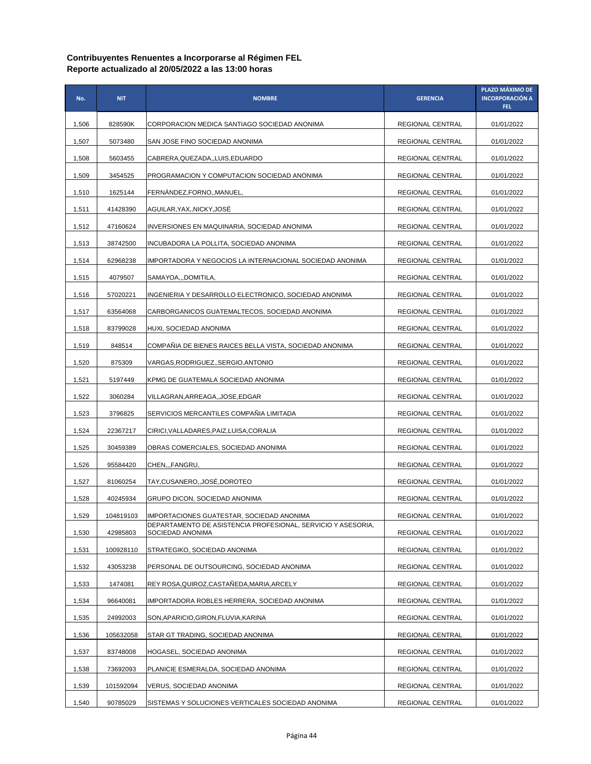**Contribuyentes Renuentes a Incorporarse al Régimen FEL**
**Reporte actualizado al 20/05/2022 a las 13:00 horas**

| No. | NIT | NOMBRE | GERENCIA | PLAZO MÁXIMO DE INCORPORACIÓN A FEL |
|---|---|---|---|---|
| 1,506 | 828590K | CORPORACION MEDICA SANTIAGO SOCIEDAD ANONIMA | REGIONAL CENTRAL | 01/01/2022 |
| 1,507 | 5073480 | SAN JOSE FINO SOCIEDAD ANONIMA | REGIONAL CENTRAL | 01/01/2022 |
| 1,508 | 5603455 | CABRERA,QUEZADA,,LUIS,EDUARDO | REGIONAL CENTRAL | 01/01/2022 |
| 1,509 | 3454525 | PROGRAMACION Y COMPUTACION SOCIEDAD ANONIMA | REGIONAL CENTRAL | 01/01/2022 |
| 1,510 | 1625144 | FERNÁNDEZ,FORNO,,MANUEL, | REGIONAL CENTRAL | 01/01/2022 |
| 1,511 | 41428390 | AGUILAR,YAX,,NICKY,JOSÉ | REGIONAL CENTRAL | 01/01/2022 |
| 1,512 | 47160624 | INVERSIONES EN MAQUINARIA, SOCIEDAD ANONIMA | REGIONAL CENTRAL | 01/01/2022 |
| 1,513 | 38742500 | INCUBADORA LA POLLITA, SOCIEDAD ANONIMA | REGIONAL CENTRAL | 01/01/2022 |
| 1,514 | 62968238 | IMPORTADORA Y NEGOCIOS LA INTERNACIONAL SOCIEDAD ANONIMA | REGIONAL CENTRAL | 01/01/2022 |
| 1,515 | 4079507 | SAMAYOA,,,DOMITILA, | REGIONAL CENTRAL | 01/01/2022 |
| 1,516 | 57020221 | INGENIERIA Y DESARROLLO ELECTRONICO, SOCIEDAD ANONIMA | REGIONAL CENTRAL | 01/01/2022 |
| 1,517 | 63564068 | CARBORGANICOS GUATEMALTECOS, SOCIEDAD ANONIMA | REGIONAL CENTRAL | 01/01/2022 |
| 1,518 | 83799028 | HUXI, SOCIEDAD ANONIMA | REGIONAL CENTRAL | 01/01/2022 |
| 1,519 | 848514 | COMPAÑIA DE BIENES RAICES BELLA VISTA, SOCIEDAD ANONIMA | REGIONAL CENTRAL | 01/01/2022 |
| 1,520 | 875309 | VARGAS,RODRIGUEZ,,SERGIO,ANTONIO | REGIONAL CENTRAL | 01/01/2022 |
| 1,521 | 5197449 | KPMG DE GUATEMALA SOCIEDAD ANONIMA | REGIONAL CENTRAL | 01/01/2022 |
| 1,522 | 3060284 | VILLAGRAN,ARREAGA,,JOSE,EDGAR | REGIONAL CENTRAL | 01/01/2022 |
| 1,523 | 3796825 | SERVICIOS MERCANTILES COMPAÑIA LIMITADA | REGIONAL CENTRAL | 01/01/2022 |
| 1,524 | 22367217 | CIRICI,VALLADARES,PAIZ,LUISA,CORALIA | REGIONAL CENTRAL | 01/01/2022 |
| 1,525 | 30459389 | OBRAS COMERCIALES, SOCIEDAD ANONIMA | REGIONAL CENTRAL | 01/01/2022 |
| 1,526 | 95584420 | CHEN,,,FANGRU, | REGIONAL CENTRAL | 01/01/2022 |
| 1,527 | 81060254 | TAY,CUSANERO,,JOSÉ,DOROTEO | REGIONAL CENTRAL | 01/01/2022 |
| 1,528 | 40245934 | GRUPO DICON, SOCIEDAD ANONIMA | REGIONAL CENTRAL | 01/01/2022 |
| 1,529 | 104819103 | IMPORTACIONES GUATESTAR, SOCIEDAD ANONIMA | REGIONAL CENTRAL | 01/01/2022 |
| 1,530 | 42985803 | DEPARTAMENTO DE ASISTENCIA PROFESIONAL, SERVICIO Y ASESORIA, SOCIEDAD ANONIMA | REGIONAL CENTRAL | 01/01/2022 |
| 1,531 | 100928110 | STRATEGIKO, SOCIEDAD ANONIMA | REGIONAL CENTRAL | 01/01/2022 |
| 1,532 | 43053238 | PERSONAL DE OUTSOURCING, SOCIEDAD ANONIMA | REGIONAL CENTRAL | 01/01/2022 |
| 1,533 | 1474081 | REY ROSA,QUIROZ,CASTAÑEDA,MARIA,ARCELY | REGIONAL CENTRAL | 01/01/2022 |
| 1,534 | 96640081 | IMPORTADORA ROBLES HERRERA, SOCIEDAD ANONIMA | REGIONAL CENTRAL | 01/01/2022 |
| 1,535 | 24992003 | SON,APARICIO,GIRON,FLUVIA,KARINA | REGIONAL CENTRAL | 01/01/2022 |
| 1,536 | 105632058 | STAR GT TRADING, SOCIEDAD ANONIMA | REGIONAL CENTRAL | 01/01/2022 |
| 1,537 | 83748008 | HOGASEL, SOCIEDAD ANONIMA | REGIONAL CENTRAL | 01/01/2022 |
| 1,538 | 73692093 | PLANICIE ESMERALDA, SOCIEDAD ANONIMA | REGIONAL CENTRAL | 01/01/2022 |
| 1,539 | 101592094 | VERUS, SOCIEDAD ANONIMA | REGIONAL CENTRAL | 01/01/2022 |
| 1,540 | 90785029 | SISTEMAS Y SOLUCIONES VERTICALES SOCIEDAD ANONIMA | REGIONAL CENTRAL | 01/01/2022 |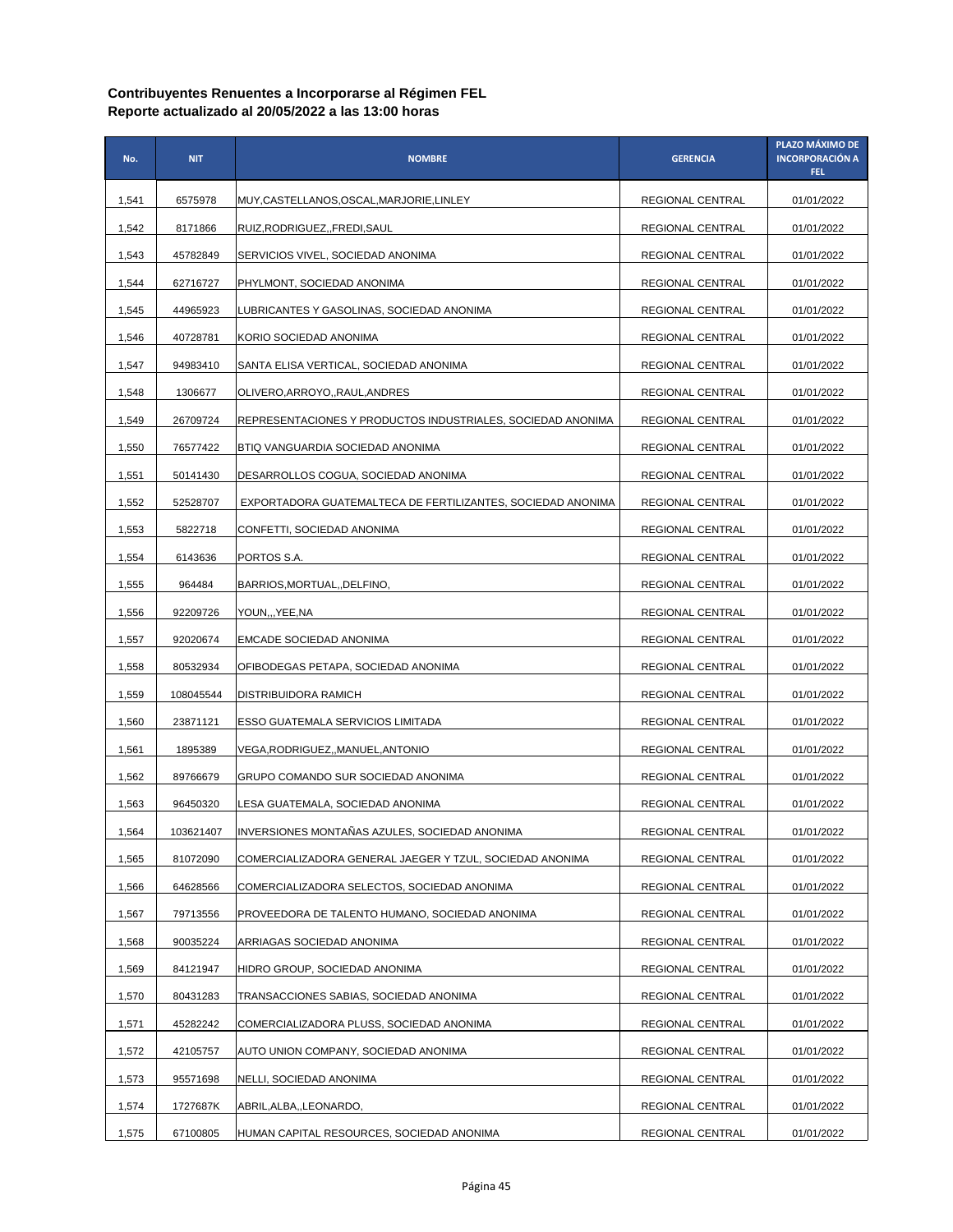**Contribuyentes Renuentes a Incorporarse al Régimen FEL**
**Reporte actualizado al 20/05/2022 a las 13:00 horas**

| No. | NIT | NOMBRE | GERENCIA | PLAZO MÁXIMO DE INCORPORACIÓN A FEL |
|---|---|---|---|---|
| 1,541 | 6575978 | MUY,CASTELLANOS,OSCAL,MARJORIE,LINLEY | REGIONAL CENTRAL | 01/01/2022 |
| 1,542 | 8171866 | RUIZ,RODRIGUEZ,,FREDI,SAUL | REGIONAL CENTRAL | 01/01/2022 |
| 1,543 | 45782849 | SERVICIOS VIVEL, SOCIEDAD ANONIMA | REGIONAL CENTRAL | 01/01/2022 |
| 1,544 | 62716727 | PHYLMONT, SOCIEDAD ANONIMA | REGIONAL CENTRAL | 01/01/2022 |
| 1,545 | 44965923 | LUBRICANTES Y GASOLINAS, SOCIEDAD ANONIMA | REGIONAL CENTRAL | 01/01/2022 |
| 1,546 | 40728781 | KORIO SOCIEDAD ANONIMA | REGIONAL CENTRAL | 01/01/2022 |
| 1,547 | 94983410 | SANTA ELISA VERTICAL, SOCIEDAD ANONIMA | REGIONAL CENTRAL | 01/01/2022 |
| 1,548 | 1306677 | OLIVERO,ARROYO,,RAUL,ANDRES | REGIONAL CENTRAL | 01/01/2022 |
| 1,549 | 26709724 | REPRESENTACIONES Y PRODUCTOS INDUSTRIALES, SOCIEDAD ANONIMA | REGIONAL CENTRAL | 01/01/2022 |
| 1,550 | 76577422 | BTIQ VANGUARDIA SOCIEDAD ANONIMA | REGIONAL CENTRAL | 01/01/2022 |
| 1,551 | 50141430 | DESARROLLOS COGUA, SOCIEDAD ANONIMA | REGIONAL CENTRAL | 01/01/2022 |
| 1,552 | 52528707 | EXPORTADORA GUATEMALTECA DE FERTILIZANTES, SOCIEDAD ANONIMA | REGIONAL CENTRAL | 01/01/2022 |
| 1,553 | 5822718 | CONFETTI, SOCIEDAD ANONIMA | REGIONAL CENTRAL | 01/01/2022 |
| 1,554 | 6143636 | PORTOS S.A. | REGIONAL CENTRAL | 01/01/2022 |
| 1,555 | 964484 | BARRIOS,MORTUAL,,DELFINO, | REGIONAL CENTRAL | 01/01/2022 |
| 1,556 | 92209726 | YOUN,,,YEE,NA | REGIONAL CENTRAL | 01/01/2022 |
| 1,557 | 92020674 | EMCADE SOCIEDAD ANONIMA | REGIONAL CENTRAL | 01/01/2022 |
| 1,558 | 80532934 | OFIBODEGAS PETAPA, SOCIEDAD ANONIMA | REGIONAL CENTRAL | 01/01/2022 |
| 1,559 | 108045544 | DISTRIBUIDORA RAMICH | REGIONAL CENTRAL | 01/01/2022 |
| 1,560 | 23871121 | ESSO GUATEMALA SERVICIOS LIMITADA | REGIONAL CENTRAL | 01/01/2022 |
| 1,561 | 1895389 | VEGA,RODRIGUEZ,,MANUEL,ANTONIO | REGIONAL CENTRAL | 01/01/2022 |
| 1,562 | 89766679 | GRUPO COMANDO SUR SOCIEDAD ANONIMA | REGIONAL CENTRAL | 01/01/2022 |
| 1,563 | 96450320 | LESA GUATEMALA, SOCIEDAD ANONIMA | REGIONAL CENTRAL | 01/01/2022 |
| 1,564 | 103621407 | INVERSIONES MONTAÑAS AZULES, SOCIEDAD ANONIMA | REGIONAL CENTRAL | 01/01/2022 |
| 1,565 | 81072090 | COMERCIALIZADORA GENERAL JAEGER Y TZUL, SOCIEDAD ANONIMA | REGIONAL CENTRAL | 01/01/2022 |
| 1,566 | 64628566 | COMERCIALIZADORA SELECTOS, SOCIEDAD ANONIMA | REGIONAL CENTRAL | 01/01/2022 |
| 1,567 | 79713556 | PROVEEDORA DE TALENTO HUMANO, SOCIEDAD ANONIMA | REGIONAL CENTRAL | 01/01/2022 |
| 1,568 | 90035224 | ARRIAGAS SOCIEDAD ANONIMA | REGIONAL CENTRAL | 01/01/2022 |
| 1,569 | 84121947 | HIDRO GROUP, SOCIEDAD ANONIMA | REGIONAL CENTRAL | 01/01/2022 |
| 1,570 | 80431283 | TRANSACCIONES SABIAS, SOCIEDAD ANONIMA | REGIONAL CENTRAL | 01/01/2022 |
| 1,571 | 45282242 | COMERCIALIZADORA PLUSS, SOCIEDAD ANONIMA | REGIONAL CENTRAL | 01/01/2022 |
| 1,572 | 42105757 | AUTO UNION COMPANY, SOCIEDAD ANONIMA | REGIONAL CENTRAL | 01/01/2022 |
| 1,573 | 95571698 | NELLI, SOCIEDAD ANONIMA | REGIONAL CENTRAL | 01/01/2022 |
| 1,574 | 1727687K | ABRIL,ALBA,,LEONARDO, | REGIONAL CENTRAL | 01/01/2022 |
| 1,575 | 67100805 | HUMAN CAPITAL RESOURCES, SOCIEDAD ANONIMA | REGIONAL CENTRAL | 01/01/2022 |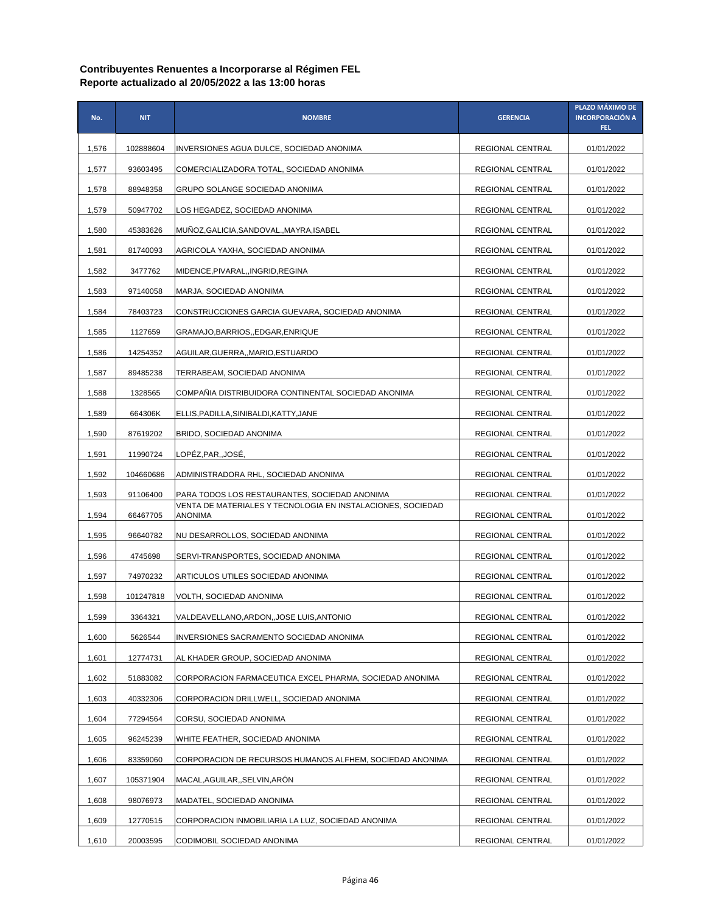**Contribuyentes Renuentes a Incorporarse al Régimen FEL**
**Reporte actualizado al 20/05/2022 a las 13:00 horas**

| No. | NIT | NOMBRE | GERENCIA | PLAZO MÁXIMO DE INCORPORACIÓN A FEL |
|---|---|---|---|---|
| 1,576 | 102888604 | INVERSIONES AGUA DULCE, SOCIEDAD ANONIMA | REGIONAL CENTRAL | 01/01/2022 |
| 1,577 | 93603495 | COMERCIALIZADORA TOTAL, SOCIEDAD ANONIMA | REGIONAL CENTRAL | 01/01/2022 |
| 1,578 | 88948358 | GRUPO SOLANGE SOCIEDAD ANONIMA | REGIONAL CENTRAL | 01/01/2022 |
| 1,579 | 50947702 | LOS HEGADEZ, SOCIEDAD ANONIMA | REGIONAL CENTRAL | 01/01/2022 |
| 1,580 | 45383626 | MUÑOZ,GALICIA,SANDOVAL.,MAYRA,ISABEL | REGIONAL CENTRAL | 01/01/2022 |
| 1,581 | 81740093 | AGRICOLA YAXHA, SOCIEDAD ANONIMA | REGIONAL CENTRAL | 01/01/2022 |
| 1,582 | 3477762 | MIDENCE,PIVARAL,,INGRID,REGINA | REGIONAL CENTRAL | 01/01/2022 |
| 1,583 | 97140058 | MARJA, SOCIEDAD ANONIMA | REGIONAL CENTRAL | 01/01/2022 |
| 1,584 | 78403723 | CONSTRUCCIONES GARCIA GUEVARA, SOCIEDAD ANONIMA | REGIONAL CENTRAL | 01/01/2022 |
| 1,585 | 1127659 | GRAMAJO,BARRIOS,,EDGAR,ENRIQUE | REGIONAL CENTRAL | 01/01/2022 |
| 1,586 | 14254352 | AGUILAR,GUERRA,,MARIO,ESTUARDO | REGIONAL CENTRAL | 01/01/2022 |
| 1,587 | 89485238 | TERRABEAM, SOCIEDAD ANONIMA | REGIONAL CENTRAL | 01/01/2022 |
| 1,588 | 1328565 | COMPAÑIA DISTRIBUIDORA CONTINENTAL SOCIEDAD ANONIMA | REGIONAL CENTRAL | 01/01/2022 |
| 1,589 | 664306K | ELLIS,PADILLA,SINIBALDI,KATTY,JANE | REGIONAL CENTRAL | 01/01/2022 |
| 1,590 | 87619202 | BRIDO, SOCIEDAD ANONIMA | REGIONAL CENTRAL | 01/01/2022 |
| 1,591 | 11990724 | LOPÉZ,PAR,,JOSÉ, | REGIONAL CENTRAL | 01/01/2022 |
| 1,592 | 104660686 | ADMINISTRADORA RHL, SOCIEDAD ANONIMA | REGIONAL CENTRAL | 01/01/2022 |
| 1,593 | 91106400 | PARA TODOS LOS RESTAURANTES, SOCIEDAD ANONIMA | REGIONAL CENTRAL | 01/01/2022 |
| 1,594 | 66467705 | VENTA DE MATERIALES Y TECNOLOGIA EN INSTALACIONES, SOCIEDAD ANONIMA | REGIONAL CENTRAL | 01/01/2022 |
| 1,595 | 96640782 | NU DESARROLLOS, SOCIEDAD ANONIMA | REGIONAL CENTRAL | 01/01/2022 |
| 1,596 | 4745698 | SERVI-TRANSPORTES, SOCIEDAD ANONIMA | REGIONAL CENTRAL | 01/01/2022 |
| 1,597 | 74970232 | ARTICULOS UTILES SOCIEDAD ANONIMA | REGIONAL CENTRAL | 01/01/2022 |
| 1,598 | 101247818 | VOLTH, SOCIEDAD ANONIMA | REGIONAL CENTRAL | 01/01/2022 |
| 1,599 | 3364321 | VALDEAVELLANO,ARDON,,JOSE LUIS,ANTONIO | REGIONAL CENTRAL | 01/01/2022 |
| 1,600 | 5626544 | INVERSIONES SACRAMENTO SOCIEDAD ANONIMA | REGIONAL CENTRAL | 01/01/2022 |
| 1,601 | 12774731 | AL KHADER GROUP, SOCIEDAD ANONIMA | REGIONAL CENTRAL | 01/01/2022 |
| 1,602 | 51883082 | CORPORACION FARMACEUTICA EXCEL PHARMA, SOCIEDAD ANONIMA | REGIONAL CENTRAL | 01/01/2022 |
| 1,603 | 40332306 | CORPORACION DRILLWELL, SOCIEDAD ANONIMA | REGIONAL CENTRAL | 01/01/2022 |
| 1,604 | 77294564 | CORSU, SOCIEDAD ANONIMA | REGIONAL CENTRAL | 01/01/2022 |
| 1,605 | 96245239 | WHITE FEATHER, SOCIEDAD ANONIMA | REGIONAL CENTRAL | 01/01/2022 |
| 1,606 | 83359060 | CORPORACION DE RECURSOS HUMANOS ALFHEM, SOCIEDAD ANONIMA | REGIONAL CENTRAL | 01/01/2022 |
| 1,607 | 105371904 | MACAL,AGUILAR,,SELVIN,ARÓN | REGIONAL CENTRAL | 01/01/2022 |
| 1,608 | 98076973 | MADATEL, SOCIEDAD ANONIMA | REGIONAL CENTRAL | 01/01/2022 |
| 1,609 | 12770515 | CORPORACION INMOBILIARIA LA LUZ, SOCIEDAD ANONIMA | REGIONAL CENTRAL | 01/01/2022 |
| 1,610 | 20003595 | CODIMOBIL SOCIEDAD ANONIMA | REGIONAL CENTRAL | 01/01/2022 |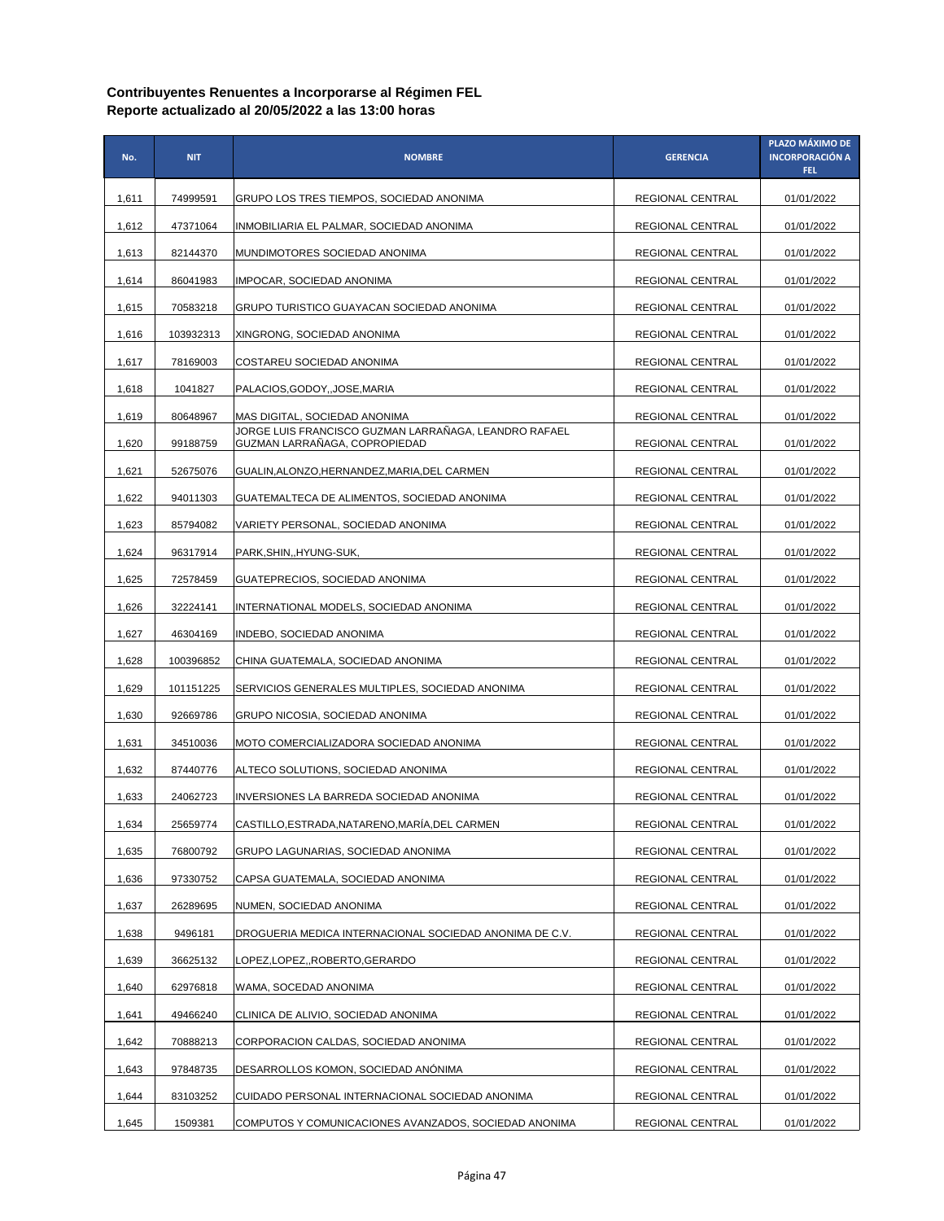**Contribuyentes Renuentes a Incorporarse al Régimen FEL**
**Reporte actualizado al 20/05/2022 a las 13:00 horas**

| No. | NIT | NOMBRE | GERENCIA | PLAZO MÁXIMO DE INCORPORACIÓN A FEL |
|---|---|---|---|---|
| 1,611 | 74999591 | GRUPO LOS TRES TIEMPOS, SOCIEDAD ANONIMA | REGIONAL CENTRAL | 01/01/2022 |
| 1,612 | 47371064 | INMOBILIARIA EL PALMAR, SOCIEDAD ANONIMA | REGIONAL CENTRAL | 01/01/2022 |
| 1,613 | 82144370 | MUNDIMOTORES SOCIEDAD ANONIMA | REGIONAL CENTRAL | 01/01/2022 |
| 1,614 | 86041983 | IMPOCAR, SOCIEDAD ANONIMA | REGIONAL CENTRAL | 01/01/2022 |
| 1,615 | 70583218 | GRUPO TURISTICO GUAYACAN SOCIEDAD ANONIMA | REGIONAL CENTRAL | 01/01/2022 |
| 1,616 | 103932313 | XINGRONG, SOCIEDAD ANONIMA | REGIONAL CENTRAL | 01/01/2022 |
| 1,617 | 78169003 | COSTAREU SOCIEDAD ANONIMA | REGIONAL CENTRAL | 01/01/2022 |
| 1,618 | 1041827 | PALACIOS,GODOY,,JOSE,MARIA | REGIONAL CENTRAL | 01/01/2022 |
| 1,619 | 80648967 | MAS DIGITAL, SOCIEDAD ANONIMA | REGIONAL CENTRAL | 01/01/2022 |
| 1,620 | 99188759 | JORGE LUIS FRANCISCO GUZMAN LARRAÑAGA, LEANDRO RAFAEL GUZMAN LARRAÑAGA, COPROPIEDAD | REGIONAL CENTRAL | 01/01/2022 |
| 1,621 | 52675076 | GUALIN,ALONZO,HERNANDEZ,MARIA,DEL CARMEN | REGIONAL CENTRAL | 01/01/2022 |
| 1,622 | 94011303 | GUATEMALTECA DE ALIMENTOS, SOCIEDAD ANONIMA | REGIONAL CENTRAL | 01/01/2022 |
| 1,623 | 85794082 | VARIETY PERSONAL, SOCIEDAD ANONIMA | REGIONAL CENTRAL | 01/01/2022 |
| 1,624 | 96317914 | PARK,SHIN,,HYUNG-SUK, | REGIONAL CENTRAL | 01/01/2022 |
| 1,625 | 72578459 | GUATEPRECIOS, SOCIEDAD ANONIMA | REGIONAL CENTRAL | 01/01/2022 |
| 1,626 | 32224141 | INTERNATIONAL MODELS, SOCIEDAD ANONIMA | REGIONAL CENTRAL | 01/01/2022 |
| 1,627 | 46304169 | INDEBO, SOCIEDAD ANONIMA | REGIONAL CENTRAL | 01/01/2022 |
| 1,628 | 100396852 | CHINA GUATEMALA, SOCIEDAD ANONIMA | REGIONAL CENTRAL | 01/01/2022 |
| 1,629 | 101151225 | SERVICIOS GENERALES MULTIPLES, SOCIEDAD ANONIMA | REGIONAL CENTRAL | 01/01/2022 |
| 1,630 | 92669786 | GRUPO NICOSIA, SOCIEDAD ANONIMA | REGIONAL CENTRAL | 01/01/2022 |
| 1,631 | 34510036 | MOTO COMERCIALIZADORA SOCIEDAD ANONIMA | REGIONAL CENTRAL | 01/01/2022 |
| 1,632 | 87440776 | ALTECO SOLUTIONS, SOCIEDAD ANONIMA | REGIONAL CENTRAL | 01/01/2022 |
| 1,633 | 24062723 | INVERSIONES LA BARREDA SOCIEDAD ANONIMA | REGIONAL CENTRAL | 01/01/2022 |
| 1,634 | 25659774 | CASTILLO,ESTRADA,NATARENO,MARÍA,DEL CARMEN | REGIONAL CENTRAL | 01/01/2022 |
| 1,635 | 76800792 | GRUPO LAGUNARIAS, SOCIEDAD ANONIMA | REGIONAL CENTRAL | 01/01/2022 |
| 1,636 | 97330752 | CAPSA GUATEMALA, SOCIEDAD ANONIMA | REGIONAL CENTRAL | 01/01/2022 |
| 1,637 | 26289695 | NUMEN, SOCIEDAD ANONIMA | REGIONAL CENTRAL | 01/01/2022 |
| 1,638 | 9496181 | DROGUERIA MEDICA INTERNACIONAL SOCIEDAD ANONIMA DE C.V. | REGIONAL CENTRAL | 01/01/2022 |
| 1,639 | 36625132 | LOPEZ,LOPEZ,,ROBERTO,GERARDO | REGIONAL CENTRAL | 01/01/2022 |
| 1,640 | 62976818 | WAMA, SOCEDAD ANONIMA | REGIONAL CENTRAL | 01/01/2022 |
| 1,641 | 49466240 | CLINICA DE ALIVIO, SOCIEDAD ANONIMA | REGIONAL CENTRAL | 01/01/2022 |
| 1,642 | 70888213 | CORPORACION CALDAS, SOCIEDAD ANONIMA | REGIONAL CENTRAL | 01/01/2022 |
| 1,643 | 97848735 | DESARROLLOS KOMON, SOCIEDAD ANÓNIMA | REGIONAL CENTRAL | 01/01/2022 |
| 1,644 | 83103252 | CUIDADO PERSONAL INTERNACIONAL SOCIEDAD ANONIMA | REGIONAL CENTRAL | 01/01/2022 |
| 1,645 | 1509381 | COMPUTOS Y COMUNICACIONES AVANZADOS, SOCIEDAD ANONIMA | REGIONAL CENTRAL | 01/01/2022 |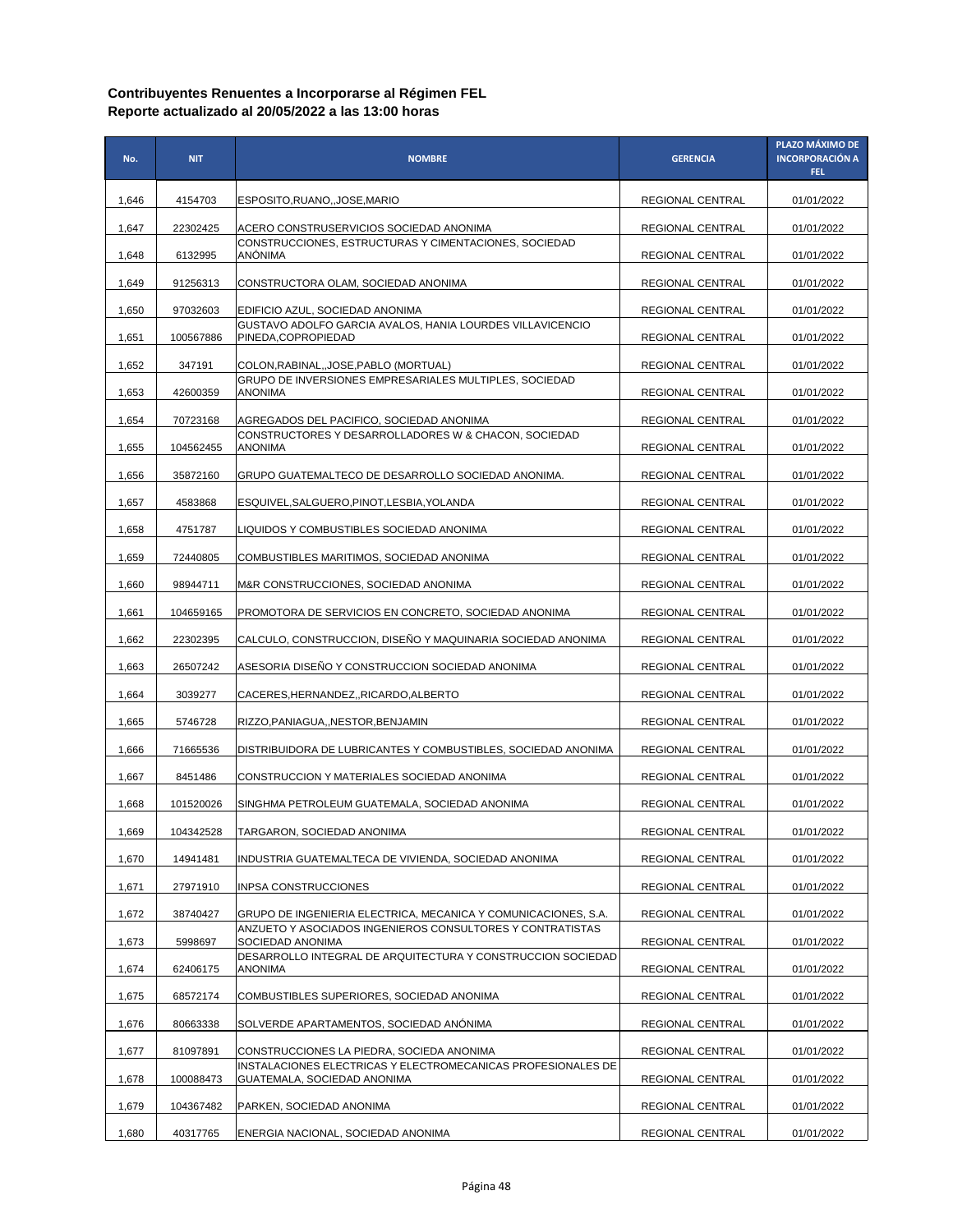**Contribuyentes Renuentes a Incorporarse al Régimen FEL**
**Reporte actualizado al 20/05/2022 a las 13:00 horas**

| No. | NIT | NOMBRE | GERENCIA | PLAZO MÁXIMO DE INCORPORACIÓN A FEL |
|---|---|---|---|---|
| 1,646 | 4154703 | ESPOSITO,RUANO,,JOSE,MARIO | REGIONAL CENTRAL | 01/01/2022 |
| 1,647 | 22302425 | ACERO CONSTRUSERVICIOS SOCIEDAD ANONIMA | REGIONAL CENTRAL | 01/01/2022 |
| 1,648 | 6132995 | CONSTRUCCIONES, ESTRUCTURAS Y CIMENTACIONES, SOCIEDAD ANÓNIMA | REGIONAL CENTRAL | 01/01/2022 |
| 1,649 | 91256313 | CONSTRUCTORA OLAM, SOCIEDAD ANONIMA | REGIONAL CENTRAL | 01/01/2022 |
| 1,650 | 97032603 | EDIFICIO AZUL, SOCIEDAD ANONIMA | REGIONAL CENTRAL | 01/01/2022 |
| 1,651 | 100567886 | GUSTAVO ADOLFO GARCIA AVALOS, HANIA LOURDES VILLAVICENCIO PINEDA,COPROPIEDAD | REGIONAL CENTRAL | 01/01/2022 |
| 1,652 | 347191 | COLON,RABINAL,,JOSE,PABLO (MORTUAL) | REGIONAL CENTRAL | 01/01/2022 |
| 1,653 | 42600359 | GRUPO DE INVERSIONES EMPRESARIALES MULTIPLES, SOCIEDAD ANONIMA | REGIONAL CENTRAL | 01/01/2022 |
| 1,654 | 70723168 | AGREGADOS DEL PACIFICO, SOCIEDAD ANONIMA | REGIONAL CENTRAL | 01/01/2022 |
| 1,655 | 104562455 | CONSTRUCTORES Y DESARROLLADORES W & CHACON, SOCIEDAD ANONIMA | REGIONAL CENTRAL | 01/01/2022 |
| 1,656 | 35872160 | GRUPO GUATEMALTECO DE DESARROLLO SOCIEDAD ANONIMA. | REGIONAL CENTRAL | 01/01/2022 |
| 1,657 | 4583868 | ESQUIVEL,SALGUERO,PINOT,LESBIA,YOLANDA | REGIONAL CENTRAL | 01/01/2022 |
| 1,658 | 4751787 | LIQUIDOS Y COMBUSTIBLES SOCIEDAD ANONIMA | REGIONAL CENTRAL | 01/01/2022 |
| 1,659 | 72440805 | COMBUSTIBLES MARITIMOS, SOCIEDAD ANONIMA | REGIONAL CENTRAL | 01/01/2022 |
| 1,660 | 98944711 | M&R CONSTRUCCIONES, SOCIEDAD ANONIMA | REGIONAL CENTRAL | 01/01/2022 |
| 1,661 | 104659165 | PROMOTORA DE SERVICIOS EN CONCRETO, SOCIEDAD ANONIMA | REGIONAL CENTRAL | 01/01/2022 |
| 1,662 | 22302395 | CALCULO, CONSTRUCCION, DISEÑO Y MAQUINARIA SOCIEDAD ANONIMA | REGIONAL CENTRAL | 01/01/2022 |
| 1,663 | 26507242 | ASESORIA DISEÑO Y CONSTRUCCION SOCIEDAD ANONIMA | REGIONAL CENTRAL | 01/01/2022 |
| 1,664 | 3039277 | CACERES,HERNANDEZ,,RICARDO,ALBERTO | REGIONAL CENTRAL | 01/01/2022 |
| 1,665 | 5746728 | RIZZO,PANIAGUA,,NESTOR,BENJAMIN | REGIONAL CENTRAL | 01/01/2022 |
| 1,666 | 71665536 | DISTRIBUIDORA DE LUBRICANTES Y COMBUSTIBLES, SOCIEDAD ANONIMA | REGIONAL CENTRAL | 01/01/2022 |
| 1,667 | 8451486 | CONSTRUCCION Y MATERIALES SOCIEDAD ANONIMA | REGIONAL CENTRAL | 01/01/2022 |
| 1,668 | 101520026 | SINGHMA PETROLEUM GUATEMALA, SOCIEDAD ANONIMA | REGIONAL CENTRAL | 01/01/2022 |
| 1,669 | 104342528 | TARGARON, SOCIEDAD ANONIMA | REGIONAL CENTRAL | 01/01/2022 |
| 1,670 | 14941481 | INDUSTRIA GUATEMALTECA DE VIVIENDA, SOCIEDAD ANONIMA | REGIONAL CENTRAL | 01/01/2022 |
| 1,671 | 27971910 | INPSA CONSTRUCCIONES | REGIONAL CENTRAL | 01/01/2022 |
| 1,672 | 38740427 | GRUPO DE INGENIERIA ELECTRICA, MECANICA Y COMUNICACIONES, S.A. | REGIONAL CENTRAL | 01/01/2022 |
| 1,673 | 5998697 | ANZUETO Y ASOCIADOS INGENIEROS CONSULTORES Y CONTRATISTAS SOCIEDAD ANONIMA | REGIONAL CENTRAL | 01/01/2022 |
| 1,674 | 62406175 | DESARROLLO INTEGRAL DE ARQUITECTURA Y CONSTRUCCION SOCIEDAD ANONIMA | REGIONAL CENTRAL | 01/01/2022 |
| 1,675 | 68572174 | COMBUSTIBLES SUPERIORES, SOCIEDAD ANONIMA | REGIONAL CENTRAL | 01/01/2022 |
| 1,676 | 80663338 | SOLVERDE APARTAMENTOS, SOCIEDAD ANÓNIMA | REGIONAL CENTRAL | 01/01/2022 |
| 1,677 | 81097891 | CONSTRUCCIONES LA PIEDRA, SOCIEDA ANONIMA | REGIONAL CENTRAL | 01/01/2022 |
| 1,678 | 100088473 | INSTALACIONES ELECTRICAS Y ELECTROMECANICAS PROFESIONALES DE GUATEMALA, SOCIEDAD ANONIMA | REGIONAL CENTRAL | 01/01/2022 |
| 1,679 | 104367482 | PARKEN, SOCIEDAD ANONIMA | REGIONAL CENTRAL | 01/01/2022 |
| 1,680 | 40317765 | ENERGIA NACIONAL, SOCIEDAD ANONIMA | REGIONAL CENTRAL | 01/01/2022 |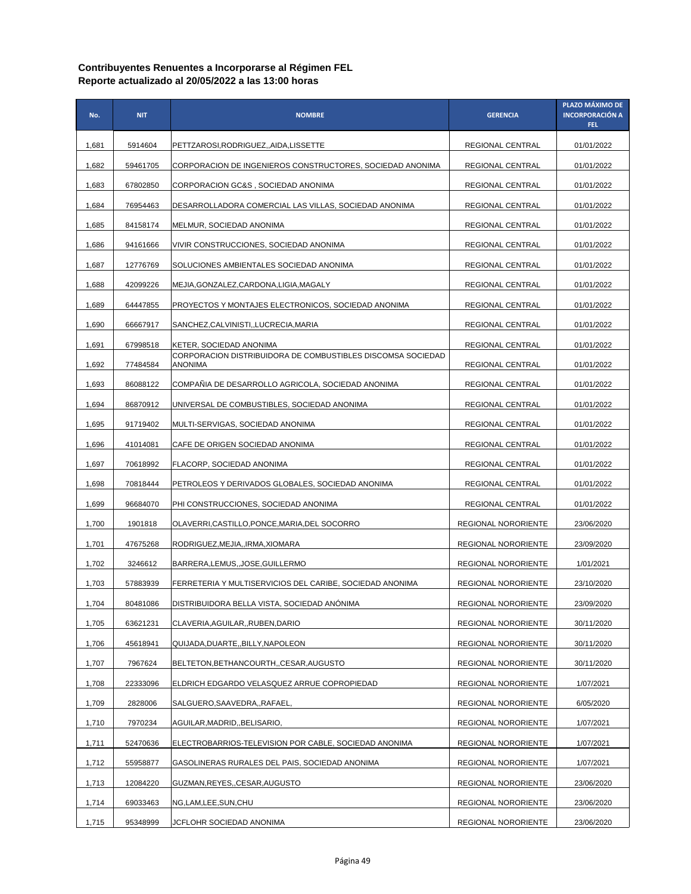**Contribuyentes Renuentes a Incorporarse al Régimen FEL**
**Reporte actualizado al 20/05/2022 a las 13:00 horas**

| No. | NIT | NOMBRE | GERENCIA | PLAZO MÁXIMO DE INCORPORACIÓN A FEL |
|---|---|---|---|---|
| 1,681 | 5914604 | PETTZAROSI,RODRIGUEZ,,AIDA,LISSETTE | REGIONAL CENTRAL | 01/01/2022 |
| 1,682 | 59461705 | CORPORACION DE INGENIEROS CONSTRUCTORES, SOCIEDAD ANONIMA | REGIONAL CENTRAL | 01/01/2022 |
| 1,683 | 67802850 | CORPORACION GC&S , SOCIEDAD ANONIMA | REGIONAL CENTRAL | 01/01/2022 |
| 1,684 | 76954463 | DESARROLLADORA COMERCIAL LAS VILLAS, SOCIEDAD ANONIMA | REGIONAL CENTRAL | 01/01/2022 |
| 1,685 | 84158174 | MELMUR, SOCIEDAD ANONIMA | REGIONAL CENTRAL | 01/01/2022 |
| 1,686 | 94161666 | VIVIR CONSTRUCCIONES, SOCIEDAD ANONIMA | REGIONAL CENTRAL | 01/01/2022 |
| 1,687 | 12776769 | SOLUCIONES AMBIENTALES SOCIEDAD ANONIMA | REGIONAL CENTRAL | 01/01/2022 |
| 1,688 | 42099226 | MEJIA,GONZALEZ,CARDONA,LIGIA,MAGALY | REGIONAL CENTRAL | 01/01/2022 |
| 1,689 | 64447855 | PROYECTOS Y MONTAJES ELECTRONICOS, SOCIEDAD ANONIMA | REGIONAL CENTRAL | 01/01/2022 |
| 1,690 | 66667917 | SANCHEZ,CALVINISTI,,LUCRECIA,MARIA | REGIONAL CENTRAL | 01/01/2022 |
| 1,691 | 67998518 | KETER, SOCIEDAD ANONIMA | REGIONAL CENTRAL | 01/01/2022 |
| 1,692 | 77484584 | CORPORACION DISTRIBUIDORA DE COMBUSTIBLES DISCOMSA SOCIEDAD ANONIMA | REGIONAL CENTRAL | 01/01/2022 |
| 1,693 | 86088122 | COMPAÑIA DE DESARROLLO AGRICOLA, SOCIEDAD ANONIMA | REGIONAL CENTRAL | 01/01/2022 |
| 1,694 | 86870912 | UNIVERSAL DE COMBUSTIBLES, SOCIEDAD ANONIMA | REGIONAL CENTRAL | 01/01/2022 |
| 1,695 | 91719402 | MULTI-SERVIGAS, SOCIEDAD ANONIMA | REGIONAL CENTRAL | 01/01/2022 |
| 1,696 | 41014081 | CAFE DE ORIGEN SOCIEDAD ANONIMA | REGIONAL CENTRAL | 01/01/2022 |
| 1,697 | 70618992 | FLACORP, SOCIEDAD ANONIMA | REGIONAL CENTRAL | 01/01/2022 |
| 1,698 | 70818444 | PETROLEOS Y DERIVADOS GLOBALES, SOCIEDAD ANONIMA | REGIONAL CENTRAL | 01/01/2022 |
| 1,699 | 96684070 | PHI CONSTRUCCIONES, SOCIEDAD ANONIMA | REGIONAL CENTRAL | 01/01/2022 |
| 1,700 | 1901818 | OLAVERRI,CASTILLO,PONCE,MARIA,DEL SOCORRO | REGIONAL NORORIENTE | 23/06/2020 |
| 1,701 | 47675268 | RODRIGUEZ,MEJIA,,IRMA,XIOMARA | REGIONAL NORORIENTE | 23/09/2020 |
| 1,702 | 3246612 | BARRERA,LEMUS,,JOSE,GUILLERMO | REGIONAL NORORIENTE | 1/01/2021 |
| 1,703 | 57883939 | FERRETERIA Y MULTISERVICIOS DEL CARIBE, SOCIEDAD ANONIMA | REGIONAL NORORIENTE | 23/10/2020 |
| 1,704 | 80481086 | DISTRIBUIDORA BELLA VISTA, SOCIEDAD ANÓNIMA | REGIONAL NORORIENTE | 23/09/2020 |
| 1,705 | 63621231 | CLAVERIA,AGUILAR,,RUBEN,DARIO | REGIONAL NORORIENTE | 30/11/2020 |
| 1,706 | 45618941 | QUIJADA,DUARTE,,BILLY,NAPOLEON | REGIONAL NORORIENTE | 30/11/2020 |
| 1,707 | 7967624 | BELTETON,BETHANCOURTH,,CESAR,AUGUSTO | REGIONAL NORORIENTE | 30/11/2020 |
| 1,708 | 22333096 | ELDRICH EDGARDO VELASQUEZ ARRUE COPROPIEDAD | REGIONAL NORORIENTE | 1/07/2021 |
| 1,709 | 2828006 | SALGUERO,SAAVEDRA,,RAFAEL, | REGIONAL NORORIENTE | 6/05/2020 |
| 1,710 | 7970234 | AGUILAR,MADRID,,BELISARIO, | REGIONAL NORORIENTE | 1/07/2021 |
| 1,711 | 52470636 | ELECTROBARRIOS-TELEVISION POR CABLE, SOCIEDAD ANONIMA | REGIONAL NORORIENTE | 1/07/2021 |
| 1,712 | 55958877 | GASOLINERAS RURALES DEL PAIS, SOCIEDAD ANONIMA | REGIONAL NORORIENTE | 1/07/2021 |
| 1,713 | 12084220 | GUZMAN,REYES,,CESAR,AUGUSTO | REGIONAL NORORIENTE | 23/06/2020 |
| 1,714 | 69033463 | NG,LAM,LEE,SUN,CHU | REGIONAL NORORIENTE | 23/06/2020 |
| 1,715 | 95348999 | JCFLOHR SOCIEDAD ANONIMA | REGIONAL NORORIENTE | 23/06/2020 |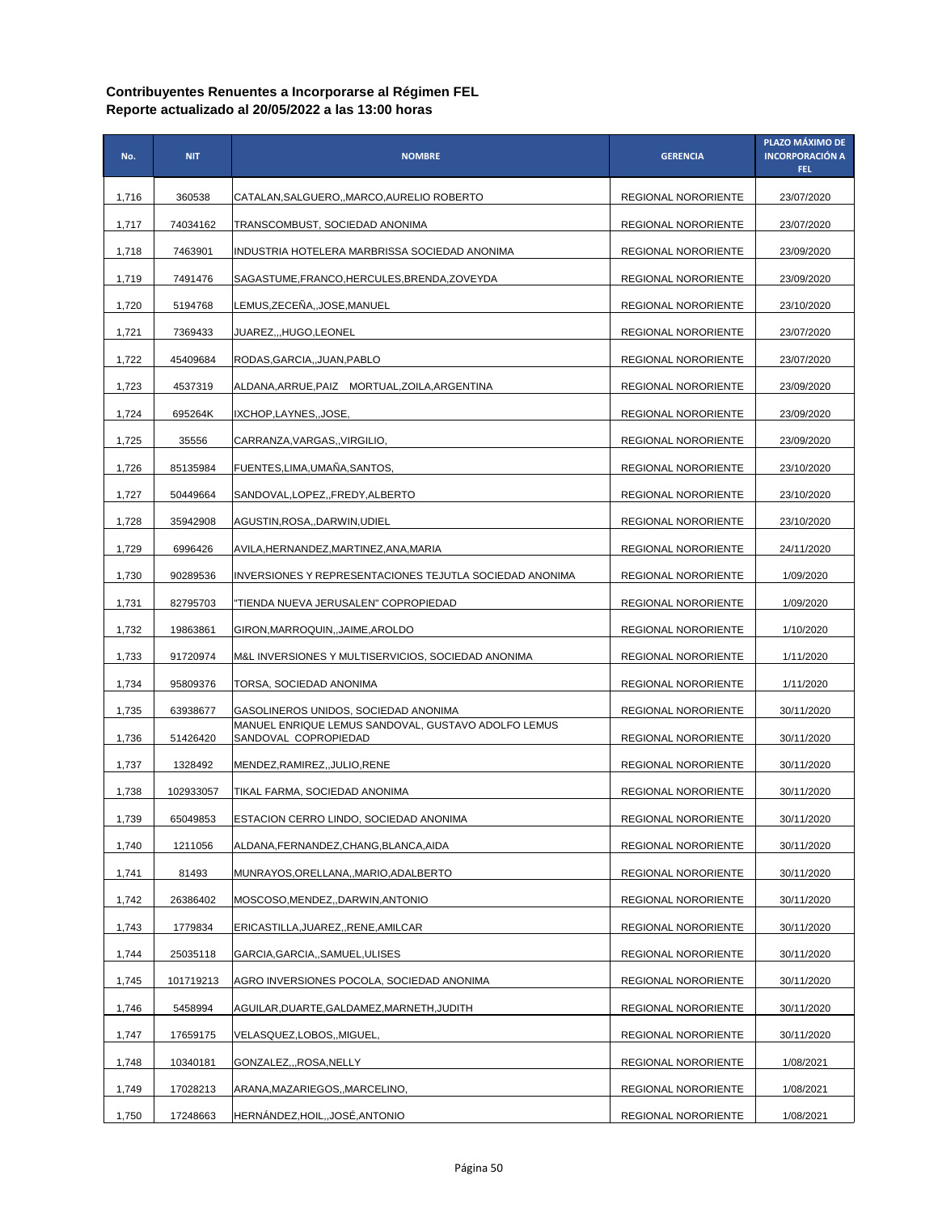**Contribuyentes Renuentes a Incorporarse al Régimen FEL**
**Reporte actualizado al 20/05/2022 a las 13:00 horas**

| No. | NIT | NOMBRE | GERENCIA | PLAZO MÁXIMO DE INCORPORACIÓN A FEL |
|---|---|---|---|---|
| 1,716 | 360538 | CATALAN,SALGUERO,,MARCO,AURELIO ROBERTO | REGIONAL NORORIENTE | 23/07/2020 |
| 1,717 | 74034162 | TRANSCOMBUST, SOCIEDAD ANONIMA | REGIONAL NORORIENTE | 23/07/2020 |
| 1,718 | 7463901 | INDUSTRIA HOTELERA MARBRISSA SOCIEDAD ANONIMA | REGIONAL NORORIENTE | 23/09/2020 |
| 1,719 | 7491476 | SAGASTUME,FRANCO,HERCULES,BRENDA,ZOVEYDA | REGIONAL NORORIENTE | 23/09/2020 |
| 1,720 | 5194768 | LEMUS,ZECEÑA,,JOSE,MANUEL | REGIONAL NORORIENTE | 23/10/2020 |
| 1,721 | 7369433 | JUAREZ,,,HUGO,LEONEL | REGIONAL NORORIENTE | 23/07/2020 |
| 1,722 | 45409684 | RODAS,GARCIA,,JUAN,PABLO | REGIONAL NORORIENTE | 23/07/2020 |
| 1,723 | 4537319 | ALDANA,ARRUE,PAIZ MORTUAL,ZOILA,ARGENTINA | REGIONAL NORORIENTE | 23/09/2020 |
| 1,724 | 695264K | IXCHOP,LAYNES,,JOSE, | REGIONAL NORORIENTE | 23/09/2020 |
| 1,725 | 35556 | CARRANZA,VARGAS,,VIRGILIO, | REGIONAL NORORIENTE | 23/09/2020 |
| 1,726 | 85135984 | FUENTES,LIMA,UMAÑA,SANTOS, | REGIONAL NORORIENTE | 23/10/2020 |
| 1,727 | 50449664 | SANDOVAL,LOPEZ,,FREDY,ALBERTO | REGIONAL NORORIENTE | 23/10/2020 |
| 1,728 | 35942908 | AGUSTIN,ROSA,,DARWIN,UDIEL | REGIONAL NORORIENTE | 23/10/2020 |
| 1,729 | 6996426 | AVILA,HERNANDEZ,MARTINEZ,ANA,MARIA | REGIONAL NORORIENTE | 24/11/2020 |
| 1,730 | 90289536 | INVERSIONES Y REPRESENTACIONES TEJUTLA SOCIEDAD ANONIMA | REGIONAL NORORIENTE | 1/09/2020 |
| 1,731 | 82795703 | "TIENDA NUEVA JERUSALEN" COPROPIEDAD | REGIONAL NORORIENTE | 1/09/2020 |
| 1,732 | 19863861 | GIRON,MARROQUIN,,JAIME,AROLDO | REGIONAL NORORIENTE | 1/10/2020 |
| 1,733 | 91720974 | M&L INVERSIONES Y MULTISERVICIOS, SOCIEDAD ANONIMA | REGIONAL NORORIENTE | 1/11/2020 |
| 1,734 | 95809376 | TORSA, SOCIEDAD ANONIMA | REGIONAL NORORIENTE | 1/11/2020 |
| 1,735 | 63938677 | GASOLINEROS UNIDOS, SOCIEDAD ANONIMA | REGIONAL NORORIENTE | 30/11/2020 |
| 1,736 | 51426420 | MANUEL ENRIQUE LEMUS SANDOVAL, GUSTAVO ADOLFO LEMUS SANDOVAL COPROPIEDAD | REGIONAL NORORIENTE | 30/11/2020 |
| 1,737 | 1328492 | MENDEZ,RAMIREZ,,JULIO,RENE | REGIONAL NORORIENTE | 30/11/2020 |
| 1,738 | 102933057 | TIKAL FARMA, SOCIEDAD ANONIMA | REGIONAL NORORIENTE | 30/11/2020 |
| 1,739 | 65049853 | ESTACION CERRO LINDO, SOCIEDAD ANONIMA | REGIONAL NORORIENTE | 30/11/2020 |
| 1,740 | 1211056 | ALDANA,FERNANDEZ,CHANG,BLANCA,AIDA | REGIONAL NORORIENTE | 30/11/2020 |
| 1,741 | 81493 | MUNRAYOS,ORELLANA,,MARIO,ADALBERTO | REGIONAL NORORIENTE | 30/11/2020 |
| 1,742 | 26386402 | MOSCOSO,MENDEZ,,DARWIN,ANTONIO | REGIONAL NORORIENTE | 30/11/2020 |
| 1,743 | 1779834 | ERICASTILLA,JUAREZ,,RENE,AMILCAR | REGIONAL NORORIENTE | 30/11/2020 |
| 1,744 | 25035118 | GARCIA,GARCIA,,SAMUEL,ULISES | REGIONAL NORORIENTE | 30/11/2020 |
| 1,745 | 101719213 | AGRO INVERSIONES POCOLA, SOCIEDAD ANONIMA | REGIONAL NORORIENTE | 30/11/2020 |
| 1,746 | 5458994 | AGUILAR,DUARTE,GALDAMEZ,MARNETH,JUDITH | REGIONAL NORORIENTE | 30/11/2020 |
| 1,747 | 17659175 | VELASQUEZ,LOBOS,,MIGUEL, | REGIONAL NORORIENTE | 30/11/2020 |
| 1,748 | 10340181 | GONZALEZ,,,ROSA,NELLY | REGIONAL NORORIENTE | 1/08/2021 |
| 1,749 | 17028213 | ARANA,MAZARIEGOS,,MARCELINO, | REGIONAL NORORIENTE | 1/08/2021 |
| 1,750 | 17248663 | HERNÁNDEZ,HOIL,,JOSÉ,ANTONIO | REGIONAL NORORIENTE | 1/08/2021 |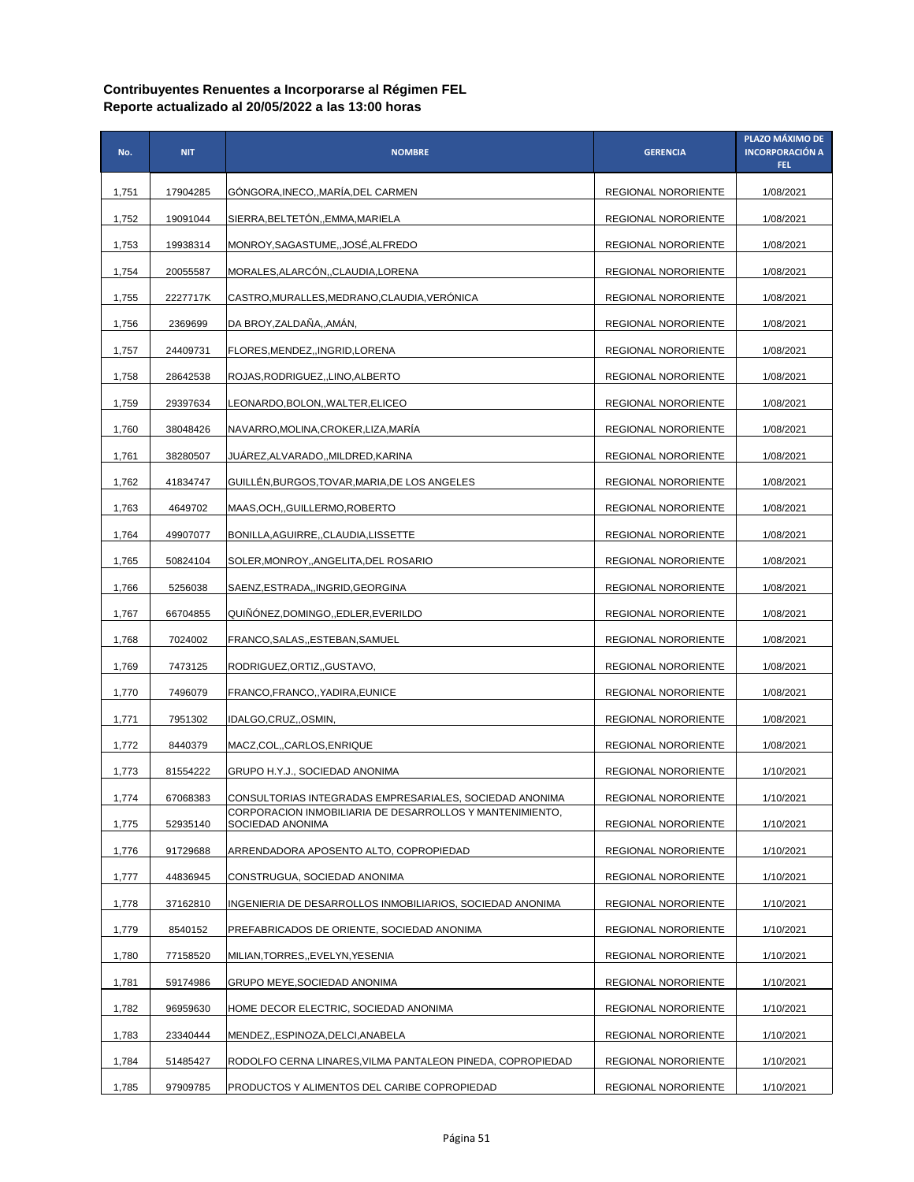**Contribuyentes Renuentes a Incorporarse al Régimen FEL**
**Reporte actualizado al 20/05/2022 a las 13:00 horas**

| No. | NIT | NOMBRE | GERENCIA | PLAZO MÁXIMO DE INCORPORACIÓN A FEL |
|---|---|---|---|---|
| 1,751 | 17904285 | GÓNGORA,INECO,,MARÍA,DEL CARMEN | REGIONAL NORORIENTE | 1/08/2021 |
| 1,752 | 19091044 | SIERRA,BELTETÓN,,EMMA,MARIELA | REGIONAL NORORIENTE | 1/08/2021 |
| 1,753 | 19938314 | MONROY,SAGASTUME,,JOSÉ,ALFREDO | REGIONAL NORORIENTE | 1/08/2021 |
| 1,754 | 20055587 | MORALES,ALARCÓN,,CLAUDIA,LORENA | REGIONAL NORORIENTE | 1/08/2021 |
| 1,755 | 2227717K | CASTRO,MURALLES,MEDRANO,CLAUDIA,VERÓNICA | REGIONAL NORORIENTE | 1/08/2021 |
| 1,756 | 2369699 | DA BROY,ZALDAÑA,,AMÁN, | REGIONAL NORORIENTE | 1/08/2021 |
| 1,757 | 24409731 | FLORES,MENDEZ,,INGRID,LORENA | REGIONAL NORORIENTE | 1/08/2021 |
| 1,758 | 28642538 | ROJAS,RODRIGUEZ,,LINO,ALBERTO | REGIONAL NORORIENTE | 1/08/2021 |
| 1,759 | 29397634 | LEONARDO,BOLON,,WALTER,ELICEO | REGIONAL NORORIENTE | 1/08/2021 |
| 1,760 | 38048426 | NAVARRO,MOLINA,CROKER,LIZA,MARÍA | REGIONAL NORORIENTE | 1/08/2021 |
| 1,761 | 38280507 | JUÁREZ,ALVARADO,,MILDRED,KARINA | REGIONAL NORORIENTE | 1/08/2021 |
| 1,762 | 41834747 | GUILLÉN,BURGOS,TOVAR,MARIA,DE LOS ANGELES | REGIONAL NORORIENTE | 1/08/2021 |
| 1,763 | 4649702 | MAAS,OCH,,GUILLERMO,ROBERTO | REGIONAL NORORIENTE | 1/08/2021 |
| 1,764 | 49907077 | BONILLA,AGUIRRE,,CLAUDIA,LISSETTE | REGIONAL NORORIENTE | 1/08/2021 |
| 1,765 | 50824104 | SOLER,MONROY,,ANGELITA,DEL ROSARIO | REGIONAL NORORIENTE | 1/08/2021 |
| 1,766 | 5256038 | SAENZ,ESTRADA,,INGRID,GEORGINA | REGIONAL NORORIENTE | 1/08/2021 |
| 1,767 | 66704855 | QUIÑÓNEZ,DOMINGO,,EDLER,EVERILDO | REGIONAL NORORIENTE | 1/08/2021 |
| 1,768 | 7024002 | FRANCO,SALAS,,ESTEBAN,SAMUEL | REGIONAL NORORIENTE | 1/08/2021 |
| 1,769 | 7473125 | RODRIGUEZ,ORTIZ,,GUSTAVO, | REGIONAL NORORIENTE | 1/08/2021 |
| 1,770 | 7496079 | FRANCO,FRANCO,,YADIRA,EUNICE | REGIONAL NORORIENTE | 1/08/2021 |
| 1,771 | 7951302 | IDALGO,CRUZ,,OSMIN, | REGIONAL NORORIENTE | 1/08/2021 |
| 1,772 | 8440379 | MACZ,COL,,CARLOS,ENRIQUE | REGIONAL NORORIENTE | 1/08/2021 |
| 1,773 | 81554222 | GRUPO H.Y.J., SOCIEDAD ANONIMA | REGIONAL NORORIENTE | 1/10/2021 |
| 1,774 | 67068383 | CONSULTORIAS INTEGRADAS EMPRESARIALES, SOCIEDAD ANONIMA | REGIONAL NORORIENTE | 1/10/2021 |
| 1,775 | 52935140 | CORPORACION INMOBILIARIA DE DESARROLLOS Y MANTENIMIENTO, SOCIEDAD ANONIMA | REGIONAL NORORIENTE | 1/10/2021 |
| 1,776 | 91729688 | ARRENDADORA APOSENTO ALTO, COPROPIEDAD | REGIONAL NORORIENTE | 1/10/2021 |
| 1,777 | 44836945 | CONSTRUGUA, SOCIEDAD ANONIMA | REGIONAL NORORIENTE | 1/10/2021 |
| 1,778 | 37162810 | INGENIERIA DE DESARROLLOS INMOBILIARIOS, SOCIEDAD ANONIMA | REGIONAL NORORIENTE | 1/10/2021 |
| 1,779 | 8540152 | PREFABRICADOS DE ORIENTE, SOCIEDAD ANONIMA | REGIONAL NORORIENTE | 1/10/2021 |
| 1,780 | 77158520 | MILIAN,TORRES,,EVELYN,YESENIA | REGIONAL NORORIENTE | 1/10/2021 |
| 1,781 | 59174986 | GRUPO MEYE,SOCIEDAD ANONIMA | REGIONAL NORORIENTE | 1/10/2021 |
| 1,782 | 96959630 | HOME DECOR ELECTRIC, SOCIEDAD ANONIMA | REGIONAL NORORIENTE | 1/10/2021 |
| 1,783 | 23340444 | MENDEZ,,ESPINOZA,DELCI,ANABELA | REGIONAL NORORIENTE | 1/10/2021 |
| 1,784 | 51485427 | RODOLFO CERNA LINARES,VILMA PANTALEON PINEDA, COPROPIEDAD | REGIONAL NORORIENTE | 1/10/2021 |
| 1,785 | 97909785 | PRODUCTOS Y ALIMENTOS DEL CARIBE COPROPIEDAD | REGIONAL NORORIENTE | 1/10/2021 |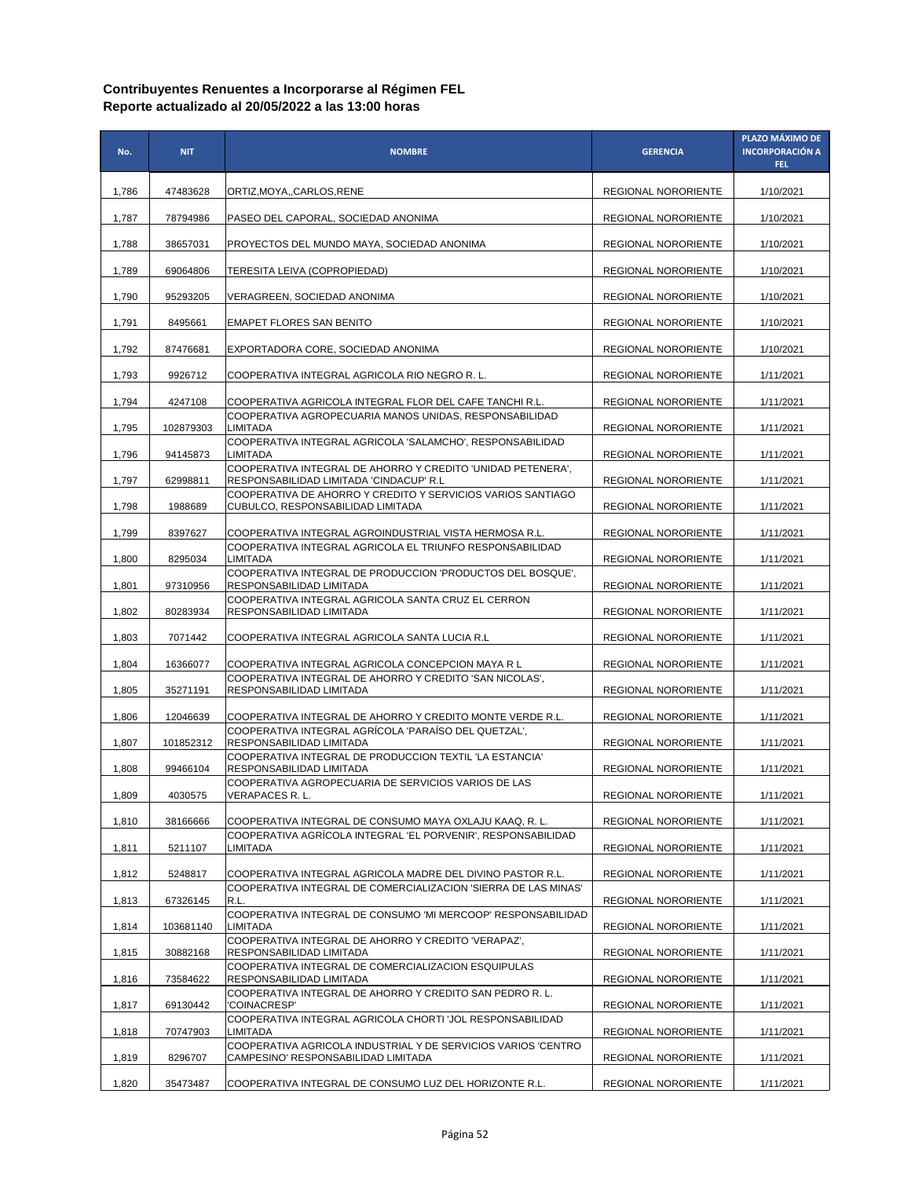**Contribuyentes Renuentes a Incorporarse al Régimen FEL**
**Reporte actualizado al 20/05/2022 a las 13:00 horas**

| No. | NIT | NOMBRE | GERENCIA | PLAZO MÁXIMO DE INCORPORACIÓN A FEL |
|---|---|---|---|---|
| 1,786 | 47483628 | ORTIZ,MOYA,,CARLOS,RENE | REGIONAL NORORIENTE | 1/10/2021 |
| 1,787 | 78794986 | PASEO DEL CAPORAL, SOCIEDAD ANONIMA | REGIONAL NORORIENTE | 1/10/2021 |
| 1,788 | 38657031 | PROYECTOS DEL MUNDO MAYA, SOCIEDAD ANONIMA | REGIONAL NORORIENTE | 1/10/2021 |
| 1,789 | 69064806 | TERESITA LEIVA (COPROPIEDAD) | REGIONAL NORORIENTE | 1/10/2021 |
| 1,790 | 95293205 | VERAGREEN, SOCIEDAD ANONIMA | REGIONAL NORORIENTE | 1/10/2021 |
| 1,791 | 8495661 | EMAPET FLORES SAN BENITO | REGIONAL NORORIENTE | 1/10/2021 |
| 1,792 | 87476681 | EXPORTADORA CORE, SOCIEDAD ANONIMA | REGIONAL NORORIENTE | 1/10/2021 |
| 1,793 | 9926712 | COOPERATIVA INTEGRAL AGRICOLA RIO NEGRO R. L. | REGIONAL NORORIENTE | 1/11/2021 |
| 1,794 | 4247108 | COOPERATIVA AGRICOLA INTEGRAL FLOR DEL CAFE TANCHI R.L. | REGIONAL NORORIENTE | 1/11/2021 |
| 1,795 | 102879303 | COOPERATIVA AGROPECUARIA MANOS UNIDAS, RESPONSABILIDAD LIMITADA | REGIONAL NORORIENTE | 1/11/2021 |
| 1,796 | 94145873 | COOPERATIVA INTEGRAL AGRICOLA 'SALAMCHO', RESPONSABILIDAD LIMITADA | REGIONAL NORORIENTE | 1/11/2021 |
| 1,797 | 62998811 | COOPERATIVA INTEGRAL DE AHORRO Y CREDITO 'UNIDAD PETENERA', RESPONSABILIDAD LIMITADA 'CINDACUP' R.L | REGIONAL NORORIENTE | 1/11/2021 |
| 1,798 | 1988689 | COOPERATIVA DE AHORRO Y CREDITO Y SERVICIOS VARIOS SANTIAGO CUBULCO, RESPONSABILIDAD LIMITADA | REGIONAL NORORIENTE | 1/11/2021 |
| 1,799 | 8397627 | COOPERATIVA INTEGRAL AGROINDUSTRIAL VISTA HERMOSA R.L. | REGIONAL NORORIENTE | 1/11/2021 |
| 1,800 | 8295034 | COOPERATIVA INTEGRAL AGRICOLA EL TRIUNFO RESPONSABILIDAD LIMITADA | REGIONAL NORORIENTE | 1/11/2021 |
| 1,801 | 97310956 | COOPERATIVA INTEGRAL DE PRODUCCION 'PRODUCTOS DEL BOSQUE', RESPONSABILIDAD LIMITADA | REGIONAL NORORIENTE | 1/11/2021 |
| 1,802 | 80283934 | COOPERATIVA INTEGRAL AGRICOLA SANTA CRUZ EL CERRON RESPONSABILIDAD LIMITADA | REGIONAL NORORIENTE | 1/11/2021 |
| 1,803 | 7071442 | COOPERATIVA INTEGRAL AGRICOLA SANTA LUCIA R.L | REGIONAL NORORIENTE | 1/11/2021 |
| 1,804 | 16366077 | COOPERATIVA INTEGRAL AGRICOLA CONCEPCION MAYA R L | REGIONAL NORORIENTE | 1/11/2021 |
| 1,805 | 35271191 | COOPERATIVA INTEGRAL DE AHORRO Y CREDITO 'SAN NICOLAS', RESPONSABILIDAD LIMITADA | REGIONAL NORORIENTE | 1/11/2021 |
| 1,806 | 12046639 | COOPERATIVA INTEGRAL DE AHORRO Y CREDITO MONTE VERDE R.L. | REGIONAL NORORIENTE | 1/11/2021 |
| 1,807 | 101852312 | COOPERATIVA INTEGRAL AGRÍCOLA 'PARAÍSO DEL QUETZAL', RESPONSABILIDAD LIMITADA | REGIONAL NORORIENTE | 1/11/2021 |
| 1,808 | 99466104 | COOPERATIVA INTEGRAL DE PRODUCCION TEXTIL 'LA ESTANCIA' RESPONSABILIDAD LIMITADA | REGIONAL NORORIENTE | 1/11/2021 |
| 1,809 | 4030575 | COOPERATIVA AGROPECUARIA DE SERVICIOS VARIOS DE LAS VERAPACES R. L. | REGIONAL NORORIENTE | 1/11/2021 |
| 1,810 | 38166666 | COOPERATIVA INTEGRAL DE CONSUMO MAYA OXLAJU KAAQ, R. L. | REGIONAL NORORIENTE | 1/11/2021 |
| 1,811 | 5211107 | COOPERATIVA AGRÍCOLA INTEGRAL 'EL PORVENIR', RESPONSABILIDAD LIMITADA | REGIONAL NORORIENTE | 1/11/2021 |
| 1,812 | 5248817 | COOPERATIVA INTEGRAL AGRICOLA MADRE DEL DIVINO PASTOR R.L. | REGIONAL NORORIENTE | 1/11/2021 |
| 1,813 | 67326145 | COOPERATIVA INTEGRAL DE COMERCIALIZACION 'SIERRA DE LAS MINAS' R.L. | REGIONAL NORORIENTE | 1/11/2021 |
| 1,814 | 103681140 | COOPERATIVA INTEGRAL DE CONSUMO 'MI MERCOOP' RESPONSABILIDAD LIMITADA | REGIONAL NORORIENTE | 1/11/2021 |
| 1,815 | 30882168 | COOPERATIVA INTEGRAL DE AHORRO Y CREDITO 'VERAPAZ', RESPONSABILIDAD LIMITADA | REGIONAL NORORIENTE | 1/11/2021 |
| 1,816 | 73584622 | COOPERATIVA INTEGRAL DE COMERCIALIZACION ESQUIPULAS RESPONSABILIDAD LIMITADA | REGIONAL NORORIENTE | 1/11/2021 |
| 1,817 | 69130442 | COOPERATIVA INTEGRAL DE AHORRO Y CREDITO SAN PEDRO R. L. 'COINACRESP' | REGIONAL NORORIENTE | 1/11/2021 |
| 1,818 | 70747903 | COOPERATIVA INTEGRAL AGRICOLA CHORTI 'JOL RESPONSABILIDAD LIMITADA | REGIONAL NORORIENTE | 1/11/2021 |
| 1,819 | 8296707 | COOPERATIVA AGRICOLA INDUSTRIAL Y DE SERVICIOS VARIOS 'CENTRO CAMPESINO' RESPONSABILIDAD LIMITADA | REGIONAL NORORIENTE | 1/11/2021 |
| 1,820 | 35473487 | COOPERATIVA INTEGRAL DE CONSUMO LUZ DEL HORIZONTE R.L. | REGIONAL NORORIENTE | 1/11/2021 |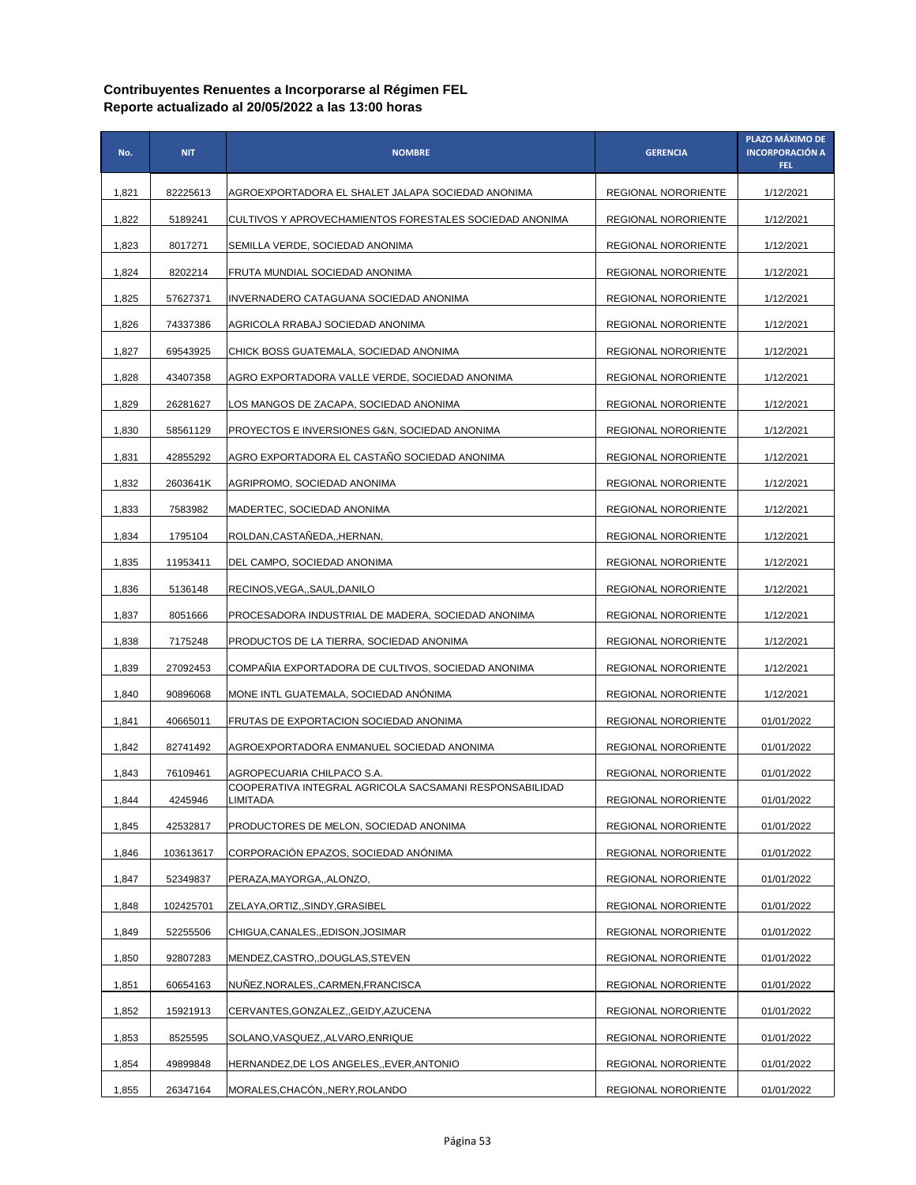**Contribuyentes Renuentes a Incorporarse al Régimen FEL**
**Reporte actualizado al 20/05/2022 a las 13:00 horas**

| No. | NIT | NOMBRE | GERENCIA | PLAZO MÁXIMO DE INCORPORACIÓN A FEL |
|---|---|---|---|---|
| 1,821 | 82225613 | AGROEXPORTADORA EL SHALET JALAPA SOCIEDAD ANONIMA | REGIONAL NORORIENTE | 1/12/2021 |
| 1,822 | 5189241 | CULTIVOS Y APROVECHAMIENTOS FORESTALES SOCIEDAD ANONIMA | REGIONAL NORORIENTE | 1/12/2021 |
| 1,823 | 8017271 | SEMILLA VERDE, SOCIEDAD ANONIMA | REGIONAL NORORIENTE | 1/12/2021 |
| 1,824 | 8202214 | FRUTA MUNDIAL SOCIEDAD ANONIMA | REGIONAL NORORIENTE | 1/12/2021 |
| 1,825 | 57627371 | INVERNADERO CATAGUANA SOCIEDAD ANONIMA | REGIONAL NORORIENTE | 1/12/2021 |
| 1,826 | 74337386 | AGRICOLA RRABAJ SOCIEDAD ANONIMA | REGIONAL NORORIENTE | 1/12/2021 |
| 1,827 | 69543925 | CHICK BOSS GUATEMALA, SOCIEDAD ANONIMA | REGIONAL NORORIENTE | 1/12/2021 |
| 1,828 | 43407358 | AGRO EXPORTADORA VALLE VERDE, SOCIEDAD ANONIMA | REGIONAL NORORIENTE | 1/12/2021 |
| 1,829 | 26281627 | LOS MANGOS DE ZACAPA, SOCIEDAD ANONIMA | REGIONAL NORORIENTE | 1/12/2021 |
| 1,830 | 58561129 | PROYECTOS E INVERSIONES G&N, SOCIEDAD ANONIMA | REGIONAL NORORIENTE | 1/12/2021 |
| 1,831 | 42855292 | AGRO EXPORTADORA EL CASTAÑO SOCIEDAD ANONIMA | REGIONAL NORORIENTE | 1/12/2021 |
| 1,832 | 2603641K | AGRIPROMO, SOCIEDAD ANONIMA | REGIONAL NORORIENTE | 1/12/2021 |
| 1,833 | 7583982 | MADERTEC, SOCIEDAD ANONIMA | REGIONAL NORORIENTE | 1/12/2021 |
| 1,834 | 1795104 | ROLDAN,CASTAÑEDA,,HERNAN, | REGIONAL NORORIENTE | 1/12/2021 |
| 1,835 | 11953411 | DEL CAMPO, SOCIEDAD ANONIMA | REGIONAL NORORIENTE | 1/12/2021 |
| 1,836 | 5136148 | RECINOS,VEGA,,SAUL,DANILO | REGIONAL NORORIENTE | 1/12/2021 |
| 1,837 | 8051666 | PROCESADORA INDUSTRIAL DE MADERA, SOCIEDAD ANONIMA | REGIONAL NORORIENTE | 1/12/2021 |
| 1,838 | 7175248 | PRODUCTOS DE LA TIERRA, SOCIEDAD ANONIMA | REGIONAL NORORIENTE | 1/12/2021 |
| 1,839 | 27092453 | COMPAÑIA EXPORTADORA DE CULTIVOS, SOCIEDAD ANONIMA | REGIONAL NORORIENTE | 1/12/2021 |
| 1,840 | 90896068 | MONE INTL GUATEMALA, SOCIEDAD ANÓNIMA | REGIONAL NORORIENTE | 1/12/2021 |
| 1,841 | 40665011 | FRUTAS DE EXPORTACION SOCIEDAD ANONIMA | REGIONAL NORORIENTE | 01/01/2022 |
| 1,842 | 82741492 | AGROEXPORTADORA ENMANUEL SOCIEDAD ANONIMA | REGIONAL NORORIENTE | 01/01/2022 |
| 1,843 | 76109461 | AGROPECUARIA CHILPACO S.A. | REGIONAL NORORIENTE | 01/01/2022 |
| 1,844 | 4245946 | COOPERATIVA INTEGRAL AGRICOLA SACSAMANI RESPONSABILIDAD LIMITADA | REGIONAL NORORIENTE | 01/01/2022 |
| 1,845 | 42532817 | PRODUCTORES DE MELON, SOCIEDAD ANONIMA | REGIONAL NORORIENTE | 01/01/2022 |
| 1,846 | 103613617 | CORPORACIÓN EPAZOS, SOCIEDAD ANÓNIMA | REGIONAL NORORIENTE | 01/01/2022 |
| 1,847 | 52349837 | PERAZA,MAYORGA,,ALONZO, | REGIONAL NORORIENTE | 01/01/2022 |
| 1,848 | 102425701 | ZELAYA,ORTIZ,,SINDY,GRASIBEL | REGIONAL NORORIENTE | 01/01/2022 |
| 1,849 | 52255506 | CHIGUA,CANALES,,EDISON,JOSIMAR | REGIONAL NORORIENTE | 01/01/2022 |
| 1,850 | 92807283 | MENDEZ,CASTRO,,DOUGLAS,STEVEN | REGIONAL NORORIENTE | 01/01/2022 |
| 1,851 | 60654163 | NUÑEZ,NORALES,,CARMEN,FRANCISCA | REGIONAL NORORIENTE | 01/01/2022 |
| 1,852 | 15921913 | CERVANTES,GONZALEZ,,GEIDY,AZUCENA | REGIONAL NORORIENTE | 01/01/2022 |
| 1,853 | 8525595 | SOLANO,VASQUEZ,,ALVARO,ENRIQUE | REGIONAL NORORIENTE | 01/01/2022 |
| 1,854 | 49899848 | HERNANDEZ,DE LOS ANGELES,,EVER,ANTONIO | REGIONAL NORORIENTE | 01/01/2022 |
| 1,855 | 26347164 | MORALES,CHACÓN,,NERY,ROLANDO | REGIONAL NORORIENTE | 01/01/2022 |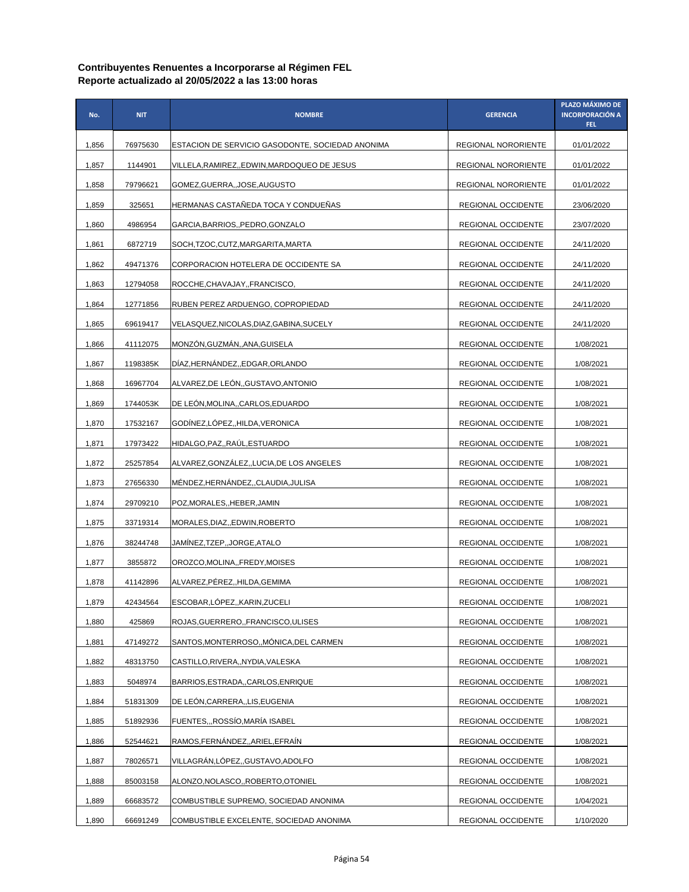**Contribuyentes Renuentes a Incorporarse al Régimen FEL**
**Reporte actualizado al 20/05/2022 a las 13:00 horas**

| No. | NIT | NOMBRE | GERENCIA | PLAZO MÁXIMO DE INCORPORACIÓN A FEL |
|---|---|---|---|---|
| 1,856 | 76975630 | ESTACION DE SERVICIO GASODONTE, SOCIEDAD ANONIMA | REGIONAL NORORIENTE | 01/01/2022 |
| 1,857 | 1144901 | VILLELA,RAMIREZ,,EDWIN,MARDOQUEO DE JESUS | REGIONAL NORORIENTE | 01/01/2022 |
| 1,858 | 79796621 | GOMEZ,GUERRA,,JOSE,AUGUSTO | REGIONAL NORORIENTE | 01/01/2022 |
| 1,859 | 325651 | HERMANAS CASTAÑEDA TOCA Y CONDUEÑAS | REGIONAL OCCIDENTE | 23/06/2020 |
| 1,860 | 4986954 | GARCIA,BARRIOS,,PEDRO,GONZALO | REGIONAL OCCIDENTE | 23/07/2020 |
| 1,861 | 6872719 | SOCH,TZOC,CUTZ,MARGARITA,MARTA | REGIONAL OCCIDENTE | 24/11/2020 |
| 1,862 | 49471376 | CORPORACION HOTELERA DE OCCIDENTE SA | REGIONAL OCCIDENTE | 24/11/2020 |
| 1,863 | 12794058 | ROCCHE,CHAVAJAY,,FRANCISCO, | REGIONAL OCCIDENTE | 24/11/2020 |
| 1,864 | 12771856 | RUBEN PEREZ ARDUENGO, COPROPIEDAD | REGIONAL OCCIDENTE | 24/11/2020 |
| 1,865 | 69619417 | VELASQUEZ,NICOLAS,DIAZ,GABINA,SUCELY | REGIONAL OCCIDENTE | 24/11/2020 |
| 1,866 | 41112075 | MONZÓN,GUZMÁN,,ANA,GUISELA | REGIONAL OCCIDENTE | 1/08/2021 |
| 1,867 | 1198385K | DÍAZ,HERNÁNDEZ,,EDGAR,ORLANDO | REGIONAL OCCIDENTE | 1/08/2021 |
| 1,868 | 16967704 | ALVAREZ,DE LEÓN,,GUSTAVO,ANTONIO | REGIONAL OCCIDENTE | 1/08/2021 |
| 1,869 | 1744053K | DE LEÓN,MOLINA,,CARLOS,EDUARDO | REGIONAL OCCIDENTE | 1/08/2021 |
| 1,870 | 17532167 | GODÍNEZ,LÓPEZ,,HILDA,VERONICA | REGIONAL OCCIDENTE | 1/08/2021 |
| 1,871 | 17973422 | HIDALGO,PAZ,,RAÚL,ESTUARDO | REGIONAL OCCIDENTE | 1/08/2021 |
| 1,872 | 25257854 | ALVAREZ,GONZÁLEZ,,LUCIA,DE LOS ANGELES | REGIONAL OCCIDENTE | 1/08/2021 |
| 1,873 | 27656330 | MÉNDEZ,HERNÁNDEZ,,CLAUDIA,JULISA | REGIONAL OCCIDENTE | 1/08/2021 |
| 1,874 | 29709210 | POZ,MORALES,,HEBER,JAMIN | REGIONAL OCCIDENTE | 1/08/2021 |
| 1,875 | 33719314 | MORALES,DIAZ,,EDWIN,ROBERTO | REGIONAL OCCIDENTE | 1/08/2021 |
| 1,876 | 38244748 | JAMÍNEZ,TZEP,,JORGE,ATALO | REGIONAL OCCIDENTE | 1/08/2021 |
| 1,877 | 3855872 | OROZCO,MOLINA,,FREDY,MOISES | REGIONAL OCCIDENTE | 1/08/2021 |
| 1,878 | 41142896 | ALVAREZ,PÉREZ,,HILDA,GEMIMA | REGIONAL OCCIDENTE | 1/08/2021 |
| 1,879 | 42434564 | ESCOBAR,LÓPEZ,,KARIN,ZUCELI | REGIONAL OCCIDENTE | 1/08/2021 |
| 1,880 | 425869 | ROJAS,GUERRERO,,FRANCISCO,ULISES | REGIONAL OCCIDENTE | 1/08/2021 |
| 1,881 | 47149272 | SANTOS,MONTERROSO,,MÓNICA,DEL CARMEN | REGIONAL OCCIDENTE | 1/08/2021 |
| 1,882 | 48313750 | CASTILLO,RIVERA,,NYDIA,VALESKA | REGIONAL OCCIDENTE | 1/08/2021 |
| 1,883 | 5048974 | BARRIOS,ESTRADA,,CARLOS,ENRIQUE | REGIONAL OCCIDENTE | 1/08/2021 |
| 1,884 | 51831309 | DE LEÓN,CARRERA,,LIS,EUGENIA | REGIONAL OCCIDENTE | 1/08/2021 |
| 1,885 | 51892936 | FUENTES,,,ROSSÍO,MARÍA ISABEL | REGIONAL OCCIDENTE | 1/08/2021 |
| 1,886 | 52544621 | RAMOS,FERNÁNDEZ,,ARIEL,EFRAÍN | REGIONAL OCCIDENTE | 1/08/2021 |
| 1,887 | 78026571 | VILLAGRÁN,LÓPEZ,,GUSTAVO,ADOLFO | REGIONAL OCCIDENTE | 1/08/2021 |
| 1,888 | 85003158 | ALONZO,NOLASCO,,ROBERTO,OTONIEL | REGIONAL OCCIDENTE | 1/08/2021 |
| 1,889 | 66683572 | COMBUSTIBLE SUPREMO, SOCIEDAD ANONIMA | REGIONAL OCCIDENTE | 1/04/2021 |
| 1,890 | 66691249 | COMBUSTIBLE EXCELENTE, SOCIEDAD ANONIMA | REGIONAL OCCIDENTE | 1/10/2020 |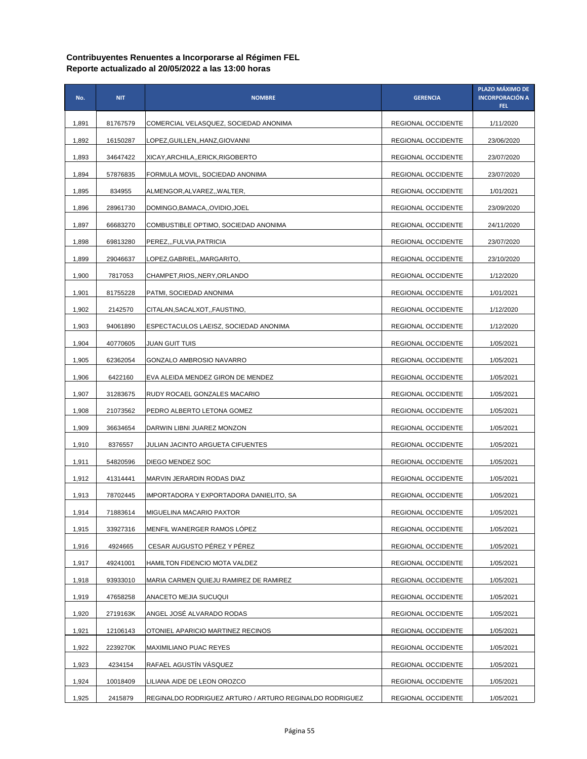**Contribuyentes Renuentes a Incorporarse al Régimen FEL**
**Reporte actualizado al 20/05/2022 a las 13:00 horas**

| No. | NIT | NOMBRE | GERENCIA | PLAZO MÁXIMO DE INCORPORACIÓN A FEL |
|---|---|---|---|---|
| 1,891 | 81767579 | COMERCIAL VELASQUEZ, SOCIEDAD ANONIMA | REGIONAL OCCIDENTE | 1/11/2020 |
| 1,892 | 16150287 | LOPEZ,GUILLEN,,HANZ,GIOVANNI | REGIONAL OCCIDENTE | 23/06/2020 |
| 1,893 | 34647422 | XICAY,ARCHILA,,ERICK,RIGOBERTO | REGIONAL OCCIDENTE | 23/07/2020 |
| 1,894 | 57876835 | FORMULA MOVIL, SOCIEDAD ANONIMA | REGIONAL OCCIDENTE | 23/07/2020 |
| 1,895 | 834955 | ALMENGOR,ALVAREZ,,WALTER, | REGIONAL OCCIDENTE | 1/01/2021 |
| 1,896 | 28961730 | DOMINGO,BAMACA,,OVIDIO,JOEL | REGIONAL OCCIDENTE | 23/09/2020 |
| 1,897 | 66683270 | COMBUSTIBLE OPTIMO, SOCIEDAD ANONIMA | REGIONAL OCCIDENTE | 24/11/2020 |
| 1,898 | 69813280 | PEREZ,,,FULVIA,PATRICIA | REGIONAL OCCIDENTE | 23/07/2020 |
| 1,899 | 29046637 | LOPEZ,GABRIEL,,MARGARITO, | REGIONAL OCCIDENTE | 23/10/2020 |
| 1,900 | 7817053 | CHAMPET,RIOS,,NERY,ORLANDO | REGIONAL OCCIDENTE | 1/12/2020 |
| 1,901 | 81755228 | PATMI, SOCIEDAD ANONIMA | REGIONAL OCCIDENTE | 1/01/2021 |
| 1,902 | 2142570 | CITALAN,SACALXOT,,FAUSTINO, | REGIONAL OCCIDENTE | 1/12/2020 |
| 1,903 | 94061890 | ESPECTACULOS LAEISZ, SOCIEDAD ANONIMA | REGIONAL OCCIDENTE | 1/12/2020 |
| 1,904 | 40770605 | JUAN GUIT TUIS | REGIONAL OCCIDENTE | 1/05/2021 |
| 1,905 | 62362054 | GONZALO AMBROSIO NAVARRO | REGIONAL OCCIDENTE | 1/05/2021 |
| 1,906 | 6422160 | EVA ALEIDA MENDEZ GIRON DE MENDEZ | REGIONAL OCCIDENTE | 1/05/2021 |
| 1,907 | 31283675 | RUDY ROCAEL GONZALES MACARIO | REGIONAL OCCIDENTE | 1/05/2021 |
| 1,908 | 21073562 | PEDRO ALBERTO LETONA GOMEZ | REGIONAL OCCIDENTE | 1/05/2021 |
| 1,909 | 36634654 | DARWIN LIBNI JUAREZ MONZON | REGIONAL OCCIDENTE | 1/05/2021 |
| 1,910 | 8376557 | JULIAN JACINTO ARGUETA CIFUENTES | REGIONAL OCCIDENTE | 1/05/2021 |
| 1,911 | 54820596 | DIEGO MENDEZ SOC | REGIONAL OCCIDENTE | 1/05/2021 |
| 1,912 | 41314441 | MARVIN JERARDIN RODAS DIAZ | REGIONAL OCCIDENTE | 1/05/2021 |
| 1,913 | 78702445 | IMPORTADORA Y EXPORTADORA DANIELITO, SA | REGIONAL OCCIDENTE | 1/05/2021 |
| 1,914 | 71883614 | MIGUELINA MACARIO PAXTOR | REGIONAL OCCIDENTE | 1/05/2021 |
| 1,915 | 33927316 | MENFIL WANERGER RAMOS LÓPEZ | REGIONAL OCCIDENTE | 1/05/2021 |
| 1,916 | 4924665 | CESAR AUGUSTO PÉREZ Y PÉREZ | REGIONAL OCCIDENTE | 1/05/2021 |
| 1,917 | 49241001 | HAMILTON FIDENCIO MOTA VALDEZ | REGIONAL OCCIDENTE | 1/05/2021 |
| 1,918 | 93933010 | MARIA CARMEN QUIEJU RAMIREZ DE RAMIREZ | REGIONAL OCCIDENTE | 1/05/2021 |
| 1,919 | 47658258 | ANACETO MEJIA SUCUQUI | REGIONAL OCCIDENTE | 1/05/2021 |
| 1,920 | 2719163K | ANGEL JOSÉ ALVARADO RODAS | REGIONAL OCCIDENTE | 1/05/2021 |
| 1,921 | 12106143 | OTONIEL APARICIO MARTINEZ RECINOS | REGIONAL OCCIDENTE | 1/05/2021 |
| 1,922 | 2239270K | MAXIMILIANO PUAC REYES | REGIONAL OCCIDENTE | 1/05/2021 |
| 1,923 | 4234154 | RAFAEL AGUSTÍN VÁSQUEZ | REGIONAL OCCIDENTE | 1/05/2021 |
| 1,924 | 10018409 | LILIANA AIDE DE LEON OROZCO | REGIONAL OCCIDENTE | 1/05/2021 |
| 1,925 | 2415879 | REGINALDO RODRIGUEZ ARTURO / ARTURO REGINALDO RODRIGUEZ | REGIONAL OCCIDENTE | 1/05/2021 |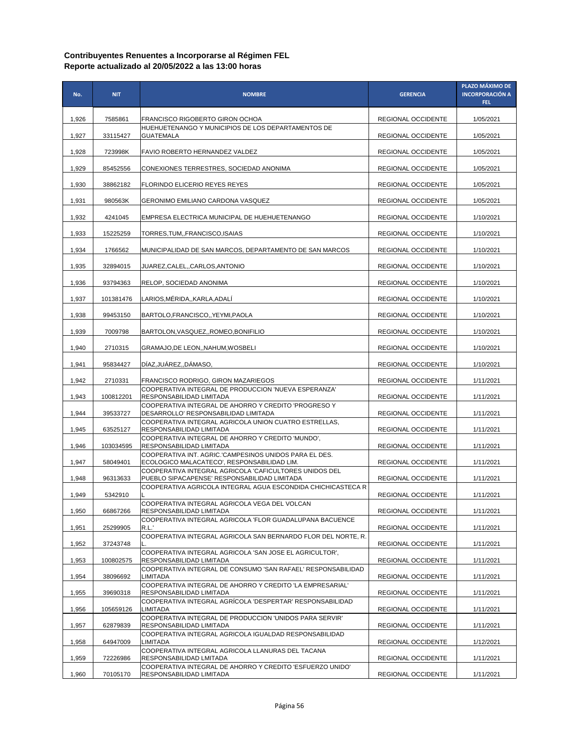**Contribuyentes Renuentes a Incorporarse al Régimen FEL**
**Reporte actualizado al 20/05/2022 a las 13:00 horas**

| No. | NIT | NOMBRE | GERENCIA | PLAZO MÁXIMO DE INCORPORACIÓN A FEL |
|---|---|---|---|---|
| 1,926 | 7585861 | FRANCISCO RIGOBERTO GIRON OCHOA | REGIONAL OCCIDENTE | 1/05/2021 |
| 1,927 | 33115427 | HUEHUETENANGO Y MUNICIPIOS DE LOS DEPARTAMENTOS DE GUATEMALA | REGIONAL OCCIDENTE | 1/05/2021 |
| 1,928 | 723998K | FAVIO ROBERTO HERNANDEZ VALDEZ | REGIONAL OCCIDENTE | 1/05/2021 |
| 1,929 | 85452556 | CONEXIONES TERRESTRES, SOCIEDAD ANONIMA | REGIONAL OCCIDENTE | 1/05/2021 |
| 1,930 | 38862182 | FLORINDO ELICERIO REYES REYES | REGIONAL OCCIDENTE | 1/05/2021 |
| 1,931 | 980563K | GERONIMO EMILIANO CARDONA VASQUEZ | REGIONAL OCCIDENTE | 1/05/2021 |
| 1,932 | 4241045 | EMPRESA ELECTRICA MUNICIPAL DE HUEHUETENANGO | REGIONAL OCCIDENTE | 1/10/2021 |
| 1,933 | 15225259 | TORRES,TUM,,FRANCISCO,ISAIAS | REGIONAL OCCIDENTE | 1/10/2021 |
| 1,934 | 1766562 | MUNICIPALIDAD DE SAN MARCOS, DEPARTAMENTO DE SAN MARCOS | REGIONAL OCCIDENTE | 1/10/2021 |
| 1,935 | 32894015 | JUAREZ,CALEL,,CARLOS,ANTONIO | REGIONAL OCCIDENTE | 1/10/2021 |
| 1,936 | 93794363 | RELOP, SOCIEDAD ANONIMA | REGIONAL OCCIDENTE | 1/10/2021 |
| 1,937 | 101381476 | LARIOS,MÉRIDA,,KARLA,ADALÍ | REGIONAL OCCIDENTE | 1/10/2021 |
| 1,938 | 99453150 | BARTOLO,FRANCISCO,,YEYMI,PAOLA | REGIONAL OCCIDENTE | 1/10/2021 |
| 1,939 | 7009798 | BARTOLON,VASQUEZ,,ROMEO,BONIFILIO | REGIONAL OCCIDENTE | 1/10/2021 |
| 1,940 | 2710315 | GRAMAJO,DE LEON,,NAHUM,WOSBELI | REGIONAL OCCIDENTE | 1/10/2021 |
| 1,941 | 95834427 | DÍAZ,JUÁREZ,,DÁMASO, | REGIONAL OCCIDENTE | 1/10/2021 |
| 1,942 | 2710331 | FRANCISCO RODRIGO, GIRON MAZARIEGOS | REGIONAL OCCIDENTE | 1/11/2021 |
| 1,943 | 100812201 | COOPERATIVA INTEGRAL DE PRODUCCION 'NUEVA ESPERANZA' RESPONSABILIDAD LIMITADA | REGIONAL OCCIDENTE | 1/11/2021 |
| 1,944 | 39533727 | COOPERATIVA INTEGRAL DE AHORRO Y CREDITO 'PROGRESO Y DESARROLLO' RESPONSABILIDAD LIMITADA | REGIONAL OCCIDENTE | 1/11/2021 |
| 1,945 | 63525127 | COOPERATIVA INTEGRAL AGRICOLA UNION CUATRO ESTRELLAS, RESPONSABILIDAD LIMITADA | REGIONAL OCCIDENTE | 1/11/2021 |
| 1,946 | 103034595 | COOPERATIVA INTEGRAL DE AHORRO Y CREDITO 'MUNDO', RESPONSABILIDAD LIMITADA | REGIONAL OCCIDENTE | 1/11/2021 |
| 1,947 | 58049401 | COOPERATIVA INT. AGRIC.'CAMPESINOS UNIDOS PARA EL DES. ECOLOGICO MALACATECO', RESPONSABILIDAD LIM. | REGIONAL OCCIDENTE | 1/11/2021 |
| 1,948 | 96313633 | COOPERATIVA INTEGRAL AGRICOLA 'CAFICULTORES UNIDOS DEL PUEBLO SIPACAPENSE' RESPONSABILIDAD LIMITADA | REGIONAL OCCIDENTE | 1/11/2021 |
| 1,949 | 5342910 | COOPERATIVA AGRICOLA INTEGRAL AGUA ESCONDIDA CHICHICASTECA R L | REGIONAL OCCIDENTE | 1/11/2021 |
| 1,950 | 66867266 | COOPERATIVA INTEGRAL AGRICOLA VEGA DEL VOLCAN RESPONSABILIDAD LIMITADA | REGIONAL OCCIDENTE | 1/11/2021 |
| 1,951 | 25299905 | COOPERATIVA INTEGRAL AGRICOLA 'FLOR GUADALUPANA BACUENCE R.L.' | REGIONAL OCCIDENTE | 1/11/2021 |
| 1,952 | 37243748 | COOPERATIVA INTEGRAL AGRICOLA SAN BERNARDO FLOR DEL NORTE, R. L. | REGIONAL OCCIDENTE | 1/11/2021 |
| 1,953 | 100802575 | COOPERATIVA INTEGRAL AGRICOLA 'SAN JOSE EL AGRICULTOR', RESPONSABILIDAD LIMITADA | REGIONAL OCCIDENTE | 1/11/2021 |
| 1,954 | 38096692 | COOPERATIVA INTEGRAL DE CONSUMO 'SAN RAFAEL' RESPONSABILIDAD LIMITADA | REGIONAL OCCIDENTE | 1/11/2021 |
| 1,955 | 39690318 | COOPERATIVA INTEGRAL DE AHORRO Y CREDITO 'LA EMPRESARIAL' RESPONSABILIDAD LIMITADA | REGIONAL OCCIDENTE | 1/11/2021 |
| 1,956 | 105659126 | COOPERATIVA INTEGRAL AGRÍCOLA 'DESPERTAR' RESPONSABILIDAD LIMITADA | REGIONAL OCCIDENTE | 1/11/2021 |
| 1,957 | 62879839 | COOPERATIVA INTEGRAL DE PRODUCCION 'UNIDOS PARA SERVIR' RESPONSABILIDAD LIMITADA | REGIONAL OCCIDENTE | 1/11/2021 |
| 1,958 | 64947009 | COOPERATIVA INTEGRAL AGRICOLA IGUALDAD RESPONSABILIDAD LIMITADA | REGIONAL OCCIDENTE | 1/12/2021 |
| 1,959 | 72226986 | COOPERATIVA INTEGRAL AGRICOLA LLANURAS DEL TACANA RESPONSABILIDAD LMITADA | REGIONAL OCCIDENTE | 1/11/2021 |
| 1,960 | 70105170 | COOPERATIVA INTEGRAL DE AHORRO Y CREDITO 'ESFUERZO UNIDO' RESPONSABILIDAD LIMITADA | REGIONAL OCCIDENTE | 1/11/2021 |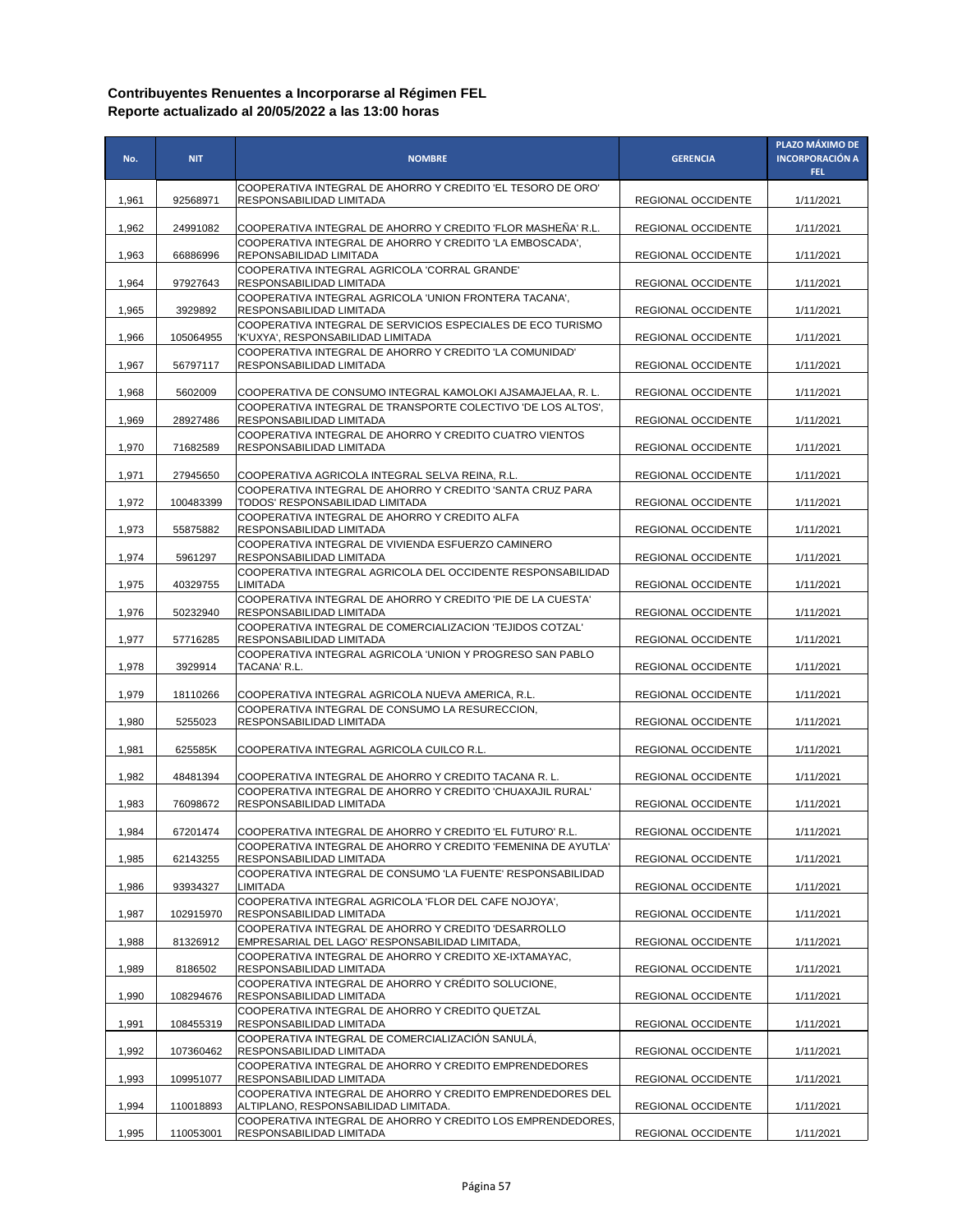**Contribuyentes Renuentes a Incorporarse al Régimen FEL**
**Reporte actualizado al 20/05/2022 a las 13:00 horas**

| No. | NIT | NOMBRE | GERENCIA | PLAZO MÁXIMO DE INCORPORACIÓN A FEL |
|---|---|---|---|---|
| 1,961 | 92568971 | COOPERATIVA INTEGRAL DE AHORRO Y CREDITO 'EL TESORO DE ORO' RESPONSABILIDAD LIMITADA | REGIONAL OCCIDENTE | 1/11/2021 |
| 1,962 | 24991082 | COOPERATIVA INTEGRAL DE AHORRO Y CREDITO 'FLOR MASHEÑA' R.L. | REGIONAL OCCIDENTE | 1/11/2021 |
| 1,963 | 66886996 | COOPERATIVA INTEGRAL DE AHORRO Y CREDITO 'LA EMBOSCADA', REPONSABILIDAD LIMITADA | REGIONAL OCCIDENTE | 1/11/2021 |
| 1,964 | 97927643 | COOPERATIVA INTEGRAL AGRICOLA 'CORRAL GRANDE' RESPONSABILIDAD LIMITADA | REGIONAL OCCIDENTE | 1/11/2021 |
| 1,965 | 3929892 | COOPERATIVA INTEGRAL AGRICOLA 'UNION FRONTERA TACANA', RESPONSABILIDAD LIMITADA | REGIONAL OCCIDENTE | 1/11/2021 |
| 1,966 | 105064955 | COOPERATIVA INTEGRAL DE SERVICIOS ESPECIALES DE ECO TURISMO 'K'UXYA', RESPONSABILIDAD LIMITADA | REGIONAL OCCIDENTE | 1/11/2021 |
| 1,967 | 56797117 | COOPERATIVA INTEGRAL DE AHORRO Y CREDITO 'LA COMUNIDAD' RESPONSABILIDAD LIMITADA | REGIONAL OCCIDENTE | 1/11/2021 |
| 1,968 | 5602009 | COOPERATIVA DE CONSUMO INTEGRAL KAMOLOKI AJSAMAJELAA, R. L. | REGIONAL OCCIDENTE | 1/11/2021 |
| 1,969 | 28927486 | COOPERATIVA INTEGRAL DE TRANSPORTE COLECTIVO 'DE LOS ALTOS', RESPONSABILIDAD LIMITADA | REGIONAL OCCIDENTE | 1/11/2021 |
| 1,970 | 71682589 | COOPERATIVA INTEGRAL DE AHORRO Y CREDITO CUATRO VIENTOS RESPONSABILIDAD LIMITADA | REGIONAL OCCIDENTE | 1/11/2021 |
| 1,971 | 27945650 | COOPERATIVA AGRICOLA INTEGRAL SELVA REINA, R.L. | REGIONAL OCCIDENTE | 1/11/2021 |
| 1,972 | 100483399 | COOPERATIVA INTEGRAL DE AHORRO Y CREDITO 'SANTA CRUZ PARA TODOS' RESPONSABILIDAD LIMITADA | REGIONAL OCCIDENTE | 1/11/2021 |
| 1,973 | 55875882 | COOPERATIVA INTEGRAL DE AHORRO Y CREDITO ALFA RESPONSABILIDAD LIMITADA | REGIONAL OCCIDENTE | 1/11/2021 |
| 1,974 | 5961297 | COOPERATIVA INTEGRAL DE VIVIENDA ESFUERZO CAMINERO RESPONSABILIDAD LIMITADA | REGIONAL OCCIDENTE | 1/11/2021 |
| 1,975 | 40329755 | COOPERATIVA INTEGRAL AGRICOLA DEL OCCIDENTE RESPONSABILIDAD LIMITADA | REGIONAL OCCIDENTE | 1/11/2021 |
| 1,976 | 50232940 | COOPERATIVA INTEGRAL DE AHORRO Y CREDITO 'PIE DE LA CUESTA' RESPONSABILIDAD LIMITADA | REGIONAL OCCIDENTE | 1/11/2021 |
| 1,977 | 57716285 | COOPERATIVA INTEGRAL DE COMERCIALIZACION 'TEJIDOS COTZAL' RESPONSABILIDAD LIMITADA | REGIONAL OCCIDENTE | 1/11/2021 |
| 1,978 | 3929914 | COOPERATIVA INTEGRAL AGRICOLA 'UNION Y PROGRESO SAN PABLO TACANA' R.L. | REGIONAL OCCIDENTE | 1/11/2021 |
| 1,979 | 18110266 | COOPERATIVA INTEGRAL AGRICOLA NUEVA AMERICA, R.L. | REGIONAL OCCIDENTE | 1/11/2021 |
| 1,980 | 5255023 | COOPERATIVA INTEGRAL DE CONSUMO LA RESURECCION, RESPONSABILIDAD LIMITADA | REGIONAL OCCIDENTE | 1/11/2021 |
| 1,981 | 625585K | COOPERATIVA INTEGRAL AGRICOLA CUILCO R.L. | REGIONAL OCCIDENTE | 1/11/2021 |
| 1,982 | 48481394 | COOPERATIVA INTEGRAL DE AHORRO Y CREDITO TACANA R. L. | REGIONAL OCCIDENTE | 1/11/2021 |
| 1,983 | 76098672 | COOPERATIVA INTEGRAL DE AHORRO Y CREDITO 'CHUAXAJIL RURAL' RESPONSABILIDAD LIMITADA | REGIONAL OCCIDENTE | 1/11/2021 |
| 1,984 | 67201474 | COOPERATIVA INTEGRAL DE AHORRO Y CREDITO 'EL FUTURO' R.L. | REGIONAL OCCIDENTE | 1/11/2021 |
| 1,985 | 62143255 | COOPERATIVA INTEGRAL DE AHORRO Y CREDITO 'FEMENINA DE AYUTLA' RESPONSABILIDAD LIMITADA | REGIONAL OCCIDENTE | 1/11/2021 |
| 1,986 | 93934327 | COOPERATIVA INTEGRAL DE CONSUMO 'LA FUENTE' RESPONSABILIDAD LIMITADA | REGIONAL OCCIDENTE | 1/11/2021 |
| 1,987 | 102915970 | COOPERATIVA INTEGRAL AGRICOLA 'FLOR DEL CAFE NOJOYA', RESPONSABILIDAD LIMITADA | REGIONAL OCCIDENTE | 1/11/2021 |
| 1,988 | 81326912 | COOPERATIVA INTEGRAL DE AHORRO Y CREDITO 'DESARROLLO EMPRESARIAL DEL LAGO' RESPONSABILIDAD LIMITADA, | REGIONAL OCCIDENTE | 1/11/2021 |
| 1,989 | 8186502 | COOPERATIVA INTEGRAL DE AHORRO Y CREDITO XE-IXTAMAYAC, RESPONSABILIDAD LIMITADA | REGIONAL OCCIDENTE | 1/11/2021 |
| 1,990 | 108294676 | COOPERATIVA INTEGRAL DE AHORRO Y CRÉDITO SOLUCIONE, RESPONSABILIDAD LIMITADA | REGIONAL OCCIDENTE | 1/11/2021 |
| 1,991 | 108455319 | COOPERATIVA INTEGRAL DE AHORRO Y CREDITO QUETZAL RESPONSABILIDAD LIMITADA | REGIONAL OCCIDENTE | 1/11/2021 |
| 1,992 | 107360462 | COOPERATIVA INTEGRAL DE COMERCIALIZACIÓN SANULÁ, RESPONSABILIDAD LIMITADA | REGIONAL OCCIDENTE | 1/11/2021 |
| 1,993 | 109951077 | COOPERATIVA INTEGRAL DE AHORRO Y CREDITO EMPRENDEDORES RESPONSABILIDAD LIMITADA | REGIONAL OCCIDENTE | 1/11/2021 |
| 1,994 | 110018893 | COOPERATIVA INTEGRAL DE AHORRO Y CREDITO EMPRENDEDORES DEL ALTIPLANO, RESPONSABILIDAD LIMITADA. | REGIONAL OCCIDENTE | 1/11/2021 |
| 1,995 | 110053001 | COOPERATIVA INTEGRAL DE AHORRO Y CREDITO LOS EMPRENDEDORES, RESPONSABILIDAD LIMITADA | REGIONAL OCCIDENTE | 1/11/2021 |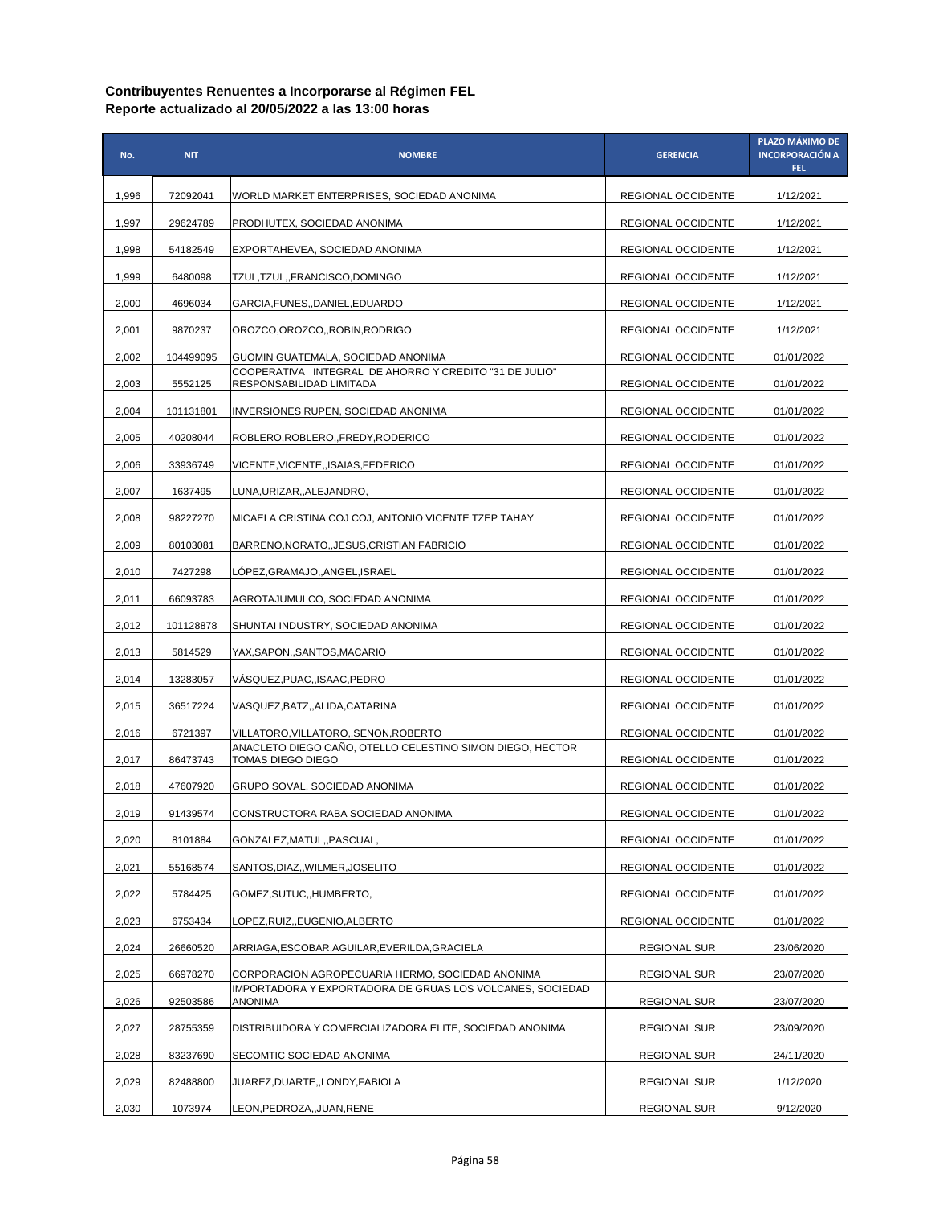**Contribuyentes Renuentes a Incorporarse al Régimen FEL**
**Reporte actualizado al 20/05/2022 a las 13:00 horas**

| No. | NIT | NOMBRE | GERENCIA | PLAZO MÁXIMO DE INCORPORACIÓN A FEL |
|---|---|---|---|---|
| 1,996 | 72092041 | WORLD MARKET ENTERPRISES, SOCIEDAD ANONIMA | REGIONAL OCCIDENTE | 1/12/2021 |
| 1,997 | 29624789 | PRODHUTEX, SOCIEDAD ANONIMA | REGIONAL OCCIDENTE | 1/12/2021 |
| 1,998 | 54182549 | EXPORTAHEVEA, SOCIEDAD ANONIMA | REGIONAL OCCIDENTE | 1/12/2021 |
| 1,999 | 6480098 | TZUL,TZUL,,FRANCISCO,DOMINGO | REGIONAL OCCIDENTE | 1/12/2021 |
| 2,000 | 4696034 | GARCIA,FUNES,,DANIEL,EDUARDO | REGIONAL OCCIDENTE | 1/12/2021 |
| 2,001 | 9870237 | OROZCO,OROZCO,,ROBIN,RODRIGO | REGIONAL OCCIDENTE | 1/12/2021 |
| 2,002 | 104499095 | GUOMIN GUATEMALA, SOCIEDAD ANONIMA | REGIONAL OCCIDENTE | 01/01/2022 |
| 2,003 | 5552125 | COOPERATIVA INTEGRAL DE AHORRO Y CREDITO "31 DE JULIO" RESPONSABILIDAD LIMITADA | REGIONAL OCCIDENTE | 01/01/2022 |
| 2,004 | 101131801 | INVERSIONES RUPEN, SOCIEDAD ANONIMA | REGIONAL OCCIDENTE | 01/01/2022 |
| 2,005 | 40208044 | ROBLERO,ROBLERO,,FREDY,RODERICO | REGIONAL OCCIDENTE | 01/01/2022 |
| 2,006 | 33936749 | VICENTE,VICENTE,,ISAIAS,FEDERICO | REGIONAL OCCIDENTE | 01/01/2022 |
| 2,007 | 1637495 | LUNA,URIZAR,,ALEJANDRO, | REGIONAL OCCIDENTE | 01/01/2022 |
| 2,008 | 98227270 | MICAELA CRISTINA COJ COJ, ANTONIO VICENTE TZEP TAHAY | REGIONAL OCCIDENTE | 01/01/2022 |
| 2,009 | 80103081 | BARRENO,NORATO,,JESUS,CRISTIAN FABRICIO | REGIONAL OCCIDENTE | 01/01/2022 |
| 2,010 | 7427298 | LÓPEZ,GRAMAJO,,ANGEL,ISRAEL | REGIONAL OCCIDENTE | 01/01/2022 |
| 2,011 | 66093783 | AGROTAJUMULCO, SOCIEDAD ANONIMA | REGIONAL OCCIDENTE | 01/01/2022 |
| 2,012 | 101128878 | SHUNTAI INDUSTRY, SOCIEDAD ANONIMA | REGIONAL OCCIDENTE | 01/01/2022 |
| 2,013 | 5814529 | YAX,SAPÓN,,SANTOS,MACARIO | REGIONAL OCCIDENTE | 01/01/2022 |
| 2,014 | 13283057 | VÁSQUEZ,PUAC,,ISAAC,PEDRO | REGIONAL OCCIDENTE | 01/01/2022 |
| 2,015 | 36517224 | VASQUEZ,BATZ,,ALIDA,CATARINA | REGIONAL OCCIDENTE | 01/01/2022 |
| 2,016 | 6721397 | VILLATORO,VILLATORO,,SENON,ROBERTO | REGIONAL OCCIDENTE | 01/01/2022 |
| 2,017 | 86473743 | ANACLETO DIEGO CAÑO, OTELLO CELESTINO SIMON DIEGO, HECTOR TOMAS DIEGO DIEGO | REGIONAL OCCIDENTE | 01/01/2022 |
| 2,018 | 47607920 | GRUPO SOVAL, SOCIEDAD ANONIMA | REGIONAL OCCIDENTE | 01/01/2022 |
| 2,019 | 91439574 | CONSTRUCTORA RABA SOCIEDAD ANONIMA | REGIONAL OCCIDENTE | 01/01/2022 |
| 2,020 | 8101884 | GONZALEZ,MATUL,,PASCUAL, | REGIONAL OCCIDENTE | 01/01/2022 |
| 2,021 | 55168574 | SANTOS,DIAZ,,WILMER,JOSELITO | REGIONAL OCCIDENTE | 01/01/2022 |
| 2,022 | 5784425 | GOMEZ,SUTUC,,HUMBERTO, | REGIONAL OCCIDENTE | 01/01/2022 |
| 2,023 | 6753434 | LOPEZ,RUIZ,,EUGENIO,ALBERTO | REGIONAL OCCIDENTE | 01/01/2022 |
| 2,024 | 26660520 | ARRIAGA,ESCOBAR,AGUILAR,EVERILDA,GRACIELA | REGIONAL SUR | 23/06/2020 |
| 2,025 | 66978270 | CORPORACION AGROPECUARIA HERMO, SOCIEDAD ANONIMA | REGIONAL SUR | 23/07/2020 |
| 2,026 | 92503586 | IMPORTADORA Y EXPORTADORA DE GRUAS LOS VOLCANES, SOCIEDAD ANONIMA | REGIONAL SUR | 23/07/2020 |
| 2,027 | 28755359 | DISTRIBUIDORA Y COMERCIALIZADORA ELITE, SOCIEDAD ANONIMA | REGIONAL SUR | 23/09/2020 |
| 2,028 | 83237690 | SECOMTIC SOCIEDAD ANONIMA | REGIONAL SUR | 24/11/2020 |
| 2,029 | 82488800 | JUAREZ,DUARTE,,LONDY,FABIOLA | REGIONAL SUR | 1/12/2020 |
| 2,030 | 1073974 | LEON,PEDROZA,,JUAN,RENE | REGIONAL SUR | 9/12/2020 |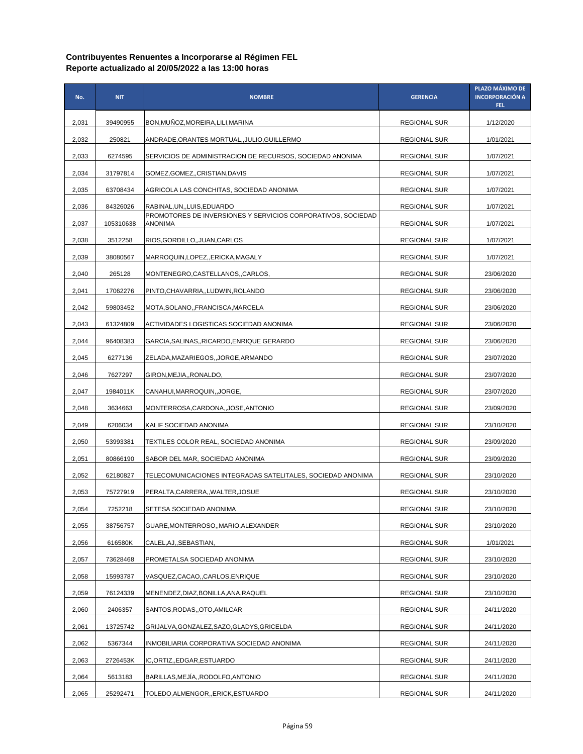**Contribuyentes Renuentes a Incorporarse al Régimen FEL**
**Reporte actualizado al 20/05/2022 a las 13:00 horas**

| No. | NIT | NOMBRE | GERENCIA | PLAZO MÁXIMO DE INCORPORACIÓN A FEL |
|---|---|---|---|---|
| 2,031 | 39490955 | BON,MUÑOZ,MOREIRA,LILI,MARINA | REGIONAL SUR | 1/12/2020 |
| 2,032 | 250821 | ANDRADE,ORANTES MORTUAL,,JULIO,GUILLERMO | REGIONAL SUR | 1/01/2021 |
| 2,033 | 6274595 | SERVICIOS DE ADMINISTRACION DE RECURSOS, SOCIEDAD ANONIMA | REGIONAL SUR | 1/07/2021 |
| 2,034 | 31797814 | GOMEZ,GOMEZ,,CRISTIAN,DAVIS | REGIONAL SUR | 1/07/2021 |
| 2,035 | 63708434 | AGRICOLA LAS CONCHITAS, SOCIEDAD ANONIMA | REGIONAL SUR | 1/07/2021 |
| 2,036 | 84326026 | RABINAL,UN,,LUIS,EDUARDO | REGIONAL SUR | 1/07/2021 |
| 2,037 | 105310638 | PROMOTORES DE INVERSIONES Y SERVICIOS CORPORATIVOS, SOCIEDAD ANONIMA | REGIONAL SUR | 1/07/2021 |
| 2,038 | 3512258 | RIOS,GORDILLO,,JUAN,CARLOS | REGIONAL SUR | 1/07/2021 |
| 2,039 | 38080567 | MARROQUIN,LOPEZ,,ERICKA,MAGALY | REGIONAL SUR | 1/07/2021 |
| 2,040 | 265128 | MONTENEGRO,CASTELLANOS,,CARLOS, | REGIONAL SUR | 23/06/2020 |
| 2,041 | 17062276 | PINTO,CHAVARRIA,,LUDWIN,ROLANDO | REGIONAL SUR | 23/06/2020 |
| 2,042 | 59803452 | MOTA,SOLANO,,FRANCISCA,MARCELA | REGIONAL SUR | 23/06/2020 |
| 2,043 | 61324809 | ACTIVIDADES LOGISTICAS SOCIEDAD ANONIMA | REGIONAL SUR | 23/06/2020 |
| 2,044 | 96408383 | GARCIA,SALINAS,,RICARDO,ENRIQUE GERARDO | REGIONAL SUR | 23/06/2020 |
| 2,045 | 6277136 | ZELADA,MAZARIEGOS,,JORGE,ARMANDO | REGIONAL SUR | 23/07/2020 |
| 2,046 | 7627297 | GIRON,MEJIA,,RONALDO, | REGIONAL SUR | 23/07/2020 |
| 2,047 | 1984011K | CANAHUI,MARROQUIN,,JORGE, | REGIONAL SUR | 23/07/2020 |
| 2,048 | 3634663 | MONTERROSA,CARDONA,,JOSE,ANTONIO | REGIONAL SUR | 23/09/2020 |
| 2,049 | 6206034 | KALIF SOCIEDAD ANONIMA | REGIONAL SUR | 23/10/2020 |
| 2,050 | 53993381 | TEXTILES COLOR REAL, SOCIEDAD ANONIMA | REGIONAL SUR | 23/09/2020 |
| 2,051 | 80866190 | SABOR DEL MAR, SOCIEDAD ANONIMA | REGIONAL SUR | 23/09/2020 |
| 2,052 | 62180827 | TELECOMUNICACIONES INTEGRADAS SATELITALES, SOCIEDAD ANONIMA | REGIONAL SUR | 23/10/2020 |
| 2,053 | 75727919 | PERALTA,CARRERA,,WALTER,JOSUE | REGIONAL SUR | 23/10/2020 |
| 2,054 | 7252218 | SETESA SOCIEDAD ANONIMA | REGIONAL SUR | 23/10/2020 |
| 2,055 | 38756757 | GUARE,MONTERROSO,,MARIO,ALEXANDER | REGIONAL SUR | 23/10/2020 |
| 2,056 | 616580K | CALEL,AJ,,SEBASTIAN, | REGIONAL SUR | 1/01/2021 |
| 2,057 | 73628468 | PROMETALSA SOCIEDAD ANONIMA | REGIONAL SUR | 23/10/2020 |
| 2,058 | 15993787 | VASQUEZ,CACAO,,CARLOS,ENRIQUE | REGIONAL SUR | 23/10/2020 |
| 2,059 | 76124339 | MENENDEZ,DIAZ,BONILLA,ANA,RAQUEL | REGIONAL SUR | 23/10/2020 |
| 2,060 | 2406357 | SANTOS,RODAS,,OTO,AMILCAR | REGIONAL SUR | 24/11/2020 |
| 2,061 | 13725742 | GRIJALVA,GONZALEZ,SAZO,GLADYS,GRICELDA | REGIONAL SUR | 24/11/2020 |
| 2,062 | 5367344 | INMOBILIARIA CORPORATIVA SOCIEDAD ANONIMA | REGIONAL SUR | 24/11/2020 |
| 2,063 | 2726453K | IC,ORTIZ,,EDGAR,ESTUARDO | REGIONAL SUR | 24/11/2020 |
| 2,064 | 5613183 | BARILLAS,MEJÍA,,RODOLFO,ANTONIO | REGIONAL SUR | 24/11/2020 |
| 2,065 | 25292471 | TOLEDO,ALMENGOR,,ERICK,ESTUARDO | REGIONAL SUR | 24/11/2020 |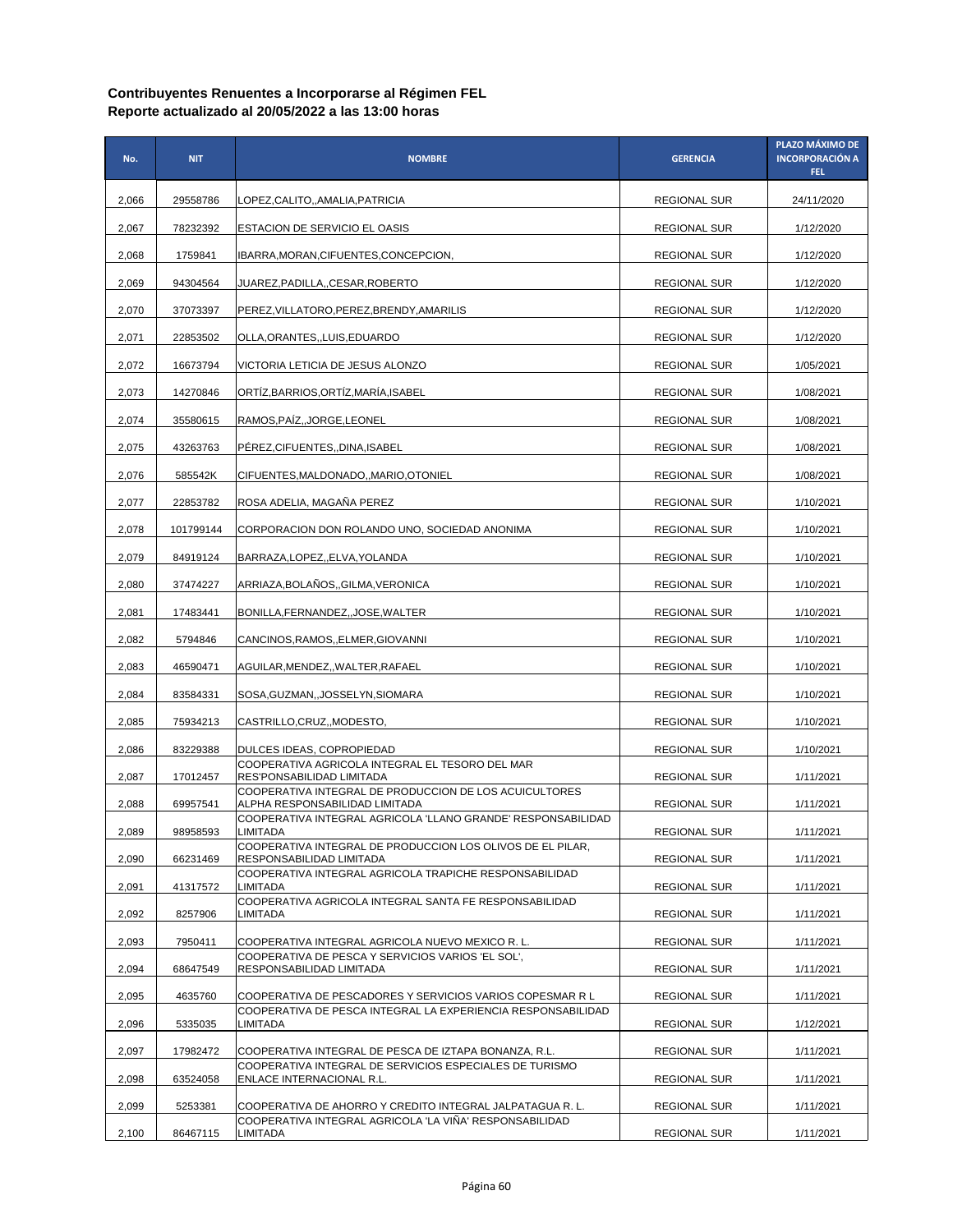**Contribuyentes Renuentes a Incorporarse al Régimen FEL**
**Reporte actualizado al 20/05/2022 a las 13:00 horas**

| No. | NIT | NOMBRE | GERENCIA | PLAZO MÁXIMO DE INCORPORACIÓN A FEL |
|---|---|---|---|---|
| 2,066 | 29558786 | LOPEZ,CALITO,,AMALIA,PATRICIA | REGIONAL SUR | 24/11/2020 |
| 2,067 | 78232392 | ESTACION DE SERVICIO EL OASIS | REGIONAL SUR | 1/12/2020 |
| 2,068 | 1759841 | IBARRA,MORAN,CIFUENTES,CONCEPCION, | REGIONAL SUR | 1/12/2020 |
| 2,069 | 94304564 | JUAREZ,PADILLA,,CESAR,ROBERTO | REGIONAL SUR | 1/12/2020 |
| 2,070 | 37073397 | PEREZ,VILLATORO,PEREZ,BRENDY,AMARILIS | REGIONAL SUR | 1/12/2020 |
| 2,071 | 22853502 | OLLA,ORANTES,,LUIS,EDUARDO | REGIONAL SUR | 1/12/2020 |
| 2,072 | 16673794 | VICTORIA LETICIA DE JESUS ALONZO | REGIONAL SUR | 1/05/2021 |
| 2,073 | 14270846 | ORTÍZ,BARRIOS,ORTÍZ,MARÍA,ISABEL | REGIONAL SUR | 1/08/2021 |
| 2,074 | 35580615 | RAMOS,PAÍZ,,JORGE,LEONEL | REGIONAL SUR | 1/08/2021 |
| 2,075 | 43263763 | PÉREZ,CIFUENTES,,DINA,ISABEL | REGIONAL SUR | 1/08/2021 |
| 2,076 | 585542K | CIFUENTES,MALDONADO,,MARIO,OTONIEL | REGIONAL SUR | 1/08/2021 |
| 2,077 | 22853782 | ROSA ADELIA, MAGAÑA PEREZ | REGIONAL SUR | 1/10/2021 |
| 2,078 | 101799144 | CORPORACION DON ROLANDO UNO, SOCIEDAD ANONIMA | REGIONAL SUR | 1/10/2021 |
| 2,079 | 84919124 | BARRAZA,LOPEZ,,ELVA,YOLANDA | REGIONAL SUR | 1/10/2021 |
| 2,080 | 37474227 | ARRIAZA,BOLAÑOS,,GILMA,VERONICA | REGIONAL SUR | 1/10/2021 |
| 2,081 | 17483441 | BONILLA,FERNANDEZ,,JOSE,WALTER | REGIONAL SUR | 1/10/2021 |
| 2,082 | 5794846 | CANCINOS,RAMOS,,ELMER,GIOVANNI | REGIONAL SUR | 1/10/2021 |
| 2,083 | 46590471 | AGUILAR,MENDEZ,,WALTER,RAFAEL | REGIONAL SUR | 1/10/2021 |
| 2,084 | 83584331 | SOSA,GUZMAN,,JOSSELYN,SIOMARA | REGIONAL SUR | 1/10/2021 |
| 2,085 | 75934213 | CASTRILLO,CRUZ,,MODESTO, | REGIONAL SUR | 1/10/2021 |
| 2,086 | 83229388 | DULCES IDEAS, COPROPIEDAD | REGIONAL SUR | 1/10/2021 |
| 2,087 | 17012457 | COOPERATIVA AGRICOLA INTEGRAL EL TESORO DEL MAR RES'PONSABILIDAD LIMITADA | REGIONAL SUR | 1/11/2021 |
| 2,088 | 69957541 | COOPERATIVA INTEGRAL DE PRODUCCION DE LOS ACUICULTORES ALPHA RESPONSABILIDAD LIMITADA | REGIONAL SUR | 1/11/2021 |
| 2,089 | 98958593 | COOPERATIVA INTEGRAL AGRICOLA 'LLANO GRANDE' RESPONSABILIDAD LIMITADA | REGIONAL SUR | 1/11/2021 |
| 2,090 | 66231469 | COOPERATIVA INTEGRAL DE PRODUCCION LOS OLIVOS DE EL PILAR, RESPONSABILIDAD LIMITADA | REGIONAL SUR | 1/11/2021 |
| 2,091 | 41317572 | COOPERATIVA INTEGRAL AGRICOLA TRAPICHE RESPONSABILIDAD LIMITADA | REGIONAL SUR | 1/11/2021 |
| 2,092 | 8257906 | COOPERATIVA AGRICOLA INTEGRAL SANTA FE RESPONSABILIDAD LIMITADA | REGIONAL SUR | 1/11/2021 |
| 2,093 | 7950411 | COOPERATIVA INTEGRAL AGRICOLA NUEVO MEXICO R. L. | REGIONAL SUR | 1/11/2021 |
| 2,094 | 68647549 | COOPERATIVA DE PESCA Y SERVICIOS VARIOS 'EL SOL', RESPONSABILIDAD LIMITADA | REGIONAL SUR | 1/11/2021 |
| 2,095 | 4635760 | COOPERATIVA DE PESCADORES Y SERVICIOS VARIOS COPESMAR R L | REGIONAL SUR | 1/11/2021 |
| 2,096 | 5335035 | COOPERATIVA DE PESCA INTEGRAL LA EXPERIENCIA RESPONSABILIDAD LIMITADA | REGIONAL SUR | 1/12/2021 |
| 2,097 | 17982472 | COOPERATIVA INTEGRAL DE PESCA DE IZTAPA BONANZA, R.L. | REGIONAL SUR | 1/11/2021 |
| 2,098 | 63524058 | COOPERATIVA INTEGRAL DE SERVICIOS ESPECIALES DE TURISMO ENLACE INTERNACIONAL R.L. | REGIONAL SUR | 1/11/2021 |
| 2,099 | 5253381 | COOPERATIVA DE AHORRO Y CREDITO INTEGRAL JALPATAGUA R. L. | REGIONAL SUR | 1/11/2021 |
| 2,100 | 86467115 | COOPERATIVA INTEGRAL AGRICOLA 'LA VIÑA' RESPONSABILIDAD LIMITADA | REGIONAL SUR | 1/11/2021 |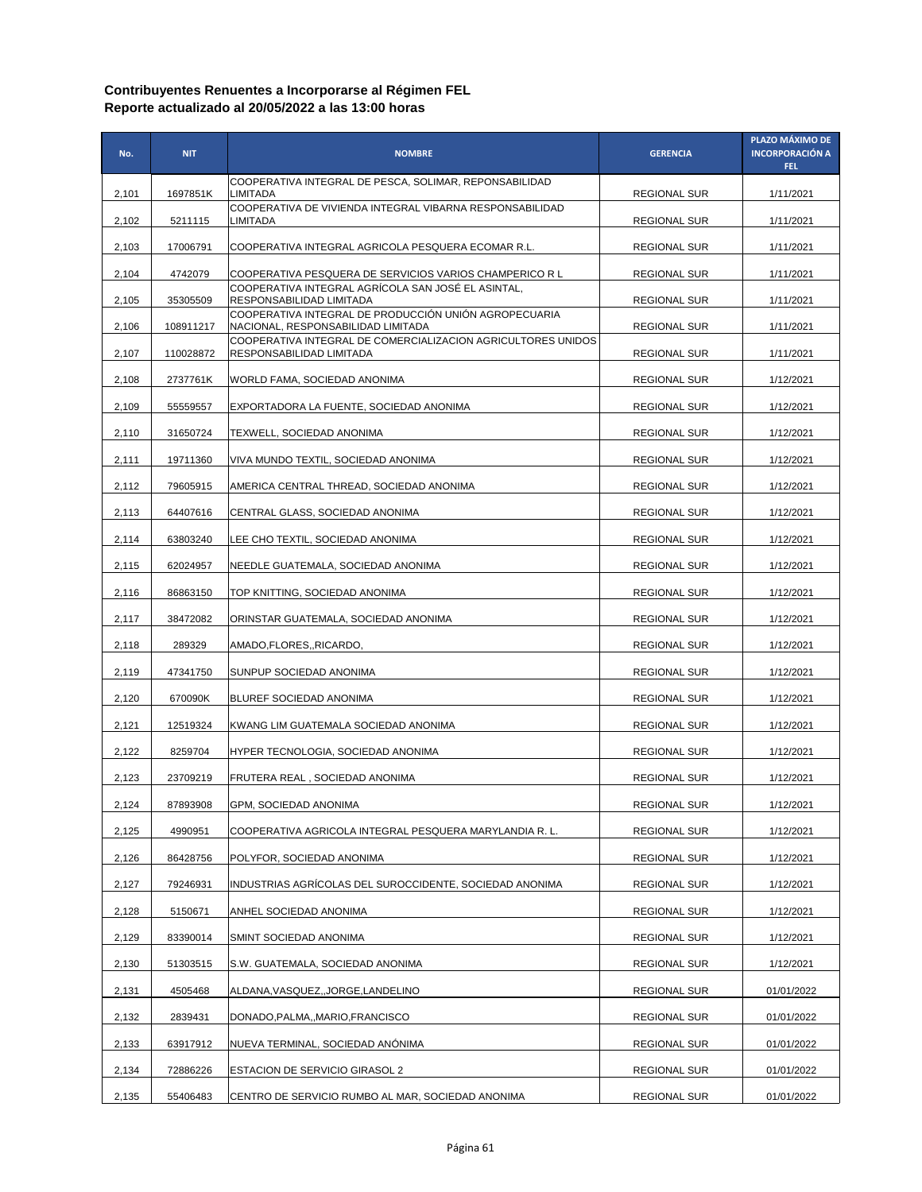**Contribuyentes Renuentes a Incorporarse al Régimen FEL**
**Reporte actualizado al 20/05/2022 a las 13:00 horas**

| No. | NIT | NOMBRE | GERENCIA | PLAZO MÁXIMO DE INCORPORACIÓN A FEL |
|---|---|---|---|---|
| 2,101 | 1697851K | COOPERATIVA INTEGRAL DE PESCA, SOLIMAR, REPONSABILIDAD LIMITADA | REGIONAL SUR | 1/11/2021 |
| 2,102 | 5211115 | COOPERATIVA DE VIVIENDA INTEGRAL VIBARNA RESPONSABILIDAD LIMITADA | REGIONAL SUR | 1/11/2021 |
| 2,103 | 17006791 | COOPERATIVA INTEGRAL AGRICOLA PESQUERA ECOMAR R.L. | REGIONAL SUR | 1/11/2021 |
| 2,104 | 4742079 | COOPERATIVA PESQUERA DE SERVICIOS VARIOS CHAMPERICO R L | REGIONAL SUR | 1/11/2021 |
| 2,105 | 35305509 | COOPERATIVA INTEGRAL AGRÍCOLA SAN JOSÉ EL ASINTAL, RESPONSABILIDAD LIMITADA | REGIONAL SUR | 1/11/2021 |
| 2,106 | 108911217 | COOPERATIVA INTEGRAL DE PRODUCCIÓN UNIÓN AGROPECUARIA NACIONAL, RESPONSABILIDAD LIMITADA | REGIONAL SUR | 1/11/2021 |
| 2,107 | 110028872 | COOPERATIVA INTEGRAL DE COMERCIALIZACION AGRICULTORES UNIDOS RESPONSABILIDAD LIMITADA | REGIONAL SUR | 1/11/2021 |
| 2,108 | 2737761K | WORLD FAMA, SOCIEDAD ANONIMA | REGIONAL SUR | 1/12/2021 |
| 2,109 | 55559557 | EXPORTADORA LA FUENTE, SOCIEDAD ANONIMA | REGIONAL SUR | 1/12/2021 |
| 2,110 | 31650724 | TEXWELL, SOCIEDAD ANONIMA | REGIONAL SUR | 1/12/2021 |
| 2,111 | 19711360 | VIVA MUNDO TEXTIL, SOCIEDAD ANONIMA | REGIONAL SUR | 1/12/2021 |
| 2,112 | 79605915 | AMERICA CENTRAL THREAD, SOCIEDAD ANONIMA | REGIONAL SUR | 1/12/2021 |
| 2,113 | 64407616 | CENTRAL GLASS, SOCIEDAD ANONIMA | REGIONAL SUR | 1/12/2021 |
| 2,114 | 63803240 | LEE CHO TEXTIL, SOCIEDAD ANONIMA | REGIONAL SUR | 1/12/2021 |
| 2,115 | 62024957 | NEEDLE GUATEMALA, SOCIEDAD ANONIMA | REGIONAL SUR | 1/12/2021 |
| 2,116 | 86863150 | TOP KNITTING, SOCIEDAD ANONIMA | REGIONAL SUR | 1/12/2021 |
| 2,117 | 38472082 | ORINSTAR GUATEMALA, SOCIEDAD ANONIMA | REGIONAL SUR | 1/12/2021 |
| 2,118 | 289329 | AMADO,FLORES,,RICARDO, | REGIONAL SUR | 1/12/2021 |
| 2,119 | 47341750 | SUNPUP SOCIEDAD ANONIMA | REGIONAL SUR | 1/12/2021 |
| 2,120 | 670090K | BLUREF SOCIEDAD ANONIMA | REGIONAL SUR | 1/12/2021 |
| 2,121 | 12519324 | KWANG LIM GUATEMALA SOCIEDAD ANONIMA | REGIONAL SUR | 1/12/2021 |
| 2,122 | 8259704 | HYPER TECNOLOGIA, SOCIEDAD ANONIMA | REGIONAL SUR | 1/12/2021 |
| 2,123 | 23709219 | FRUTERA REAL , SOCIEDAD ANONIMA | REGIONAL SUR | 1/12/2021 |
| 2,124 | 87893908 | GPM, SOCIEDAD ANONIMA | REGIONAL SUR | 1/12/2021 |
| 2,125 | 4990951 | COOPERATIVA AGRICOLA INTEGRAL PESQUERA MARYLANDIA R. L. | REGIONAL SUR | 1/12/2021 |
| 2,126 | 86428756 | POLYFOR, SOCIEDAD ANONIMA | REGIONAL SUR | 1/12/2021 |
| 2,127 | 79246931 | INDUSTRIAS AGRÍCOLAS DEL SUROCCIDENTE, SOCIEDAD ANONIMA | REGIONAL SUR | 1/12/2021 |
| 2,128 | 5150671 | ANHEL SOCIEDAD ANONIMA | REGIONAL SUR | 1/12/2021 |
| 2,129 | 83390014 | SMINT SOCIEDAD ANONIMA | REGIONAL SUR | 1/12/2021 |
| 2,130 | 51303515 | S.W. GUATEMALA, SOCIEDAD ANONIMA | REGIONAL SUR | 1/12/2021 |
| 2,131 | 4505468 | ALDANA,VASQUEZ,,JORGE,LANDELINO | REGIONAL SUR | 01/01/2022 |
| 2,132 | 2839431 | DONADO,PALMA,,MARIO,FRANCISCO | REGIONAL SUR | 01/01/2022 |
| 2,133 | 63917912 | NUEVA TERMINAL, SOCIEDAD ANÓNIMA | REGIONAL SUR | 01/01/2022 |
| 2,134 | 72886226 | ESTACION DE SERVICIO GIRASOL 2 | REGIONAL SUR | 01/01/2022 |
| 2,135 | 55406483 | CENTRO DE SERVICIO RUMBO AL MAR, SOCIEDAD ANONIMA | REGIONAL SUR | 01/01/2022 |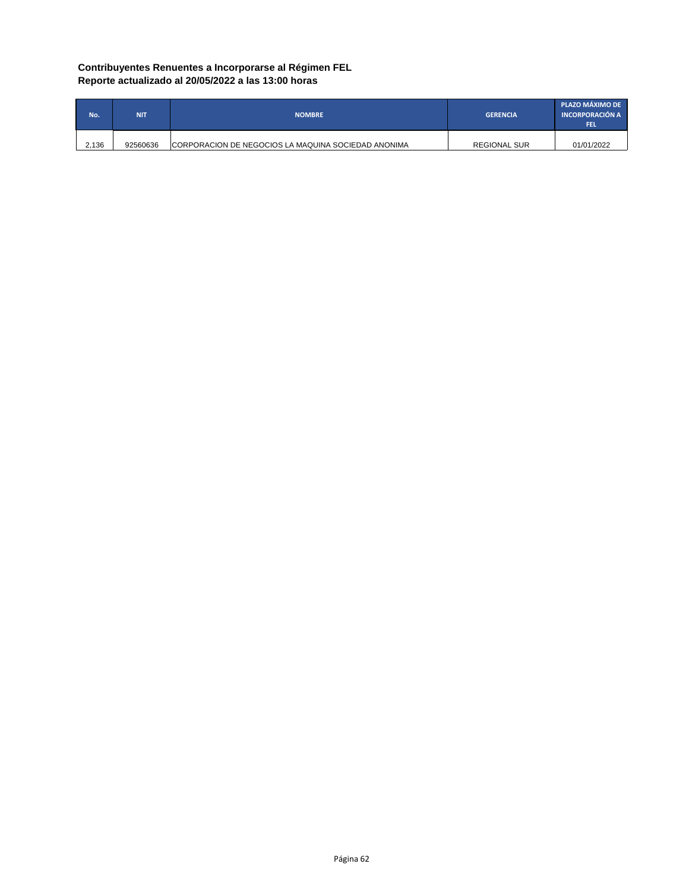**Contribuyentes Renuentes a Incorporarse al Régimen FEL**
**Reporte actualizado al 20/05/2022 a las 13:00 horas**

| No. | NIT | NOMBRE | GERENCIA | PLAZO MÁXIMO DE INCORPORACIÓN A FEL |
|---|---|---|---|---|
| 2,136 | 92560636 | CORPORACION DE NEGOCIOS LA MAQUINA SOCIEDAD ANONIMA | REGIONAL SUR | 01/01/2022 |